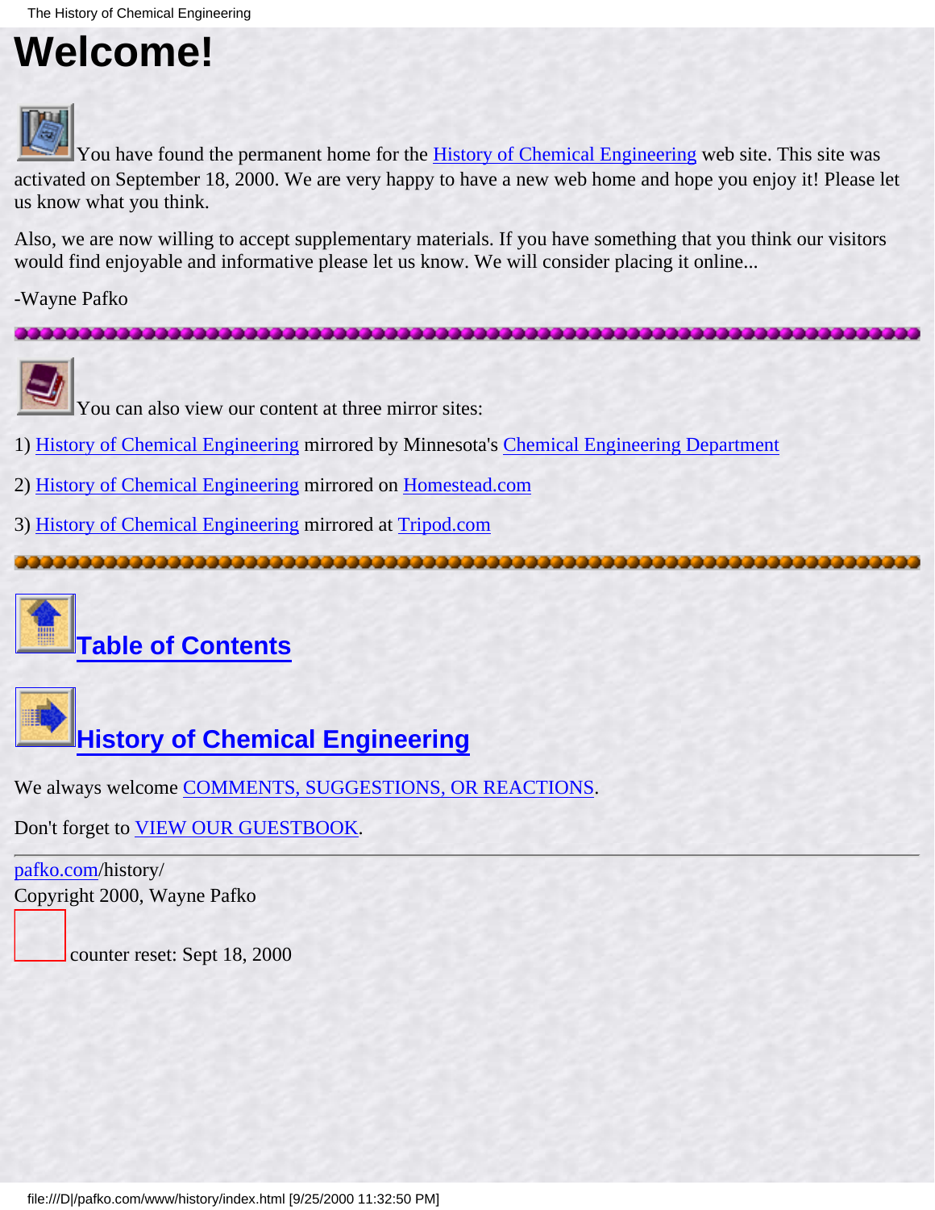# Welcome!

You have found the permanent home for the History of Chemical Engineering web site. This site was activated on September 18, 2000. We are very happy to have a new web home and hope you enjoy it! Please let us know what you think.

Also, we are now willing to accept supplementary materials. If you have something that you think our visitors would find enjoyable and informative please let us know. We will consider placing it online...

-Wayne Pafko

---

You can also view our content at three mirror sites:

1) History of Chemical Engineering mirrored by Minnesota's Chemical Engineering Department

2) History of Chemical Engineering mirrored on Homestead.com

3) History of Chemical Engineering mirrored at Tripod.com

---

## Table of Contents

## History of Chemical Engineering

We always welcome COMMENTS, SUGGESTIONS, OR REACTIONS.

Don't forget to VIEW OUR GUESTBOOK.

---

pafko.com/history/
Copyright 2000, Wayne Pafko

counter reset: Sept 18, 2000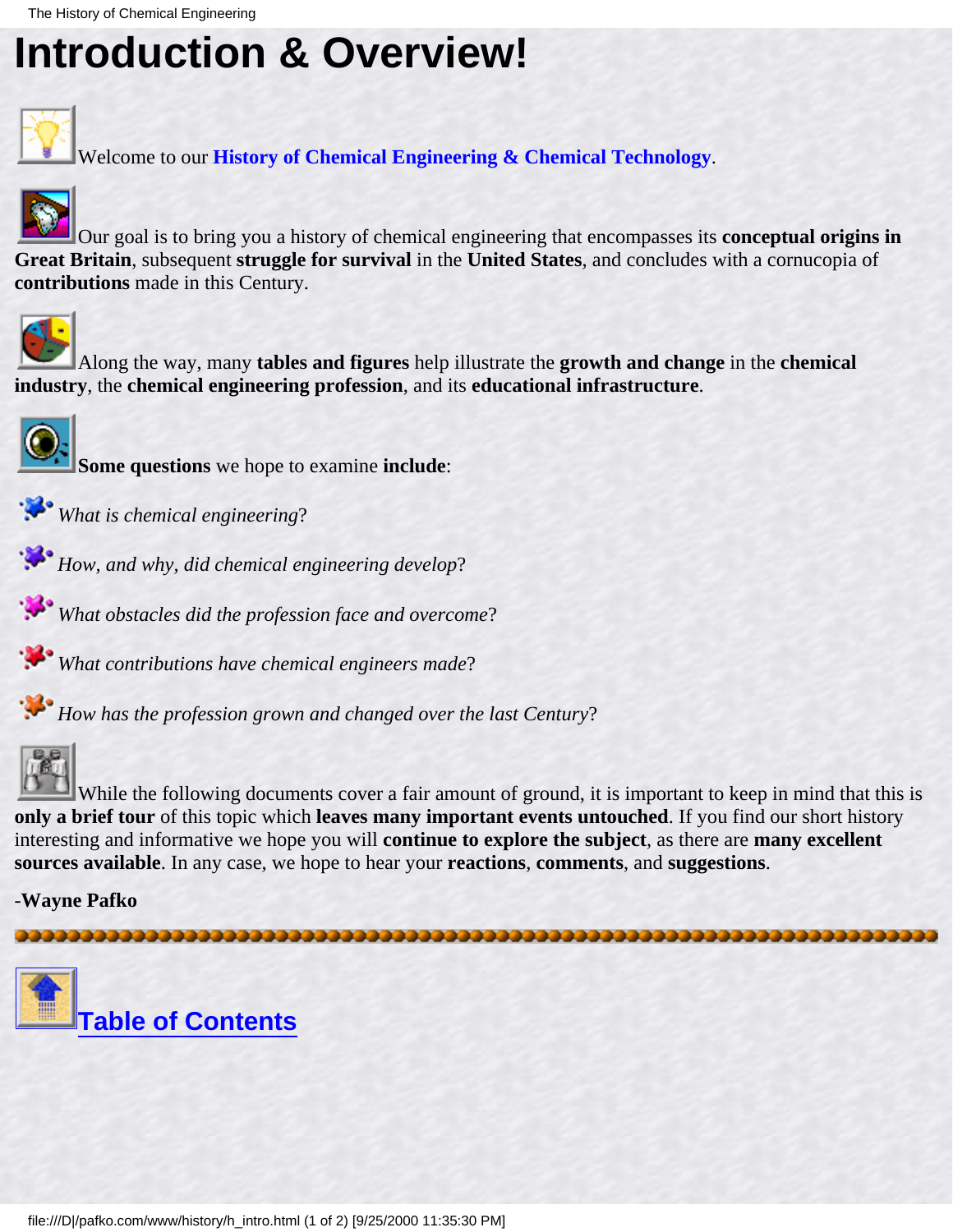# Introduction & Overview!

Welcome to our **History of Chemical Engineering & Chemical Technology**.

Our goal is to bring you a history of chemical engineering that encompasses its **conceptual origins in Great Britain**, subsequent **struggle for survival** in the **United States**, and concludes with a cornucopia of **contributions** made in this Century.

Along the way, many **tables and figures** help illustrate the **growth and change** in the **chemical industry**, the **chemical engineering profession**, and its **educational infrastructure**.

**Some questions** we hope to examine **include**:

- *What is chemical engineering*?
- *How, and why, did chemical engineering develop*?
- *What obstacles did the profession face and overcome*?
- *What contributions have chemical engineers made*?
- *How has the profession grown and changed over the last Century*?

While the following documents cover a fair amount of ground, it is important to keep in mind that this is **only a brief tour** of this topic which **leaves many important events untouched**. If you find our short history interesting and informative we hope you will **continue to explore the subject**, as there are **many excellent sources available**. In any case, we hope to hear your **reactions**, **comments**, and **suggestions**.

-**Wayne Pafko**

---

## Table of Contents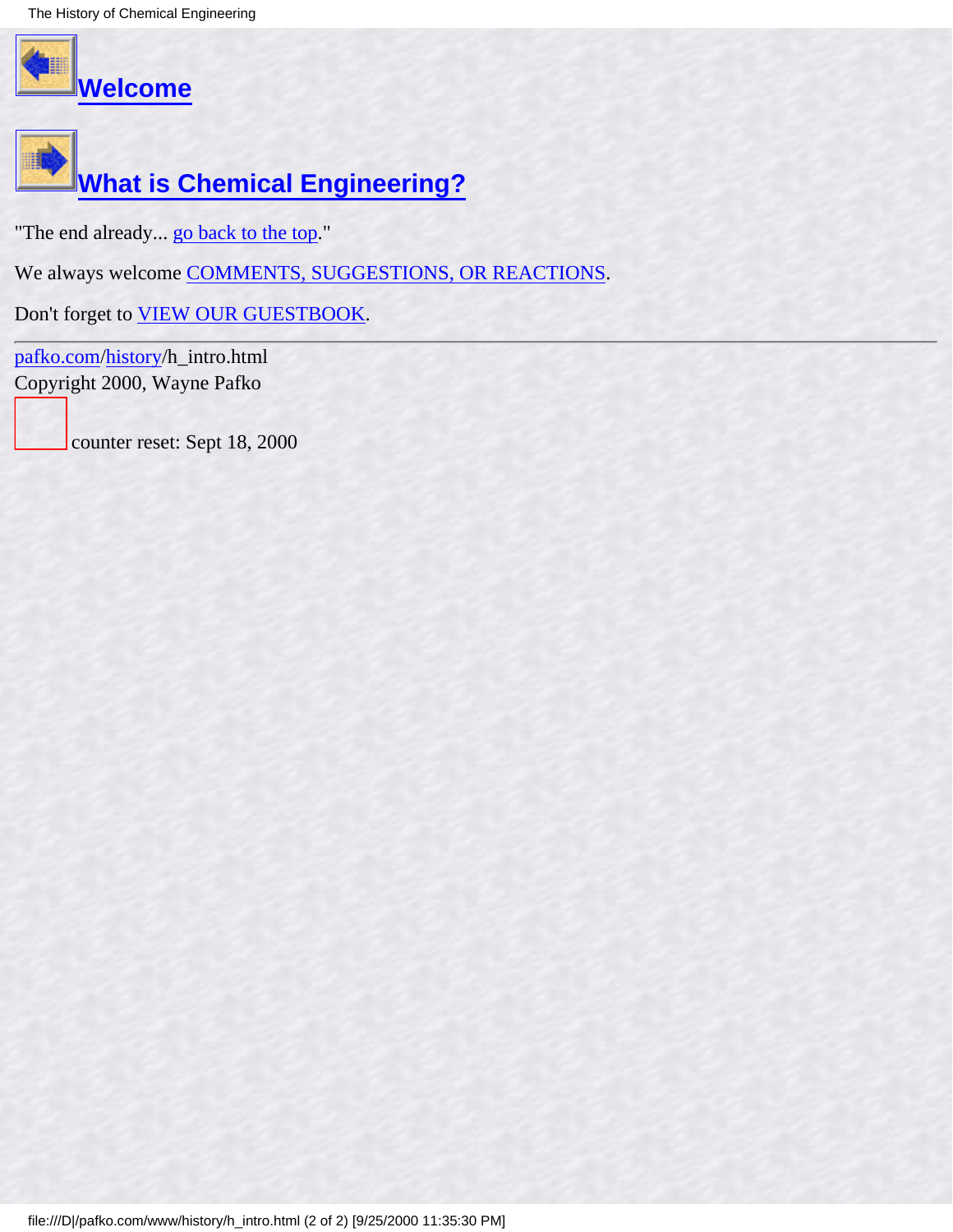## Welcome

## What is Chemical Engineering?

"The end already... go back to the top."

We always welcome COMMENTS, SUGGESTIONS, OR REACTIONS.

Don't forget to VIEW OUR GUESTBOOK.

---

pafko.com/history/h_intro.html
Copyright 2000, Wayne Pafko

counter reset: Sept 18, 2000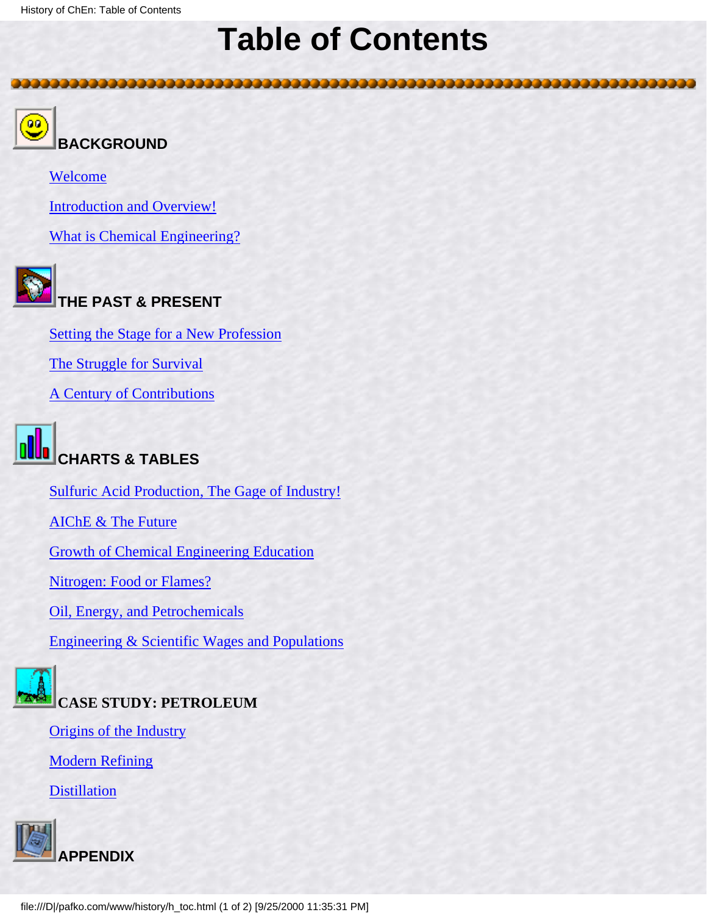# Table of Contents

## BACKGROUND

- Welcome
- Introduction and Overview!
- What is Chemical Engineering?

## THE PAST & PRESENT

- Setting the Stage for a New Profession
- The Struggle for Survival
- A Century of Contributions

## CHARTS & TABLES

- Sulfuric Acid Production, The Gage of Industry!
- AIChE & The Future
- Growth of Chemical Engineering Education
- Nitrogen: Food or Flames?
- Oil, Energy, and Petrochemicals
- Engineering & Scientific Wages and Populations

## CASE STUDY: PETROLEUM

- Origins of the Industry
- Modern Refining
- Distillation

## APPENDIX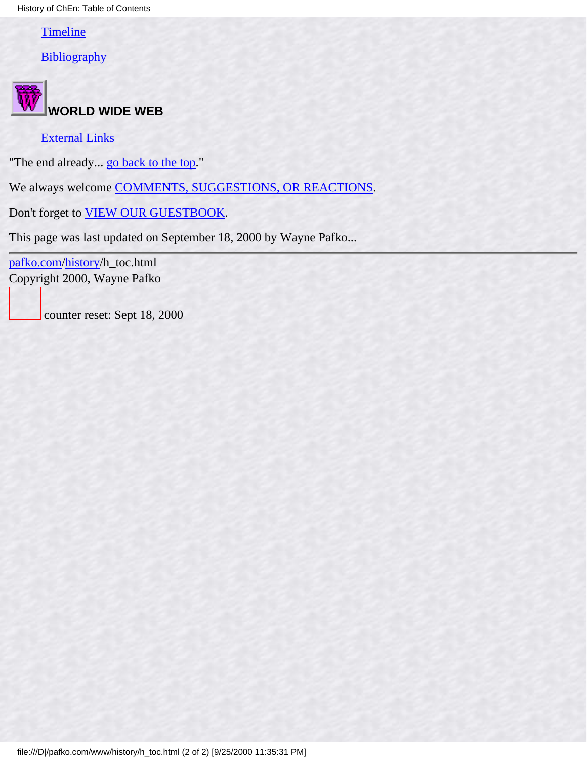- Timeline
- Bibliography

## WORLD WIDE WEB

- External Links

"The end already... go back to the top."

We always welcome COMMENTS, SUGGESTIONS, OR REACTIONS.

Don't forget to VIEW OUR GUESTBOOK.

This page was last updated on September 18, 2000 by Wayne Pafko...

---

pafko.com/history/h_toc.html
Copyright 2000, Wayne Pafko

counter reset: Sept 18, 2000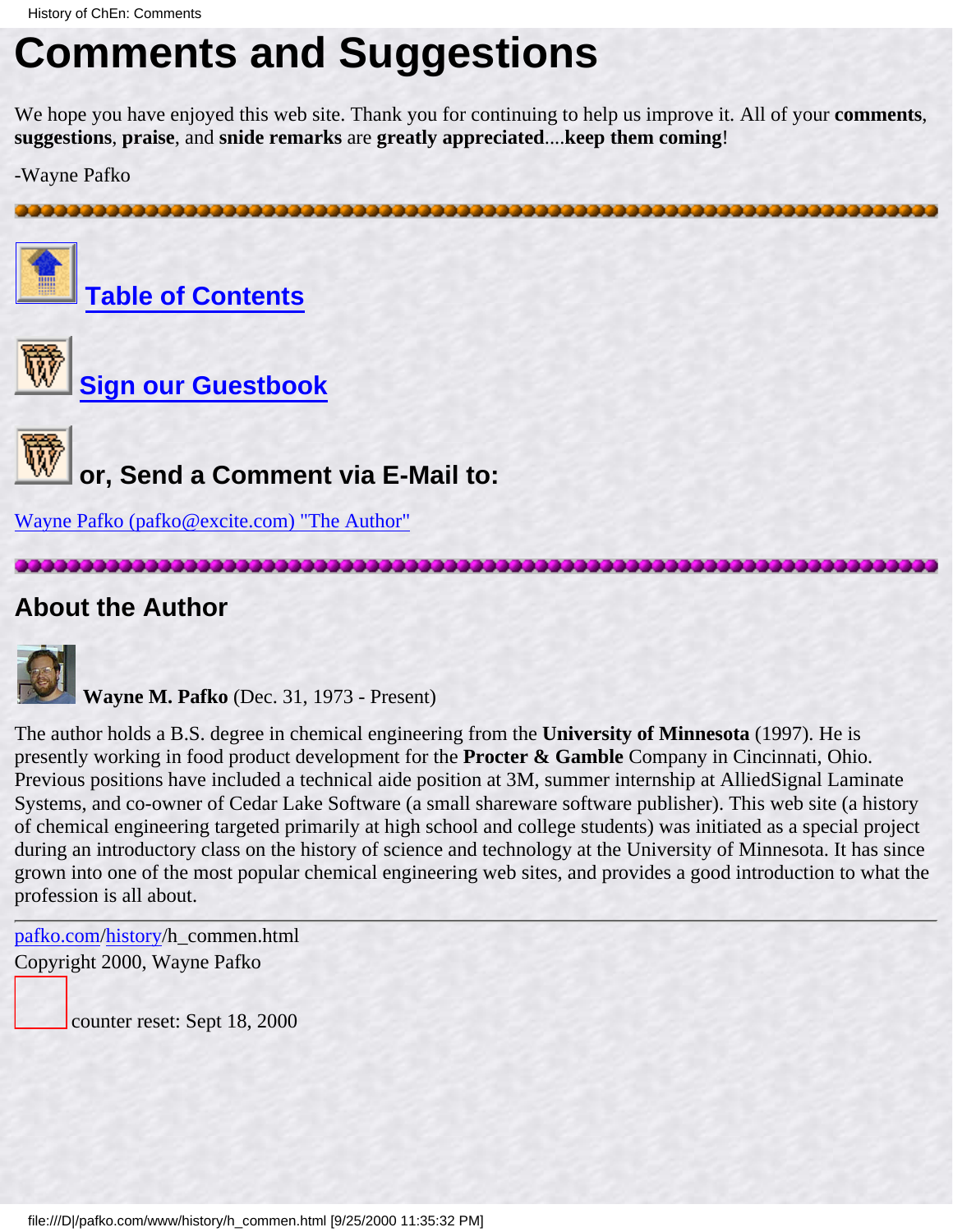# Comments and Suggestions

We hope you have enjoyed this web site. Thank you for continuing to help us improve it. All of your **comments**, **suggestions**, **praise**, and **snide remarks** are **greatly appreciated**....**keep them coming**!

-Wayne Pafko

## Table of Contents

## Sign our Guestbook

## or, Send a Comment via E-Mail to:

Wayne Pafko (pafko@excite.com) "The Author"

## About the Author

**Wayne M. Pafko** (Dec. 31, 1973 - Present)

The author holds a B.S. degree in chemical engineering from the **University of Minnesota** (1997). He is presently working in food product development for the **Procter & Gamble** Company in Cincinnati, Ohio. Previous positions have included a technical aide position at 3M, summer internship at AlliedSignal Laminate Systems, and co-owner of Cedar Lake Software (a small shareware software publisher). This web site (a history of chemical engineering targeted primarily at high school and college students) was initiated as a special project during an introductory class on the history of science and technology at the University of Minnesota. It has since grown into one of the most popular chemical engineering web sites, and provides a good introduction to what the profession is all about.

---

pafko.com/history/h_commen.html

Copyright 2000, Wayne Pafko

counter reset: Sept 18, 2000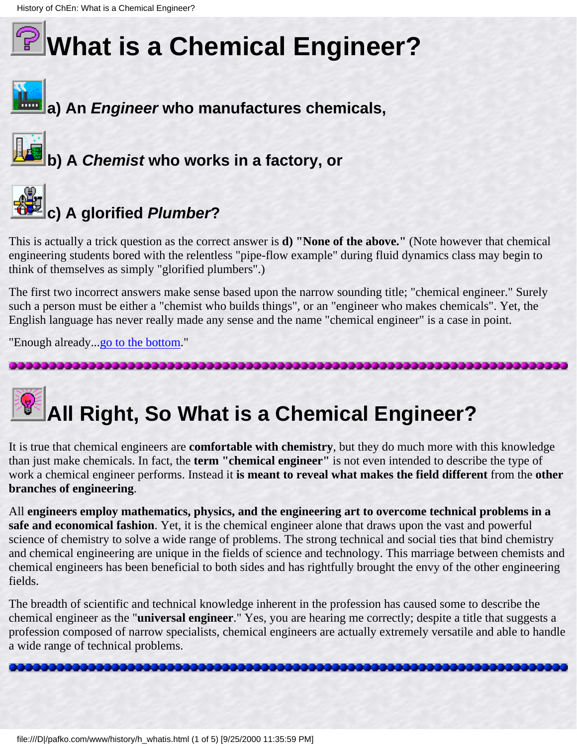# What is a Chemical Engineer?

### a) An *Engineer* who manufactures chemicals,

### b) A *Chemist* who works in a factory, or

### c) A glorified *Plumber*?

This is actually a trick question as the correct answer is **d) "None of the above."** (Note however that chemical engineering students bored with the relentless "pipe-flow example" during fluid dynamics class may begin to think of themselves as simply "glorified plumbers".)

The first two incorrect answers make sense based upon the narrow sounding title; "chemical engineer." Surely such a person must be either a "chemist who builds things", or an "engineer who makes chemicals". Yet, the English language has never really made any sense and the name "chemical engineer" is a case in point.

"Enough already...go to the bottom."

---

# All Right, So What is a Chemical Engineer?

It is true that chemical engineers are **comfortable with chemistry**, but they do much more with this knowledge than just make chemicals. In fact, the **term "chemical engineer"** is not even intended to describe the type of work a chemical engineer performs. Instead it **is meant to reveal what makes the field different** from the **other branches of engineering**.

All **engineers employ mathematics, physics, and the engineering art to overcome technical problems in a safe and economical fashion**. Yet, it is the chemical engineer alone that draws upon the vast and powerful science of chemistry to solve a wide range of problems. The strong technical and social ties that bind chemistry and chemical engineering are unique in the fields of science and technology. This marriage between chemists and chemical engineers has been beneficial to both sides and has rightfully brought the envy of the other engineering fields.

The breadth of scientific and technical knowledge inherent in the profession has caused some to describe the chemical engineer as the "**universal engineer**." Yes, you are hearing me correctly; despite a title that suggests a profession composed of narrow specialists, chemical engineers are actually extremely versatile and able to handle a wide range of technical problems.

---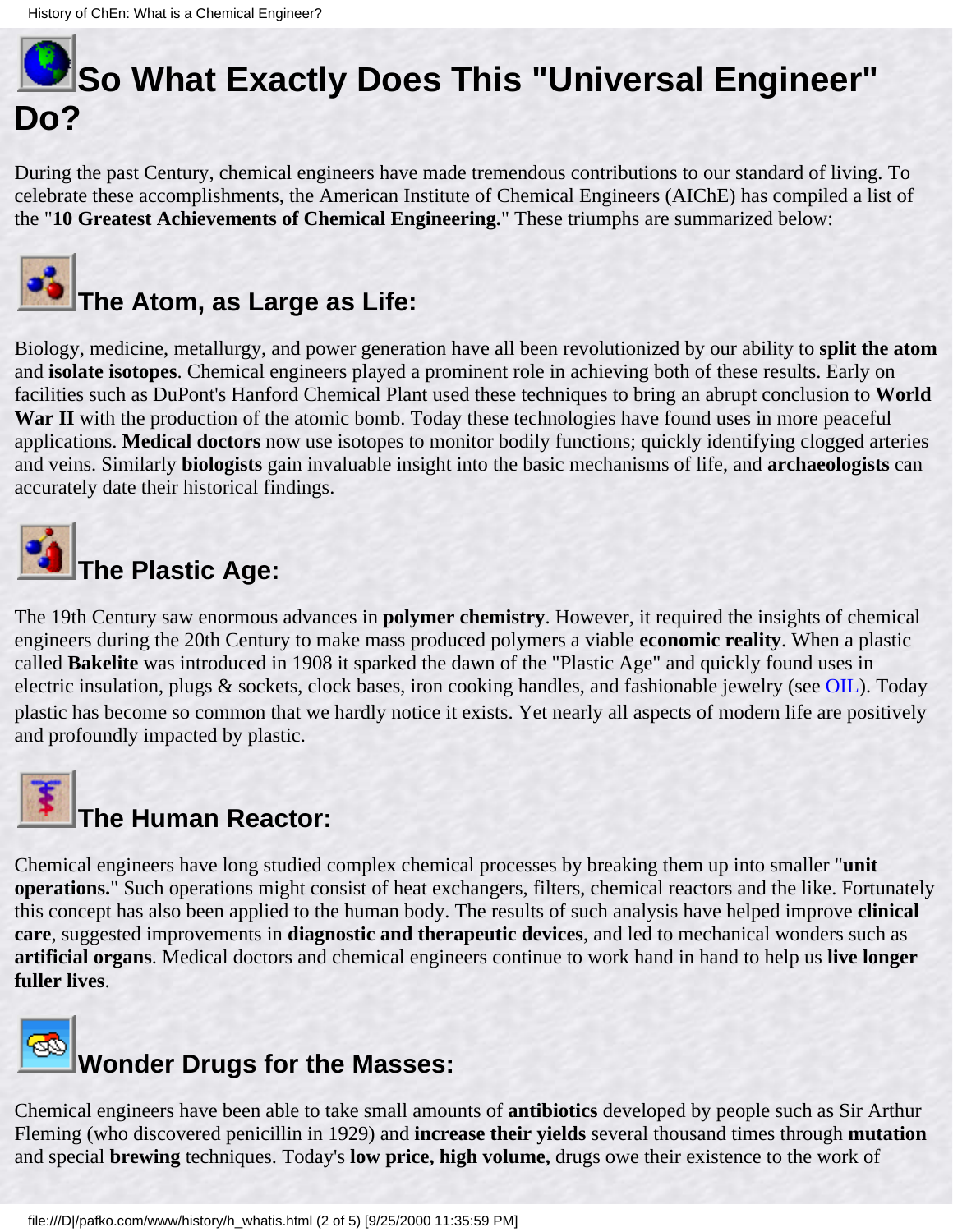# So What Exactly Does This "Universal Engineer" Do?

During the past Century, chemical engineers have made tremendous contributions to our standard of living. To celebrate these accomplishments, the American Institute of Chemical Engineers (AIChE) has compiled a list of the "**10 Greatest Achievements of Chemical Engineering.**" These triumphs are summarized below:

## The Atom, as Large as Life:

Biology, medicine, metallurgy, and power generation have all been revolutionized by our ability to **split the atom** and **isolate isotopes**. Chemical engineers played a prominent role in achieving both of these results. Early on facilities such as DuPont's Hanford Chemical Plant used these techniques to bring an abrupt conclusion to **World War II** with the production of the atomic bomb. Today these technologies have found uses in more peaceful applications. **Medical doctors** now use isotopes to monitor bodily functions; quickly identifying clogged arteries and veins. Similarly **biologists** gain invaluable insight into the basic mechanisms of life, and **archaeologists** can accurately date their historical findings.

## The Plastic Age:

The 19th Century saw enormous advances in **polymer chemistry**. However, it required the insights of chemical engineers during the 20th Century to make mass produced polymers a viable **economic reality**. When a plastic called **Bakelite** was introduced in 1908 it sparked the dawn of the "Plastic Age" and quickly found uses in electric insulation, plugs & sockets, clock bases, iron cooking handles, and fashionable jewelry (see OIL). Today plastic has become so common that we hardly notice it exists. Yet nearly all aspects of modern life are positively and profoundly impacted by plastic.

## The Human Reactor:

Chemical engineers have long studied complex chemical processes by breaking them up into smaller "**unit operations.**" Such operations might consist of heat exchangers, filters, chemical reactors and the like. Fortunately this concept has also been applied to the human body. The results of such analysis have helped improve **clinical care**, suggested improvements in **diagnostic and therapeutic devices**, and led to mechanical wonders such as **artificial organs**. Medical doctors and chemical engineers continue to work hand in hand to help us **live longer fuller lives**.

## Wonder Drugs for the Masses:

Chemical engineers have been able to take small amounts of **antibiotics** developed by people such as Sir Arthur Fleming (who discovered penicillin in 1929) and **increase their yields** several thousand times through **mutation** and special **brewing** techniques. Today's **low price, high volume,** drugs owe their existence to the work of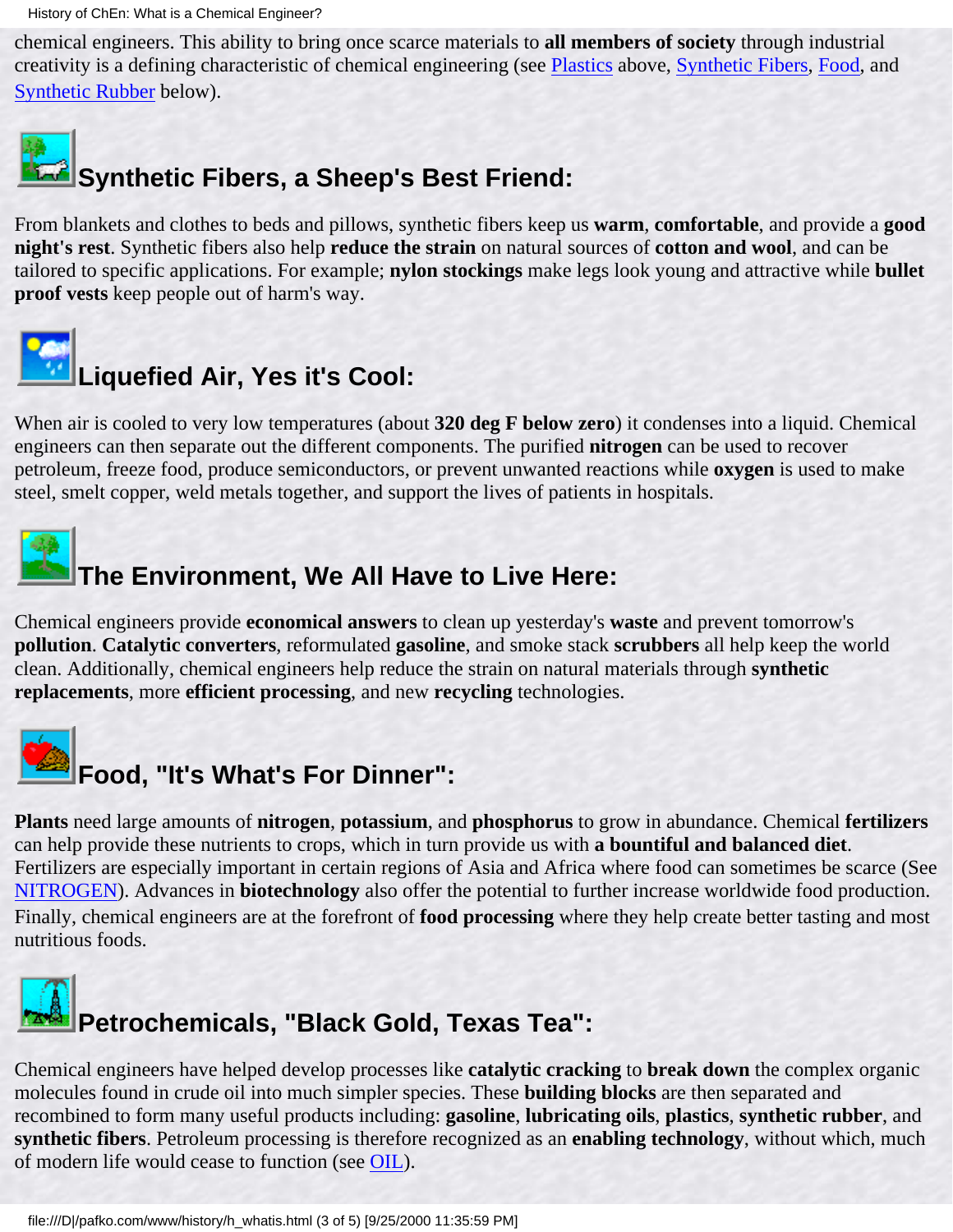chemical engineers. This ability to bring once scarce materials to **all members of society** through industrial creativity is a defining characteristic of chemical engineering (see [Plastics] above, [Synthetic Fibers], [Food], and [Synthetic Rubber] below).

## Synthetic Fibers, a Sheep's Best Friend:

From blankets and clothes to beds and pillows, synthetic fibers keep us **warm**, **comfortable**, and provide a **good night's rest**. Synthetic fibers also help **reduce the strain** on natural sources of **cotton and wool**, and can be tailored to specific applications. For example; **nylon stockings** make legs look young and attractive while **bullet proof vests** keep people out of harm's way.

## Liquefied Air, Yes it's Cool:

When air is cooled to very low temperatures (about **320 deg F below zero**) it condenses into a liquid. Chemical engineers can then separate out the different components. The purified **nitrogen** can be used to recover petroleum, freeze food, produce semiconductors, or prevent unwanted reactions while **oxygen** is used to make steel, smelt copper, weld metals together, and support the lives of patients in hospitals.

## The Environment, We All Have to Live Here:

Chemical engineers provide **economical answers** to clean up yesterday's **waste** and prevent tomorrow's **pollution**. **Catalytic converters**, reformulated **gasoline**, and smoke stack **scrubbers** all help keep the world clean. Additionally, chemical engineers help reduce the strain on natural materials through **synthetic replacements**, more **efficient processing**, and new **recycling** technologies.

## Food, "It's What's For Dinner":

**Plants** need large amounts of **nitrogen**, **potassium**, and **phosphorus** to grow in abundance. Chemical **fertilizers** can help provide these nutrients to crops, which in turn provide us with **a bountiful and balanced diet**. Fertilizers are especially important in certain regions of Asia and Africa where food can sometimes be scarce (See [NITROGEN]). Advances in **biotechnology** also offer the potential to further increase worldwide food production. Finally, chemical engineers are at the forefront of **food processing** where they help create better tasting and most nutritious foods.

## Petrochemicals, "Black Gold, Texas Tea":

Chemical engineers have helped develop processes like **catalytic cracking** to **break down** the complex organic molecules found in crude oil into much simpler species. These **building blocks** are then separated and recombined to form many useful products including: **gasoline**, **lubricating oils**, **plastics**, **synthetic rubber**, and **synthetic fibers**. Petroleum processing is therefore recognized as an **enabling technology**, without which, much of modern life would cease to function (see [OIL]).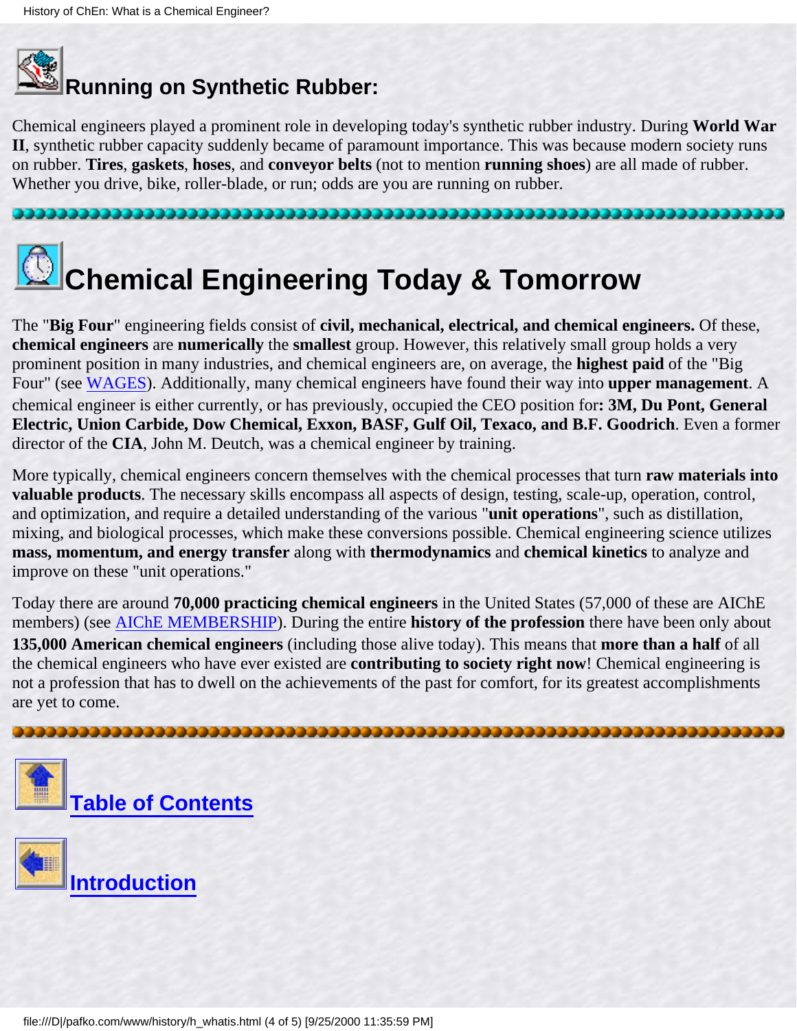## Running on Synthetic Rubber:

Chemical engineers played a prominent role in developing today's synthetic rubber industry. During **World War II**, synthetic rubber capacity suddenly became of paramount importance. This was because modern society runs on rubber. **Tires**, **gaskets**, **hoses**, and **conveyor belts** (not to mention **running shoes**) are all made of rubber. Whether you drive, bike, roller-blade, or run; odds are you are running on rubber.

# Chemical Engineering Today & Tomorrow

The "**Big Four**" engineering fields consist of **civil, mechanical, electrical, and chemical engineers.** Of these, **chemical engineers** are **numerically** the **smallest** group. However, this relatively small group holds a very prominent position in many industries, and chemical engineers are, on average, the **highest paid** of the "Big Four" (see WAGES). Additionally, many chemical engineers have found their way into **upper management**. A chemical engineer is either currently, or has previously, occupied the CEO position for**: 3M, Du Pont, General Electric, Union Carbide, Dow Chemical, Exxon, BASF, Gulf Oil, Texaco, and B.F. Goodrich**. Even a former director of the **CIA**, John M. Deutch, was a chemical engineer by training.

More typically, chemical engineers concern themselves with the chemical processes that turn **raw materials into valuable products**. The necessary skills encompass all aspects of design, testing, scale-up, operation, control, and optimization, and require a detailed understanding of the various "**unit operations**", such as distillation, mixing, and biological processes, which make these conversions possible. Chemical engineering science utilizes **mass, momentum, and energy transfer** along with **thermodynamics** and **chemical kinetics** to analyze and improve on these "unit operations."

Today there are around **70,000 practicing chemical engineers** in the United States (57,000 of these are AIChE members) (see AIChE MEMBERSHIP). During the entire **history of the profession** there have been only about **135,000 American chemical engineers** (including those alive today). This means that **more than a half** of all the chemical engineers who have ever existed are **contributing to society right now**! Chemical engineering is not a profession that has to dwell on the achievements of the past for comfort, for its greatest accomplishments are yet to come.

**Table of Contents**

**Introduction**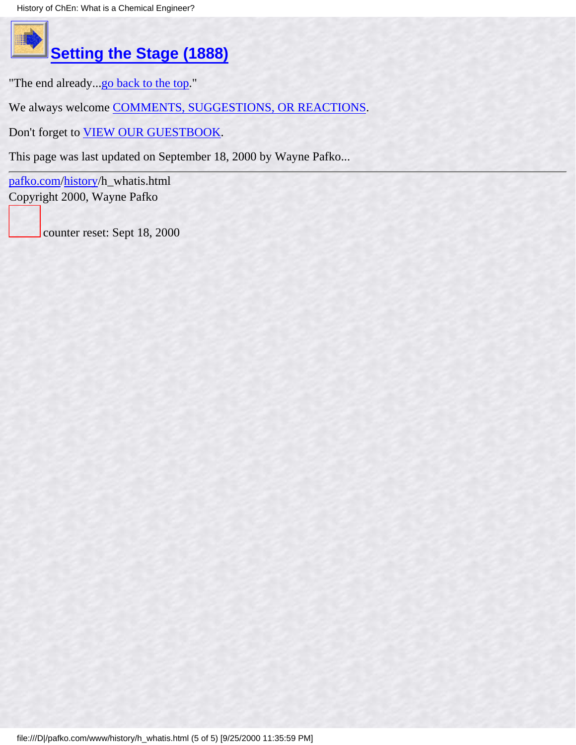## Setting the Stage (1888)

"The end already...go back to the top."

We always welcome COMMENTS, SUGGESTIONS, OR REACTIONS.

Don't forget to VIEW OUR GUESTBOOK.

This page was last updated on September 18, 2000 by Wayne Pafko...

---

pafko.com/history/h_whatis.html
Copyright 2000, Wayne Pafko

counter reset: Sept 18, 2000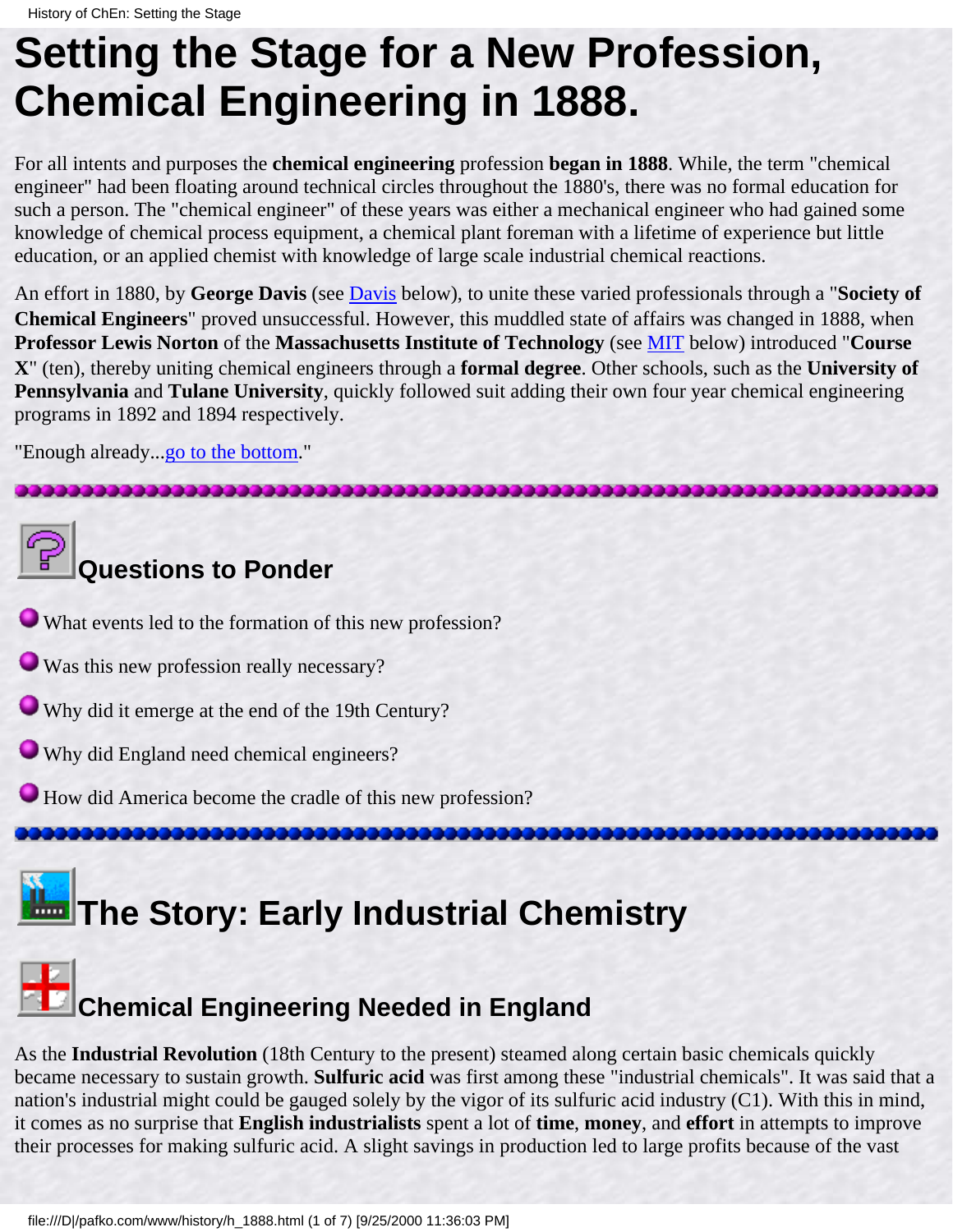# Setting the Stage for a New Profession, Chemical Engineering in 1888.

For all intents and purposes the **chemical engineering** profession **began in 1888**. While, the term "chemical engineer" had been floating around technical circles throughout the 1880's, there was no formal education for such a person. The "chemical engineer" of these years was either a mechanical engineer who had gained some knowledge of chemical process equipment, a chemical plant foreman with a lifetime of experience but little education, or an applied chemist with knowledge of large scale industrial chemical reactions.

An effort in 1880, by **George Davis** (see Davis below), to unite these varied professionals through a "**Society of Chemical Engineers**" proved unsuccessful. However, this muddled state of affairs was changed in 1888, when **Professor Lewis Norton** of the **Massachusetts Institute of Technology** (see MIT below) introduced "**Course X**" (ten), thereby uniting chemical engineers through a **formal degree**. Other schools, such as the **University of Pennsylvania** and **Tulane University**, quickly followed suit adding their own four year chemical engineering programs in 1892 and 1894 respectively.

"Enough already...go to the bottom."

## Questions to Ponder

- What events led to the formation of this new profession?
- Was this new profession really necessary?
- Why did it emerge at the end of the 19th Century?
- Why did England need chemical engineers?
- How did America become the cradle of this new profession?

# The Story: Early Industrial Chemistry

## Chemical Engineering Needed in England

As the **Industrial Revolution** (18th Century to the present) steamed along certain basic chemicals quickly became necessary to sustain growth. **Sulfuric acid** was first among these "industrial chemicals". It was said that a nation's industrial might could be gauged solely by the vigor of its sulfuric acid industry (C1). With this in mind, it comes as no surprise that **English industrialists** spent a lot of **time**, **money**, and **effort** in attempts to improve their processes for making sulfuric acid. A slight savings in production led to large profits because of the vast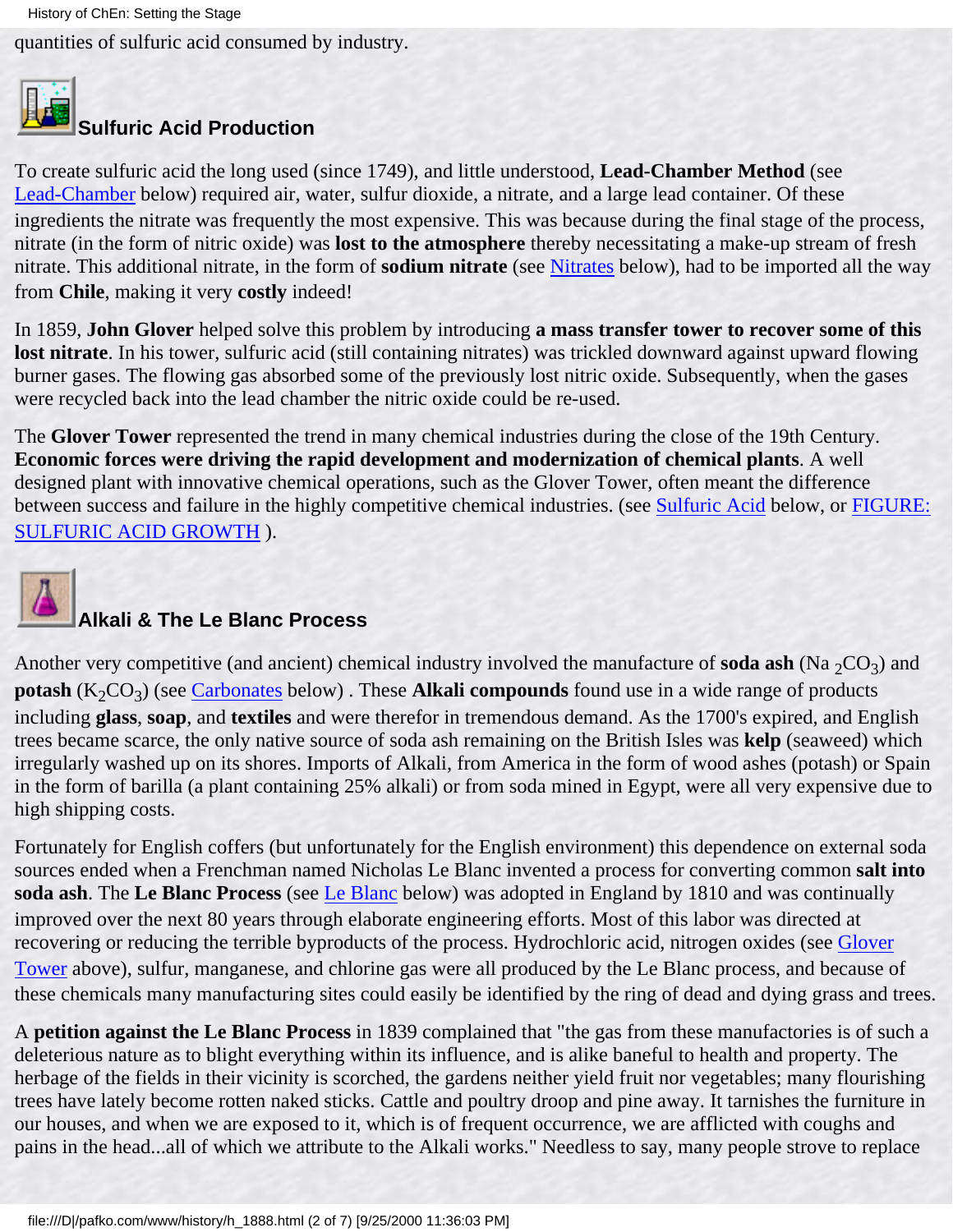quantities of sulfuric acid consumed by industry.

### Sulfuric Acid Production

To create sulfuric acid the long used (since 1749), and little understood, **Lead-Chamber Method** (see Lead-Chamber below) required air, water, sulfur dioxide, a nitrate, and a large lead container. Of these ingredients the nitrate was frequently the most expensive. This was because during the final stage of the process, nitrate (in the form of nitric oxide) was **lost to the atmosphere** thereby necessitating a make-up stream of fresh nitrate. This additional nitrate, in the form of **sodium nitrate** (see Nitrates below), had to be imported all the way from **Chile**, making it very **costly** indeed!

In 1859, **John Glover** helped solve this problem by introducing **a mass transfer tower to recover some of this lost nitrate**. In his tower, sulfuric acid (still containing nitrates) was trickled downward against upward flowing burner gases. The flowing gas absorbed some of the previously lost nitric oxide. Subsequently, when the gases were recycled back into the lead chamber the nitric oxide could be re-used.

The **Glover Tower** represented the trend in many chemical industries during the close of the 19th Century. **Economic forces were driving the rapid development and modernization of chemical plants**. A well designed plant with innovative chemical operations, such as the Glover Tower, often meant the difference between success and failure in the highly competitive chemical industries. (see Sulfuric Acid below, or FIGURE: SULFURIC ACID GROWTH ).

### Alkali & The Le Blanc Process

Another very competitive (and ancient) chemical industry involved the manufacture of **soda ash** ($Na_2CO_3$) and **potash** ($K_2CO_3$) (see Carbonates below) . These **Alkali compounds** found use in a wide range of products including **glass**, **soap**, and **textiles** and were therefor in tremendous demand. As the 1700's expired, and English trees became scarce, the only native source of soda ash remaining on the British Isles was **kelp** (seaweed) which irregularly washed up on its shores. Imports of Alkali, from America in the form of wood ashes (potash) or Spain in the form of barilla (a plant containing 25% alkali) or from soda mined in Egypt, were all very expensive due to high shipping costs.

Fortunately for English coffers (but unfortunately for the English environment) this dependence on external soda sources ended when a Frenchman named Nicholas Le Blanc invented a process for converting common **salt into soda ash**. The **Le Blanc Process** (see Le Blanc below) was adopted in England by 1810 and was continually improved over the next 80 years through elaborate engineering efforts. Most of this labor was directed at recovering or reducing the terrible byproducts of the process. Hydrochloric acid, nitrogen oxides (see Glover Tower above), sulfur, manganese, and chlorine gas were all produced by the Le Blanc process, and because of these chemicals many manufacturing sites could easily be identified by the ring of dead and dying grass and trees.

A **petition against the Le Blanc Process** in 1839 complained that "the gas from these manufactories is of such a deleterious nature as to blight everything within its influence, and is alike baneful to health and property. The herbage of the fields in their vicinity is scorched, the gardens neither yield fruit nor vegetables; many flourishing trees have lately become rotten naked sticks. Cattle and poultry droop and pine away. It tarnishes the furniture in our houses, and when we are exposed to it, which is of frequent occurrence, we are afflicted with coughs and pains in the head...all of which we attribute to the Alkali works." Needless to say, many people strove to replace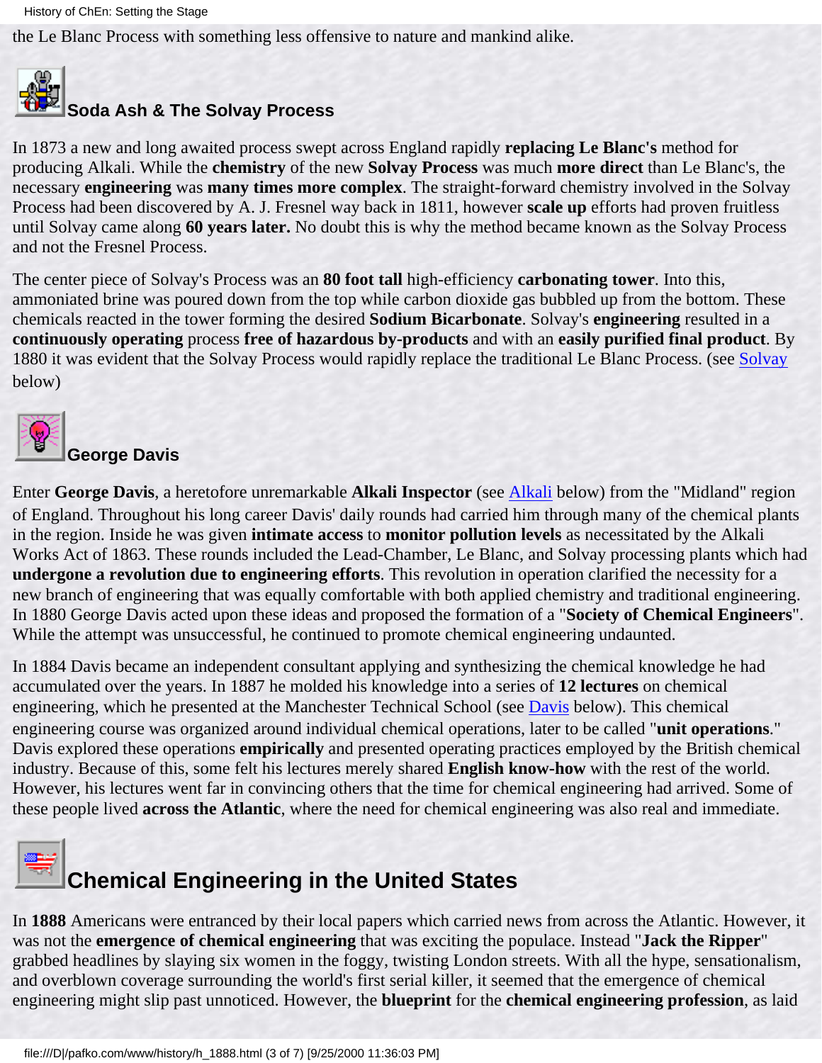the Le Blanc Process with something less offensive to nature and mankind alike.

## Soda Ash & The Solvay Process

In 1873 a new and long awaited process swept across England rapidly **replacing Le Blanc's** method for producing Alkali. While the **chemistry** of the new **Solvay Process** was much **more direct** than Le Blanc's, the necessary **engineering** was **many times more complex**. The straight-forward chemistry involved in the Solvay Process had been discovered by A. J. Fresnel way back in 1811, however **scale up** efforts had proven fruitless until Solvay came along **60 years later.** No doubt this is why the method became known as the Solvay Process and not the Fresnel Process.

The center piece of Solvay's Process was an **80 foot tall** high-efficiency **carbonating tower**. Into this, ammoniated brine was poured down from the top while carbon dioxide gas bubbled up from the bottom. These chemicals reacted in the tower forming the desired **Sodium Bicarbonate**. Solvay's **engineering** resulted in a **continuously operating** process **free of hazardous by-products** and with an **easily purified final product**. By 1880 it was evident that the Solvay Process would rapidly replace the traditional Le Blanc Process. (see Solvay below)

## George Davis

Enter **George Davis**, a heretofore unremarkable **Alkali Inspector** (see Alkali below) from the "Midland" region of England. Throughout his long career Davis' daily rounds had carried him through many of the chemical plants in the region. Inside he was given **intimate access** to **monitor pollution levels** as necessitated by the Alkali Works Act of 1863. These rounds included the Lead-Chamber, Le Blanc, and Solvay processing plants which had **undergone a revolution due to engineering efforts**. This revolution in operation clarified the necessity for a new branch of engineering that was equally comfortable with both applied chemistry and traditional engineering. In 1880 George Davis acted upon these ideas and proposed the formation of a "**Society of Chemical Engineers**". While the attempt was unsuccessful, he continued to promote chemical engineering undaunted.

In 1884 Davis became an independent consultant applying and synthesizing the chemical knowledge he had accumulated over the years. In 1887 he molded his knowledge into a series of **12 lectures** on chemical engineering, which he presented at the Manchester Technical School (see Davis below). This chemical engineering course was organized around individual chemical operations, later to be called "**unit operations**." Davis explored these operations **empirically** and presented operating practices employed by the British chemical industry. Because of this, some felt his lectures merely shared **English know-how** with the rest of the world. However, his lectures went far in convincing others that the time for chemical engineering had arrived. Some of these people lived **across the Atlantic**, where the need for chemical engineering was also real and immediate.

## Chemical Engineering in the United States

In **1888** Americans were entranced by their local papers which carried news from across the Atlantic. However, it was not the **emergence of chemical engineering** that was exciting the populace. Instead "**Jack the Ripper**" grabbed headlines by slaying six women in the foggy, twisting London streets. With all the hype, sensationalism, and overblown coverage surrounding the world's first serial killer, it seemed that the emergence of chemical engineering might slip past unnoticed. However, the **blueprint** for the **chemical engineering profession**, as laid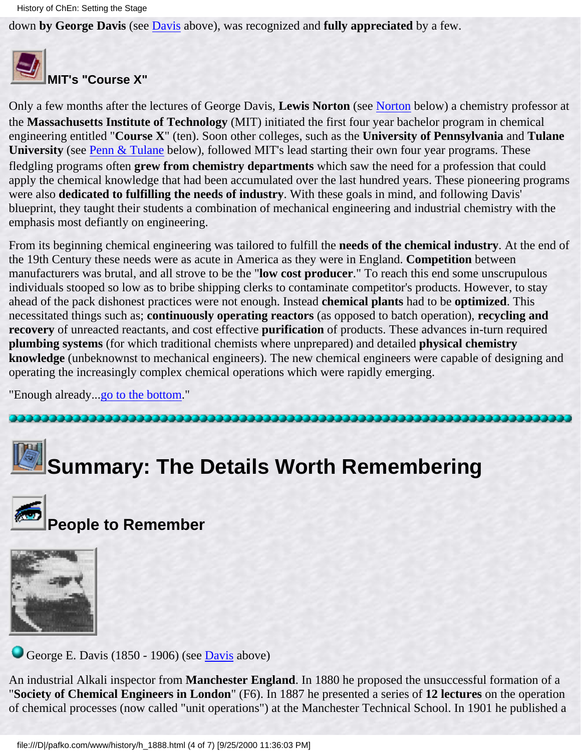down **by George Davis** (see Davis above), was recognized and **fully appreciated** by a few.

## MIT's "Course X"

Only a few months after the lectures of George Davis, **Lewis Norton** (see Norton below) a chemistry professor at the **Massachusetts Institute of Technology** (MIT) initiated the first four year bachelor program in chemical engineering entitled "**Course X**" (ten). Soon other colleges, such as the **University of Pennsylvania** and **Tulane University** (see Penn & Tulane below), followed MIT's lead starting their own four year programs. These fledgling programs often **grew from chemistry departments** which saw the need for a profession that could apply the chemical knowledge that had been accumulated over the last hundred years. These pioneering programs were also **dedicated to fulfilling the needs of industry**. With these goals in mind, and following Davis' blueprint, they taught their students a combination of mechanical engineering and industrial chemistry with the emphasis most defiantly on engineering.

From its beginning chemical engineering was tailored to fulfill the **needs of the chemical industry**. At the end of the 19th Century these needs were as acute in America as they were in England. **Competition** between manufacturers was brutal, and all strove to be the "**low cost producer**." To reach this end some unscrupulous individuals stooped so low as to bribe shipping clerks to contaminate competitor's products. However, to stay ahead of the pack dishonest practices were not enough. Instead **chemical plants** had to be **optimized**. This necessitated things such as; **continuously operating reactors** (as opposed to batch operation), **recycling and recovery** of unreacted reactants, and cost effective **purification** of products. These advances in-turn required **plumbing systems** (for which traditional chemists where unprepared) and detailed **physical chemistry knowledge** (unbeknownst to mechanical engineers). The new chemical engineers were capable of designing and operating the increasingly complex chemical operations which were rapidly emerging.

"Enough already...go to the bottom."

---

# Summary: The Details Worth Remembering

## People to Remember

- George E. Davis (1850 - 1906) (see Davis above)

An industrial Alkali inspector from **Manchester England**. In 1880 he proposed the unsuccessful formation of a "**Society of Chemical Engineers in London**" (F6). In 1887 he presented a series of **12 lectures** on the operation of chemical processes (now called "unit operations") at the Manchester Technical School. In 1901 he published a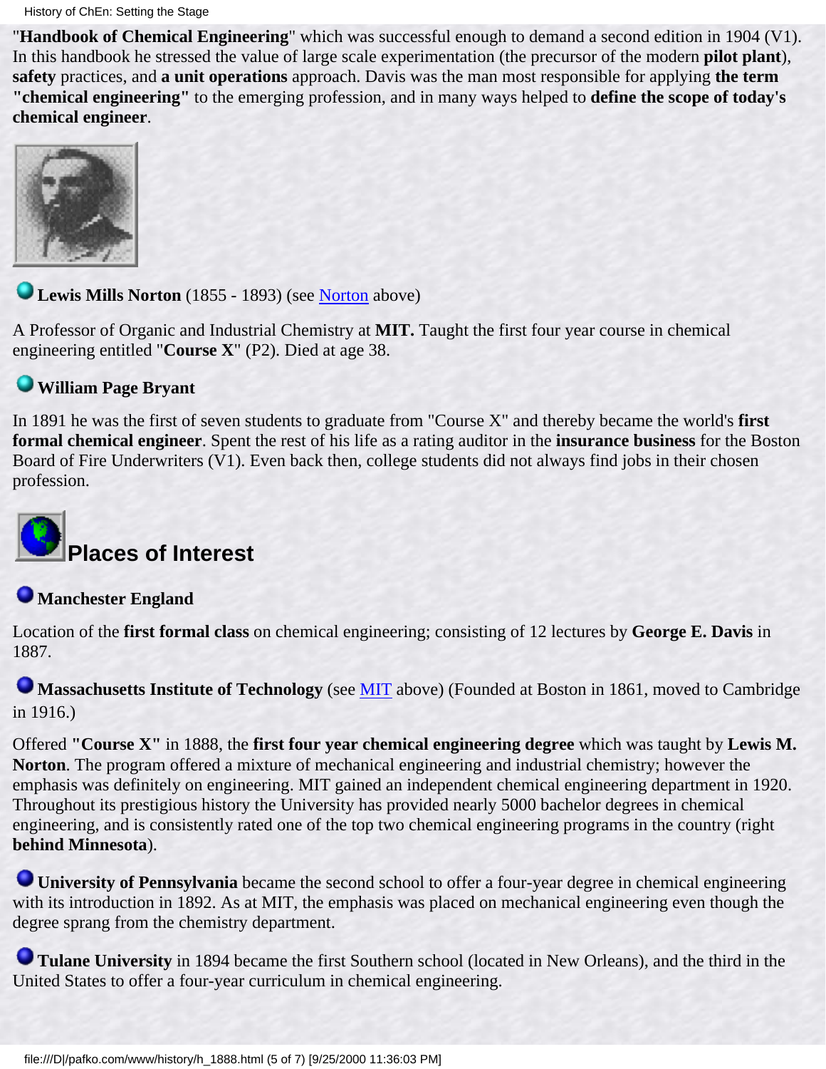"**Handbook of Chemical Engineering**" which was successful enough to demand a second edition in 1904 (V1). In this handbook he stressed the value of large scale experimentation (the precursor of the modern **pilot plant**), **safety** practices, and **a unit operations** approach. Davis was the man most responsible for applying **the term "chemical engineering"** to the emerging profession, and in many ways helped to **define the scope of today's chemical engineer**.

**Lewis Mills Norton** (1855 - 1893) (see Norton above)

A Professor of Organic and Industrial Chemistry at **MIT.** Taught the first four year course in chemical engineering entitled "**Course X**" (P2). Died at age 38.

**William Page Bryant**

In 1891 he was the first of seven students to graduate from "Course X" and thereby became the world's **first formal chemical engineer**. Spent the rest of his life as a rating auditor in the **insurance business** for the Boston Board of Fire Underwriters (V1). Even back then, college students did not always find jobs in their chosen profession.

## Places of Interest

**Manchester England**

Location of the **first formal class** on chemical engineering; consisting of 12 lectures by **George E. Davis** in 1887.

**Massachusetts Institute of Technology** (see MIT above) (Founded at Boston in 1861, moved to Cambridge in 1916.)

Offered **"Course X"** in 1888, the **first four year chemical engineering degree** which was taught by **Lewis M. Norton**. The program offered a mixture of mechanical engineering and industrial chemistry; however the emphasis was definitely on engineering. MIT gained an independent chemical engineering department in 1920. Throughout its prestigious history the University has provided nearly 5000 bachelor degrees in chemical engineering, and is consistently rated one of the top two chemical engineering programs in the country (right **behind Minnesota**).

**University of Pennsylvania** became the second school to offer a four-year degree in chemical engineering with its introduction in 1892. As at MIT, the emphasis was placed on mechanical engineering even though the degree sprang from the chemistry department.

**Tulane University** in 1894 became the first Southern school (located in New Orleans), and the third in the United States to offer a four-year curriculum in chemical engineering.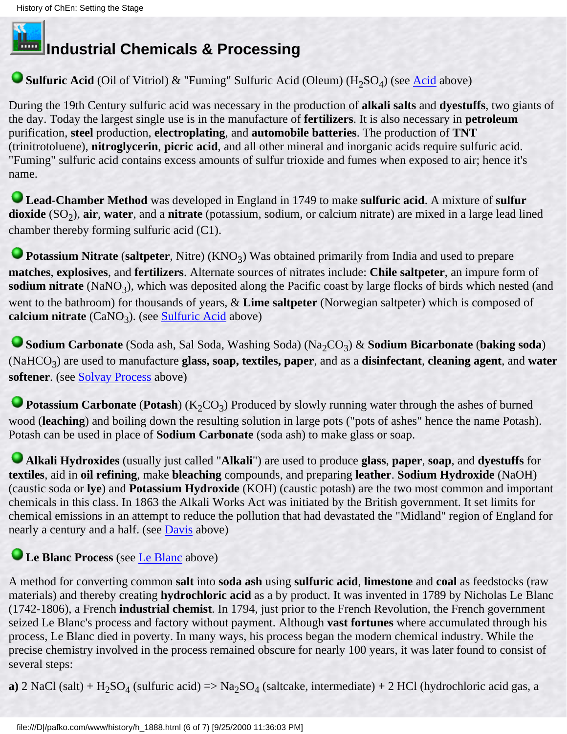# Industrial Chemicals & Processing

**Sulfuric Acid** (Oil of Vitriol) & "Fuming" Sulfuric Acid (Oleum) ($H_2SO_4$) (see Acid above)

During the 19th Century sulfuric acid was necessary in the production of **alkali salts** and **dyestuffs**, two giants of the day. Today the largest single use is in the manufacture of **fertilizers**. It is also necessary in **petroleum** purification, **steel** production, **electroplating**, and **automobile batteries**. The production of **TNT** (trinitrotoluene), **nitroglycerin**, **picric acid**, and all other mineral and inorganic acids require sulfuric acid. "Fuming" sulfuric acid contains excess amounts of sulfur trioxide and fumes when exposed to air; hence it's name.

**Lead-Chamber Method** was developed in England in 1749 to make **sulfuric acid**. A mixture of **sulfur dioxide** ($SO_2$), **air**, **water**, and a **nitrate** (potassium, sodium, or calcium nitrate) are mixed in a large lead lined chamber thereby forming sulfuric acid (C1).

**Potassium Nitrate** (**saltpeter**, Nitre) ($KNO_3$) Was obtained primarily from India and used to prepare **matches**, **explosives**, and **fertilizers**. Alternate sources of nitrates include: **Chile saltpeter**, an impure form of **sodium nitrate** ($NaNO_3$), which was deposited along the Pacific coast by large flocks of birds which nested (and went to the bathroom) for thousands of years, & **Lime saltpeter** (Norwegian saltpeter) which is composed of **calcium nitrate** ($CaNO_3$). (see Sulfuric Acid above)

**Sodium Carbonate** (Soda ash, Sal Soda, Washing Soda) ($Na_2CO_3$) & **Sodium Bicarbonate** (**baking soda**) ($NaHCO_3$) are used to manufacture **glass, soap, textiles, paper**, and as a **disinfectant**, **cleaning agent**, and **water softener**. (see Solvay Process above)

**Potassium Carbonate** (**Potash**) ($K_2CO_3$) Produced by slowly running water through the ashes of burned wood (**leaching**) and boiling down the resulting solution in large pots ("pots of ashes" hence the name Potash). Potash can be used in place of **Sodium Carbonate** (soda ash) to make glass or soap.

**Alkali Hydroxides** (usually just called "**Alkali**") are used to produce **glass**, **paper**, **soap**, and **dyestuffs** for **textiles**, aid in **oil refining**, make **bleaching** compounds, and preparing **leather**. **Sodium Hydroxide** (NaOH) (caustic soda or **lye**) and **Potassium Hydroxide** (KOH) (caustic potash) are the two most common and important chemicals in this class. In 1863 the Alkali Works Act was initiated by the British government. It set limits for chemical emissions in an attempt to reduce the pollution that had devastated the "Midland" region of England for nearly a century and a half. (see Davis above)

**Le Blanc Process** (see Le Blanc above)

A method for converting common **salt** into **soda ash** using **sulfuric acid**, **limestone** and **coal** as feedstocks (raw materials) and thereby creating **hydrochloric acid** as a by product. It was invented in 1789 by Nicholas Le Blanc (1742-1806), a French **industrial chemist**. In 1794, just prior to the French Revolution, the French government seized Le Blanc's process and factory without payment. Although **vast fortunes** where accumulated through his process, Le Blanc died in poverty. In many ways, his process began the modern chemical industry. While the precise chemistry involved in the process remained obscure for nearly 100 years, it was later found to consist of several steps:

**a)** 2 NaCl (salt) + $H_2SO_4$ (sulfuric acid) => $Na_2SO_4$ (saltcake, intermediate) + 2 HCl (hydrochloric acid gas, a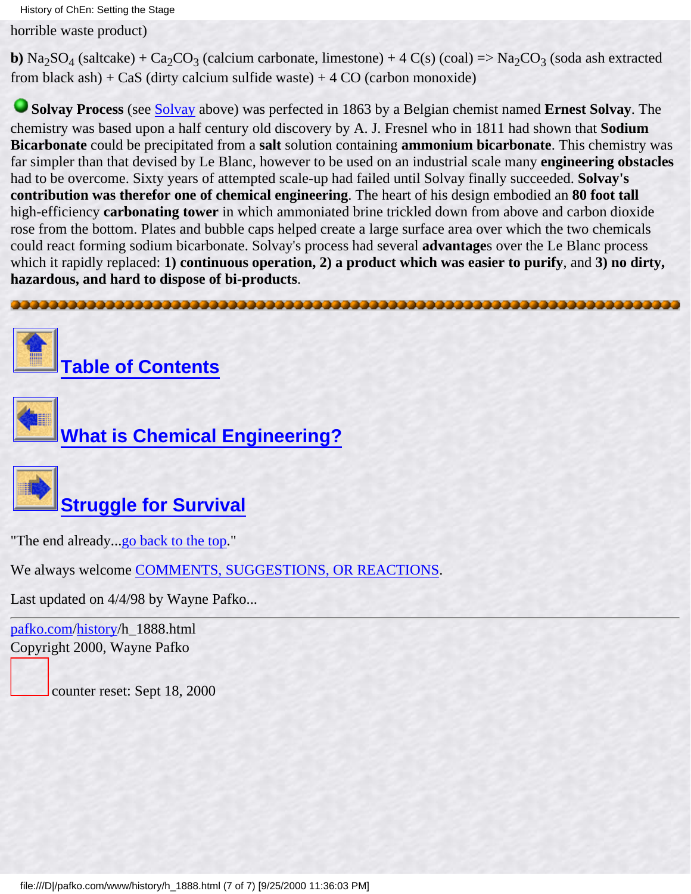horrible waste product)

**b)** $Na_2SO_4$ (saltcake) + $Ca_2CO_3$ (calcium carbonate, limestone) + 4 C(s) (coal) => $Na_2CO_3$ (soda ash extracted from black ash) + CaS (dirty calcium sulfide waste) + 4 CO (carbon monoxide)

**Solvay Process** (see Solvay above) was perfected in 1863 by a Belgian chemist named **Ernest Solvay**. The chemistry was based upon a half century old discovery by A. J. Fresnel who in 1811 had shown that **Sodium Bicarbonate** could be precipitated from a **salt** solution containing **ammonium bicarbonate**. This chemistry was far simpler than that devised by Le Blanc, however to be used on an industrial scale many **engineering obstacles** had to be overcome. Sixty years of attempted scale-up had failed until Solvay finally succeeded. **Solvay's contribution was therefor one of chemical engineering**. The heart of his design embodied an **80 foot tall** high-efficiency **carbonating tower** in which ammoniated brine trickled down from above and carbon dioxide rose from the bottom. Plates and bubble caps helped create a large surface area over which the two chemicals could react forming sodium bicarbonate. Solvay's process had several **advantage**s over the Le Blanc process which it rapidly replaced: **1) continuous operation, 2) a product which was easier to purify**, and **3) no dirty, hazardous, and hard to dispose of bi-products**.

## Table of Contents

## What is Chemical Engineering?

## Struggle for Survival

"The end already...go back to the top."

We always welcome COMMENTS, SUGGESTIONS, OR REACTIONS.

Last updated on 4/4/98 by Wayne Pafko...

---

pafko.com/history/h_1888.html
Copyright 2000, Wayne Pafko

counter reset: Sept 18, 2000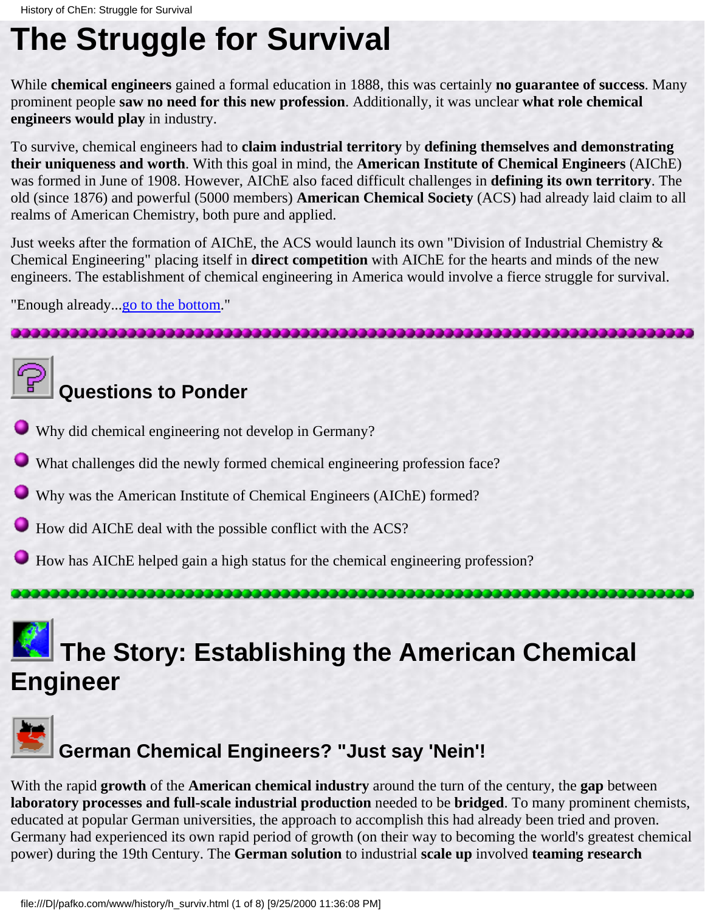# The Struggle for Survival

While **chemical engineers** gained a formal education in 1888, this was certainly **no guarantee of success**. Many prominent people **saw no need for this new profession**. Additionally, it was unclear **what role chemical engineers would play** in industry.

To survive, chemical engineers had to **claim industrial territory** by **defining themselves and demonstrating their uniqueness and worth**. With this goal in mind, the **American Institute of Chemical Engineers** (AIChE) was formed in June of 1908. However, AIChE also faced difficult challenges in **defining its own territory**. The old (since 1876) and powerful (5000 members) **American Chemical Society** (ACS) had already laid claim to all realms of American Chemistry, both pure and applied.

Just weeks after the formation of AIChE, the ACS would launch its own "Division of Industrial Chemistry & Chemical Engineering" placing itself in **direct competition** with AIChE for the hearts and minds of the new engineers. The establishment of chemical engineering in America would involve a fierce struggle for survival.

"Enough already...go to the bottom."

## Questions to Ponder

- Why did chemical engineering not develop in Germany?
- What challenges did the newly formed chemical engineering profession face?
- Why was the American Institute of Chemical Engineers (AIChE) formed?
- How did AIChE deal with the possible conflict with the ACS?
- How has AIChE helped gain a high status for the chemical engineering profession?

## The Story: Establishing the American Chemical Engineer

### German Chemical Engineers? "Just say 'Nein'!

With the rapid **growth** of the **American chemical industry** around the turn of the century, the **gap** between **laboratory processes and full-scale industrial production** needed to be **bridged**. To many prominent chemists, educated at popular German universities, the approach to accomplish this had already been tried and proven. Germany had experienced its own rapid period of growth (on their way to becoming the world's greatest chemical power) during the 19th Century. The **German solution** to industrial **scale up** involved **teaming research**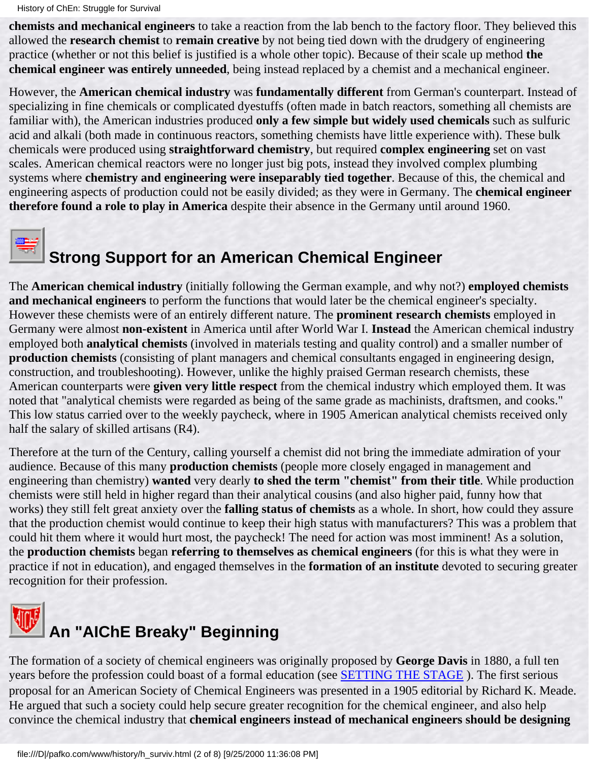**chemists and mechanical engineers** to take a reaction from the lab bench to the factory floor. They believed this allowed the **research chemist** to **remain creative** by not being tied down with the drudgery of engineering practice (whether or not this belief is justified is a whole other topic). Because of their scale up method **the chemical engineer was entirely unneeded**, being instead replaced by a chemist and a mechanical engineer.

However, the **American chemical industry** was **fundamentally different** from German's counterpart. Instead of specializing in fine chemicals or complicated dyestuffs (often made in batch reactors, something all chemists are familiar with), the American industries produced **only a few simple but widely used chemicals** such as sulfuric acid and alkali (both made in continuous reactors, something chemists have little experience with). These bulk chemicals were produced using **straightforward chemistry**, but required **complex engineering** set on vast scales. American chemical reactors were no longer just big pots, instead they involved complex plumbing systems where **chemistry and engineering were inseparably tied together**. Because of this, the chemical and engineering aspects of production could not be easily divided; as they were in Germany. The **chemical engineer therefore found a role to play in America** despite their absence in the Germany until around 1960.

## Strong Support for an American Chemical Engineer

The **American chemical industry** (initially following the German example, and why not?) **employed chemists and mechanical engineers** to perform the functions that would later be the chemical engineer's specialty. However these chemists were of an entirely different nature. The **prominent research chemists** employed in Germany were almost **non-existent** in America until after World War I. **Instead** the American chemical industry employed both **analytical chemists** (involved in materials testing and quality control) and a smaller number of **production chemists** (consisting of plant managers and chemical consultants engaged in engineering design, construction, and troubleshooting). However, unlike the highly praised German research chemists, these American counterparts were **given very little respect** from the chemical industry which employed them. It was noted that "analytical chemists were regarded as being of the same grade as machinists, draftsmen, and cooks." This low status carried over to the weekly paycheck, where in 1905 American analytical chemists received only half the salary of skilled artisans (R4).

Therefore at the turn of the Century, calling yourself a chemist did not bring the immediate admiration of your audience. Because of this many **production chemists** (people more closely engaged in management and engineering than chemistry) **wanted** very dearly **to shed the term "chemist" from their title**. While production chemists were still held in higher regard than their analytical cousins (and also higher paid, funny how that works) they still felt great anxiety over the **falling status of chemists** as a whole. In short, how could they assure that the production chemist would continue to keep their high status with manufacturers? This was a problem that could hit them where it would hurt most, the paycheck! The need for action was most imminent! As a solution, the **production chemists** began **referring to themselves as chemical engineers** (for this is what they were in practice if not in education), and engaged themselves in the **formation of an institute** devoted to securing greater recognition for their profession.

## An "AIChE Breaky" Beginning

The formation of a society of chemical engineers was originally proposed by **George Davis** in 1880, a full ten years before the profession could boast of a formal education (see SETTING THE STAGE ). The first serious proposal for an American Society of Chemical Engineers was presented in a 1905 editorial by Richard K. Meade. He argued that such a society could help secure greater recognition for the chemical engineer, and also help convince the chemical industry that **chemical engineers instead of mechanical engineers should be designing**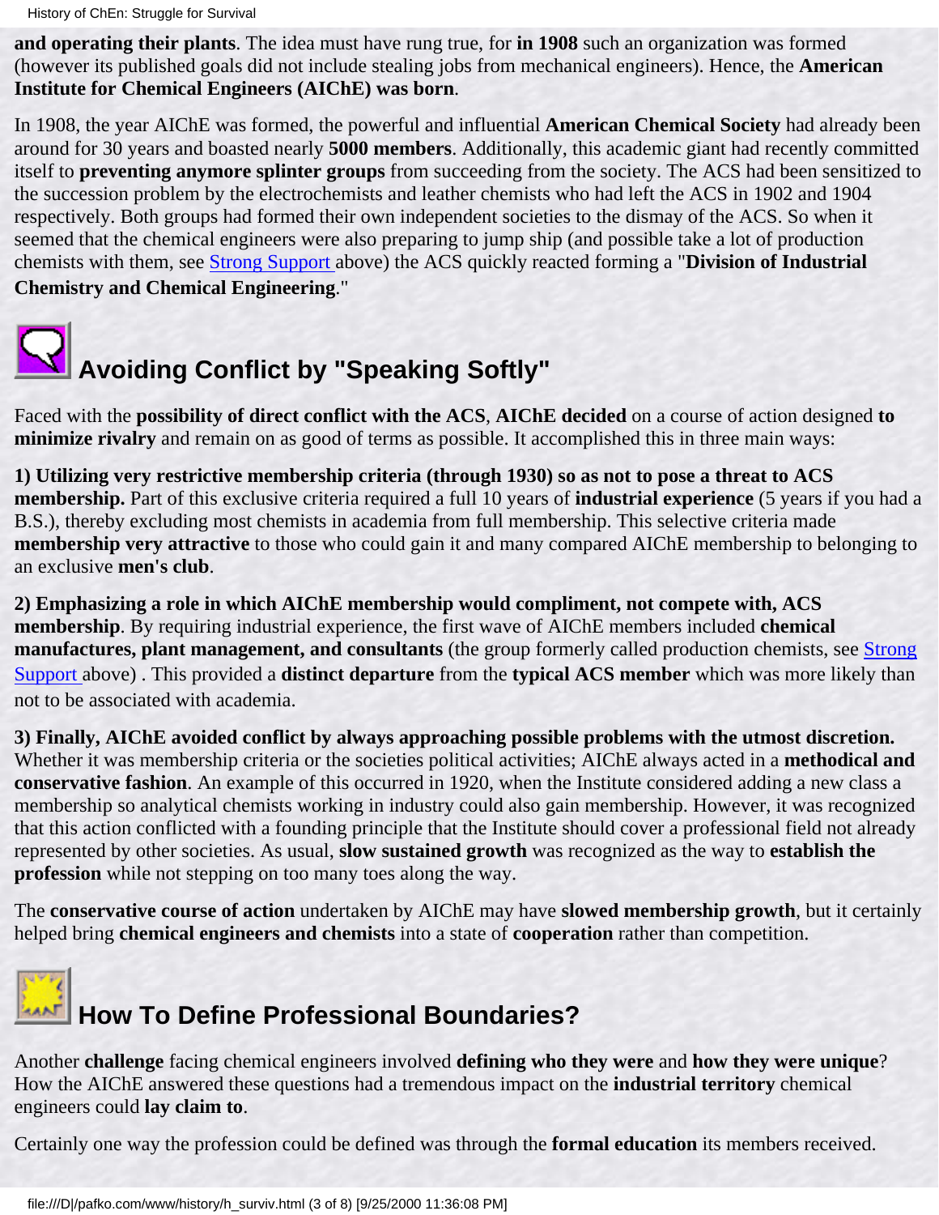**and operating their plants**. The idea must have rung true, for **in 1908** such an organization was formed (however its published goals did not include stealing jobs from mechanical engineers). Hence, the **American Institute for Chemical Engineers (AIChE) was born**.

In 1908, the year AIChE was formed, the powerful and influential **American Chemical Society** had already been around for 30 years and boasted nearly **5000 members**. Additionally, this academic giant had recently committed itself to **preventing anymore splinter groups** from succeeding from the society. The ACS had been sensitized to the succession problem by the electrochemists and leather chemists who had left the ACS in 1902 and 1904 respectively. Both groups had formed their own independent societies to the dismay of the ACS. So when it seemed that the chemical engineers were also preparing to jump ship (and possible take a lot of production chemists with them, see Strong Support above) the ACS quickly reacted forming a "**Division of Industrial Chemistry and Chemical Engineering**."

## Avoiding Conflict by "Speaking Softly"

Faced with the **possibility of direct conflict with the ACS**, **AIChE decided** on a course of action designed **to minimize rivalry** and remain on as good of terms as possible. It accomplished this in three main ways:

**1) Utilizing very restrictive membership criteria (through 1930) so as not to pose a threat to ACS membership.** Part of this exclusive criteria required a full 10 years of **industrial experience** (5 years if you had a B.S.), thereby excluding most chemists in academia from full membership. This selective criteria made **membership very attractive** to those who could gain it and many compared AIChE membership to belonging to an exclusive **men's club**.

**2) Emphasizing a role in which AIChE membership would compliment, not compete with, ACS membership**. By requiring industrial experience, the first wave of AIChE members included **chemical manufactures, plant management, and consultants** (the group formerly called production chemists, see Strong Support above) . This provided a **distinct departure** from the **typical ACS member** which was more likely than not to be associated with academia.

**3) Finally, AIChE avoided conflict by always approaching possible problems with the utmost discretion.** Whether it was membership criteria or the societies political activities; AIChE always acted in a **methodical and conservative fashion**. An example of this occurred in 1920, when the Institute considered adding a new class a membership so analytical chemists working in industry could also gain membership. However, it was recognized that this action conflicted with a founding principle that the Institute should cover a professional field not already represented by other societies. As usual, **slow sustained growth** was recognized as the way to **establish the profession** while not stepping on too many toes along the way.

The **conservative course of action** undertaken by AIChE may have **slowed membership growth**, but it certainly helped bring **chemical engineers and chemists** into a state of **cooperation** rather than competition.

## How To Define Professional Boundaries?

Another **challenge** facing chemical engineers involved **defining who they were** and **how they were unique**? How the AIChE answered these questions had a tremendous impact on the **industrial territory** chemical engineers could **lay claim to**.

Certainly one way the profession could be defined was through the **formal education** its members received.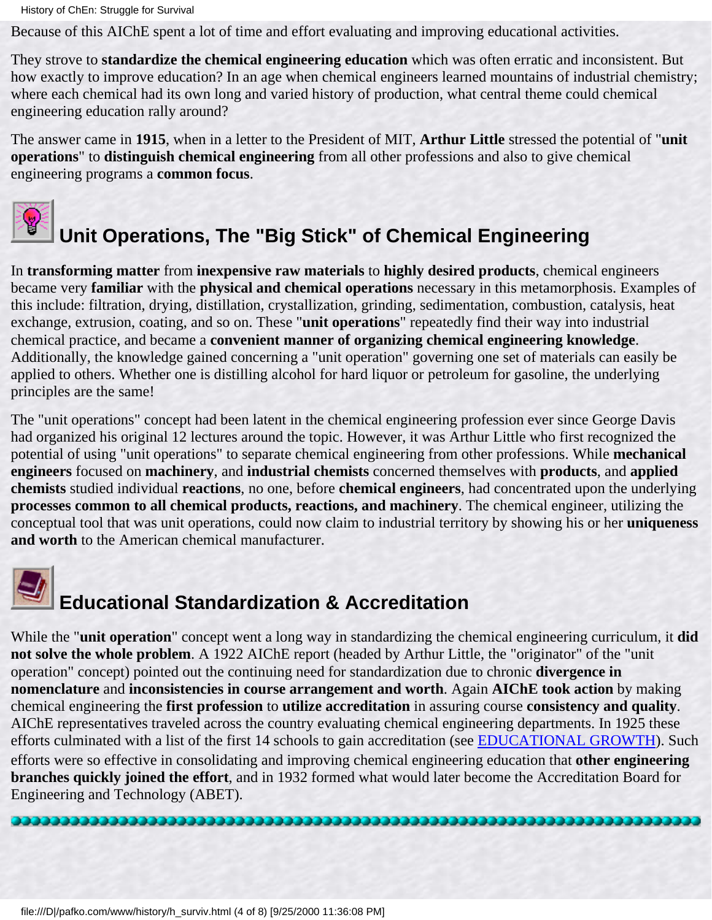Because of this AIChE spent a lot of time and effort evaluating and improving educational activities.

They strove to **standardize the chemical engineering education** which was often erratic and inconsistent. But how exactly to improve education? In an age when chemical engineers learned mountains of industrial chemistry; where each chemical had its own long and varied history of production, what central theme could chemical engineering education rally around?

The answer came in **1915**, when in a letter to the President of MIT, **Arthur Little** stressed the potential of "**unit operations**" to **distinguish chemical engineering** from all other professions and also to give chemical engineering programs a **common focus**.

## Unit Operations, The "Big Stick" of Chemical Engineering

In **transforming matter** from **inexpensive raw materials** to **highly desired products**, chemical engineers became very **familiar** with the **physical and chemical operations** necessary in this metamorphosis. Examples of this include: filtration, drying, distillation, crystallization, grinding, sedimentation, combustion, catalysis, heat exchange, extrusion, coating, and so on. These "**unit operations**" repeatedly find their way into industrial chemical practice, and became a **convenient manner of organizing chemical engineering knowledge**. Additionally, the knowledge gained concerning a "unit operation" governing one set of materials can easily be applied to others. Whether one is distilling alcohol for hard liquor or petroleum for gasoline, the underlying principles are the same!

The "unit operations" concept had been latent in the chemical engineering profession ever since George Davis had organized his original 12 lectures around the topic. However, it was Arthur Little who first recognized the potential of using "unit operations" to separate chemical engineering from other professions. While **mechanical engineers** focused on **machinery**, and **industrial chemists** concerned themselves with **products**, and **applied chemists** studied individual **reactions**, no one, before **chemical engineers**, had concentrated upon the underlying **processes common to all chemical products, reactions, and machinery**. The chemical engineer, utilizing the conceptual tool that was unit operations, could now claim to industrial territory by showing his or her **uniqueness and worth** to the American chemical manufacturer.

## Educational Standardization & Accreditation

While the "**unit operation**" concept went a long way in standardizing the chemical engineering curriculum, it **did not solve the whole problem**. A 1922 AIChE report (headed by Arthur Little, the "originator" of the "unit operation" concept) pointed out the continuing need for standardization due to chronic **divergence in nomenclature** and **inconsistencies in course arrangement and worth**. Again **AIChE took action** by making chemical engineering the **first profession** to **utilize accreditation** in assuring course **consistency and quality**. AIChE representatives traveled across the country evaluating chemical engineering departments. In 1925 these efforts culminated with a list of the first 14 schools to gain accreditation (see EDUCATIONAL GROWTH). Such efforts were so effective in consolidating and improving chemical engineering education that **other engineering branches quickly joined the effort**, and in 1932 formed what would later become the Accreditation Board for Engineering and Technology (ABET).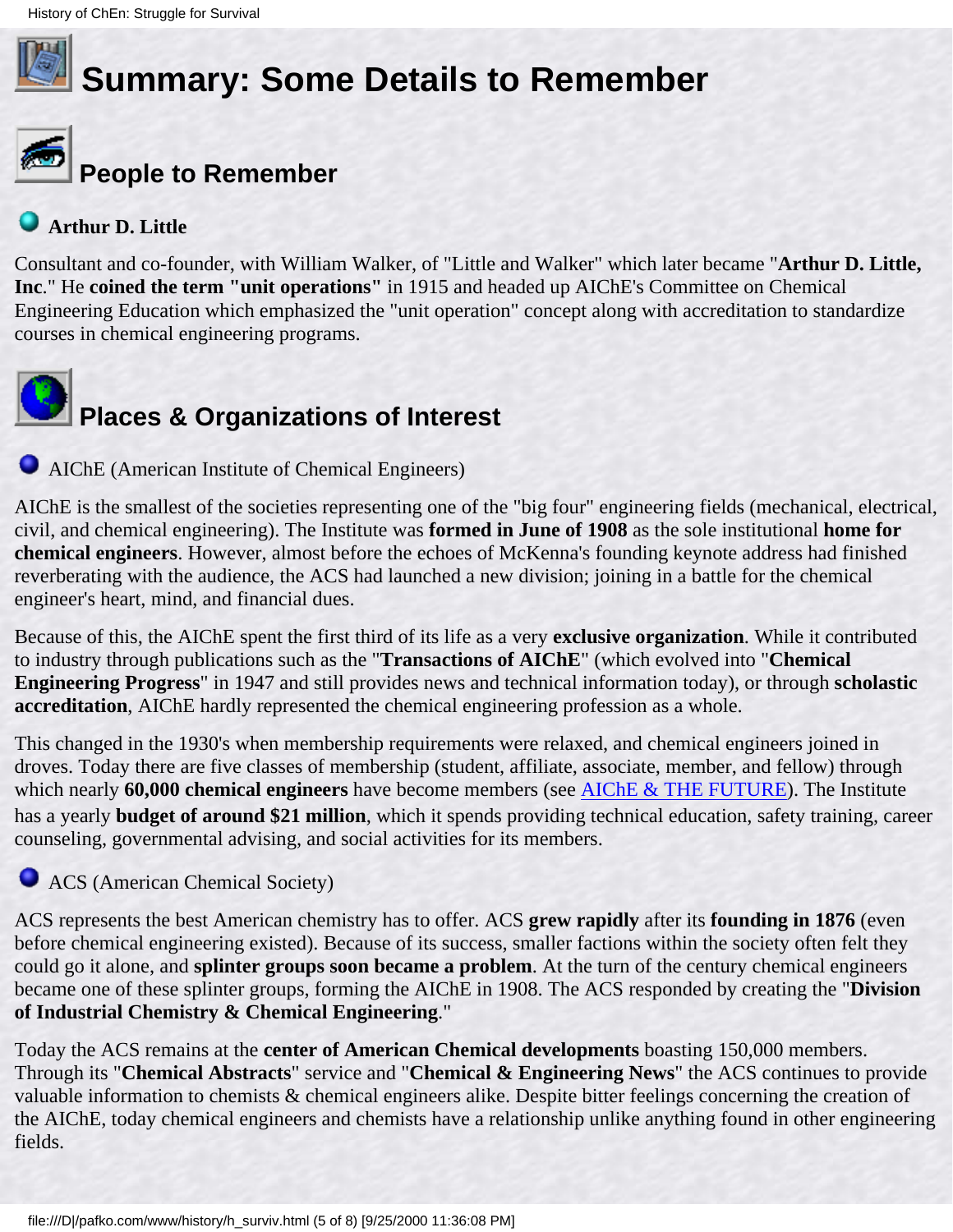# Summary: Some Details to Remember

## People to Remember

### Arthur D. Little

Consultant and co-founder, with William Walker, of "Little and Walker" which later became "**Arthur D. Little, Inc**." He **coined the term "unit operations"** in 1915 and headed up AIChE's Committee on Chemical Engineering Education which emphasized the "unit operation" concept along with accreditation to standardize courses in chemical engineering programs.

## Places & Organizations of Interest

### AIChE (American Institute of Chemical Engineers)

AIChE is the smallest of the societies representing one of the "big four" engineering fields (mechanical, electrical, civil, and chemical engineering). The Institute was **formed in June of 1908** as the sole institutional **home for chemical engineers**. However, almost before the echoes of McKenna's founding keynote address had finished reverberating with the audience, the ACS had launched a new division; joining in a battle for the chemical engineer's heart, mind, and financial dues.

Because of this, the AIChE spent the first third of its life as a very **exclusive organization**. While it contributed to industry through publications such as the "**Transactions of AIChE**" (which evolved into "**Chemical Engineering Progress**" in 1947 and still provides news and technical information today), or through **scholastic accreditation**, AIChE hardly represented the chemical engineering profession as a whole.

This changed in the 1930's when membership requirements were relaxed, and chemical engineers joined in droves. Today there are five classes of membership (student, affiliate, associate, member, and fellow) through which nearly **60,000 chemical engineers** have become members (see AIChE & THE FUTURE). The Institute has a yearly **budget of around $21 million**, which it spends providing technical education, safety training, career counseling, governmental advising, and social activities for its members.

### ACS (American Chemical Society)

ACS represents the best American chemistry has to offer. ACS **grew rapidly** after its **founding in 1876** (even before chemical engineering existed). Because of its success, smaller factions within the society often felt they could go it alone, and **splinter groups soon became a problem**. At the turn of the century chemical engineers became one of these splinter groups, forming the AIChE in 1908. The ACS responded by creating the "**Division of Industrial Chemistry & Chemical Engineering**."

Today the ACS remains at the **center of American Chemical developments** boasting 150,000 members. Through its "**Chemical Abstracts**" service and "**Chemical & Engineering News**" the ACS continues to provide valuable information to chemists & chemical engineers alike. Despite bitter feelings concerning the creation of the AIChE, today chemical engineers and chemists have a relationship unlike anything found in other engineering fields.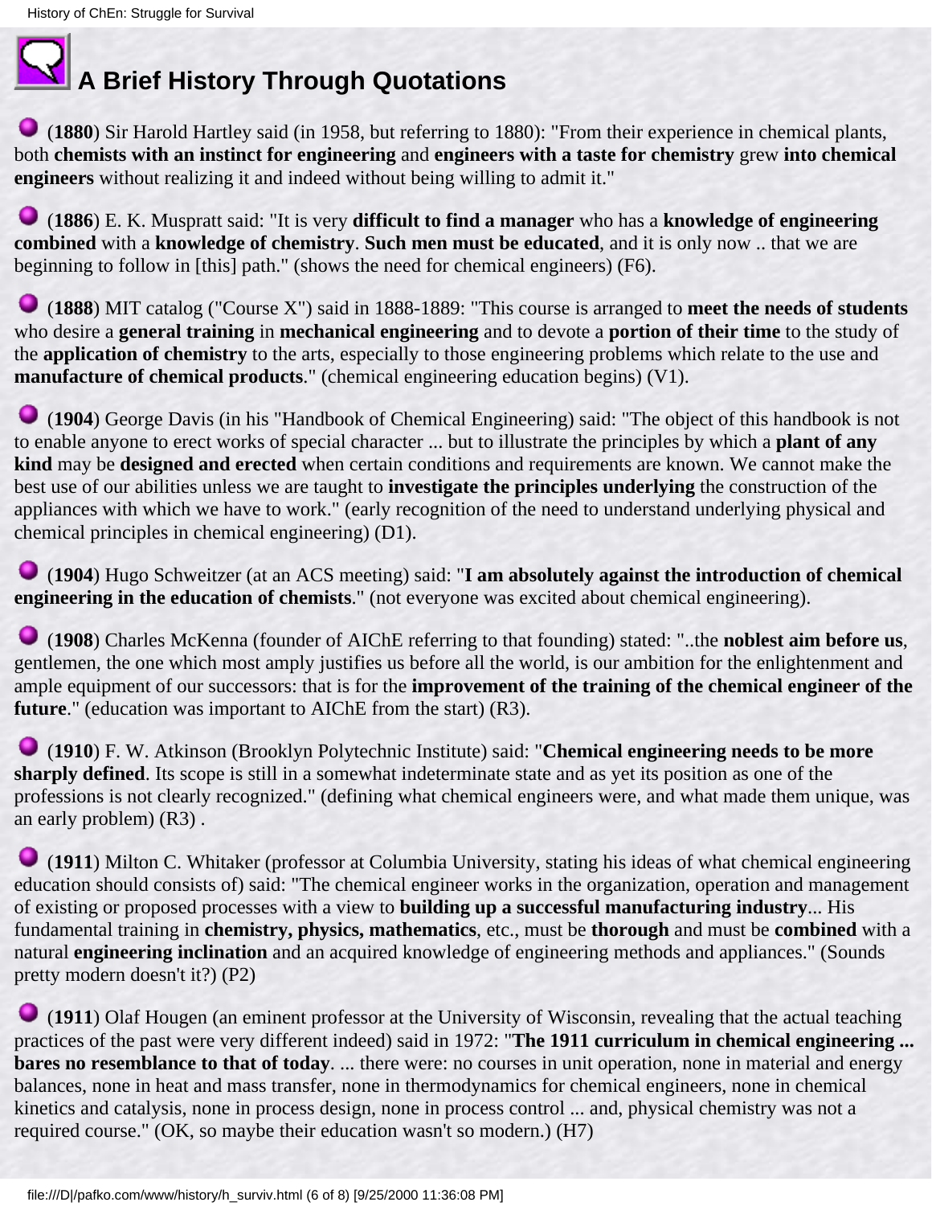# A Brief History Through Quotations

- (**1880**) Sir Harold Hartley said (in 1958, but referring to 1880): "From their experience in chemical plants, both **chemists with an instinct for engineering** and **engineers with a taste for chemistry** grew **into chemical engineers** without realizing it and indeed without being willing to admit it."

- (**1886**) E. K. Muspratt said: "It is very **difficult to find a manager** who has a **knowledge of engineering combined** with a **knowledge of chemistry**. **Such men must be educated**, and it is only now .. that we are beginning to follow in [this] path." (shows the need for chemical engineers) (F6).

- (**1888**) MIT catalog ("Course X") said in 1888-1889: "This course is arranged to **meet the needs of students** who desire a **general training** in **mechanical engineering** and to devote a **portion of their time** to the study of the **application of chemistry** to the arts, especially to those engineering problems which relate to the use and **manufacture of chemical products**." (chemical engineering education begins) (V1).

- (**1904**) George Davis (in his "Handbook of Chemical Engineering) said: "The object of this handbook is not to enable anyone to erect works of special character ... but to illustrate the principles by which a **plant of any kind** may be **designed and erected** when certain conditions and requirements are known. We cannot make the best use of our abilities unless we are taught to **investigate the principles underlying** the construction of the appliances with which we have to work." (early recognition of the need to understand underlying physical and chemical principles in chemical engineering) (D1).

- (**1904**) Hugo Schweitzer (at an ACS meeting) said: "**I am absolutely against the introduction of chemical engineering in the education of chemists**." (not everyone was excited about chemical engineering).

- (**1908**) Charles McKenna (founder of AIChE referring to that founding) stated: "..the **noblest aim before us**, gentlemen, the one which most amply justifies us before all the world, is our ambition for the enlightenment and ample equipment of our successors: that is for the **improvement of the training of the chemical engineer of the future**." (education was important to AIChE from the start) (R3).

- (**1910**) F. W. Atkinson (Brooklyn Polytechnic Institute) said: "**Chemical engineering needs to be more sharply defined**. Its scope is still in a somewhat indeterminate state and as yet its position as one of the professions is not clearly recognized." (defining what chemical engineers were, and what made them unique, was an early problem) (R3) .

- (**1911**) Milton C. Whitaker (professor at Columbia University, stating his ideas of what chemical engineering education should consists of) said: "The chemical engineer works in the organization, operation and management of existing or proposed processes with a view to **building up a successful manufacturing industry**... His fundamental training in **chemistry, physics, mathematics**, etc., must be **thorough** and must be **combined** with a natural **engineering inclination** and an acquired knowledge of engineering methods and appliances." (Sounds pretty modern doesn't it?) (P2)

- (**1911**) Olaf Hougen (an eminent professor at the University of Wisconsin, revealing that the actual teaching practices of the past were very different indeed) said in 1972: "**The 1911 curriculum in chemical engineering ... bares no resemblance to that of today**. ... there were: no courses in unit operation, none in material and energy balances, none in heat and mass transfer, none in thermodynamics for chemical engineers, none in chemical kinetics and catalysis, none in process design, none in process control ... and, physical chemistry was not a required course." (OK, so maybe their education wasn't so modern.) (H7)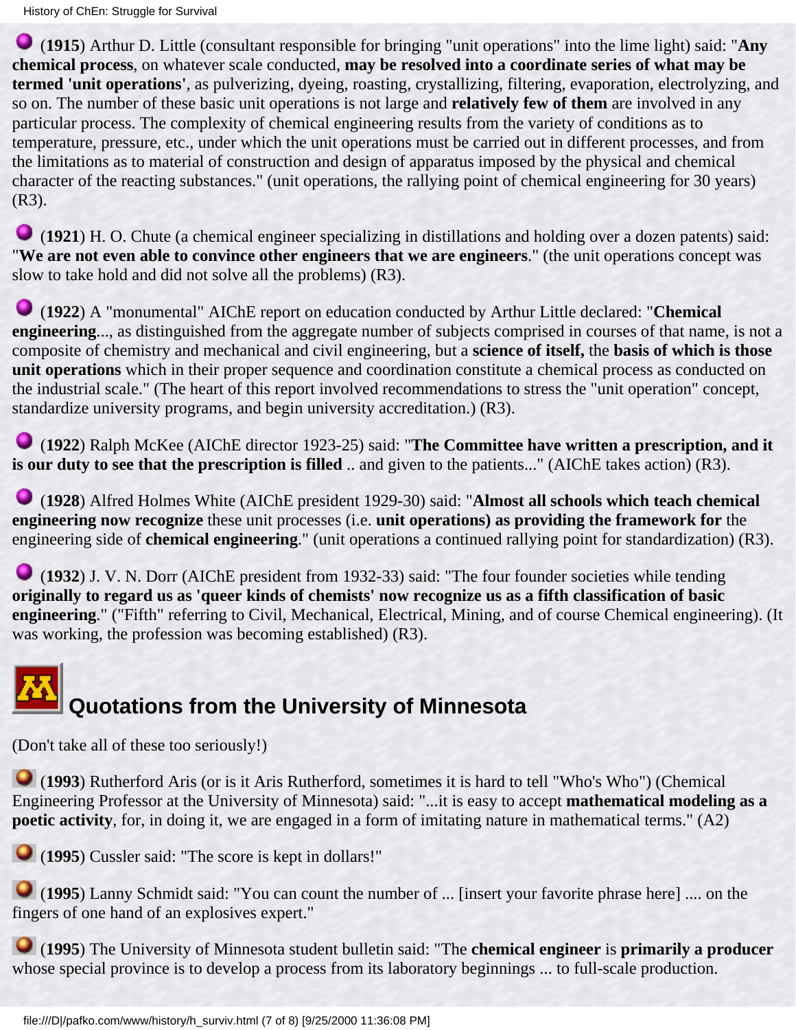(**1915**) Arthur D. Little (consultant responsible for bringing "unit operations" into the lime light) said: "**Any chemical process**, on whatever scale conducted, **may be resolved into a coordinate series of what may be termed 'unit operations'**, as pulverizing, dyeing, roasting, crystallizing, filtering, evaporation, electrolyzing, and so on. The number of these basic unit operations is not large and **relatively few of them** are involved in any particular process. The complexity of chemical engineering results from the variety of conditions as to temperature, pressure, etc., under which the unit operations must be carried out in different processes, and from the limitations as to material of construction and design of apparatus imposed by the physical and chemical character of the reacting substances." (unit operations, the rallying point of chemical engineering for 30 years) (R3).

(**1921**) H. O. Chute (a chemical engineer specializing in distillations and holding over a dozen patents) said: "**We are not even able to convince other engineers that we are engineers**." (the unit operations concept was slow to take hold and did not solve all the problems) (R3).

(**1922**) A "monumental" AIChE report on education conducted by Arthur Little declared: "**Chemical engineering**..., as distinguished from the aggregate number of subjects comprised in courses of that name, is not a composite of chemistry and mechanical and civil engineering, but a **science of itself,** the **basis of which is those unit operations** which in their proper sequence and coordination constitute a chemical process as conducted on the industrial scale." (The heart of this report involved recommendations to stress the "unit operation" concept, standardize university programs, and begin university accreditation.) (R3).

(**1922**) Ralph McKee (AIChE director 1923-25) said: "**The Committee have written a prescription, and it is our duty to see that the prescription is filled** .. and given to the patients..." (AIChE takes action) (R3).

(**1928**) Alfred Holmes White (AIChE president 1929-30) said: "**Almost all schools which teach chemical engineering now recognize** these unit processes (i.e. **unit operations) as providing the framework for** the engineering side of **chemical engineering**." (unit operations a continued rallying point for standardization) (R3).

(**1932**) J. V. N. Dorr (AIChE president from 1932-33) said: "The four founder societies while tending **originally to regard us as 'queer kinds of chemists' now recognize us as a fifth classification of basic engineering**." ("Fifth" referring to Civil, Mechanical, Electrical, Mining, and of course Chemical engineering). (It was working, the profession was becoming established) (R3).

## Quotations from the University of Minnesota

(Don't take all of these too seriously!)

(**1993**) Rutherford Aris (or is it Aris Rutherford, sometimes it is hard to tell "Who's Who") (Chemical Engineering Professor at the University of Minnesota) said: "...it is easy to accept **mathematical modeling as a poetic activity**, for, in doing it, we are engaged in a form of imitating nature in mathematical terms." (A2)

(**1995**) Cussler said: "The score is kept in dollars!"

(**1995**) Lanny Schmidt said: "You can count the number of ... [insert your favorite phrase here] .... on the fingers of one hand of an explosives expert."

(**1995**) The University of Minnesota student bulletin said: "The **chemical engineer** is **primarily a producer** whose special province is to develop a process from its laboratory beginnings ... to full-scale production.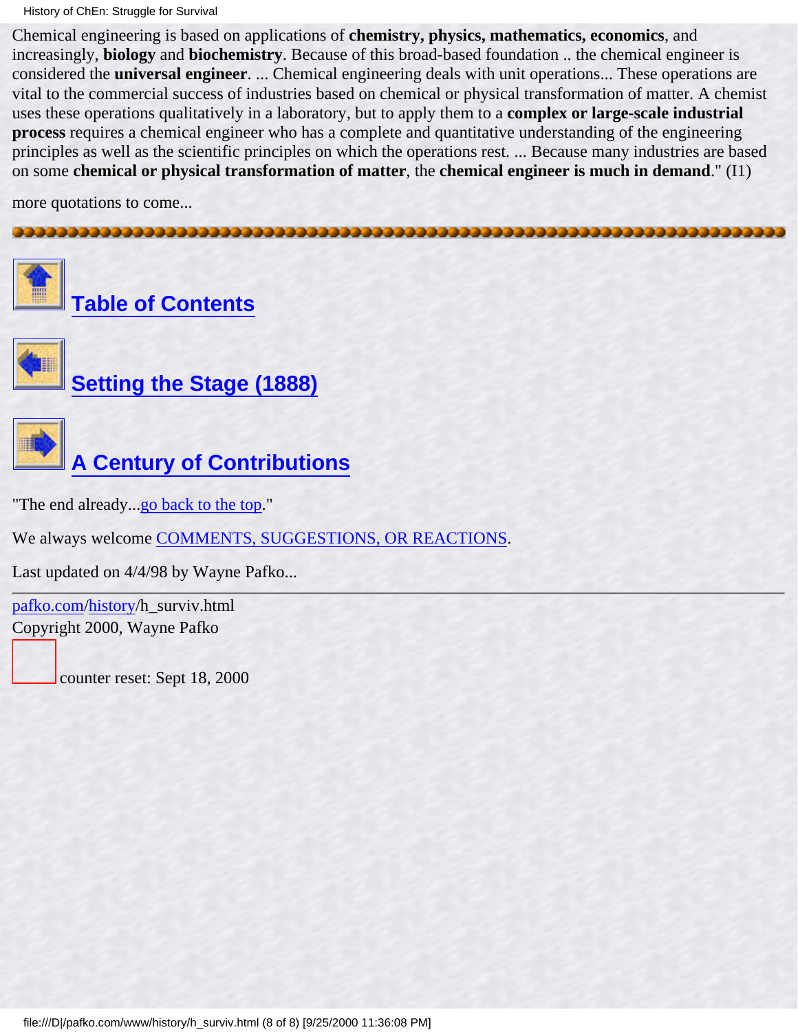Chemical engineering is based on applications of **chemistry, physics, mathematics, economics**, and increasingly, **biology** and **biochemistry**. Because of this broad-based foundation .. the chemical engineer is considered the **universal engineer**. ... Chemical engineering deals with unit operations... These operations are vital to the commercial success of industries based on chemical or physical transformation of matter. A chemist uses these operations qualitatively in a laboratory, but to apply them to a **complex or large-scale industrial process** requires a chemical engineer who has a complete and quantitative understanding of the engineering principles as well as the scientific principles on which the operations rest. ... Because many industries are based on some **chemical or physical transformation of matter**, the **chemical engineer is much in demand**." (I1)

more quotations to come...

---

## Table of Contents

## Setting the Stage (1888)

## A Century of Contributions

"The end already...go back to the top."

We always welcome COMMENTS, SUGGESTIONS, OR REACTIONS.

Last updated on 4/4/98 by Wayne Pafko...

---

pafko.com/history/h_surviv.html
Copyright 2000, Wayne Pafko

counter reset: Sept 18, 2000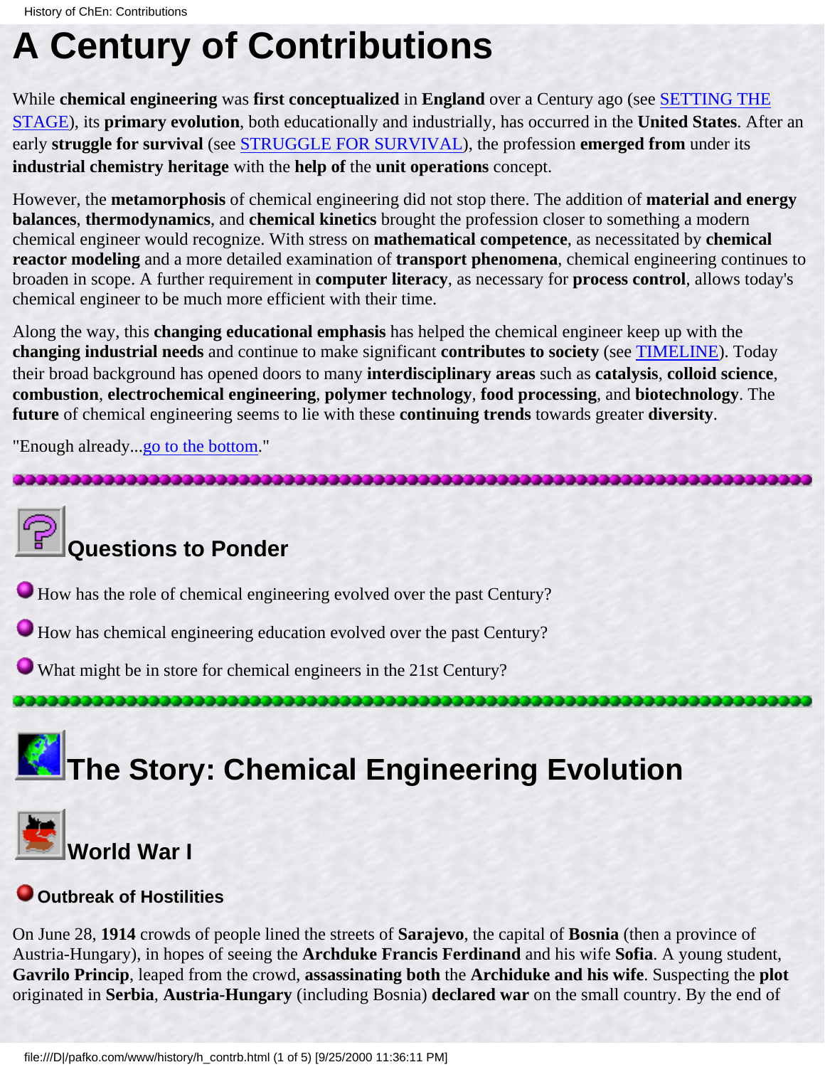# A Century of Contributions

While **chemical engineering** was **first conceptualized** in **England** over a Century ago (see SETTING THE STAGE), its **primary evolution**, both educationally and industrially, has occurred in the **United States**. After an early **struggle for survival** (see STRUGGLE FOR SURVIVAL), the profession **emerged from** under its **industrial chemistry heritage** with the **help of** the **unit operations** concept.

However, the **metamorphosis** of chemical engineering did not stop there. The addition of **material and energy balances**, **thermodynamics**, and **chemical kinetics** brought the profession closer to something a modern chemical engineer would recognize. With stress on **mathematical competence**, as necessitated by **chemical reactor modeling** and a more detailed examination of **transport phenomena**, chemical engineering continues to broaden in scope. A further requirement in **computer literacy**, as necessary for **process control**, allows today's chemical engineer to be much more efficient with their time.

Along the way, this **changing educational emphasis** has helped the chemical engineer keep up with the **changing industrial needs** and continue to make significant **contributes to society** (see TIMELINE). Today their broad background has opened doors to many **interdisciplinary areas** such as **catalysis**, **colloid science**, **combustion**, **electrochemical engineering**, **polymer technology**, **food processing**, and **biotechnology**. The **future** of chemical engineering seems to lie with these **continuing trends** towards greater **diversity**.

"Enough already...go to the bottom."

## Questions to Ponder

- How has the role of chemical engineering evolved over the past Century?
- How has chemical engineering education evolved over the past Century?
- What might be in store for chemical engineers in the 21st Century?

# The Story: Chemical Engineering Evolution

## World War I

### Outbreak of Hostilities

On June 28, **1914** crowds of people lined the streets of **Sarajevo**, the capital of **Bosnia** (then a province of Austria-Hungary), in hopes of seeing the **Archduke Francis Ferdinand** and his wife **Sofia**. A young student, **Gavrilo Princip**, leaped from the crowd, **assassinating both** the **Archiduke and his wife**. Suspecting the **plot** originated in **Serbia**, **Austria-Hungary** (including Bosnia) **declared war** on the small country. By the end of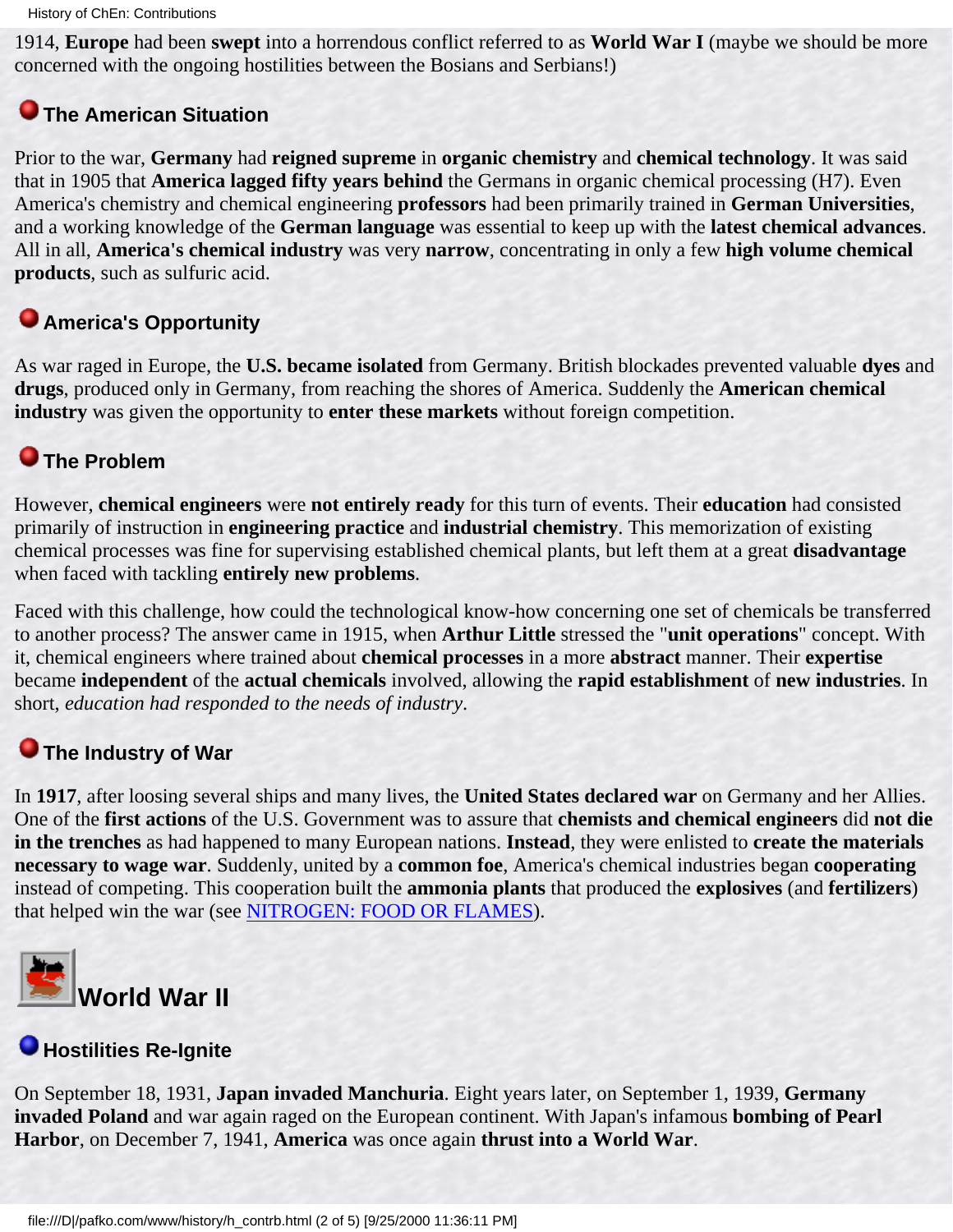1914, **Europe** had been **swept** into a horrendous conflict referred to as **World War I** (maybe we should be more concerned with the ongoing hostilities between the Bosians and Serbians!)

### The American Situation

Prior to the war, **Germany** had **reigned supreme** in **organic chemistry** and **chemical technology**. It was said that in 1905 that **America lagged fifty years behind** the Germans in organic chemical processing (H7). Even America's chemistry and chemical engineering **professors** had been primarily trained in **German Universities**, and a working knowledge of the **German language** was essential to keep up with the **latest chemical advances**. All in all, **America's chemical industry** was very **narrow**, concentrating in only a few **high volume chemical products**, such as sulfuric acid.

### America's Opportunity

As war raged in Europe, the **U.S. became isolated** from Germany. British blockades prevented valuable **dyes** and **drugs**, produced only in Germany, from reaching the shores of America. Suddenly the **American chemical industry** was given the opportunity to **enter these markets** without foreign competition.

### The Problem

However, **chemical engineers** were **not entirely ready** for this turn of events. Their **education** had consisted primarily of instruction in **engineering practice** and **industrial chemistry**. This memorization of existing chemical processes was fine for supervising established chemical plants, but left them at a great **disadvantage** when faced with tackling **entirely new problems**.

Faced with this challenge, how could the technological know-how concerning one set of chemicals be transferred to another process? The answer came in 1915, when **Arthur Little** stressed the "**unit operations**" concept. With it, chemical engineers where trained about **chemical processes** in a more **abstract** manner. Their **expertise** became **independent** of the **actual chemicals** involved, allowing the **rapid establishment** of **new industries**. In short, *education had responded to the needs of industry*.

### The Industry of War

In **1917**, after loosing several ships and many lives, the **United States declared war** on Germany and her Allies. One of the **first actions** of the U.S. Government was to assure that **chemists and chemical engineers** did **not die in the trenches** as had happened to many European nations. **Instead**, they were enlisted to **create the materials necessary to wage war**. Suddenly, united by a **common foe**, America's chemical industries began **cooperating** instead of competing. This cooperation built the **ammonia plants** that produced the **explosives** (and **fertilizers**) that helped win the war (see NITROGEN: FOOD OR FLAMES).

## World War II

### Hostilities Re-Ignite

On September 18, 1931, **Japan invaded Manchuria**. Eight years later, on September 1, 1939, **Germany invaded Poland** and war again raged on the European continent. With Japan's infamous **bombing of Pearl Harbor**, on December 7, 1941, **America** was once again **thrust into a World War**.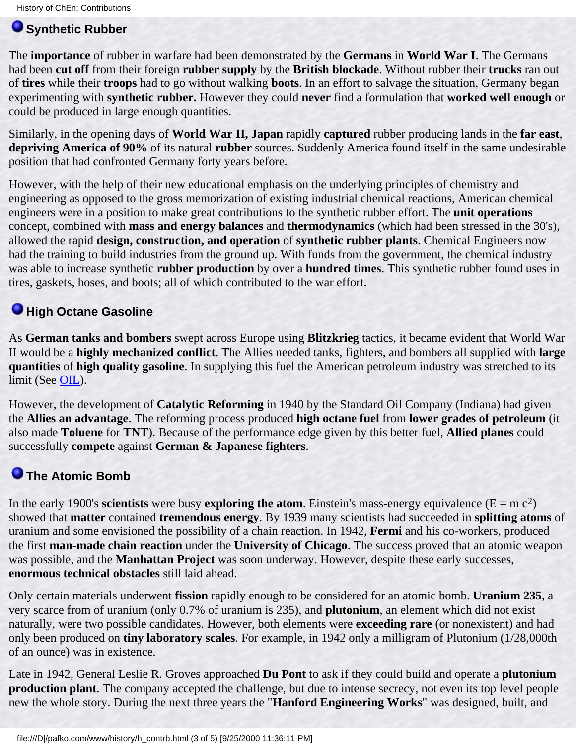## Synthetic Rubber

The **importance** of rubber in warfare had been demonstrated by the **Germans** in **World War I**. The Germans had been **cut off** from their foreign **rubber supply** by the **British blockade**. Without rubber their **trucks** ran out of **tires** while their **troops** had to go without walking **boots**. In an effort to salvage the situation, Germany began experimenting with **synthetic rubber.** However they could **never** find a formulation that **worked well enough** or could be produced in large enough quantities.

Similarly, in the opening days of **World War II, Japan** rapidly **captured** rubber producing lands in the **far east**, **depriving America of 90%** of its natural **rubber** sources. Suddenly America found itself in the same undesirable position that had confronted Germany forty years before.

However, with the help of their new educational emphasis on the underlying principles of chemistry and engineering as opposed to the gross memorization of existing industrial chemical reactions, American chemical engineers were in a position to make great contributions to the synthetic rubber effort. The **unit operations** concept, combined with **mass and energy balances** and **thermodynamics** (which had been stressed in the 30's), allowed the rapid **design, construction, and operation** of **synthetic rubber plants**. Chemical Engineers now had the training to build industries from the ground up. With funds from the government, the chemical industry was able to increase synthetic **rubber production** by over a **hundred times**. This synthetic rubber found uses in tires, gaskets, hoses, and boots; all of which contributed to the war effort.

## High Octane Gasoline

As **German tanks and bombers** swept across Europe using **Blitzkrieg** tactics, it became evident that World War II would be a **highly mechanized conflict**. The Allies needed tanks, fighters, and bombers all supplied with **large quantities** of **high quality gasoline**. In supplying this fuel the American petroleum industry was stretched to its limit (See OIL).

However, the development of **Catalytic Reforming** in 1940 by the Standard Oil Company (Indiana) had given the **Allies an advantage**. The reforming process produced **high octane fuel** from **lower grades of petroleum** (it also made **Toluene** for **TNT**). Because of the performance edge given by this better fuel, **Allied planes** could successfully **compete** against **German & Japanese fighters**.

## The Atomic Bomb

In the early 1900's **scientists** were busy **exploring the atom**. Einstein's mass-energy equivalence ($E = m c^2$) showed that **matter** contained **tremendous energy**. By 1939 many scientists had succeeded in **splitting atoms** of uranium and some envisioned the possibility of a chain reaction. In 1942, **Fermi** and his co-workers, produced the first **man-made chain reaction** under the **University of Chicago**. The success proved that an atomic weapon was possible, and the **Manhattan Project** was soon underway. However, despite these early successes, **enormous technical obstacles** still laid ahead.

Only certain materials underwent **fission** rapidly enough to be considered for an atomic bomb. **Uranium 235**, a very scarce from of uranium (only 0.7% of uranium is 235), and **plutonium**, an element which did not exist naturally, were two possible candidates. However, both elements were **exceeding rare** (or nonexistent) and had only been produced on **tiny laboratory scales**. For example, in 1942 only a milligram of Plutonium (1/28,000th of an ounce) was in existence.

Late in 1942, General Leslie R. Groves approached **Du Pont** to ask if they could build and operate a **plutonium production plant**. The company accepted the challenge, but due to intense secrecy, not even its top level people new the whole story. During the next three years the "**Hanford Engineering Works**" was designed, built, and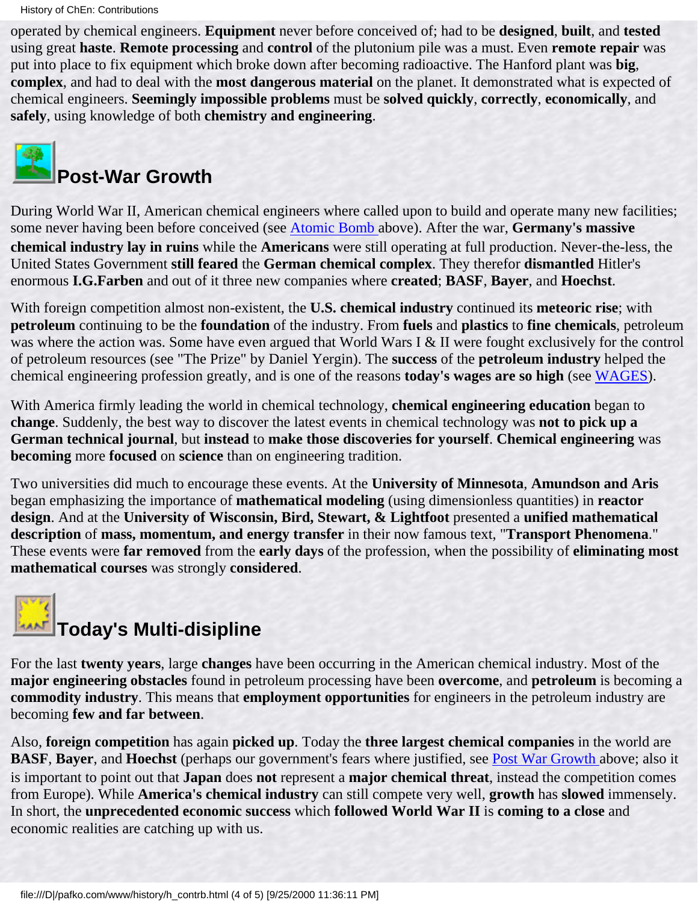operated by chemical engineers. **Equipment** never before conceived of; had to be **designed**, **built**, and **tested** using great **haste**. **Remote processing** and **control** of the plutonium pile was a must. Even **remote repair** was put into place to fix equipment which broke down after becoming radioactive. The Hanford plant was **big**, **complex**, and had to deal with the **most dangerous material** on the planet. It demonstrated what is expected of chemical engineers. **Seemingly impossible problems** must be **solved quickly**, **correctly**, **economically**, and **safely**, using knowledge of both **chemistry and engineering**.

## Post-War Growth

During World War II, American chemical engineers where called upon to build and operate many new facilities; some never having been before conceived (see Atomic Bomb above). After the war, **Germany's massive chemical industry lay in ruins** while the **Americans** were still operating at full production. Never-the-less, the United States Government **still feared** the **German chemical complex**. They therefor **dismantled** Hitler's enormous **I.G.Farben** and out of it three new companies where **created**; **BASF**, **Bayer**, and **Hoechst**.

With foreign competition almost non-existent, the **U.S. chemical industry** continued its **meteoric rise**; with **petroleum** continuing to be the **foundation** of the industry. From **fuels** and **plastics** to **fine chemicals**, petroleum was where the action was. Some have even argued that World Wars I & II were fought exclusively for the control of petroleum resources (see "The Prize" by Daniel Yergin). The **success** of the **petroleum industry** helped the chemical engineering profession greatly, and is one of the reasons **today's wages are so high** (see WAGES).

With America firmly leading the world in chemical technology, **chemical engineering education** began to **change**. Suddenly, the best way to discover the latest events in chemical technology was **not to pick up a German technical journal**, but **instead** to **make those discoveries for yourself**. **Chemical engineering** was **becoming** more **focused** on **science** than on engineering tradition.

Two universities did much to encourage these events. At the **University of Minnesota**, **Amundson and Aris** began emphasizing the importance of **mathematical modeling** (using dimensionless quantities) in **reactor design**. And at the **University of Wisconsin, Bird, Stewart, & Lightfoot** presented a **unified mathematical description** of **mass, momentum, and energy transfer** in their now famous text, "**Transport Phenomena**." These events were **far removed** from the **early days** of the profession, when the possibility of **eliminating most mathematical courses** was strongly **considered**.

## Today's Multi-disipline

For the last **twenty years**, large **changes** have been occurring in the American chemical industry. Most of the **major engineering obstacles** found in petroleum processing have been **overcome**, and **petroleum** is becoming a **commodity industry**. This means that **employment opportunities** for engineers in the petroleum industry are becoming **few and far between**.

Also, **foreign competition** has again **picked up**. Today the **three largest chemical companies** in the world are **BASF**, **Bayer**, and **Hoechst** (perhaps our government's fears where justified, see Post War Growth above; also it is important to point out that **Japan** does **not** represent a **major chemical threat**, instead the competition comes from Europe). While **America's chemical industry** can still compete very well, **growth** has **slowed** immensely. In short, the **unprecedented economic success** which **followed World War II** is **coming to a close** and economic realities are catching up with us.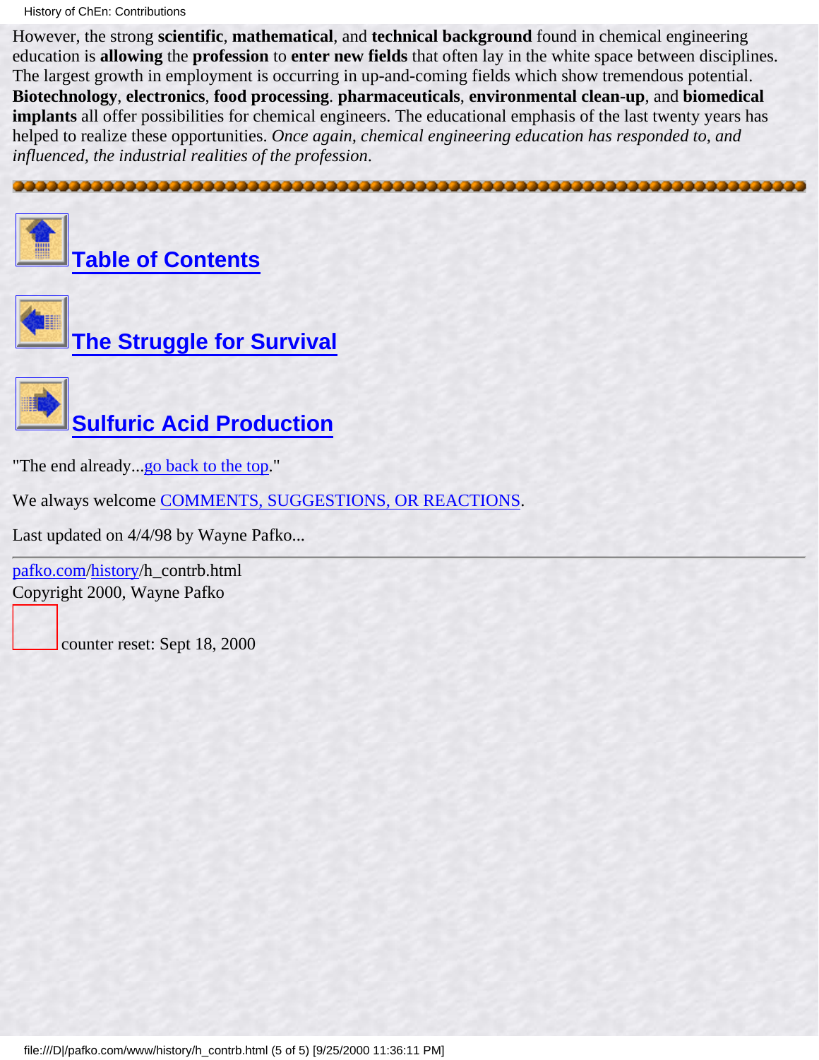However, the strong **scientific**, **mathematical**, and **technical background** found in chemical engineering education is **allowing** the **profession** to **enter new fields** that often lay in the white space between disciplines. The largest growth in employment is occurring in up-and-coming fields which show tremendous potential. **Biotechnology**, **electronics**, **food processing**. **pharmaceuticals**, **environmental clean-up**, and **biomedical implants** all offer possibilities for chemical engineers. The educational emphasis of the last twenty years has helped to realize these opportunities. *Once again, chemical engineering education has responded to, and influenced, the industrial realities of the profession.*

---

**Table of Contents**

**The Struggle for Survival**

**Sulfuric Acid Production**

"The end already...go back to the top."

We always welcome COMMENTS, SUGGESTIONS, OR REACTIONS.

Last updated on 4/4/98 by Wayne Pafko...

---

pafko.com/history/h_contrb.html
Copyright 2000, Wayne Pafko

counter reset: Sept 18, 2000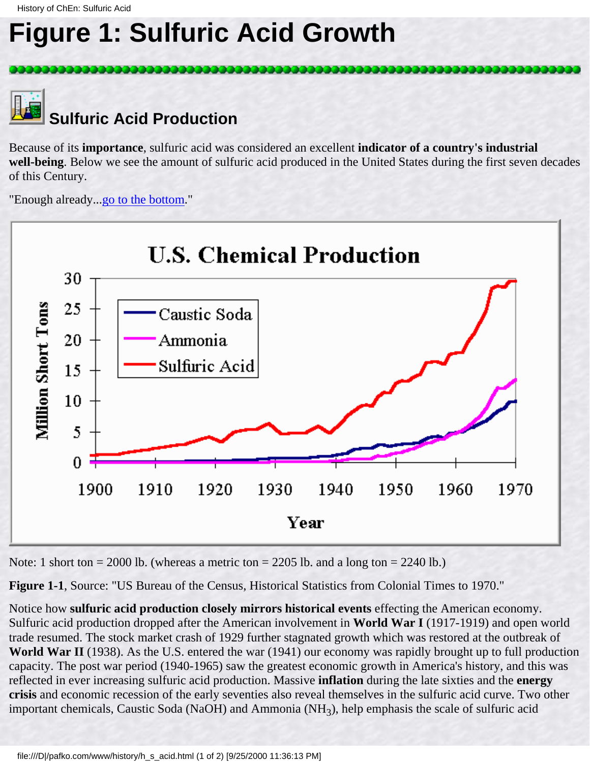# Figure 1: Sulfuric Acid Growth

## Sulfuric Acid Production

Because of its **importance**, sulfuric acid was considered an excellent **indicator of a country's industrial well-being**. Below we see the amount of sulfuric acid produced in the United States during the first seven decades of this Century.

"Enough already...go to the bottom."

Note: 1 short ton = 2000 lb. (whereas a metric ton = 2205 lb. and a long ton = 2240 lb.)

**Figure 1-1**, Source: "US Bureau of the Census, Historical Statistics from Colonial Times to 1970."

Notice how **sulfuric acid production closely mirrors historical events** effecting the American economy. Sulfuric acid production dropped after the American involvement in **World War I** (1917-1919) and open world trade resumed. The stock market crash of 1929 further stagnated growth which was restored at the outbreak of **World War II** (1938). As the U.S. entered the war (1941) our economy was rapidly brought up to full production capacity. The post war period (1940-1965) saw the greatest economic growth in America's history, and this was reflected in ever increasing sulfuric acid production. Massive **inflation** during the late sixties and the **energy crisis** and economic recession of the early seventies also reveal themselves in the sulfuric acid curve. Two other important chemicals, Caustic Soda (NaOH) and Ammonia ($NH_3$), help emphasis the scale of sulfuric acid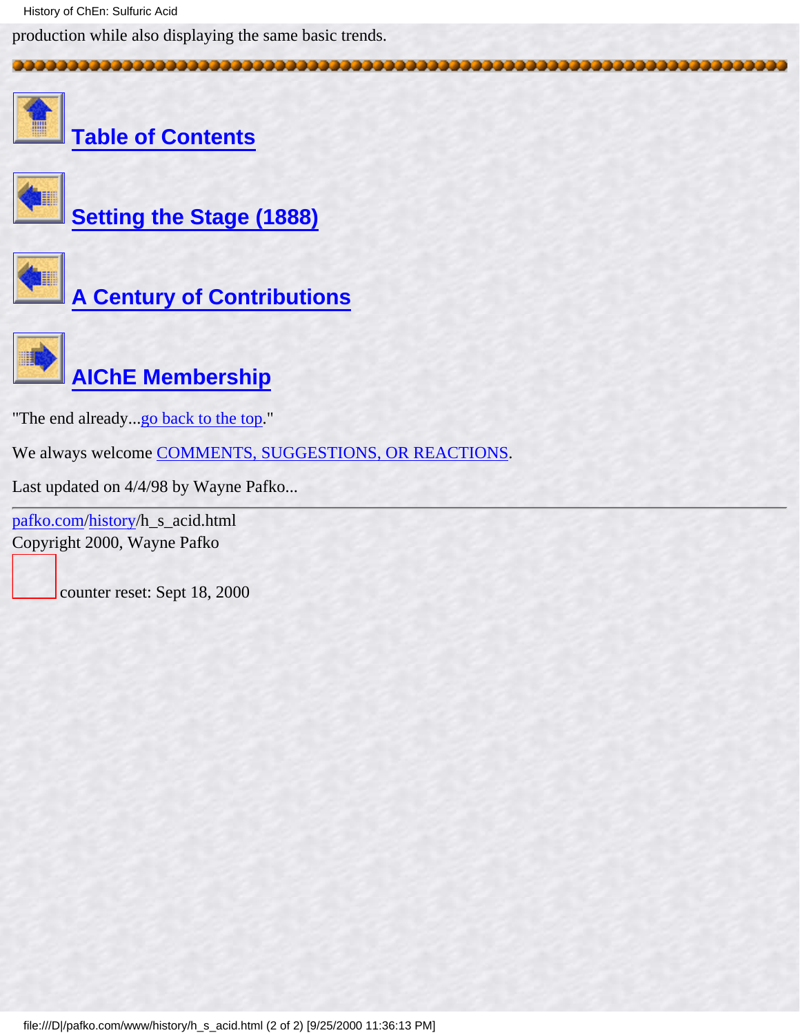production while also displaying the same basic trends.

**Table of Contents**

**Setting the Stage (1888)**

**A Century of Contributions**

**AIChE Membership**

"The end already...go back to the top."

We always welcome COMMENTS, SUGGESTIONS, OR REACTIONS.

Last updated on 4/4/98 by Wayne Pafko...

---

pafko.com/history/h_s_acid.html
Copyright 2000, Wayne Pafko

counter reset: Sept 18, 2000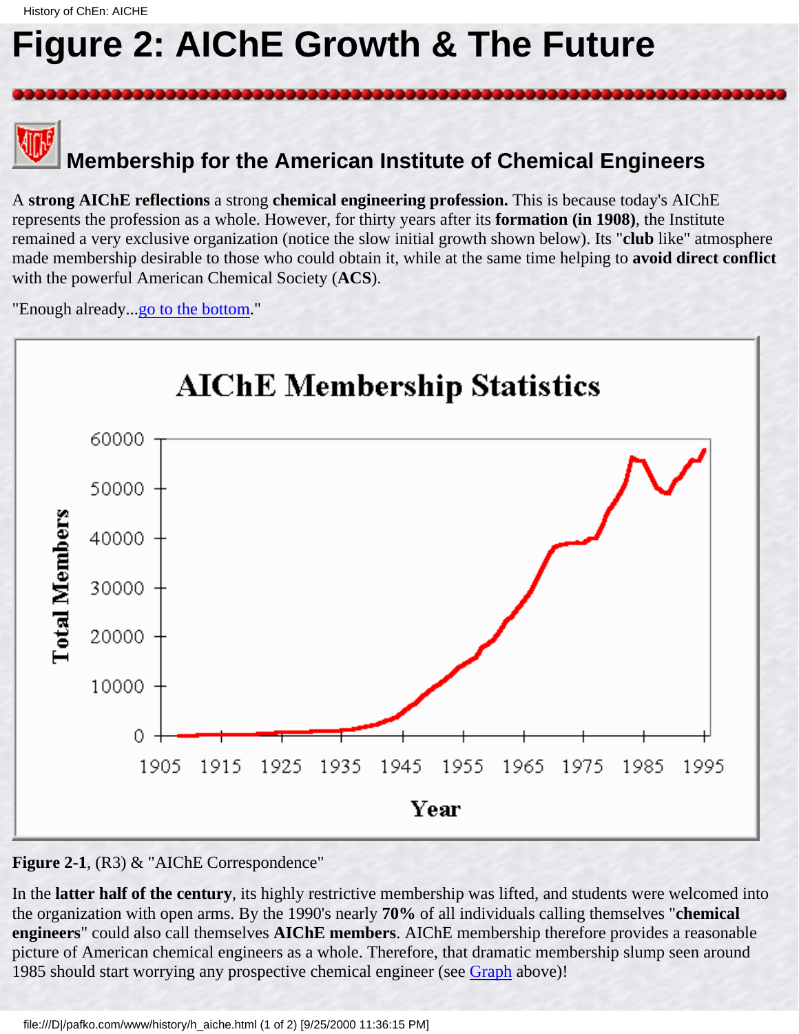# Figure 2: AIChE Growth & The Future

## Membership for the American Institute of Chemical Engineers

A **strong AIChE reflections** a strong **chemical engineering profession.** This is because today's AIChE represents the profession as a whole. However, for thirty years after its **formation (in 1908)**, the Institute remained a very exclusive organization (notice the slow initial growth shown below). Its "**club** like" atmosphere made membership desirable to those who could obtain it, while at the same time helping to **avoid direct conflict** with the powerful American Chemical Society (**ACS**).

"Enough already...go to the bottom."

**Figure 2-1**, (R3) & "AIChE Correspondence"

In the **latter half of the century**, its highly restrictive membership was lifted, and students were welcomed into the organization with open arms. By the 1990's nearly **70%** of all individuals calling themselves "**chemical engineers**" could also call themselves **AIChE members**. AIChE membership therefore provides a reasonable picture of American chemical engineers as a whole. Therefore, that dramatic membership slump seen around 1985 should start worrying any prospective chemical engineer (see Graph above)!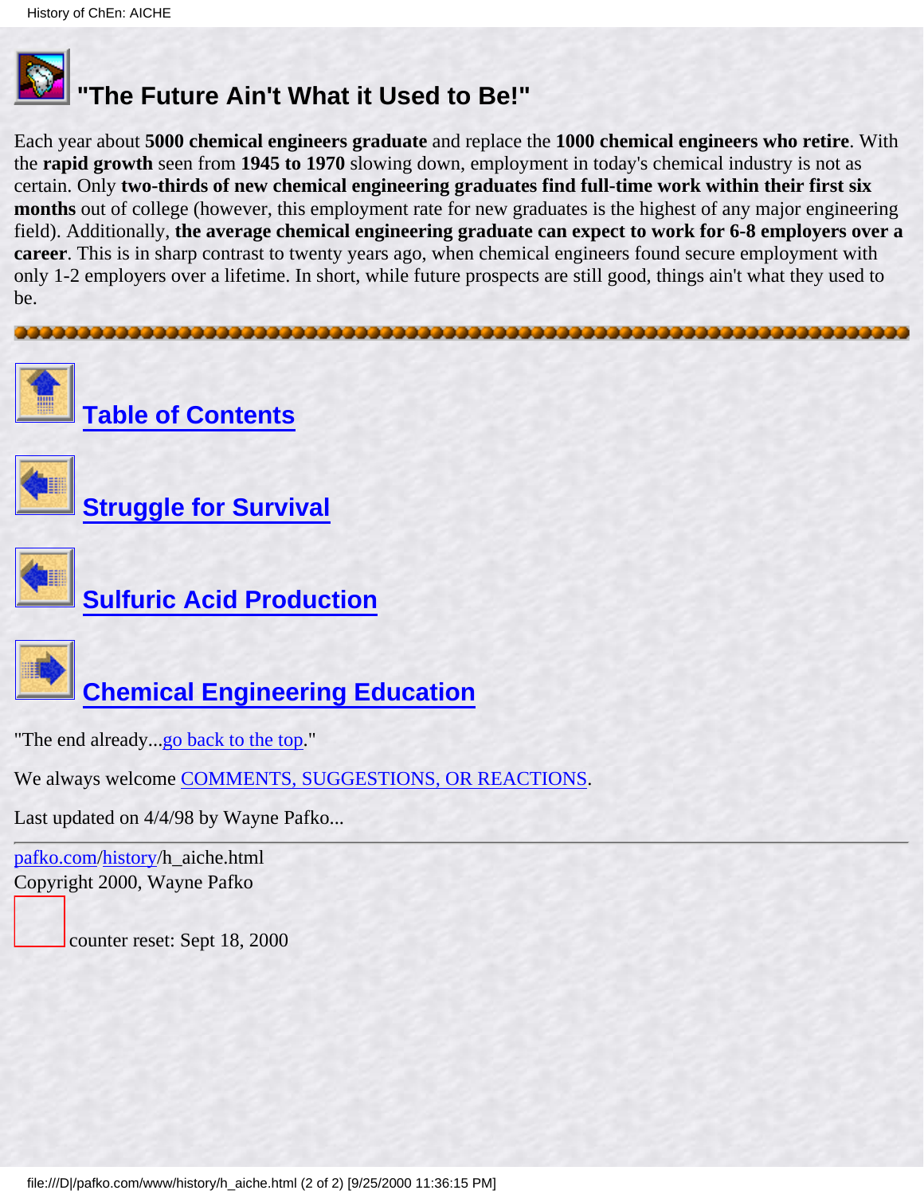# "The Future Ain't What it Used to Be!"

Each year about **5000 chemical engineers graduate** and replace the **1000 chemical engineers who retire**. With the **rapid growth** seen from **1945 to 1970** slowing down, employment in today's chemical industry is not as certain. Only **two-thirds of new chemical engineering graduates find full-time work within their first six months** out of college (however, this employment rate for new graduates is the highest of any major engineering field). Additionally, **the average chemical engineering graduate can expect to work for 6-8 employers over a career**. This is in sharp contrast to twenty years ago, when chemical engineers found secure employment with only 1-2 employers over a lifetime. In short, while future prospects are still good, things ain't what they used to be.

---

**Table of Contents**

**Struggle for Survival**

**Sulfuric Acid Production**

**Chemical Engineering Education**

"The end already...go back to the top."

We always welcome COMMENTS, SUGGESTIONS, OR REACTIONS.

Last updated on 4/4/98 by Wayne Pafko...

---

pafko.com/history/h_aiche.html
Copyright 2000, Wayne Pafko

counter reset: Sept 18, 2000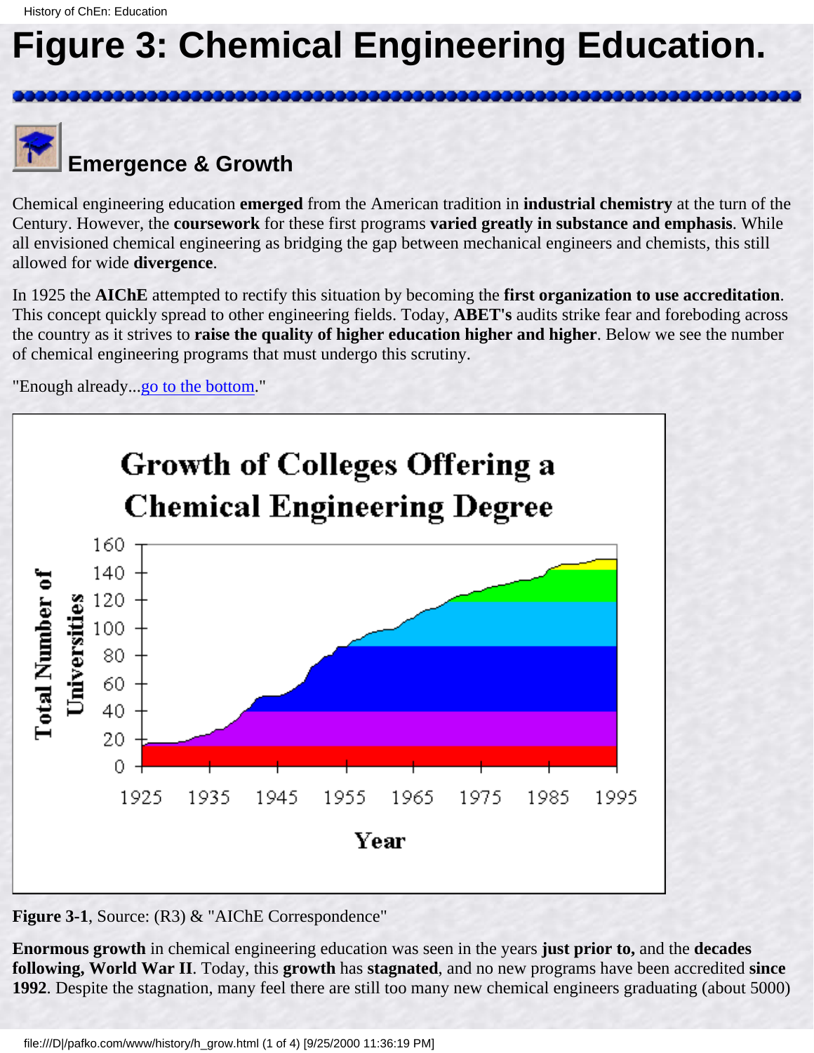# Figure 3: Chemical Engineering Education.

## Emergence & Growth

Chemical engineering education **emerged** from the American tradition in **industrial chemistry** at the turn of the Century. However, the **coursework** for these first programs **varied greatly in substance and emphasis**. While all envisioned chemical engineering as bridging the gap between mechanical engineers and chemists, this still allowed for wide **divergence**.

In 1925 the **AIChE** attempted to rectify this situation by becoming the **first organization to use accreditation**. This concept quickly spread to other engineering fields. Today, **ABET's** audits strike fear and foreboding across the country as it strives to **raise the quality of higher education higher and higher**. Below we see the number of chemical engineering programs that must undergo this scrutiny.

"Enough already...go to the bottom."

**Figure 3-1**, Source: (R3) & "AIChE Correspondence"

**Enormous growth** in chemical engineering education was seen in the years **just prior to,** and the **decades following, World War II**. Today, this **growth** has **stagnated**, and no new programs have been accredited **since 1992**. Despite the stagnation, many feel there are still too many new chemical engineers graduating (about 5000)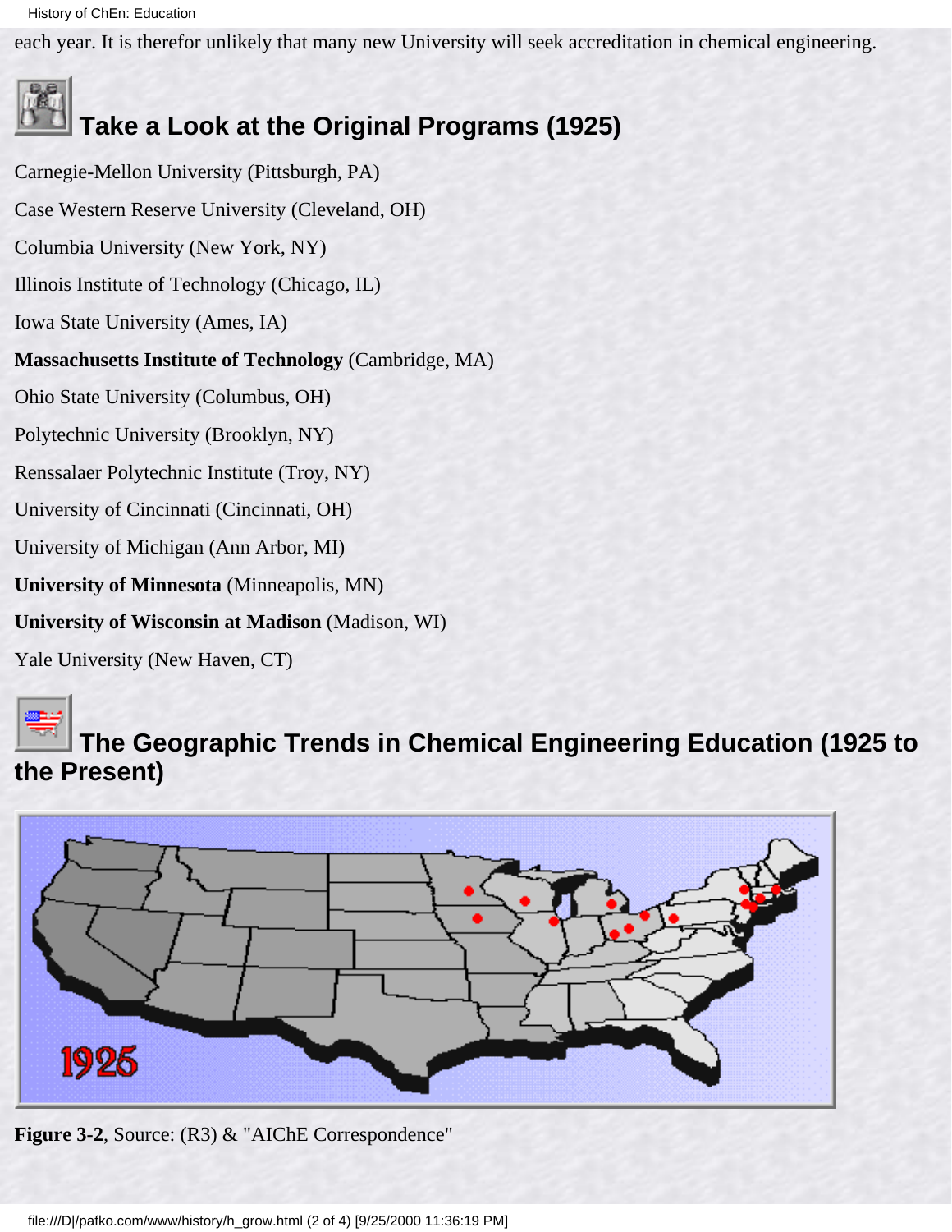each year. It is therefor unlikely that many new University will seek accreditation in chemical engineering.

## Take a Look at the Original Programs (1925)

Carnegie-Mellon University (Pittsburgh, PA)

Case Western Reserve University (Cleveland, OH)

Columbia University (New York, NY)

Illinois Institute of Technology (Chicago, IL)

Iowa State University (Ames, IA)

**Massachusetts Institute of Technology** (Cambridge, MA)

Ohio State University (Columbus, OH)

Polytechnic University (Brooklyn, NY)

Renssalaer Polytechnic Institute (Troy, NY)

University of Cincinnati (Cincinnati, OH)

University of Michigan (Ann Arbor, MI)

**University of Minnesota** (Minneapolis, MN)

**University of Wisconsin at Madison** (Madison, WI)

Yale University (New Haven, CT)

## The Geographic Trends in Chemical Engineering Education (1925 to the Present)

**Figure 3-2**, Source: (R3) & "AIChE Correspondence"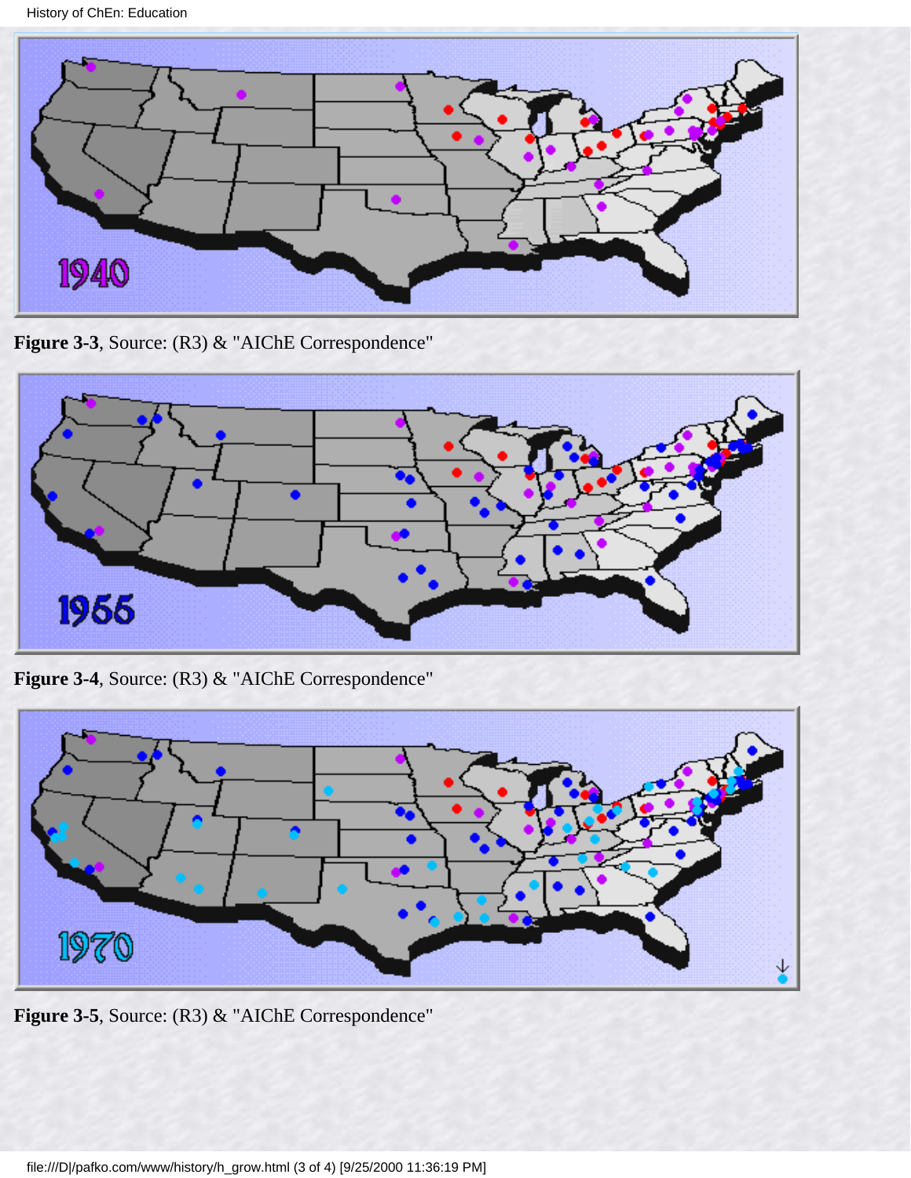**Figure 3-3**, Source: (R3) & "AIChE Correspondence"

**Figure 3-4**, Source: (R3) & "AIChE Correspondence"

**Figure 3-5**, Source: (R3) & "AIChE Correspondence"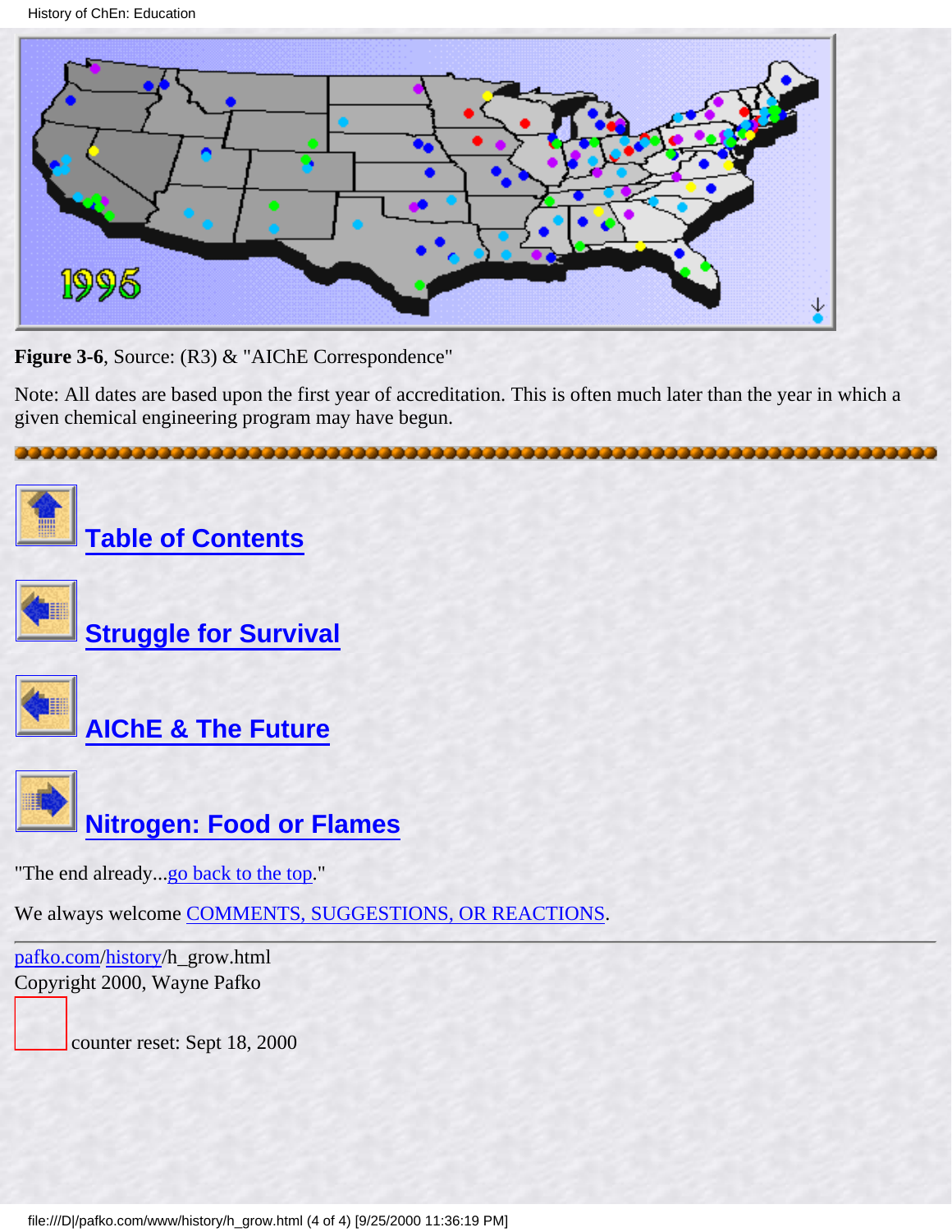**Figure 3-6**, Source: (R3) & "AIChE Correspondence"

Note: All dates are based upon the first year of accreditation. This is often much later than the year in which a given chemical engineering program may have begun.

## Table of Contents

## Struggle for Survival

## AIChE & The Future

## Nitrogen: Food or Flames

"The end already...go back to the top."

We always welcome COMMENTS, SUGGESTIONS, OR REACTIONS.

---

pafko.com/history/h_grow.html
Copyright 2000, Wayne Pafko

counter reset: Sept 18, 2000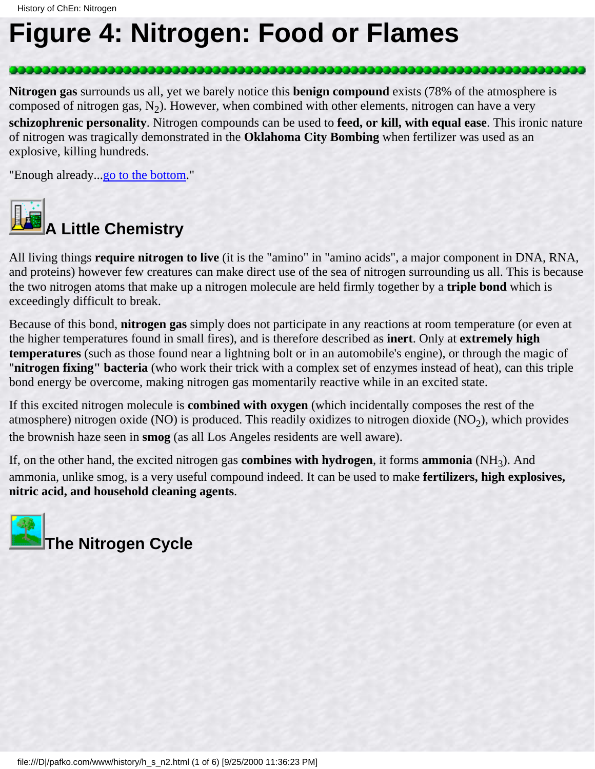# Figure 4: Nitrogen: Food or Flames

**Nitrogen gas** surrounds us all, yet we barely notice this **benign compound** exists (78% of the atmosphere is composed of nitrogen gas, $N_2$). However, when combined with other elements, nitrogen can have a very **schizophrenic personality**. Nitrogen compounds can be used to **feed, or kill, with equal ease**. This ironic nature of nitrogen was tragically demonstrated in the **Oklahoma City Bombing** when fertilizer was used as an explosive, killing hundreds.

"Enough already...go to the bottom."

## A Little Chemistry

All living things **require nitrogen to live** (it is the "amino" in "amino acids", a major component in DNA, RNA, and proteins) however few creatures can make direct use of the sea of nitrogen surrounding us all. This is because the two nitrogen atoms that make up a nitrogen molecule are held firmly together by a **triple bond** which is exceedingly difficult to break.

Because of this bond, **nitrogen gas** simply does not participate in any reactions at room temperature (or even at the higher temperatures found in small fires), and is therefore described as **inert**. Only at **extremely high temperatures** (such as those found near a lightning bolt or in an automobile's engine), or through the magic of "**nitrogen fixing" bacteria** (who work their trick with a complex set of enzymes instead of heat), can this triple bond energy be overcome, making nitrogen gas momentarily reactive while in an excited state.

If this excited nitrogen molecule is **combined with oxygen** (which incidentally composes the rest of the atmosphere) nitrogen oxide (NO) is produced. This readily oxidizes to nitrogen dioxide ($NO_2$), which provides the brownish haze seen in **smog** (as all Los Angeles residents are well aware).

If, on the other hand, the excited nitrogen gas **combines with hydrogen**, it forms **ammonia** ($NH_3$). And ammonia, unlike smog, is a very useful compound indeed. It can be used to make **fertilizers, high explosives, nitric acid, and household cleaning agents**.

## The Nitrogen Cycle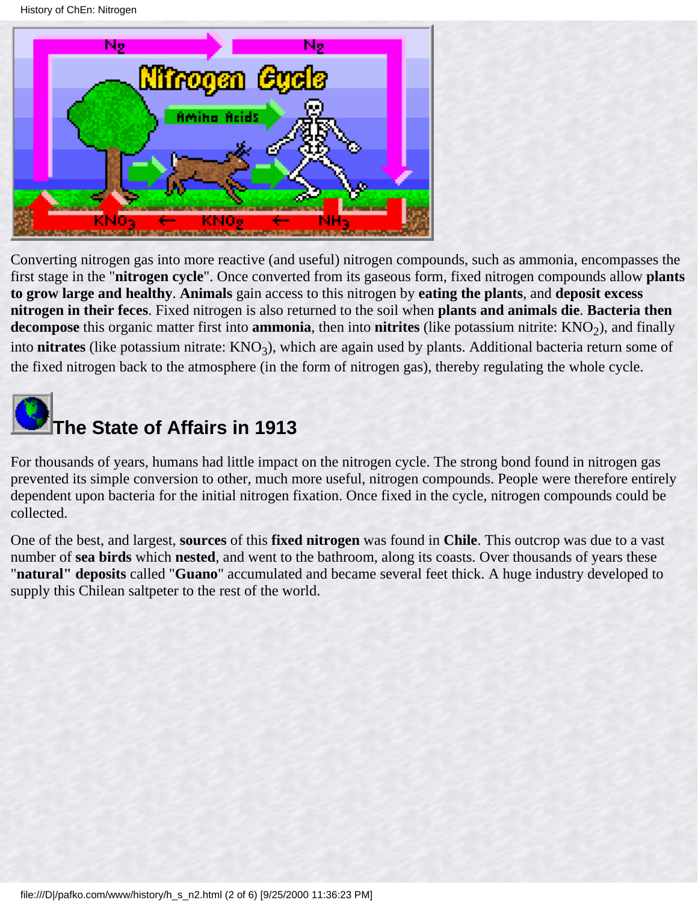Converting nitrogen gas into more reactive (and useful) nitrogen compounds, such as ammonia, encompasses the first stage in the "**nitrogen cycle**". Once converted from its gaseous form, fixed nitrogen compounds allow **plants to grow large and healthy**. **Animals** gain access to this nitrogen by **eating the plants**, and **deposit excess nitrogen in their feces**. Fixed nitrogen is also returned to the soil when **plants and animals die**. **Bacteria then decompose** this organic matter first into **ammonia**, then into **nitrites** (like potassium nitrite: $KNO_2$), and finally into **nitrates** (like potassium nitrate: $KNO_3$), which are again used by plants. Additional bacteria return some of the fixed nitrogen back to the atmosphere (in the form of nitrogen gas), thereby regulating the whole cycle.

## The State of Affairs in 1913

For thousands of years, humans had little impact on the nitrogen cycle. The strong bond found in nitrogen gas prevented its simple conversion to other, much more useful, nitrogen compounds. People were therefore entirely dependent upon bacteria for the initial nitrogen fixation. Once fixed in the cycle, nitrogen compounds could be collected.

One of the best, and largest, **sources** of this **fixed nitrogen** was found in **Chile**. This outcrop was due to a vast number of **sea birds** which **nested**, and went to the bathroom, along its coasts. Over thousands of years these "**natural" deposits** called "**Guano**" accumulated and became several feet thick. A huge industry developed to supply this Chilean saltpeter to the rest of the world.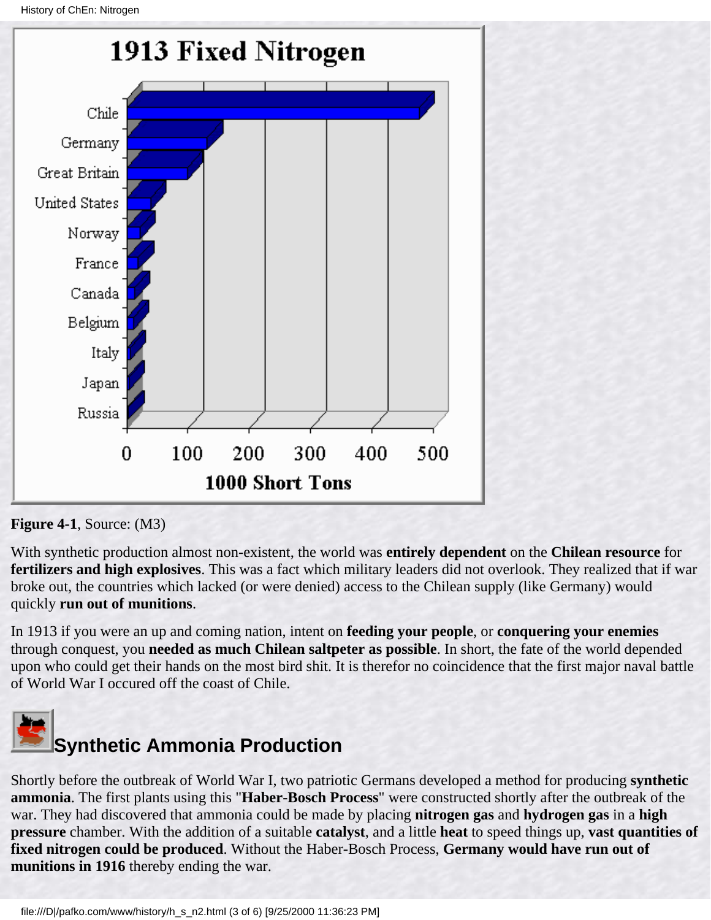Figure 4-1, Source: (M3)

With synthetic production almost non-existent, the world was **entirely dependent** on the **Chilean resource** for **fertilizers and high explosives**. This was a fact which military leaders did not overlook. They realized that if war broke out, the countries which lacked (or were denied) access to the Chilean supply (like Germany) would quickly **run out of munitions**.

In 1913 if you were an up and coming nation, intent on **feeding your people**, or **conquering your enemies** through conquest, you **needed as much Chilean saltpeter as possible**. In short, the fate of the world depended upon who could get their hands on the most bird shit. It is therefor no coincidence that the first major naval battle of World War I occured off the coast of Chile.

## Synthetic Ammonia Production

Shortly before the outbreak of World War I, two patriotic Germans developed a method for producing **synthetic ammonia**. The first plants using this "**Haber-Bosch Process**" were constructed shortly after the outbreak of the war. They had discovered that ammonia could be made by placing **nitrogen gas** and **hydrogen gas** in a **high pressure** chamber. With the addition of a suitable **catalyst**, and a little **heat** to speed things up, **vast quantities of fixed nitrogen could be produced**. Without the Haber-Bosch Process, **Germany would have run out of munitions in 1916** thereby ending the war.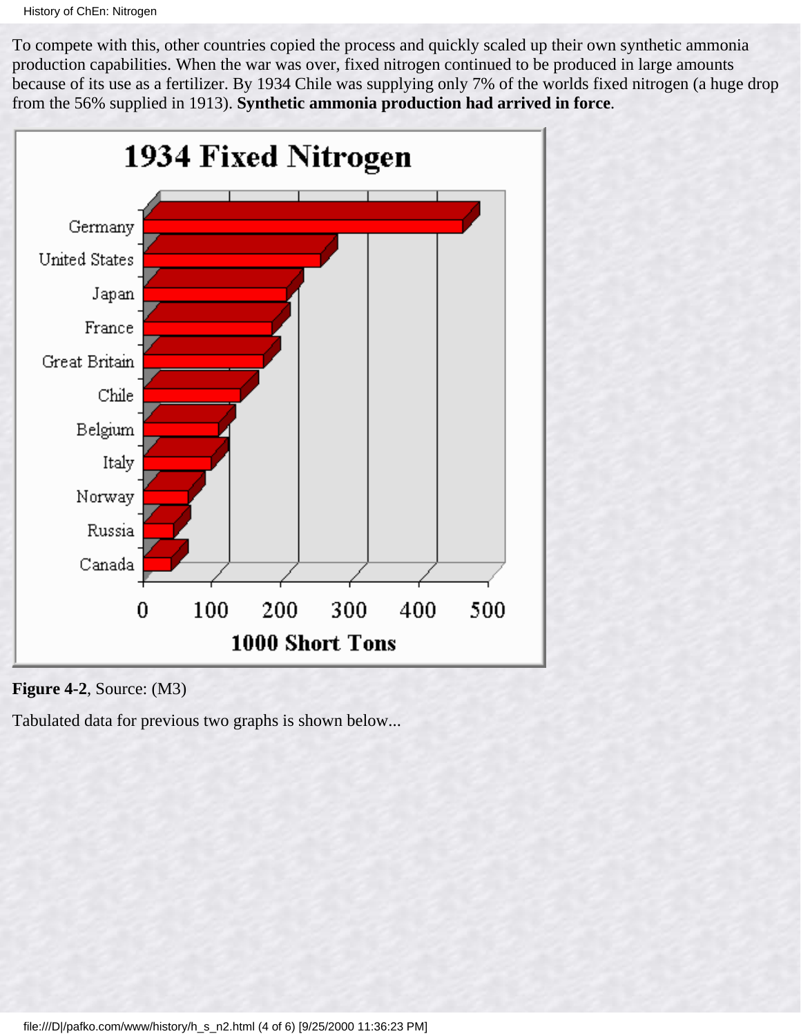To compete with this, other countries copied the process and quickly scaled up their own synthetic ammonia production capabilities. When the war was over, fixed nitrogen continued to be produced in large amounts because of its use as a fertilizer. By 1934 Chile was supplying only 7% of the worlds fixed nitrogen (a huge drop from the 56% supplied in 1913). **Synthetic ammonia production had arrived in force**.

**Figure 4-2**, Source: (M3)

Tabulated data for previous two graphs is shown below...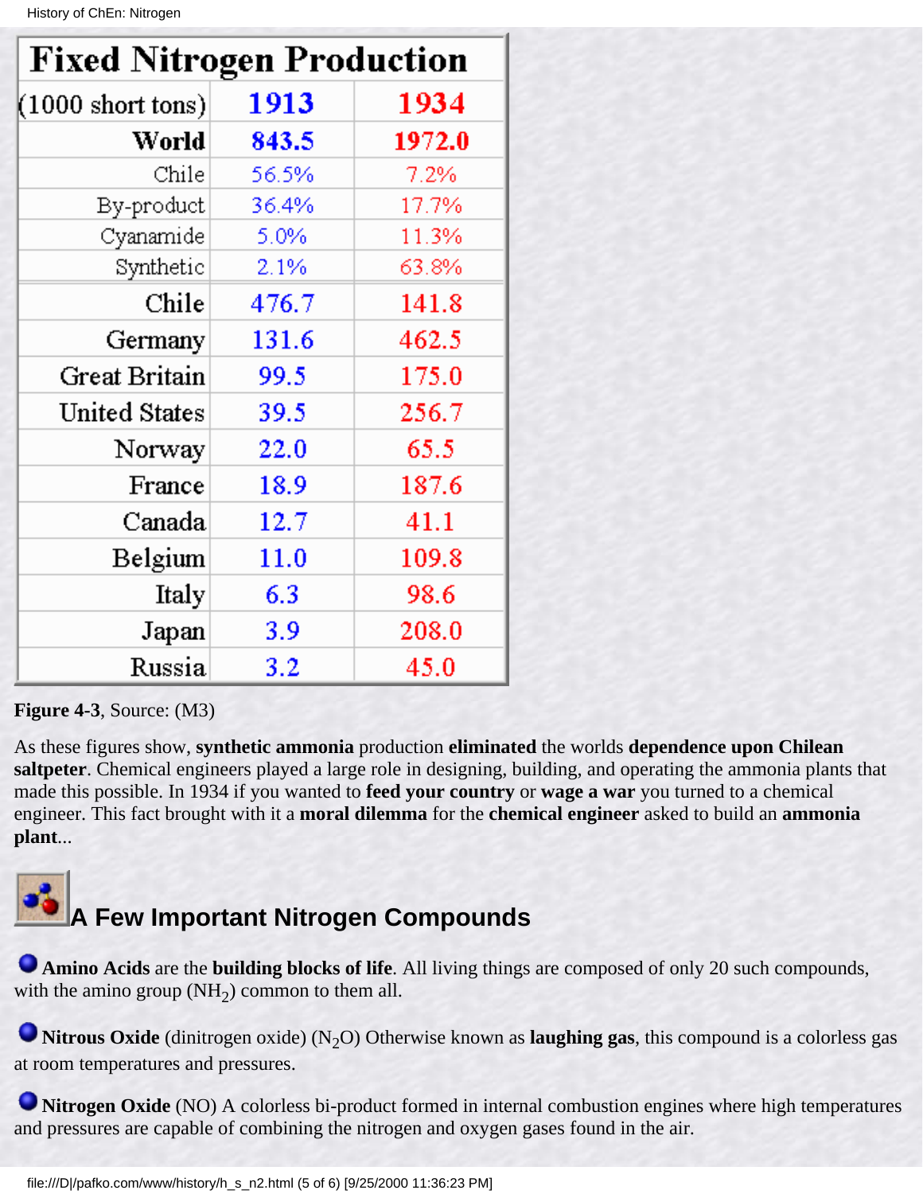| Fixed Nitrogen Production | | |
|---|---|---|
| (1000 short tons) | 1913 | 1934 |
| **World** | **843.5** | **1972.0** |
| Chile | 56.5% | 7.2% |
| By-product | 36.4% | 17.7% |
| Cyanamide | 5.0% | 11.3% |
| Synthetic | 2.1% | 63.8% |
| Chile | 476.7 | 141.8 |
| Germany | 131.6 | 462.5 |
| Great Britain | 99.5 | 175.0 |
| United States | 39.5 | 256.7 |
| Norway | 22.0 | 65.5 |
| France | 18.9 | 187.6 |
| Canada | 12.7 | 41.1 |
| Belgium | 11.0 | 109.8 |
| Italy | 6.3 | 98.6 |
| Japan | 3.9 | 208.0 |
| Russia | 3.2 | 45.0 |

**Figure 4-3**, Source: (M3)

As these figures show, **synthetic ammonia** production **eliminated** the worlds **dependence upon Chilean saltpeter**. Chemical engineers played a large role in designing, building, and operating the ammonia plants that made this possible. In 1934 if you wanted to **feed your country** or **wage a war** you turned to a chemical engineer. This fact brought with it a **moral dilemma** for the **chemical engineer** asked to build an **ammonia plant**...

## A Few Important Nitrogen Compounds

- **Amino Acids** are the **building blocks of life**. All living things are composed of only 20 such compounds, with the amino group ($NH_2$) common to them all.

- **Nitrous Oxide** (dinitrogen oxide) ($N_2O$) Otherwise known as **laughing gas**, this compound is a colorless gas at room temperatures and pressures.

- **Nitrogen Oxide** (NO) A colorless bi-product formed in internal combustion engines where high temperatures and pressures are capable of combining the nitrogen and oxygen gases found in the air.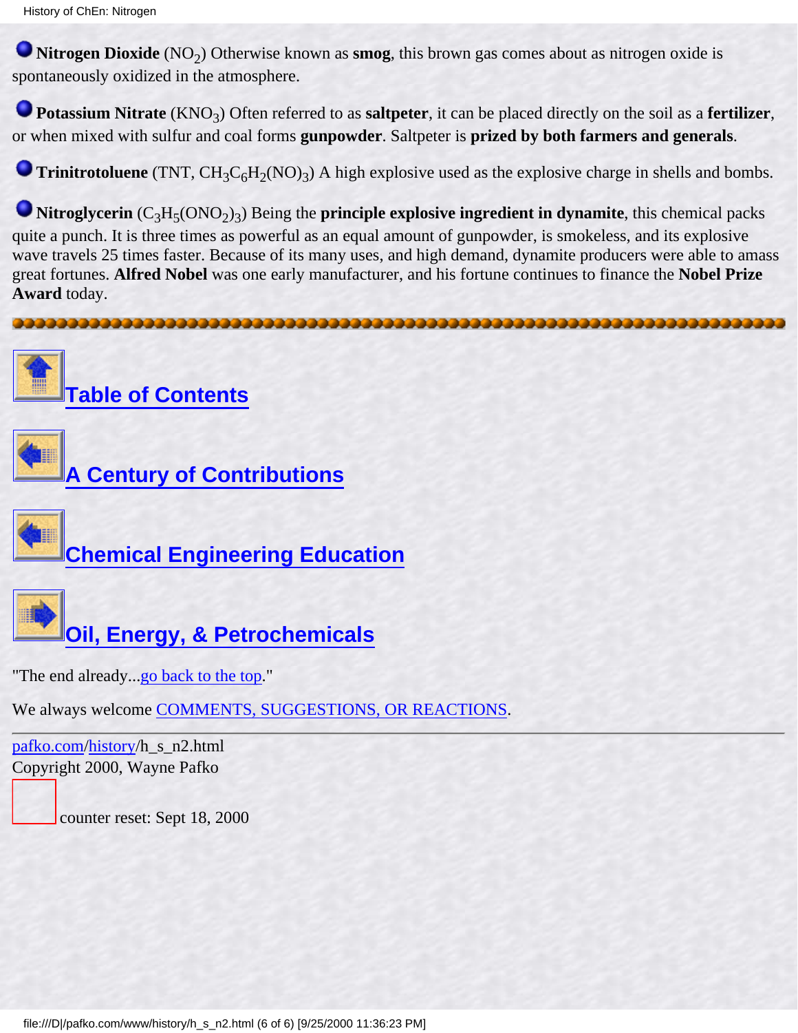**Nitrogen Dioxide** ($NO_2$) Otherwise known as **smog**, this brown gas comes about as nitrogen oxide is spontaneously oxidized in the atmosphere.

**Potassium Nitrate** ($KNO_3$) Often referred to as **saltpeter**, it can be placed directly on the soil as a **fertilizer**, or when mixed with sulfur and coal forms **gunpowder**. Saltpeter is **prized by both farmers and generals**.

**Trinitrotoluene** (TNT, $CH_3C_6H_2(NO)_3$) A high explosive used as the explosive charge in shells and bombs.

**Nitroglycerin** ($C_3H_5(ONO_2)_3$) Being the **principle explosive ingredient in dynamite**, this chemical packs quite a punch. It is three times as powerful as an equal amount of gunpowder, is smokeless, and its explosive wave travels 25 times faster. Because of its many uses, and high demand, dynamite producers were able to amass great fortunes. **Alfred Nobel** was one early manufacturer, and his fortune continues to finance the **Nobel Prize Award** today.

---

**Table of Contents**

**A Century of Contributions**

**Chemical Engineering Education**

**Oil, Energy, & Petrochemicals**

"The end already...go back to the top."

We always welcome COMMENTS, SUGGESTIONS, OR REACTIONS.

---

pafko.com/history/h_s_n2.html
Copyright 2000, Wayne Pafko

counter reset: Sept 18, 2000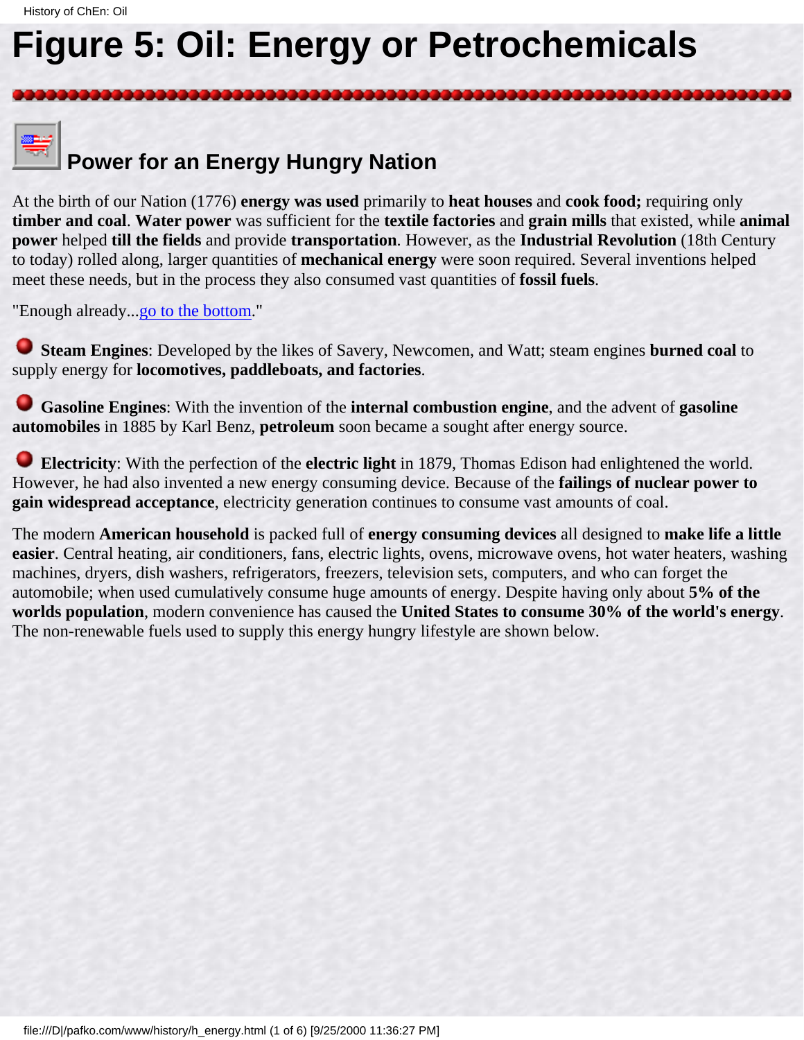# Figure 5: Oil: Energy or Petrochemicals

## Power for an Energy Hungry Nation

At the birth of our Nation (1776) **energy was used** primarily to **heat houses** and **cook food;** requiring only **timber and coal**. **Water power** was sufficient for the **textile factories** and **grain mills** that existed, while **animal power** helped **till the fields** and provide **transportation**. However, as the **Industrial Revolution** (18th Century to today) rolled along, larger quantities of **mechanical energy** were soon required. Several inventions helped meet these needs, but in the process they also consumed vast quantities of **fossil fuels**.

"Enough already...go to the bottom."

- **Steam Engines**: Developed by the likes of Savery, Newcomen, and Watt; steam engines **burned coal** to supply energy for **locomotives, paddleboats, and factories**.

- **Gasoline Engines**: With the invention of the **internal combustion engine**, and the advent of **gasoline automobiles** in 1885 by Karl Benz, **petroleum** soon became a sought after energy source.

- **Electricity**: With the perfection of the **electric light** in 1879, Thomas Edison had enlightened the world. However, he had also invented a new energy consuming device. Because of the **failings of nuclear power to gain widespread acceptance**, electricity generation continues to consume vast amounts of coal.

The modern **American household** is packed full of **energy consuming devices** all designed to **make life a little easier**. Central heating, air conditioners, fans, electric lights, ovens, microwave ovens, hot water heaters, washing machines, dryers, dish washers, refrigerators, freezers, television sets, computers, and who can forget the automobile; when used cumulatively consume huge amounts of energy. Despite having only about **5% of the worlds population**, modern convenience has caused the **United States to consume 30% of the world's energy**. The non-renewable fuels used to supply this energy hungry lifestyle are shown below.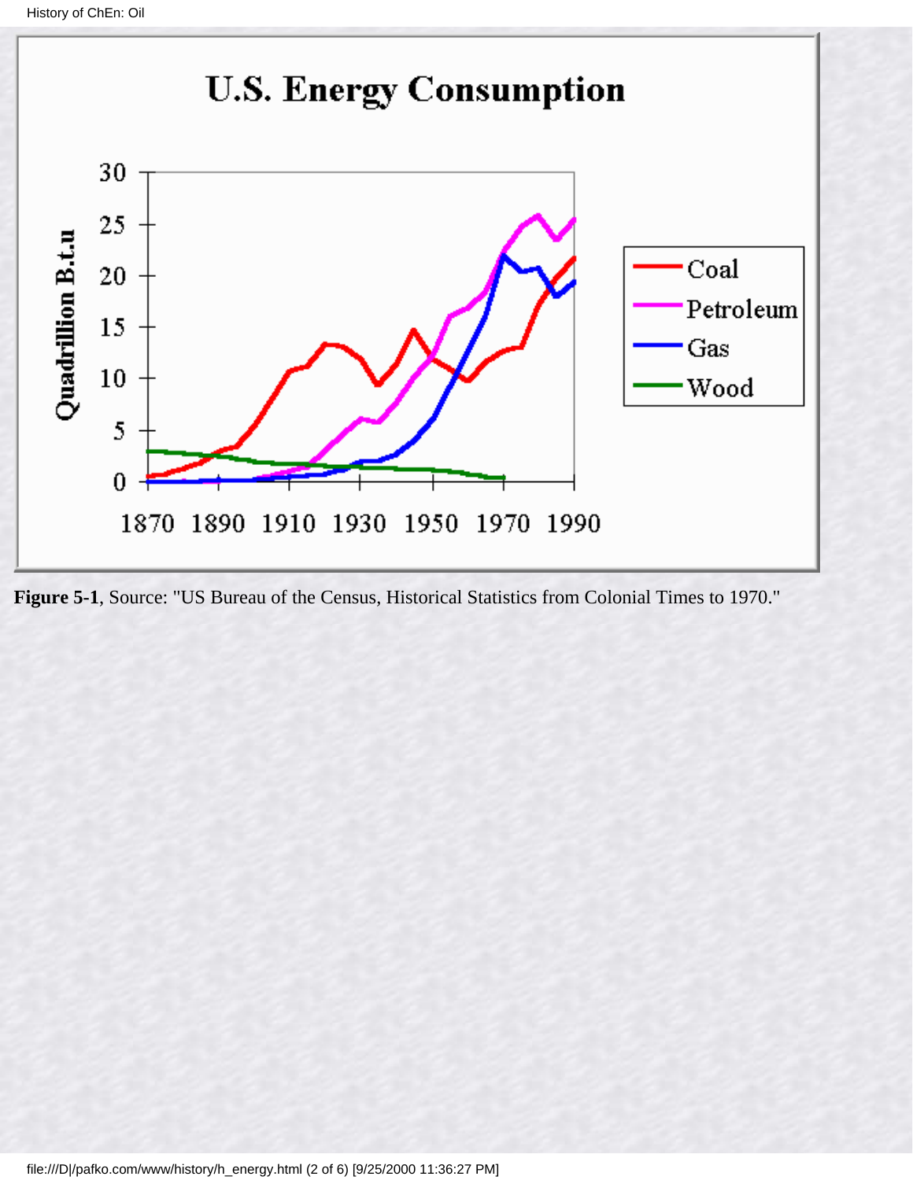**Figure 5-1**, Source: "US Bureau of the Census, Historical Statistics from Colonial Times to 1970."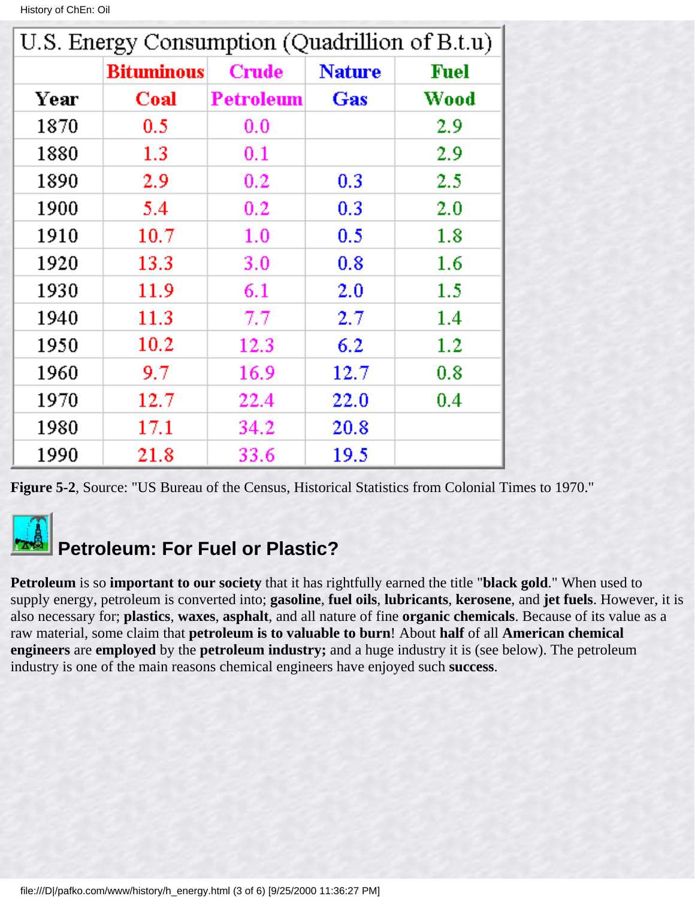| U.S. Energy Consumption (Quadrillion of B.t.u) | | | | |
|---|---|---|---|---|
| Year | Bituminous Coal | Crude Petroleum | Nature Gas | Fuel Wood |
| 1870 | 0.5 | 0.0 | | 2.9 |
| 1880 | 1.3 | 0.1 | | 2.9 |
| 1890 | 2.9 | 0.2 | 0.3 | 2.5 |
| 1900 | 5.4 | 0.2 | 0.3 | 2.0 |
| 1910 | 10.7 | 1.0 | 0.5 | 1.8 |
| 1920 | 13.3 | 3.0 | 0.8 | 1.6 |
| 1930 | 11.9 | 6.1 | 2.0 | 1.5 |
| 1940 | 11.3 | 7.7 | 2.7 | 1.4 |
| 1950 | 10.2 | 12.3 | 6.2 | 1.2 |
| 1960 | 9.7 | 16.9 | 12.7 | 0.8 |
| 1970 | 12.7 | 22.4 | 22.0 | 0.4 |
| 1980 | 17.1 | 34.2 | 20.8 | |
| 1990 | 21.8 | 33.6 | 19.5 | |

**Figure 5-2**, Source: "US Bureau of the Census, Historical Statistics from Colonial Times to 1970."

## Petroleum: For Fuel or Plastic?

**Petroleum** is so **important to our society** that it has rightfully earned the title "**black gold**." When used to supply energy, petroleum is converted into; **gasoline**, **fuel oils**, **lubricants**, **kerosene**, and **jet fuels**. However, it is also necessary for; **plastics**, **waxes**, **asphalt**, and all nature of fine **organic chemicals**. Because of its value as a raw material, some claim that **petroleum is to valuable to burn**! About **half** of all **American chemical engineers** are **employed** by the **petroleum industry;** and a huge industry it is (see below). The petroleum industry is one of the main reasons chemical engineers have enjoyed such **success**.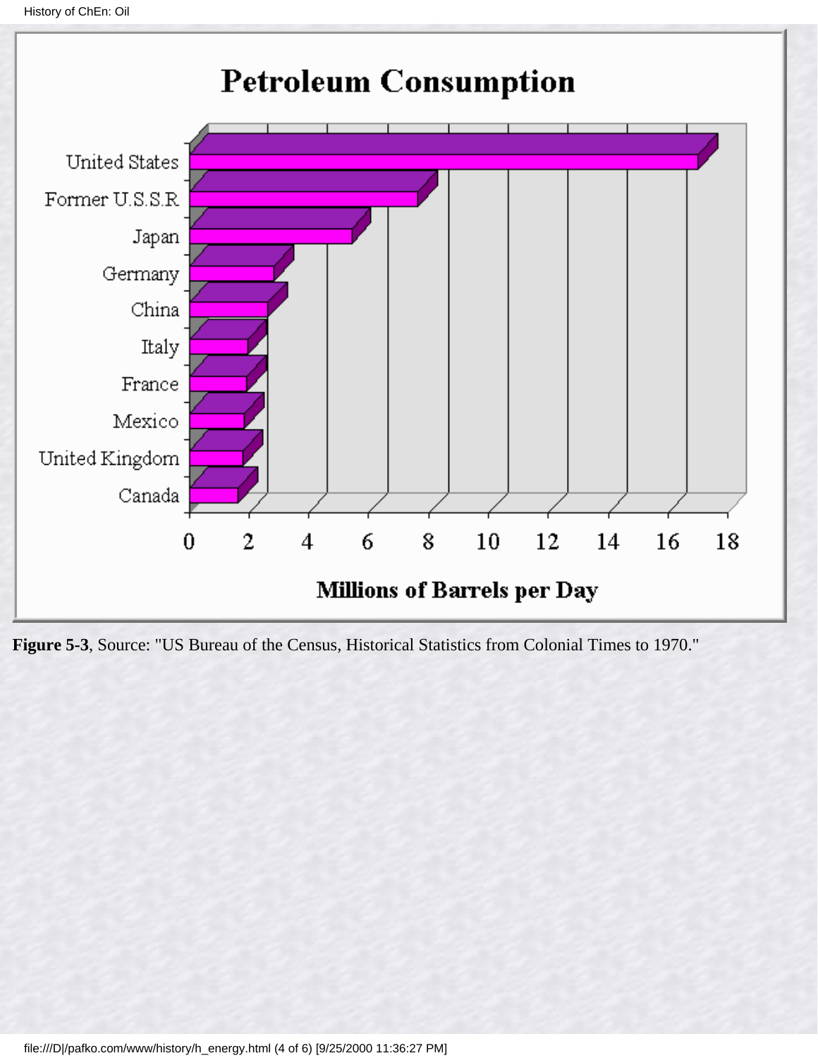# Petroleum Consumption

| Country | Millions of Barrels per Day |
|---|---|
| United States | ~17 |
| Former U.S.S.R | ~7.6 |
| Japan | ~5.4 |
| Germany | ~2.8 |
| China | ~2.6 |
| Italy | ~1.9 |
| France | ~1.9 |
| Mexico | ~1.8 |
| United Kingdom | ~1.8 |
| Canada | ~1.6 |

**Figure 5-3**, Source: "US Bureau of the Census, Historical Statistics from Colonial Times to 1970."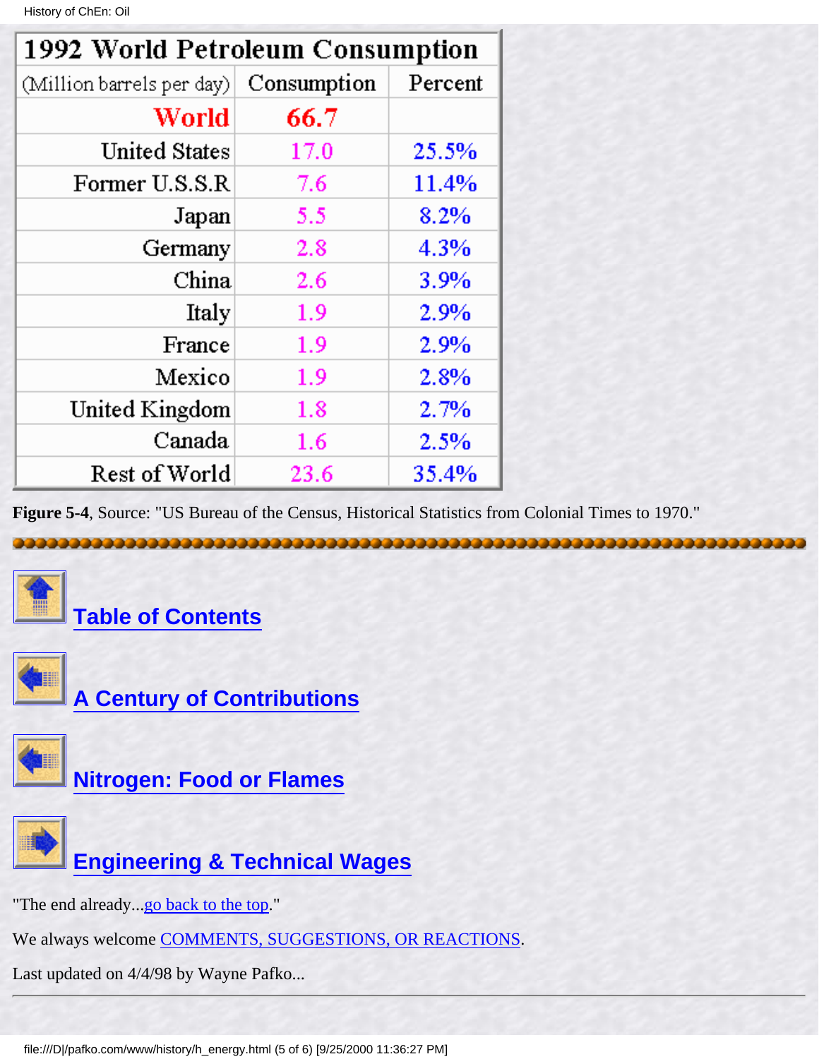| 1992 World Petroleum Consumption | | |
|---|---|---|
| (Million barrels per day) | Consumption | Percent |
| World | 66.7 | |
| United States | 17.0 | 25.5% |
| Former U.S.S.R | 7.6 | 11.4% |
| Japan | 5.5 | 8.2% |
| Germany | 2.8 | 4.3% |
| China | 2.6 | 3.9% |
| Italy | 1.9 | 2.9% |
| France | 1.9 | 2.9% |
| Mexico | 1.9 | 2.8% |
| United Kingdom | 1.8 | 2.7% |
| Canada | 1.6 | 2.5% |
| Rest of World | 23.6 | 35.4% |

**Figure 5-4**, Source: "US Bureau of the Census, Historical Statistics from Colonial Times to 1970."

---

**Table of Contents**

**A Century of Contributions**

**Nitrogen: Food or Flames**

**Engineering & Technical Wages**

"The end already...go back to the top."

We always welcome COMMENTS, SUGGESTIONS, OR REACTIONS.

Last updated on 4/4/98 by Wayne Pafko...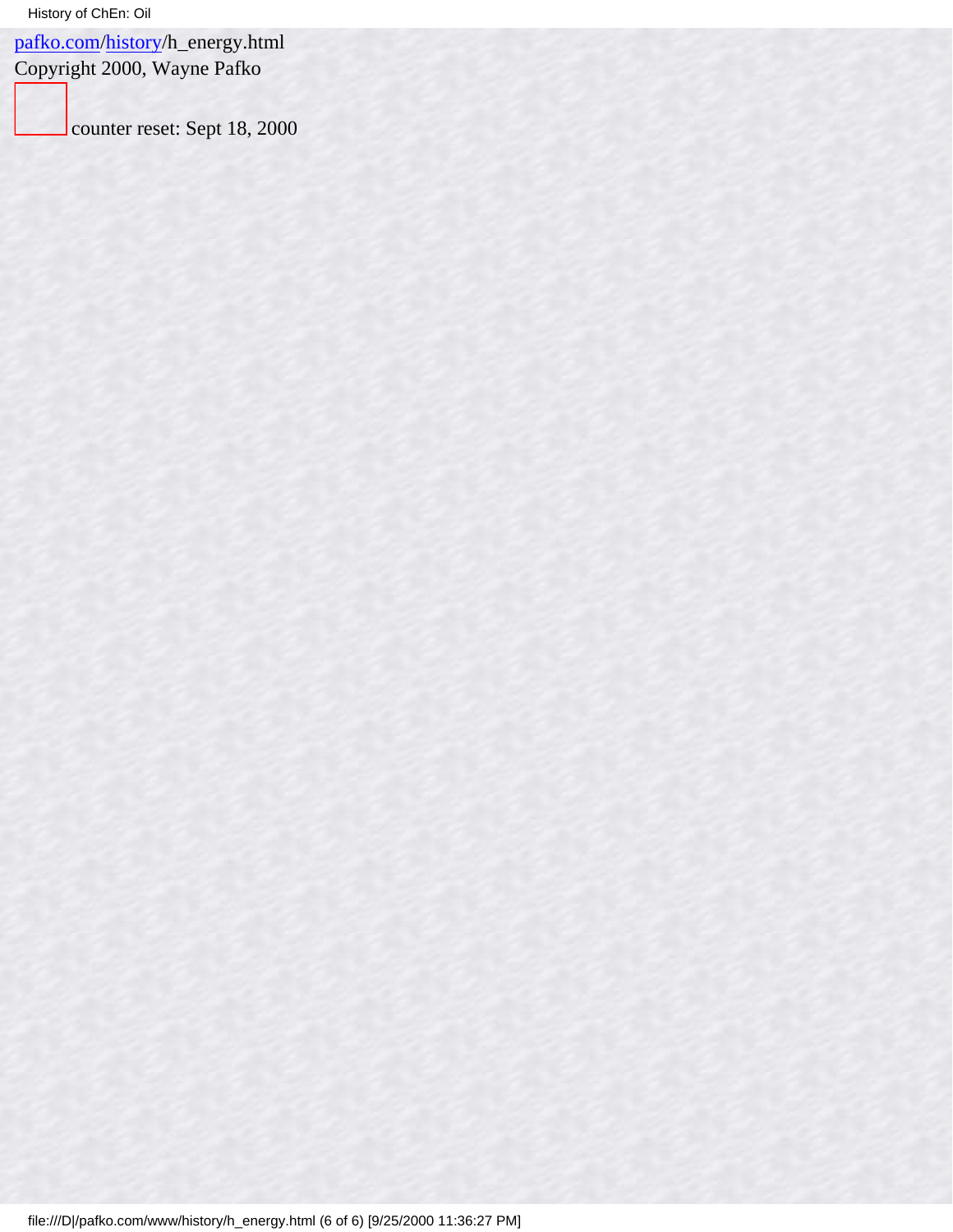pafko.com/history/h_energy.html
Copyright 2000, Wayne Pafko

counter reset: Sept 18, 2000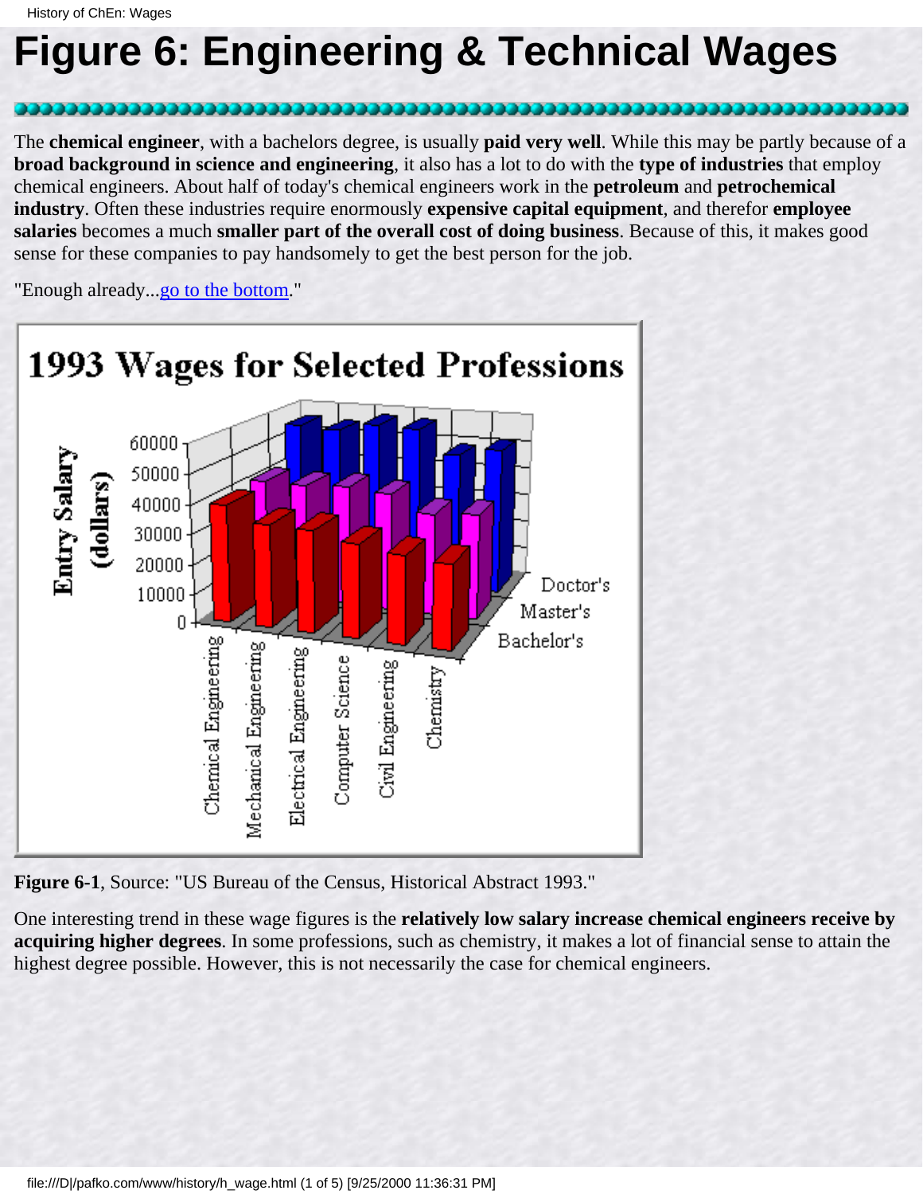# Figure 6: Engineering & Technical Wages

The **chemical engineer**, with a bachelors degree, is usually **paid very well**. While this may be partly because of a **broad background in science and engineering**, it also has a lot to do with the **type of industries** that employ chemical engineers. About half of today's chemical engineers work in the **petroleum** and **petrochemical industry**. Often these industries require enormously **expensive capital equipment**, and therefor **employee salaries** becomes a much **smaller part of the overall cost of doing business**. Because of this, it makes good sense for these companies to pay handsomely to get the best person for the job.

"Enough already...go to the bottom."

**Figure 6-1**, Source: "US Bureau of the Census, Historical Abstract 1993."

One interesting trend in these wage figures is the **relatively low salary increase chemical engineers receive by acquiring higher degrees**. In some professions, such as chemistry, it makes a lot of financial sense to attain the highest degree possible. However, this is not necessarily the case for chemical engineers.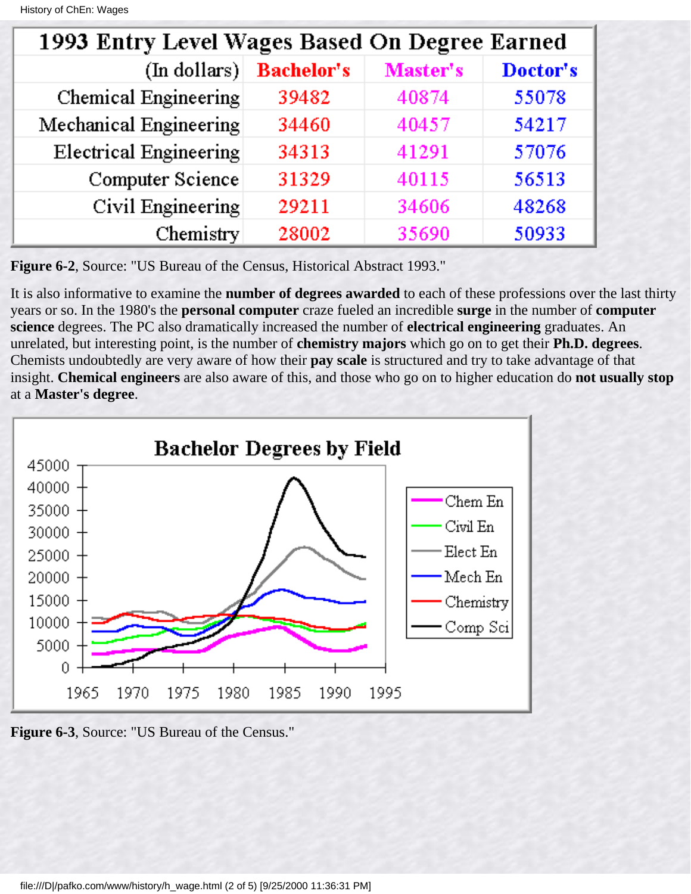| 1993 Entry Level Wages Based On Degree Earned | | | |
|---|---|---|---|
| (In dollars) | Bachelor's | Master's | Doctor's |
| Chemical Engineering | 39482 | 40874 | 55078 |
| Mechanical Engineering | 34460 | 40457 | 54217 |
| Electrical Engineering | 34313 | 41291 | 57076 |
| Computer Science | 31329 | 40115 | 56513 |
| Civil Engineering | 29211 | 34606 | 48268 |
| Chemistry | 28002 | 35690 | 50933 |

**Figure 6-2**, Source: "US Bureau of the Census, Historical Abstract 1993."

It is also informative to examine the **number of degrees awarded** to each of these professions over the last thirty years or so. In the 1980's the **personal computer** craze fueled an incredible **surge** in the number of **computer science** degrees. The PC also dramatically increased the number of **electrical engineering** graduates. An unrelated, but interesting point, is the number of **chemistry majors** which go on to get their **Ph.D. degrees**. Chemists undoubtedly are very aware of how their **pay scale** is structured and try to take advantage of that insight. **Chemical engineers** are also aware of this, and those who go on to higher education do **not usually stop** at a **Master's degree**.

**Figure 6-3**, Source: "US Bureau of the Census."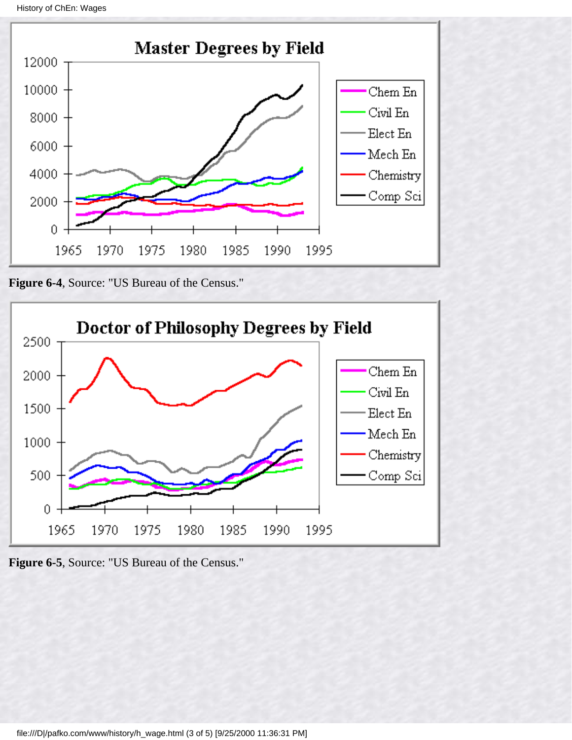**Figure 6-4**, Source: "US Bureau of the Census."

**Figure 6-5**, Source: "US Bureau of the Census."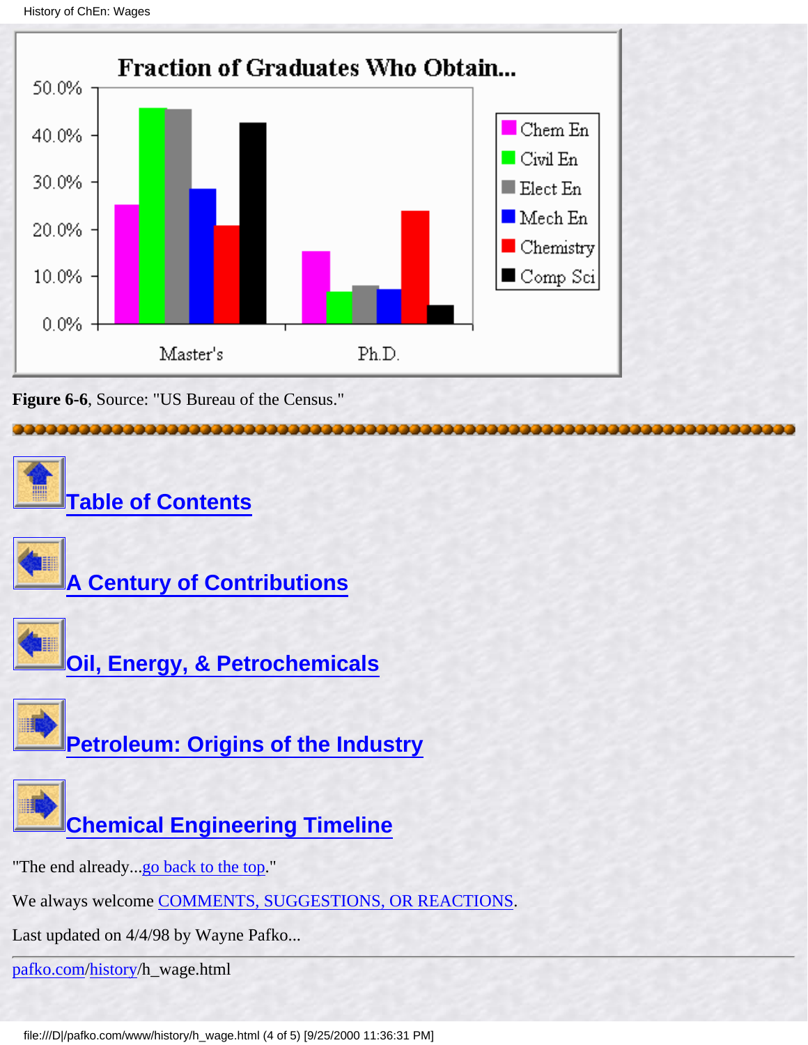**Figure 6-6**, Source: "US Bureau of the Census."

[Table of Contents](#)

[A Century of Contributions](#)

[Oil, Energy, & Petrochemicals](#)

[Petroleum: Origins of the Industry](#)

[Chemical Engineering Timeline](#)

"The end already...[go back to the top](#)."

We always welcome [COMMENTS, SUGGESTIONS, OR REACTIONS](#).

Last updated on 4/4/98 by Wayne Pafko...

---

[pafko.com](#)/[history](#)/h_wage.html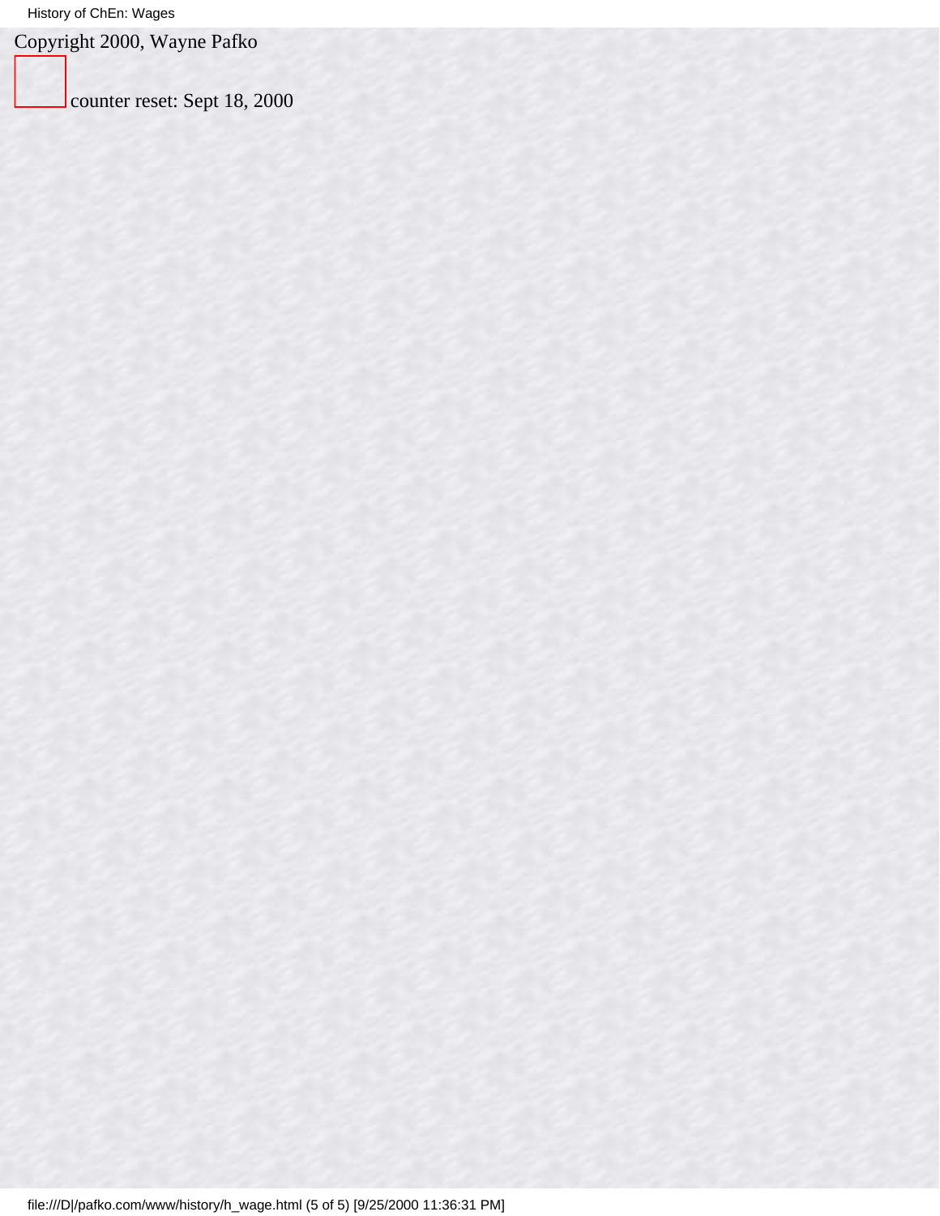Copyright 2000, Wayne Pafko

counter reset: Sept 18, 2000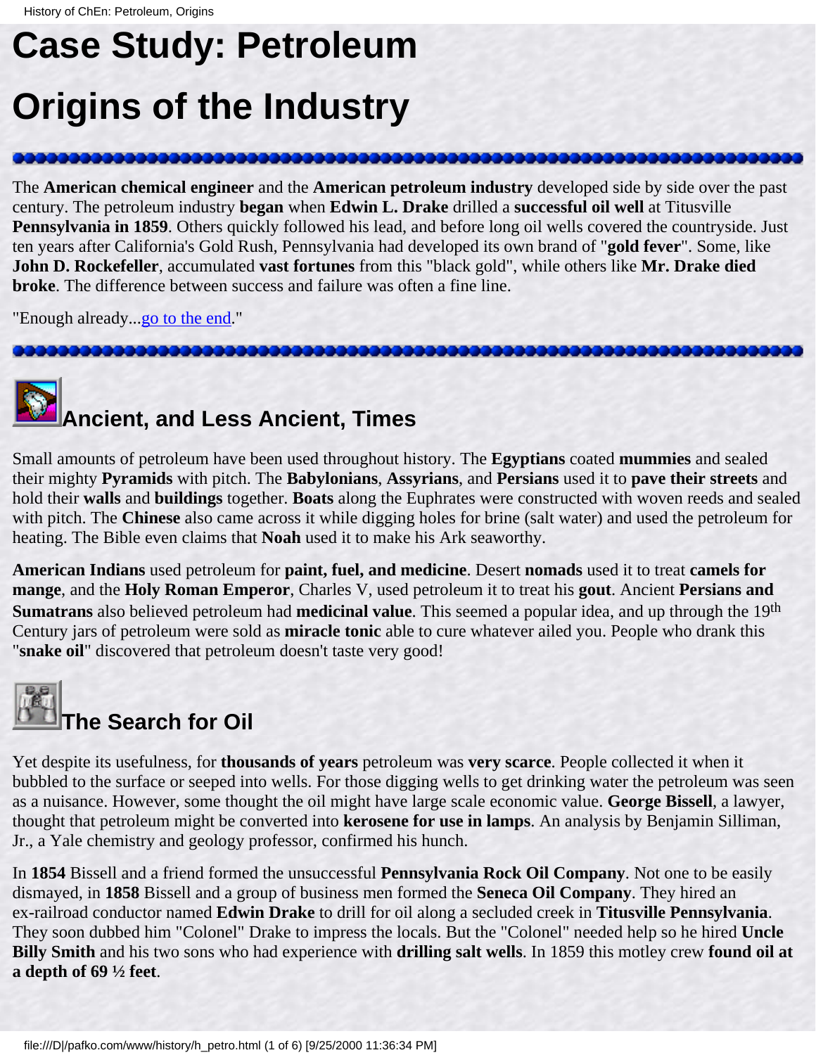# Case Study: Petroleum

# Origins of the Industry

The **American chemical engineer** and the **American petroleum industry** developed side by side over the past century. The petroleum industry **began** when **Edwin L. Drake** drilled a **successful oil well** at Titusville **Pennsylvania in 1859**. Others quickly followed his lead, and before long oil wells covered the countryside. Just ten years after California's Gold Rush, Pennsylvania had developed its own brand of "**gold fever**". Some, like **John D. Rockefeller**, accumulated **vast fortunes** from this "black gold", while others like **Mr. Drake died broke**. The difference between success and failure was often a fine line.

"Enough already...go to the end."

## Ancient, and Less Ancient, Times

Small amounts of petroleum have been used throughout history. The **Egyptians** coated **mummies** and sealed their mighty **Pyramids** with pitch. The **Babylonians**, **Assyrians**, and **Persians** used it to **pave their streets** and hold their **walls** and **buildings** together. **Boats** along the Euphrates were constructed with woven reeds and sealed with pitch. The **Chinese** also came across it while digging holes for brine (salt water) and used the petroleum for heating. The Bible even claims that **Noah** used it to make his Ark seaworthy.

**American Indians** used petroleum for **paint, fuel, and medicine**. Desert **nomads** used it to treat **camels for mange**, and the **Holy Roman Emperor**, Charles V, used petroleum it to treat his **gout**. Ancient **Persians and Sumatrans** also believed petroleum had **medicinal value**. This seemed a popular idea, and up through the 19th Century jars of petroleum were sold as **miracle tonic** able to cure whatever ailed you. People who drank this "**snake oil**" discovered that petroleum doesn't taste very good!

## The Search for Oil

Yet despite its usefulness, for **thousands of years** petroleum was **very scarce**. People collected it when it bubbled to the surface or seeped into wells. For those digging wells to get drinking water the petroleum was seen as a nuisance. However, some thought the oil might have large scale economic value. **George Bissell**, a lawyer, thought that petroleum might be converted into **kerosene for use in lamps**. An analysis by Benjamin Silliman, Jr., a Yale chemistry and geology professor, confirmed his hunch.

In **1854** Bissell and a friend formed the unsuccessful **Pennsylvania Rock Oil Company**. Not one to be easily dismayed, in **1858** Bissell and a group of business men formed the **Seneca Oil Company**. They hired an ex-railroad conductor named **Edwin Drake** to drill for oil along a secluded creek in **Titusville Pennsylvania**. They soon dubbed him "Colonel" Drake to impress the locals. But the "Colonel" needed help so he hired **Uncle Billy Smith** and his two sons who had experience with **drilling salt wells**. In 1859 this motley crew **found oil at a depth of 69 ½ feet**.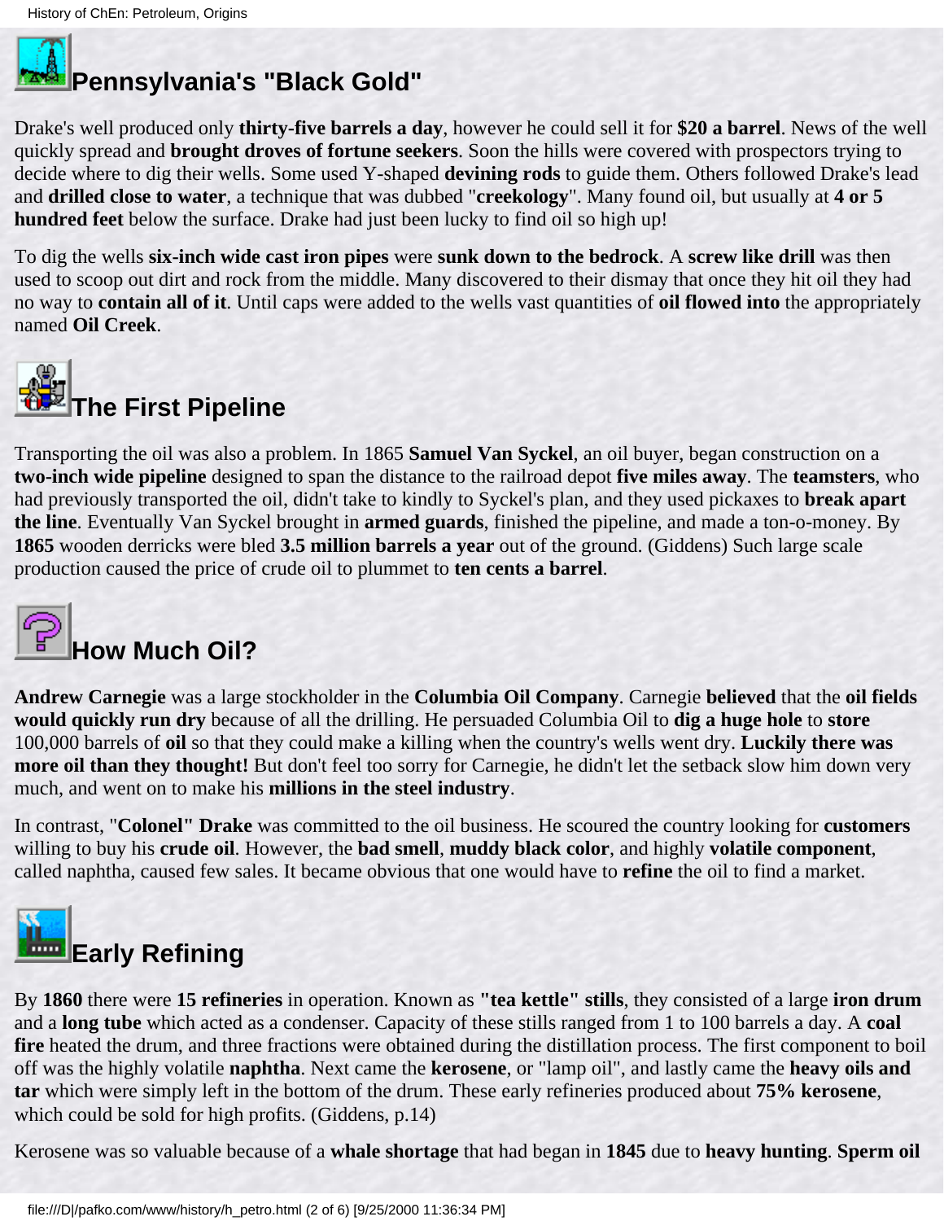## Pennsylvania's "Black Gold"

Drake's well produced only **thirty-five barrels a day**, however he could sell it for **$20 a barrel**. News of the well quickly spread and **brought droves of fortune seekers**. Soon the hills were covered with prospectors trying to decide where to dig their wells. Some used Y-shaped **devining rods** to guide them. Others followed Drake's lead and **drilled close to water**, a technique that was dubbed "**creekology**". Many found oil, but usually at **4 or 5 hundred feet** below the surface. Drake had just been lucky to find oil so high up!

To dig the wells **six-inch wide cast iron pipes** were **sunk down to the bedrock**. A **screw like drill** was then used to scoop out dirt and rock from the middle. Many discovered to their dismay that once they hit oil they had no way to **contain all of it**. Until caps were added to the wells vast quantities of **oil flowed into** the appropriately named **Oil Creek**.

## The First Pipeline

Transporting the oil was also a problem. In 1865 **Samuel Van Syckel**, an oil buyer, began construction on a **two-inch wide pipeline** designed to span the distance to the railroad depot **five miles away**. The **teamsters**, who had previously transported the oil, didn't take to kindly to Syckel's plan, and they used pickaxes to **break apart the line**. Eventually Van Syckel brought in **armed guards**, finished the pipeline, and made a ton-o-money. By **1865** wooden derricks were bled **3.5 million barrels a year** out of the ground. (Giddens) Such large scale production caused the price of crude oil to plummet to **ten cents a barrel**.

## How Much Oil?

**Andrew Carnegie** was a large stockholder in the **Columbia Oil Company**. Carnegie **believed** that the **oil fields would quickly run dry** because of all the drilling. He persuaded Columbia Oil to **dig a huge hole** to **store** 100,000 barrels of **oil** so that they could make a killing when the country's wells went dry. **Luckily there was more oil than they thought!** But don't feel too sorry for Carnegie, he didn't let the setback slow him down very much, and went on to make his **millions in the steel industry**.

In contrast, "**Colonel" Drake** was committed to the oil business. He scoured the country looking for **customers** willing to buy his **crude oil**. However, the **bad smell**, **muddy black color**, and highly **volatile component**, called naphtha, caused few sales. It became obvious that one would have to **refine** the oil to find a market.

## Early Refining

By **1860** there were **15 refineries** in operation. Known as **"tea kettle" stills**, they consisted of a large **iron drum** and a **long tube** which acted as a condenser. Capacity of these stills ranged from 1 to 100 barrels a day. A **coal fire** heated the drum, and three fractions were obtained during the distillation process. The first component to boil off was the highly volatile **naphtha**. Next came the **kerosene**, or "lamp oil", and lastly came the **heavy oils and tar** which were simply left in the bottom of the drum. These early refineries produced about **75% kerosene**, which could be sold for high profits. (Giddens, p.14)

Kerosene was so valuable because of a **whale shortage** that had began in **1845** due to **heavy hunting**. **Sperm oil**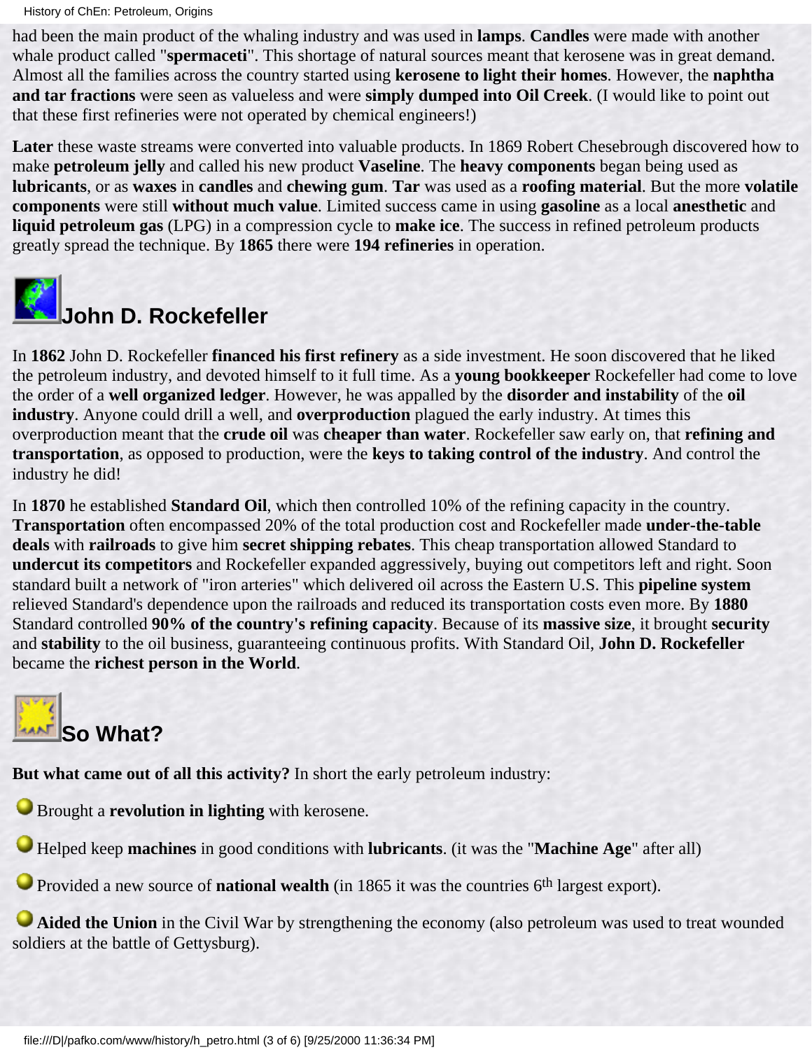had been the main product of the whaling industry and was used in **lamps**. **Candles** were made with another whale product called "**spermaceti**". This shortage of natural sources meant that kerosene was in great demand. Almost all the families across the country started using **kerosene to light their homes**. However, the **naphtha and tar fractions** were seen as valueless and were **simply dumped into Oil Creek**. (I would like to point out that these first refineries were not operated by chemical engineers!)

**Later** these waste streams were converted into valuable products. In 1869 Robert Chesebrough discovered how to make **petroleum jelly** and called his new product **Vaseline**. The **heavy components** began being used as **lubricants**, or as **waxes** in **candles** and **chewing gum**. **Tar** was used as a **roofing material**. But the more **volatile components** were still **without much value**. Limited success came in using **gasoline** as a local **anesthetic** and **liquid petroleum gas** (LPG) in a compression cycle to **make ice**. The success in refined petroleum products greatly spread the technique. By **1865** there were **194 refineries** in operation.

## John D. Rockefeller

In **1862** John D. Rockefeller **financed his first refinery** as a side investment. He soon discovered that he liked the petroleum industry, and devoted himself to it full time. As a **young bookkeeper** Rockefeller had come to love the order of a **well organized ledger**. However, he was appalled by the **disorder and instability** of the **oil industry**. Anyone could drill a well, and **overproduction** plagued the early industry. At times this overproduction meant that the **crude oil** was **cheaper than water**. Rockefeller saw early on, that **refining and transportation**, as opposed to production, were the **keys to taking control of the industry**. And control the industry he did!

In **1870** he established **Standard Oil**, which then controlled 10% of the refining capacity in the country. **Transportation** often encompassed 20% of the total production cost and Rockefeller made **under-the-table deals** with **railroads** to give him **secret shipping rebates**. This cheap transportation allowed Standard to **undercut its competitors** and Rockefeller expanded aggressively, buying out competitors left and right. Soon standard built a network of "iron arteries" which delivered oil across the Eastern U.S. This **pipeline system** relieved Standard's dependence upon the railroads and reduced its transportation costs even more. By **1880** Standard controlled **90% of the country's refining capacity**. Because of its **massive size**, it brought **security** and **stability** to the oil business, guaranteeing continuous profits. With Standard Oil, **John D. Rockefeller** became the **richest person in the World**.

## So What?

**But what came out of all this activity?** In short the early petroleum industry:

- Brought a **revolution in lighting** with kerosene.
- Helped keep **machines** in good conditions with **lubricants**. (it was the "**Machine Age**" after all)
- Provided a new source of **national wealth** (in 1865 it was the countries 6$^{th}$ largest export).
- **Aided the Union** in the Civil War by strengthening the economy (also petroleum was used to treat wounded soldiers at the battle of Gettysburg).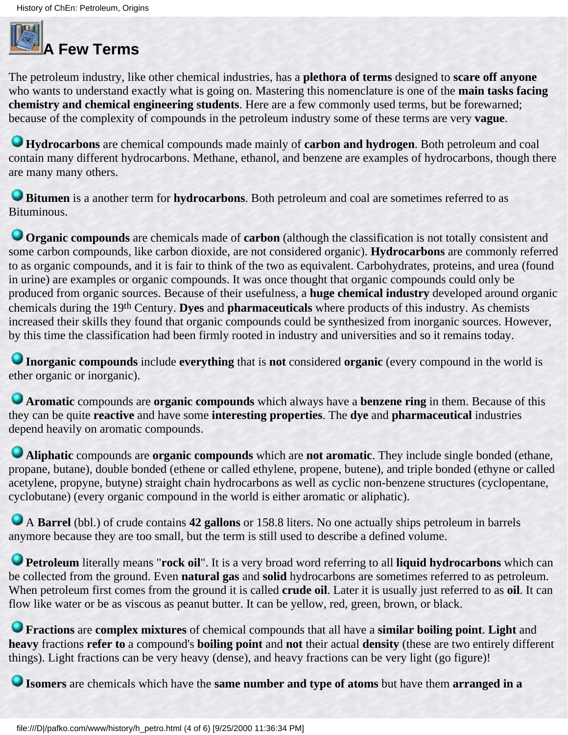# A Few Terms

The petroleum industry, like other chemical industries, has a **plethora of terms** designed to **scare off anyone** who wants to understand exactly what is going on. Mastering this nomenclature is one of the **main tasks facing chemistry and chemical engineering students**. Here are a few commonly used terms, but be forewarned; because of the complexity of compounds in the petroleum industry some of these terms are very **vague**.

- **Hydrocarbons** are chemical compounds made mainly of **carbon and hydrogen**. Both petroleum and coal contain many different hydrocarbons. Methane, ethanol, and benzene are examples of hydrocarbons, though there are many many others.

- **Bitumen** is a another term for **hydrocarbons**. Both petroleum and coal are sometimes referred to as Bituminous.

- **Organic compounds** are chemicals made of **carbon** (although the classification is not totally consistent and some carbon compounds, like carbon dioxide, are not considered organic). **Hydrocarbons** are commonly referred to as organic compounds, and it is fair to think of the two as equivalent. Carbohydrates, proteins, and urea (found in urine) are examples or organic compounds. It was once thought that organic compounds could only be produced from organic sources. Because of their usefulness, a **huge chemical industry** developed around organic chemicals during the 19th Century. **Dyes** and **pharmaceuticals** where products of this industry. As chemists increased their skills they found that organic compounds could be synthesized from inorganic sources. However, by this time the classification had been firmly rooted in industry and universities and so it remains today.

- **Inorganic compounds** include **everything** that is **not** considered **organic** (every compound in the world is ether organic or inorganic).

- **Aromatic** compounds are **organic compounds** which always have a **benzene ring** in them. Because of this they can be quite **reactive** and have some **interesting properties**. The **dye** and **pharmaceutical** industries depend heavily on aromatic compounds.

- **Aliphatic** compounds are **organic compounds** which are **not aromatic**. They include single bonded (ethane, propane, butane), double bonded (ethene or called ethylene, propene, butene), and triple bonded (ethyne or called acetylene, propyne, butyne) straight chain hydrocarbons as well as cyclic non-benzene structures (cyclopentane, cyclobutane) (every organic compound in the world is either aromatic or aliphatic).

- A **Barrel** (bbl.) of crude contains **42 gallons** or 158.8 liters. No one actually ships petroleum in barrels anymore because they are too small, but the term is still used to describe a defined volume.

- **Petroleum** literally means "**rock oil**". It is a very broad word referring to all **liquid hydrocarbons** which can be collected from the ground. Even **natural gas** and **solid** hydrocarbons are sometimes referred to as petroleum. When petroleum first comes from the ground it is called **crude oil**. Later it is usually just referred to as **oil**. It can flow like water or be as viscous as peanut butter. It can be yellow, red, green, brown, or black.

- **Fractions** are **complex mixtures** of chemical compounds that all have a **similar boiling point**. **Light** and **heavy** fractions **refer to** a compound's **boiling point** and **not** their actual **density** (these are two entirely different things). Light fractions can be very heavy (dense), and heavy fractions can be very light (go figure)!

- **Isomers** are chemicals which have the **same number and type of atoms** but have them **arranged in a**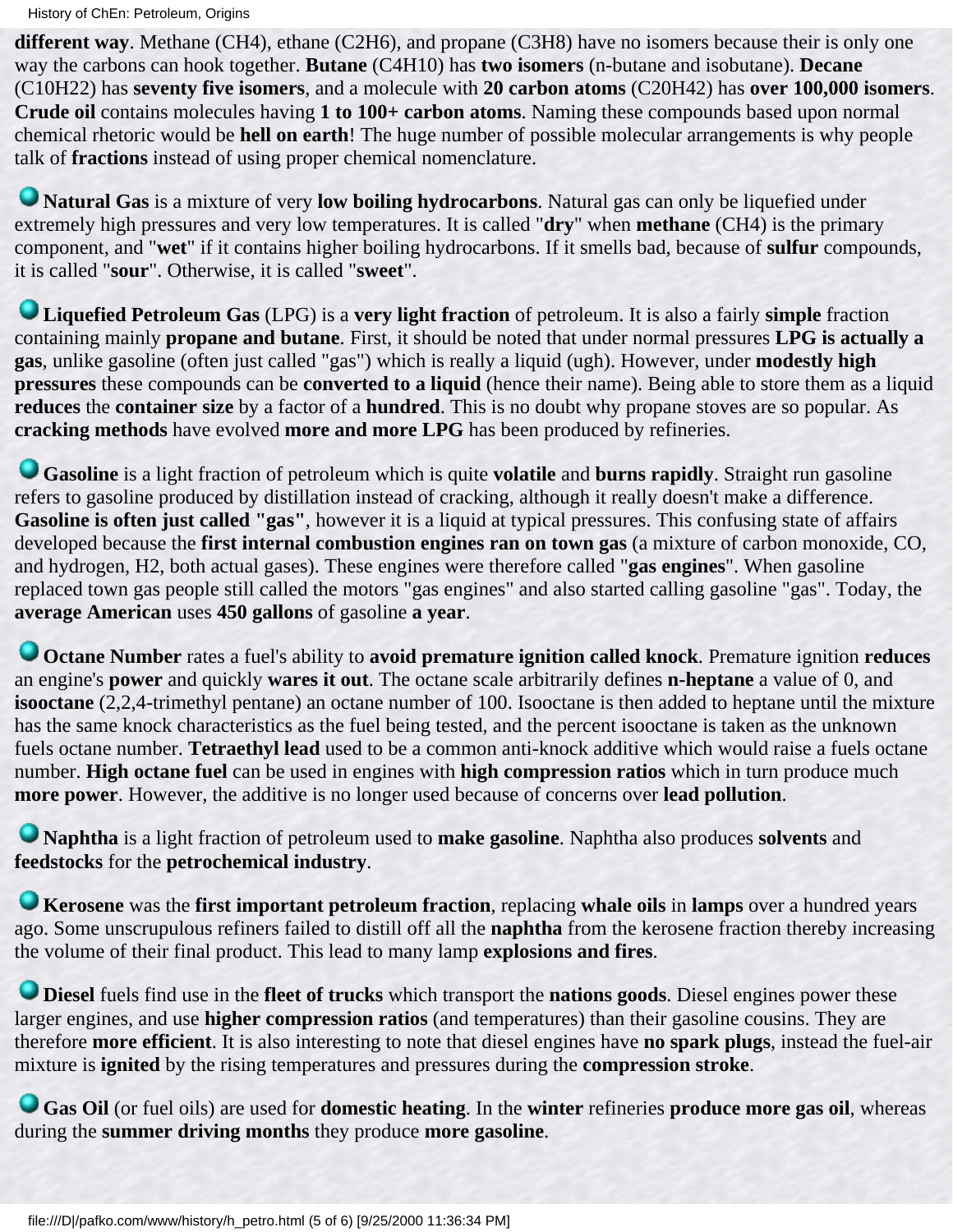**different way**. Methane ($CH_4$), ethane ($C_2H_6$), and propane ($C_3H_8$) have no isomers because their is only one way the carbons can hook together. **Butane** ($C_4H_{10}$) has **two isomers** (n-butane and isobutane). **Decane** ($C_{10}H_{22}$) has **seventy five isomers**, and a molecule with **20 carbon atoms** ($C_{20}H_{42}$) has **over 100,000 isomers**. **Crude oil** contains molecules having **1 to 100+ carbon atoms**. Naming these compounds based upon normal chemical rhetoric would be **hell on earth**! The huge number of possible molecular arrangements is why people talk of **fractions** instead of using proper chemical nomenclature.

**Natural Gas** is a mixture of very **low boiling hydrocarbons**. Natural gas can only be liquefied under extremely high pressures and very low temperatures. It is called "**dry**" when **methane** ($CH_4$) is the primary component, and "**wet**" if it contains higher boiling hydrocarbons. If it smells bad, because of **sulfur** compounds, it is called "**sour**". Otherwise, it is called "**sweet**".

**Liquefied Petroleum Gas** (LPG) is a **very light fraction** of petroleum. It is also a fairly **simple** fraction containing mainly **propane and butane**. First, it should be noted that under normal pressures **LPG is actually a gas**, unlike gasoline (often just called "gas") which is really a liquid (ugh). However, under **modestly high pressures** these compounds can be **converted to a liquid** (hence their name). Being able to store them as a liquid **reduces** the **container size** by a factor of a **hundred**. This is no doubt why propane stoves are so popular. As **cracking methods** have evolved **more and more LPG** has been produced by refineries.

**Gasoline** is a light fraction of petroleum which is quite **volatile** and **burns rapidly**. Straight run gasoline refers to gasoline produced by distillation instead of cracking, although it really doesn't make a difference. **Gasoline is often just called "gas"**, however it is a liquid at typical pressures. This confusing state of affairs developed because the **first internal combustion engines ran on town gas** (a mixture of carbon monoxide, CO, and hydrogen, $H_2$, both actual gases). These engines were therefore called "**gas engines**". When gasoline replaced town gas people still called the motors "gas engines" and also started calling gasoline "gas". Today, the **average American** uses **450 gallons** of gasoline **a year**.

**Octane Number** rates a fuel's ability to **avoid premature ignition called knock**. Premature ignition **reduces** an engine's **power** and quickly **wares it out**. The octane scale arbitrarily defines **n-heptane** a value of 0, and **isooctane** (2,2,4-trimethyl pentane) an octane number of 100. Isooctane is then added to heptane until the mixture has the same knock characteristics as the fuel being tested, and the percent isooctane is taken as the unknown fuels octane number. **Tetraethyl lead** used to be a common anti-knock additive which would raise a fuels octane number. **High octane fuel** can be used in engines with **high compression ratios** which in turn produce much **more power**. However, the additive is no longer used because of concerns over **lead pollution**.

**Naphtha** is a light fraction of petroleum used to **make gasoline**. Naphtha also produces **solvents** and **feedstocks** for the **petrochemical industry**.

**Kerosene** was the **first important petroleum fraction**, replacing **whale oils** in **lamps** over a hundred years ago. Some unscrupulous refiners failed to distill off all the **naphtha** from the kerosene fraction thereby increasing the volume of their final product. This lead to many lamp **explosions and fires**.

**Diesel** fuels find use in the **fleet of trucks** which transport the **nations goods**. Diesel engines power these larger engines, and use **higher compression ratios** (and temperatures) than their gasoline cousins. They are therefore **more efficient**. It is also interesting to note that diesel engines have **no spark plugs**, instead the fuel-air mixture is **ignited** by the rising temperatures and pressures during the **compression stroke**.

**Gas Oil** (or fuel oils) are used for **domestic heating**. In the **winter** refineries **produce more gas oil**, whereas during the **summer driving months** they produce **more gasoline**.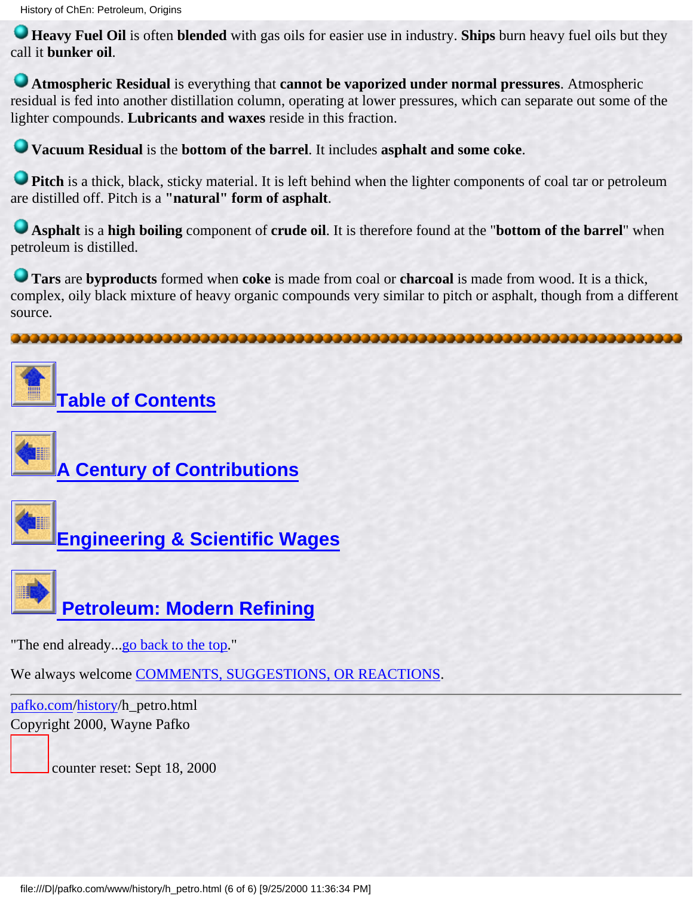**Heavy Fuel Oil** is often **blended** with gas oils for easier use in industry. **Ships** burn heavy fuel oils but they call it **bunker oil**.

**Atmospheric Residual** is everything that **cannot be vaporized under normal pressures**. Atmospheric residual is fed into another distillation column, operating at lower pressures, which can separate out some of the lighter compounds. **Lubricants and waxes** reside in this fraction.

**Vacuum Residual** is the **bottom of the barrel**. It includes **asphalt and some coke**.

**Pitch** is a thick, black, sticky material. It is left behind when the lighter components of coal tar or petroleum are distilled off. Pitch is a **"natural" form of asphalt**.

**Asphalt** is a **high boiling** component of **crude oil**. It is therefore found at the "**bottom of the barrel**" when petroleum is distilled.

**Tars** are **byproducts** formed when **coke** is made from coal or **charcoal** is made from wood. It is a thick, complex, oily black mixture of heavy organic compounds very similar to pitch or asphalt, though from a different source.

---

Table of Contents

A Century of Contributions

Engineering & Scientific Wages

Petroleum: Modern Refining

"The end already...go back to the top."

We always welcome COMMENTS, SUGGESTIONS, OR REACTIONS.

---

pafko.com/history/h_petro.html
Copyright 2000, Wayne Pafko

counter reset: Sept 18, 2000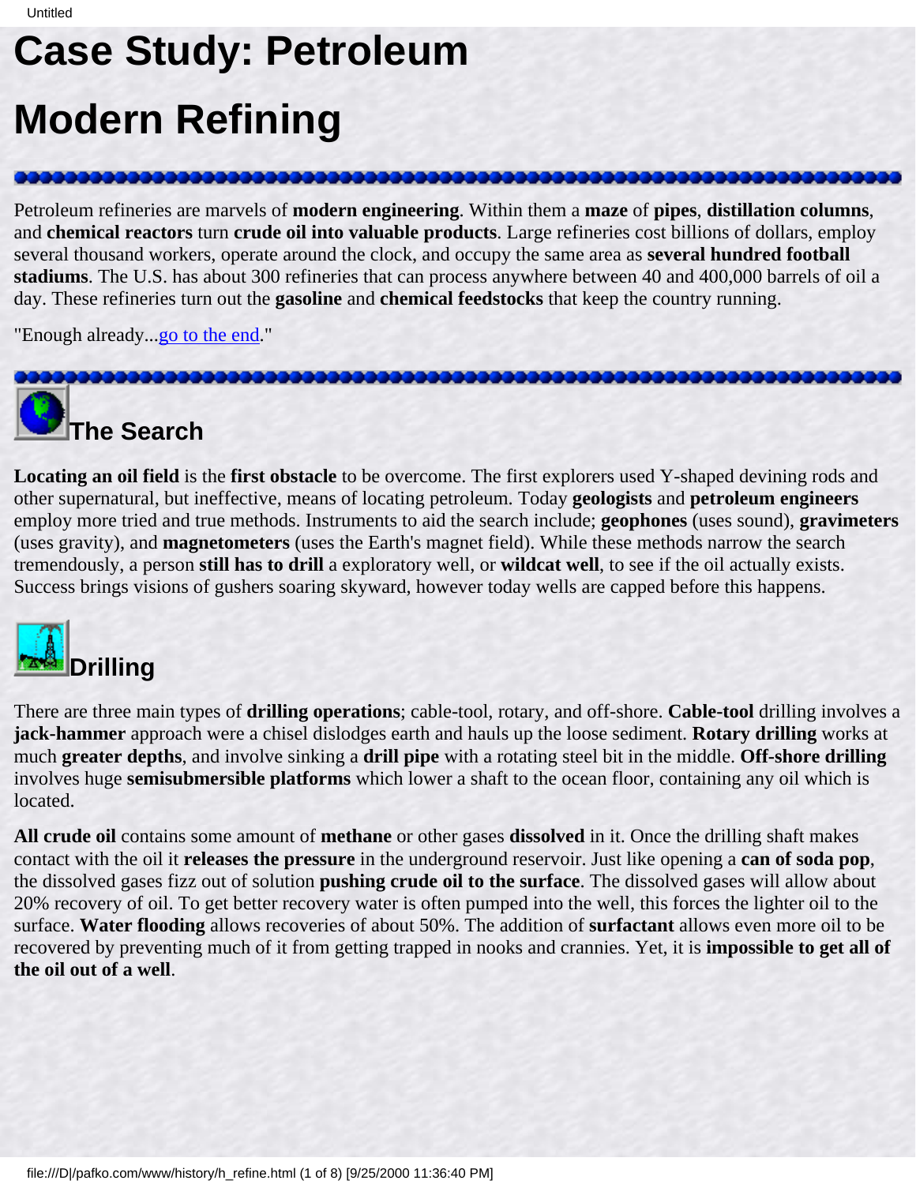# Case Study: Petroleum

# Modern Refining

Petroleum refineries are marvels of **modern engineering**. Within them a **maze** of **pipes**, **distillation columns**, and **chemical reactors** turn **crude oil into valuable products**. Large refineries cost billions of dollars, employ several thousand workers, operate around the clock, and occupy the same area as **several hundred football stadiums**. The U.S. has about 300 refineries that can process anywhere between 40 and 400,000 barrels of oil a day. These refineries turn out the **gasoline** and **chemical feedstocks** that keep the country running.

"Enough already...go to the end."

## The Search

**Locating an oil field** is the **first obstacle** to be overcome. The first explorers used Y-shaped devining rods and other supernatural, but ineffective, means of locating petroleum. Today **geologists** and **petroleum engineers** employ more tried and true methods. Instruments to aid the search include; **geophones** (uses sound), **gravimeters** (uses gravity), and **magnetometers** (uses the Earth's magnet field). While these methods narrow the search tremendously, a person **still has to drill** a exploratory well, or **wildcat well**, to see if the oil actually exists. Success brings visions of gushers soaring skyward, however today wells are capped before this happens.

## Drilling

There are three main types of **drilling operations**; cable-tool, rotary, and off-shore. **Cable-tool** drilling involves a **jack-hammer** approach were a chisel dislodges earth and hauls up the loose sediment. **Rotary drilling** works at much **greater depths**, and involve sinking a **drill pipe** with a rotating steel bit in the middle. **Off-shore drilling** involves huge **semisubmersible platforms** which lower a shaft to the ocean floor, containing any oil which is located.

**All crude oil** contains some amount of **methane** or other gases **dissolved** in it. Once the drilling shaft makes contact with the oil it **releases the pressure** in the underground reservoir. Just like opening a **can of soda pop**, the dissolved gases fizz out of solution **pushing crude oil to the surface**. The dissolved gases will allow about 20% recovery of oil. To get better recovery water is often pumped into the well, this forces the lighter oil to the surface. **Water flooding** allows recoveries of about 50%. The addition of **surfactant** allows even more oil to be recovered by preventing much of it from getting trapped in nooks and crannies. Yet, it is **impossible to get all of the oil out of a well**.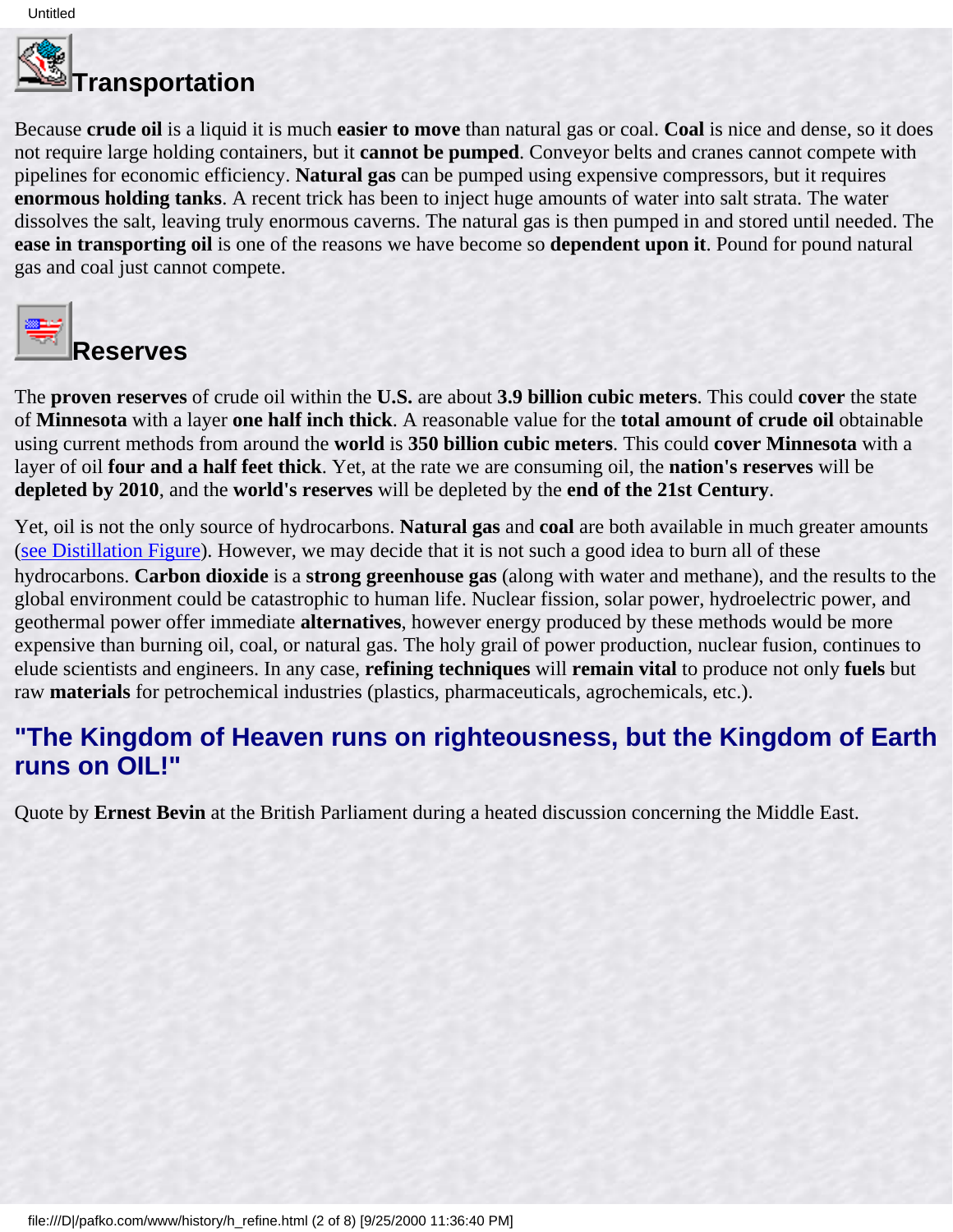## Transportation

Because **crude oil** is a liquid it is much **easier to move** than natural gas or coal. **Coal** is nice and dense, so it does not require large holding containers, but it **cannot be pumped**. Conveyor belts and cranes cannot compete with pipelines for economic efficiency. **Natural gas** can be pumped using expensive compressors, but it requires **enormous holding tanks**. A recent trick has been to inject huge amounts of water into salt strata. The water dissolves the salt, leaving truly enormous caverns. The natural gas is then pumped in and stored until needed. The **ease in transporting oil** is one of the reasons we have become so **dependent upon it**. Pound for pound natural gas and coal just cannot compete.

## Reserves

The **proven reserves** of crude oil within the **U.S.** are about **3.9 billion cubic meters**. This could **cover** the state of **Minnesota** with a layer **one half inch thick**. A reasonable value for the **total amount of crude oil** obtainable using current methods from around the **world** is **350 billion cubic meters**. This could **cover Minnesota** with a layer of oil **four and a half feet thick**. Yet, at the rate we are consuming oil, the **nation's reserves** will be **depleted by 2010**, and the **world's reserves** will be depleted by the **end of the 21st Century**.

Yet, oil is not the only source of hydrocarbons. **Natural gas** and **coal** are both available in much greater amounts (see Distillation Figure). However, we may decide that it is not such a good idea to burn all of these hydrocarbons. **Carbon dioxide** is a **strong greenhouse gas** (along with water and methane), and the results to the global environment could be catastrophic to human life. Nuclear fission, solar power, hydroelectric power, and geothermal power offer immediate **alternatives**, however energy produced by these methods would be more expensive than burning oil, coal, or natural gas. The holy grail of power production, nuclear fusion, continues to elude scientists and engineers. In any case, **refining techniques** will **remain vital** to produce not only **fuels** but raw **materials** for petrochemical industries (plastics, pharmaceuticals, agrochemicals, etc.).

### "The Kingdom of Heaven runs on righteousness, but the Kingdom of Earth runs on OIL!"

Quote by **Ernest Bevin** at the British Parliament during a heated discussion concerning the Middle East.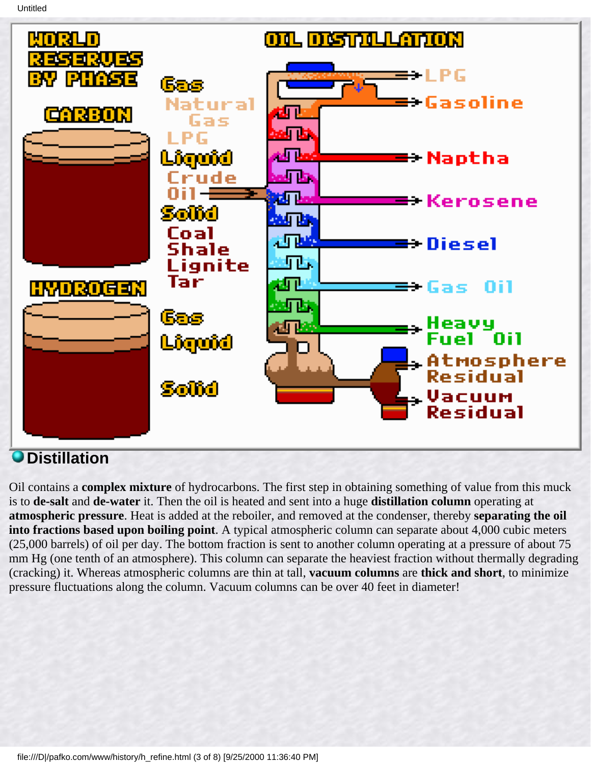## Distillation

Oil contains a **complex mixture** of hydrocarbons. The first step in obtaining something of value from this muck is to **de-salt** and **de-water** it. Then the oil is heated and sent into a huge **distillation column** operating at **atmospheric pressure**. Heat is added at the reboiler, and removed at the condenser, thereby **separating the oil into fractions based upon boiling point**. A typical atmospheric column can separate about 4,000 cubic meters (25,000 barrels) of oil per day. The bottom fraction is sent to another column operating at a pressure of about 75 mm Hg (one tenth of an atmosphere). This column can separate the heaviest fraction without thermally degrading (cracking) it. Whereas atmospheric columns are thin at tall, **vacuum columns** are **thick and short**, to minimize pressure fluctuations along the column. Vacuum columns can be over 40 feet in diameter!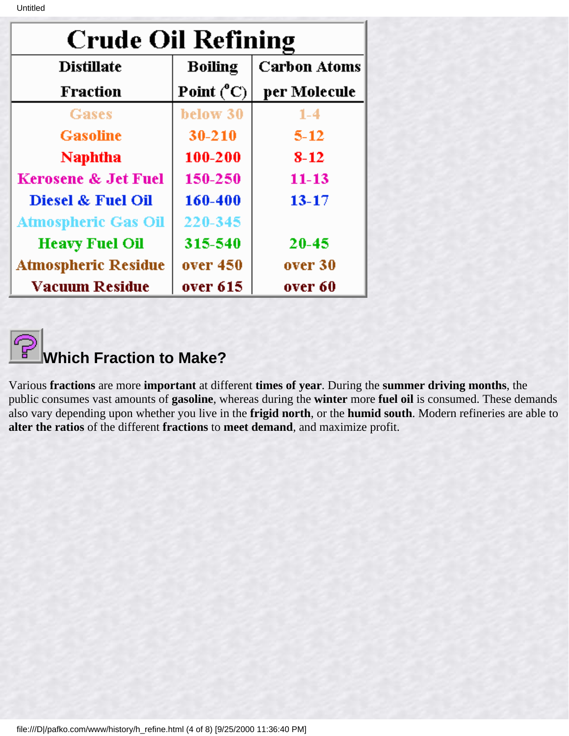## Crude Oil Refining

| Distillate Fraction | Boiling Point (°C) | Carbon Atoms per Molecule |
|---|---|---|
| Gases | below 30 | 1-4 |
| Gasoline | 30-210 | 5-12 |
| Naphtha | 100-200 | 8-12 |
| Kerosene & Jet Fuel | 150-250 | 11-13 |
| Diesel & Fuel Oil | 160-400 | 13-17 |
| Atmospheric Gas Oil | 220-345 | |
| Heavy Fuel Oil | 315-540 | 20-45 |
| Atmospheric Residue | over 450 | over 30 |
| Vacuum Residue | over 615 | over 60 |

## Which Fraction to Make?

Various **fractions** are more **important** at different **times of year**. During the **summer driving months**, the public consumes vast amounts of **gasoline**, whereas during the **winter** more **fuel oil** is consumed. These demands also vary depending upon whether you live in the **frigid north**, or the **humid south**. Modern refineries are able to **alter the ratios** of the different **fractions** to **meet demand**, and maximize profit.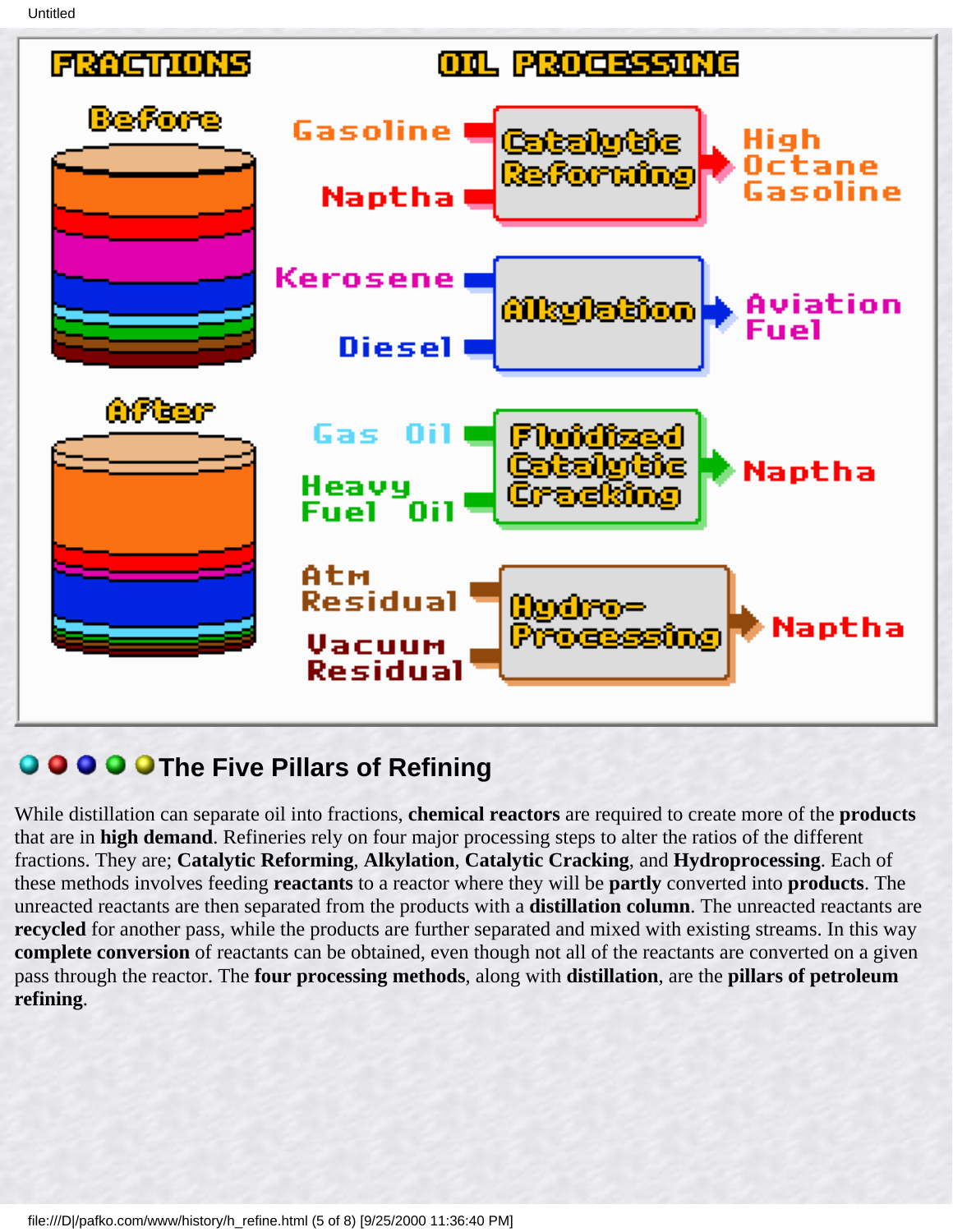## FRACTIONS

**Before**

**After**

## OIL PROCESSING

Gasoline, Naptha → **Catalytic Reforming** → High Octane Gasoline

Kerosene, Diesel → **Alkylation** → Aviation Fuel

Gas Oil, Heavy Fuel Oil → **Fluidized Catalytic Cracking** → Naptha

Atm Residual, Vacuum Residual → **Hydro-Processing** → Naptha

## The Five Pillars of Refining

While distillation can separate oil into fractions, **chemical reactors** are required to create more of the **products** that are in **high demand**. Refineries rely on four major processing steps to alter the ratios of the different fractions. They are; **Catalytic Reforming**, **Alkylation**, **Catalytic Cracking**, and **Hydroprocessing**. Each of these methods involves feeding **reactants** to a reactor where they will be **partly** converted into **products**. The unreacted reactants are then separated from the products with a **distillation column**. The unreacted reactants are **recycled** for another pass, while the products are further separated and mixed with existing streams. In this way **complete conversion** of reactants can be obtained, even though not all of the reactants are converted on a given pass through the reactor. The **four processing methods**, along with **distillation**, are the **pillars of petroleum refining**.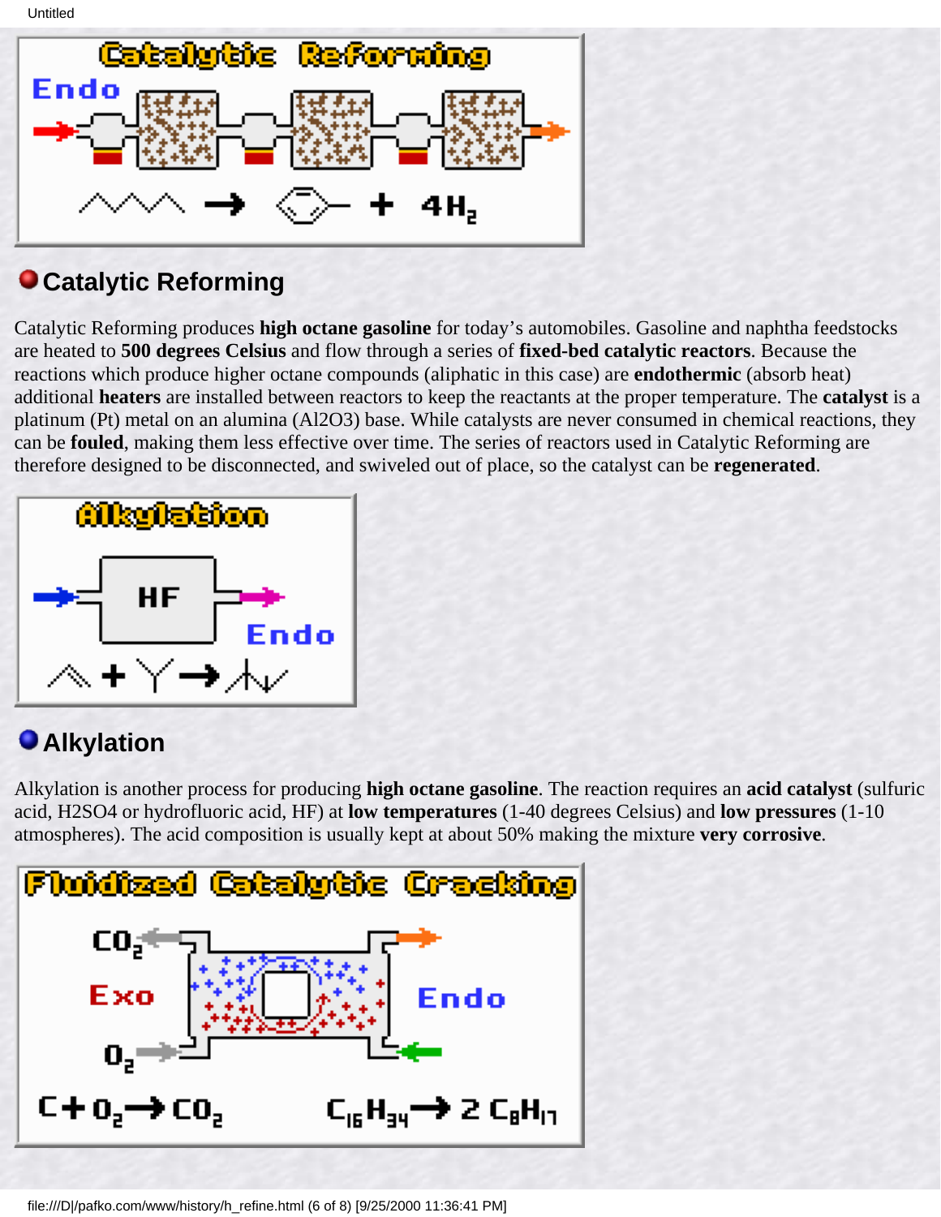## Catalytic Reforming

Catalytic Reforming produces **high octane gasoline** for today's automobiles. Gasoline and naphtha feedstocks are heated to **500 degrees Celsius** and flow through a series of **fixed-bed catalytic reactors**. Because the reactions which produce higher octane compounds (aliphatic in this case) are **endothermic** (absorb heat) additional **heaters** are installed between reactors to keep the reactants at the proper temperature. The **catalyst** is a platinum (Pt) metal on an alumina (Al2O3) base. While catalysts are never consumed in chemical reactions, they can be **fouled**, making them less effective over time. The series of reactors used in Catalytic Reforming are therefore designed to be disconnected, and swiveled out of place, so the catalyst can be **regenerated**.

## Alkylation

Alkylation is another process for producing **high octane gasoline**. The reaction requires an **acid catalyst** (sulfuric acid, H2SO4 or hydrofluoric acid, HF) at **low temperatures** (1-40 degrees Celsius) and **low pressures** (1-10 atmospheres). The acid composition is usually kept at about 50% making the mixture **very corrosive**.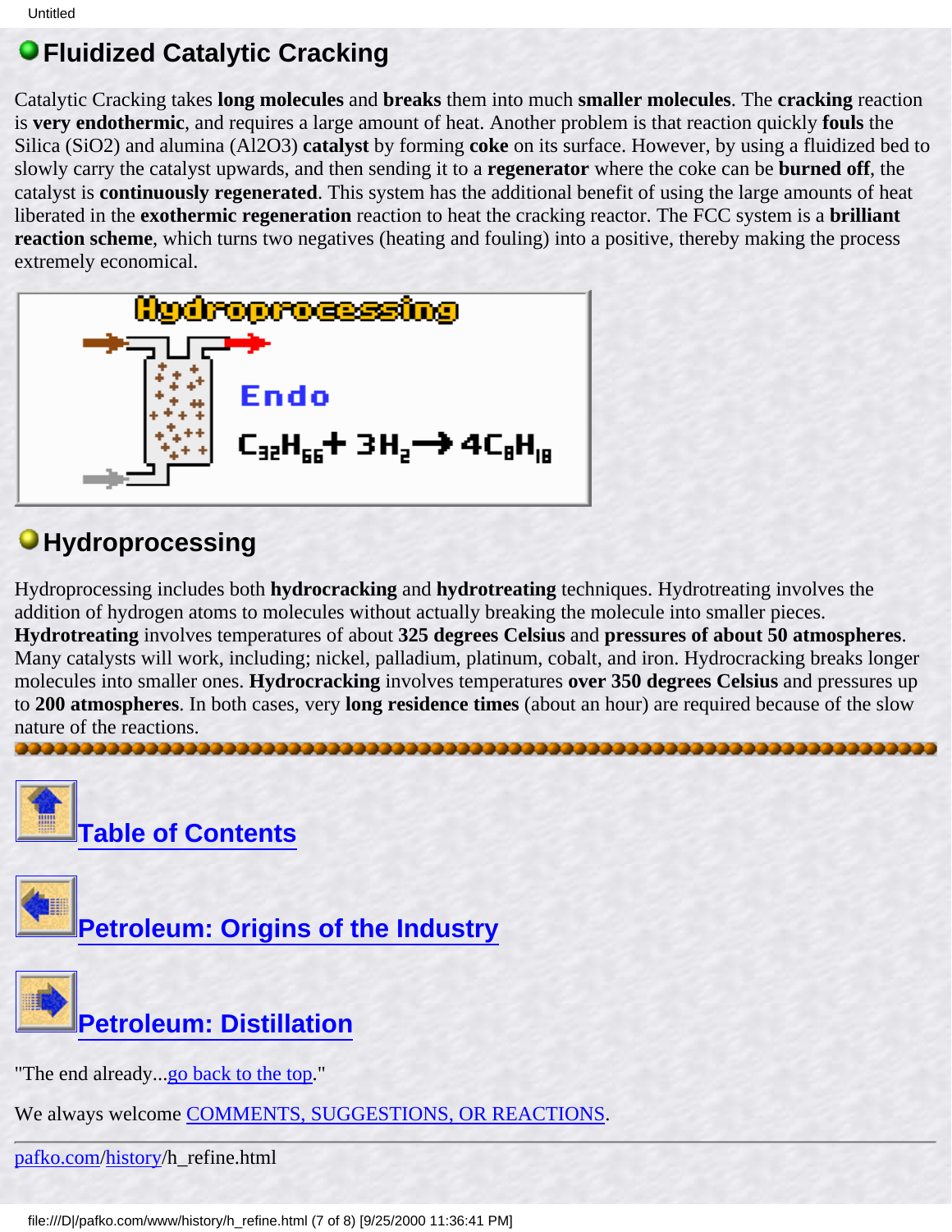## Fluidized Catalytic Cracking

Catalytic Cracking takes **long molecules** and **breaks** them into much **smaller molecules**. The **cracking** reaction is **very endothermic**, and requires a large amount of heat. Another problem is that reaction quickly **fouls** the Silica ($SiO_2$) and alumina ($Al_2O_3$) **catalyst** by forming **coke** on its surface. However, by using a fluidized bed to slowly carry the catalyst upwards, and then sending it to a **regenerator** where the coke can be **burned off**, the catalyst is **continuously regenerated**. This system has the additional benefit of using the large amounts of heat liberated in the **exothermic regeneration** reaction to heat the cracking reactor. The FCC system is a **brilliant reaction scheme**, which turns two negatives (heating and fouling) into a positive, thereby making the process extremely economical.

## Hydroprocessing

Hydroprocessing includes both **hydrocracking** and **hydrotreating** techniques. Hydrotreating involves the addition of hydrogen atoms to molecules without actually breaking the molecule into smaller pieces. **Hydrotreating** involves temperatures of about **325 degrees Celsius** and **pressures of about 50 atmospheres**. Many catalysts will work, including; nickel, palladium, platinum, cobalt, and iron. Hydrocracking breaks longer molecules into smaller ones. **Hydrocracking** involves temperatures **over 350 degrees Celsius** and pressures up to **200 atmospheres**. In both cases, very **long residence times** (about an hour) are required because of the slow nature of the reactions.

Table of Contents

Petroleum: Origins of the Industry

Petroleum: Distillation

"The end already...go back to the top."

We always welcome COMMENTS, SUGGESTIONS, OR REACTIONS.

pafko.com/history/h_refine.html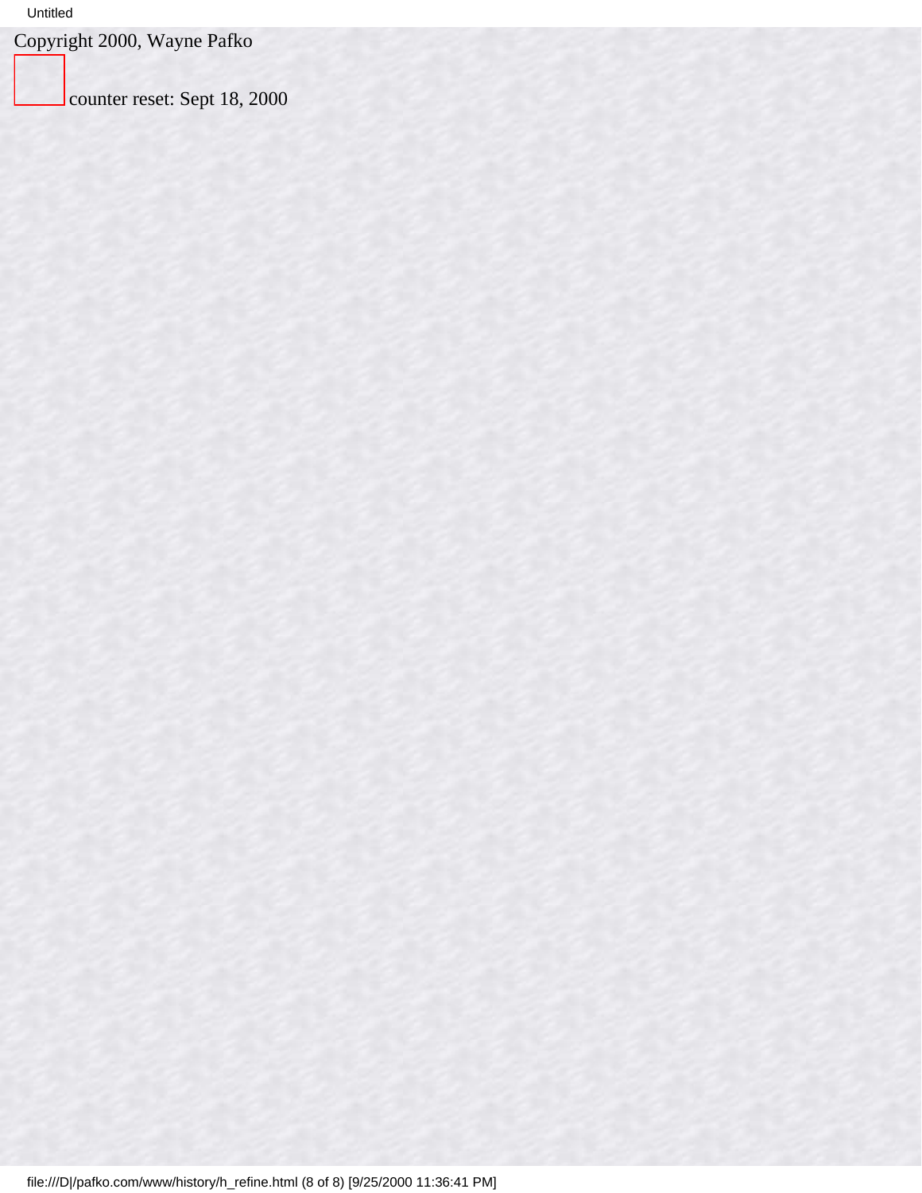Copyright 2000, Wayne Pafko

counter reset: Sept 18, 2000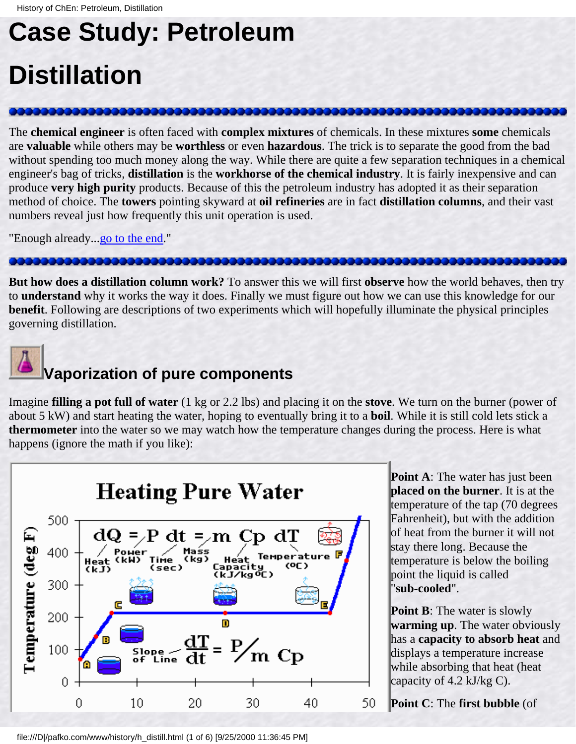# Case Study: Petroleum Distillation

The **chemical engineer** is often faced with **complex mixtures** of chemicals. In these mixtures **some** chemicals are **valuable** while others may be **worthless** or even **hazardous**. The trick is to separate the good from the bad without spending too much money along the way. While there are quite a few separation techniques in a chemical engineer's bag of tricks, **distillation** is the **workhorse of the chemical industry**. It is fairly inexpensive and can produce **very high purity** products. Because of this the petroleum industry has adopted it as their separation method of choice. The **towers** pointing skyward at **oil refineries** are in fact **distillation columns**, and their vast numbers reveal just how frequently this unit operation is used.

"Enough already...go to the end."

**But how does a distillation column work?** To answer this we will first **observe** how the world behaves, then try to **understand** why it works the way it does. Finally we must figure out how we can use this knowledge for our **benefit**. Following are descriptions of two experiments which will hopefully illuminate the physical principles governing distillation.

## Vaporization of pure components

Imagine **filling a pot full of water** (1 kg or 2.2 lbs) and placing it on the **stove**. We turn on the burner (power of about 5 kW) and start heating the water, hoping to eventually bring it to a **boil**. While it is still cold lets stick a **thermometer** into the water so we may watch how the temperature changes during the process. Here is what happens (ignore the math if you like):

**Point A**: The water has just been **placed on the burner**. It is at the temperature of the tap (70 degrees Fahrenheit), but with the addition of heat from the burner it will not stay there long. Because the temperature is below the boiling point the liquid is called "**sub-cooled**".

**Point B**: The water is slowly **warming up**. The water obviously has a **capacity to absorb heat** and displays a temperature increase while absorbing that heat (heat capacity of 4.2 kJ/kg C).

**Point C**: The **first bubble** (of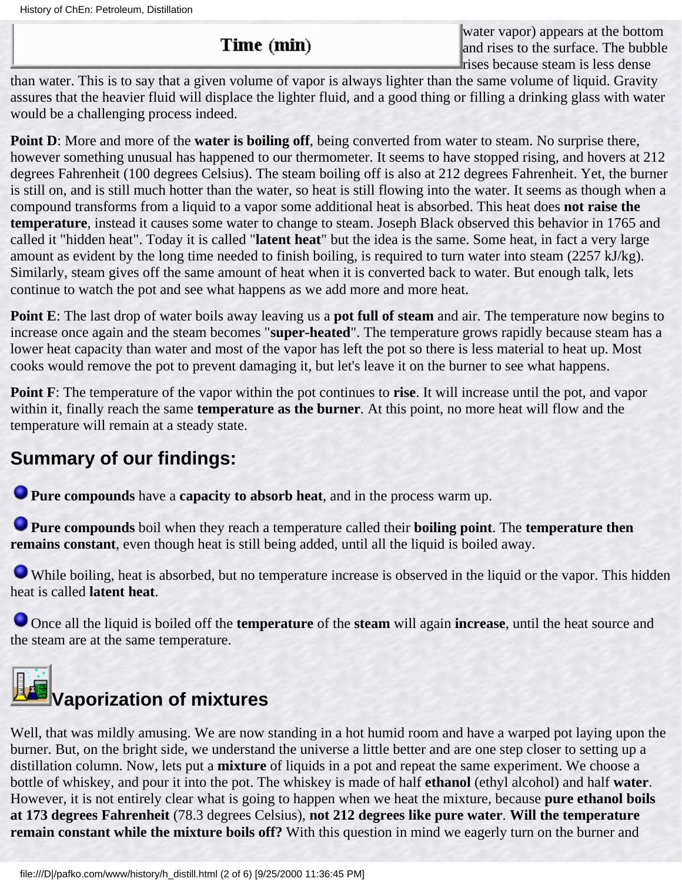**Time (min)**

water vapor) appears at the bottom and rises to the surface. The bubble rises because steam is less dense than water. This is to say that a given volume of vapor is always lighter than the same volume of liquid. Gravity assures that the heavier fluid will displace the lighter fluid, and a good thing or filling a drinking glass with water would be a challenging process indeed.

**Point D**: More and more of the **water is boiling off**, being converted from water to steam. No surprise there, however something unusual has happened to our thermometer. It seems to have stopped rising, and hovers at 212 degrees Fahrenheit (100 degrees Celsius). The steam boiling off is also at 212 degrees Fahrenheit. Yet, the burner is still on, and is still much hotter than the water, so heat is still flowing into the water. It seems as though when a compound transforms from a liquid to a vapor some additional heat is absorbed. This heat does **not raise the temperature**, instead it causes some water to change to steam. Joseph Black observed this behavior in 1765 and called it "hidden heat". Today it is called "**latent heat**" but the idea is the same. Some heat, in fact a very large amount as evident by the long time needed to finish boiling, is required to turn water into steam (2257 kJ/kg). Similarly, steam gives off the same amount of heat when it is converted back to water. But enough talk, lets continue to watch the pot and see what happens as we add more and more heat.

**Point E**: The last drop of water boils away leaving us a **pot full of steam** and air. The temperature now begins to increase once again and the steam becomes "**super-heated**". The temperature grows rapidly because steam has a lower heat capacity than water and most of the vapor has left the pot so there is less material to heat up. Most cooks would remove the pot to prevent damaging it, but let's leave it on the burner to see what happens.

**Point F**: The temperature of the vapor within the pot continues to **rise**. It will increase until the pot, and vapor within it, finally reach the same **temperature as the burner**. At this point, no more heat will flow and the temperature will remain at a steady state.

## Summary of our findings:

- **Pure compounds** have a **capacity to absorb heat**, and in the process warm up.
- **Pure compounds** boil when they reach a temperature called their **boiling point**. The **temperature then remains constant**, even though heat is still being added, until all the liquid is boiled away.
- While boiling, heat is absorbed, but no temperature increase is observed in the liquid or the vapor. This hidden heat is called **latent heat**.
- Once all the liquid is boiled off the **temperature** of the **steam** will again **increase**, until the heat source and the steam are at the same temperature.

## Vaporization of mixtures

Well, that was mildly amusing. We are now standing in a hot humid room and have a warped pot laying upon the burner. But, on the bright side, we understand the universe a little better and are one step closer to setting up a distillation column. Now, lets put a **mixture** of liquids in a pot and repeat the same experiment. We choose a bottle of whiskey, and pour it into the pot. The whiskey is made of half **ethanol** (ethyl alcohol) and half **water**. However, it is not entirely clear what is going to happen when we heat the mixture, because **pure ethanol boils at 173 degrees Fahrenheit** (78.3 degrees Celsius), **not 212 degrees like pure water**. **Will the temperature remain constant while the mixture boils off?** With this question in mind we eagerly turn on the burner and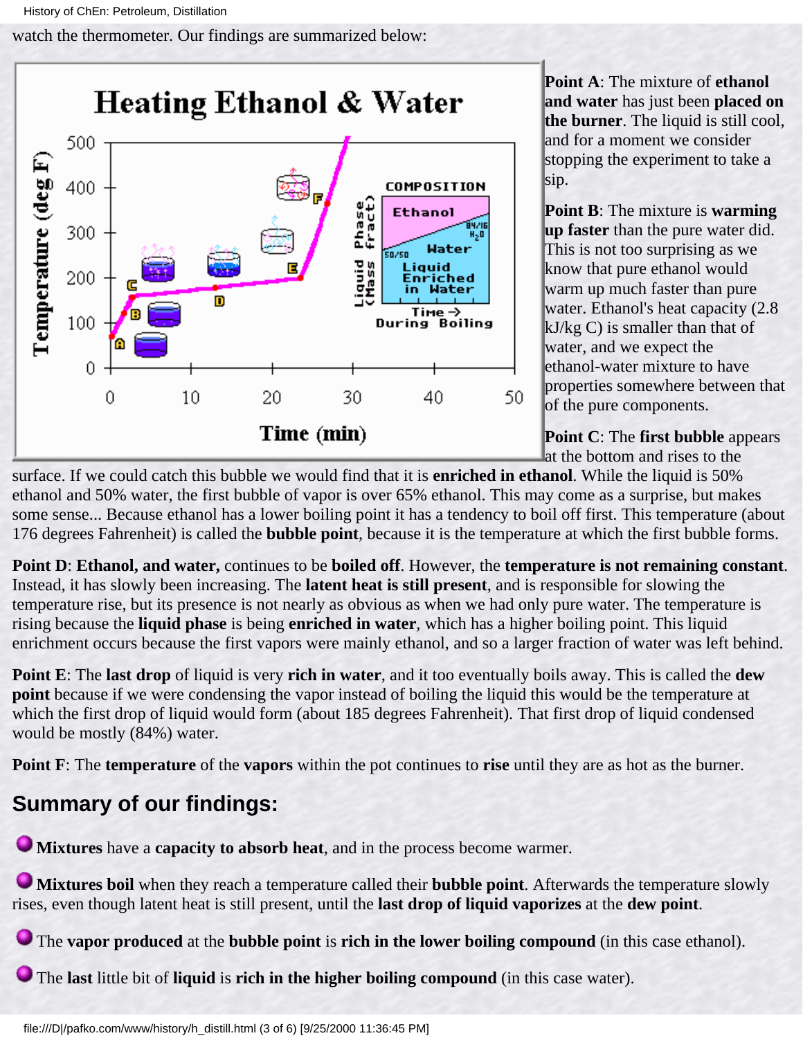watch the thermometer. Our findings are summarized below:

**Point A**: The mixture of **ethanol and water** has just been **placed on the burner**. The liquid is still cool, and for a moment we consider stopping the experiment to take a sip.

**Point B**: The mixture is **warming up faster** than the pure water did. This is not too surprising as we know that pure ethanol would warm up much faster than pure water. Ethanol's heat capacity (2.8 kJ/kg C) is smaller than that of water, and we expect the ethanol-water mixture to have properties somewhere between that of the pure components.

**Point C**: The **first bubble** appears at the bottom and rises to the surface. If we could catch this bubble we would find that it is **enriched in ethanol**. While the liquid is 50% ethanol and 50% water, the first bubble of vapor is over 65% ethanol. This may come as a surprise, but makes some sense... Because ethanol has a lower boiling point it has a tendency to boil off first. This temperature (about 176 degrees Fahrenheit) is called the **bubble point**, because it is the temperature at which the first bubble forms.

**Point D**: **Ethanol, and water,** continues to be **boiled off**. However, the **temperature is not remaining constant**. Instead, it has slowly been increasing. The **latent heat is still present**, and is responsible for slowing the temperature rise, but its presence is not nearly as obvious as when we had only pure water. The temperature is rising because the **liquid phase** is being **enriched in water**, which has a higher boiling point. This liquid enrichment occurs because the first vapors were mainly ethanol, and so a larger fraction of water was left behind.

**Point E**: The **last drop** of liquid is very **rich in water**, and it too eventually boils away. This is called the **dew point** because if we were condensing the vapor instead of boiling the liquid this would be the temperature at which the first drop of liquid would form (about 185 degrees Fahrenheit). That first drop of liquid condensed would be mostly (84%) water.

**Point F**: The **temperature** of the **vapors** within the pot continues to **rise** until they are as hot as the burner.

## Summary of our findings:

- **Mixtures** have a **capacity to absorb heat**, and in the process become warmer.
- **Mixtures boil** when they reach a temperature called their **bubble point**. Afterwards the temperature slowly rises, even though latent heat is still present, until the **last drop of liquid vaporizes** at the **dew point**.
- The **vapor produced** at the **bubble point** is **rich in the lower boiling compound** (in this case ethanol).
- The **last** little bit of **liquid** is **rich in the higher boiling compound** (in this case water).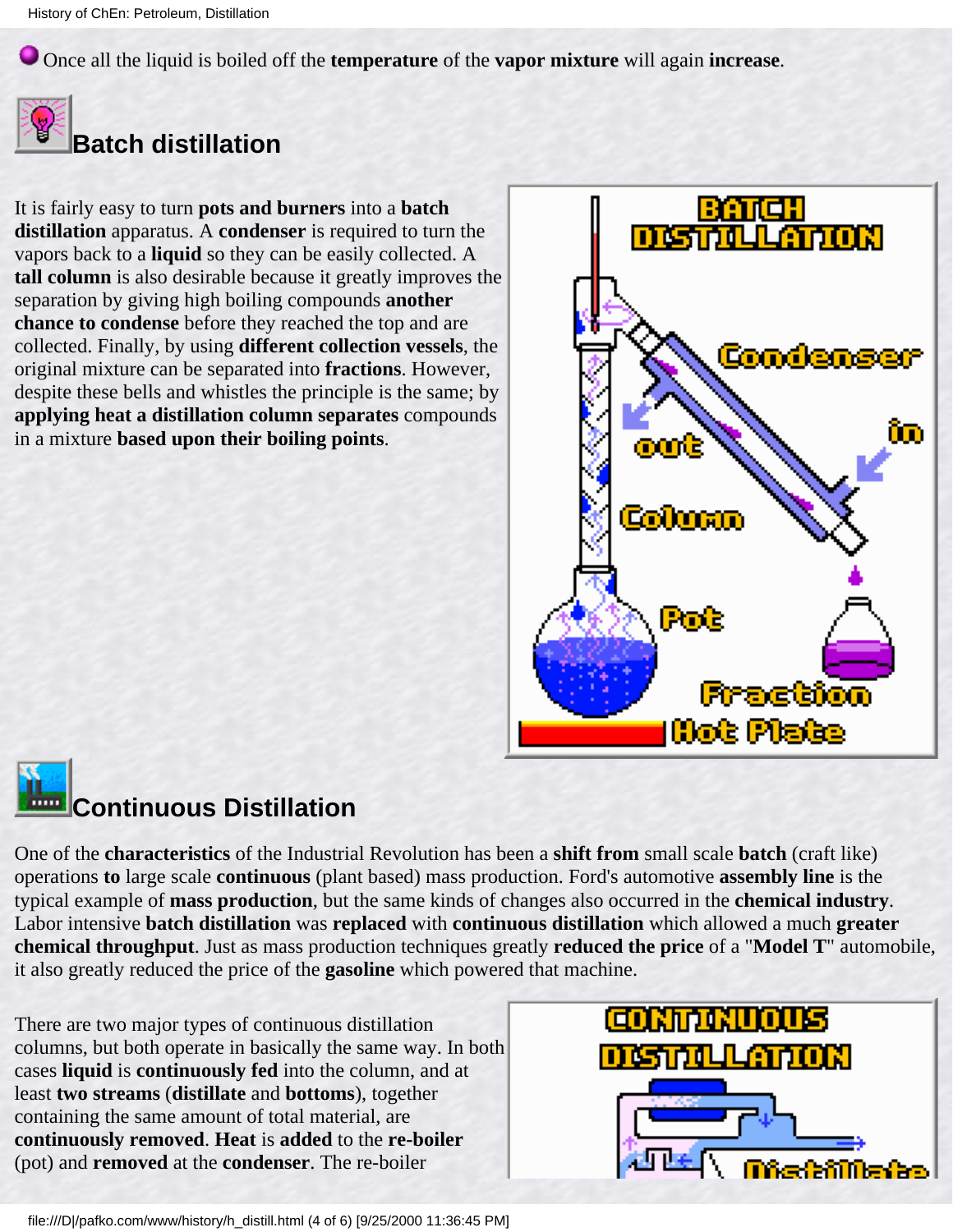- Once all the liquid is boiled off the **temperature** of the **vapor mixture** will again **increase**.

## Batch distillation

It is fairly easy to turn **pots and burners** into a **batch distillation** apparatus. A **condenser** is required to turn the vapors back to a **liquid** so they can be easily collected. A **tall column** is also desirable because it greatly improves the separation by giving high boiling compounds **another chance to condense** before they reached the top and are collected. Finally, by using **different collection vessels**, the original mixture can be separated into **fractions**. However, despite these bells and whistles the principle is the same; by **applying heat a distillation column separates** compounds in a mixture **based upon their boiling points**.

## Continuous Distillation

One of the **characteristics** of the Industrial Revolution has been a **shift from** small scale **batch** (craft like) operations **to** large scale **continuous** (plant based) mass production. Ford's automotive **assembly line** is the typical example of **mass production**, but the same kinds of changes also occurred in the **chemical industry**. Labor intensive **batch distillation** was **replaced** with **continuous distillation** which allowed a much **greater chemical throughput**. Just as mass production techniques greatly **reduced the price** of a "**Model T**" automobile, it also greatly reduced the price of the **gasoline** which powered that machine.

There are two major types of continuous distillation columns, but both operate in basically the same way. In both cases **liquid** is **continuously fed** into the column, and at least **two streams** (**distillate** and **bottoms**), together containing the same amount of total material, are **continuously removed**. **Heat** is **added** to the **re-boiler** (pot) and **removed** at the **condenser**. The re-boiler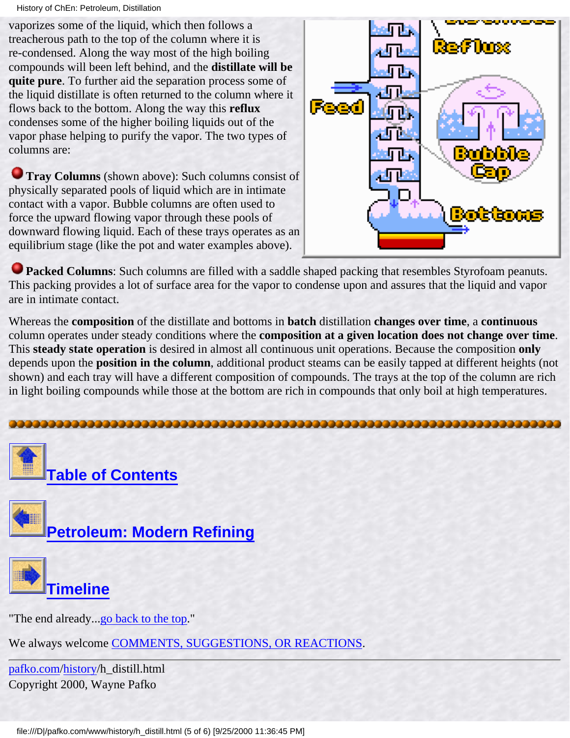vaporizes some of the liquid, which then follows a treacherous path to the top of the column where it is re-condensed. Along the way most of the high boiling compounds will been left behind, and the **distillate will be quite pure**. To further aid the separation process some of the liquid distillate is often returned to the column where it flows back to the bottom. Along the way this **reflux** condenses some of the higher boiling liquids out of the vapor phase helping to purify the vapor. The two types of columns are:

- **Tray Columns** (shown above): Such columns consist of physically separated pools of liquid which are in intimate contact with a vapor. Bubble columns are often used to force the upward flowing vapor through these pools of downward flowing liquid. Each of these trays operates as an equilibrium stage (like the pot and water examples above).

- **Packed Columns**: Such columns are filled with a saddle shaped packing that resembles Styrofoam peanuts. This packing provides a lot of surface area for the vapor to condense upon and assures that the liquid and vapor are in intimate contact.

Whereas the **composition** of the distillate and bottoms in **batch** distillation **changes over time**, a **continuous** column operates under steady conditions where the **composition at a given location does not change over time**. This **steady state operation** is desired in almost all continuous unit operations. Because the composition **only** depends upon the **position in the column**, additional product steams can be easily tapped at different heights (not shown) and each tray will have a different composition of compounds. The trays at the top of the column are rich in light boiling compounds while those at the bottom are rich in compounds that only boil at high temperatures.

---

**Table of Contents**

**Petroleum: Modern Refining**

**Timeline**

"The end already...go back to the top."

We always welcome COMMENTS, SUGGESTIONS, OR REACTIONS.

---

pafko.com/history/h_distill.html
Copyright 2000, Wayne Pafko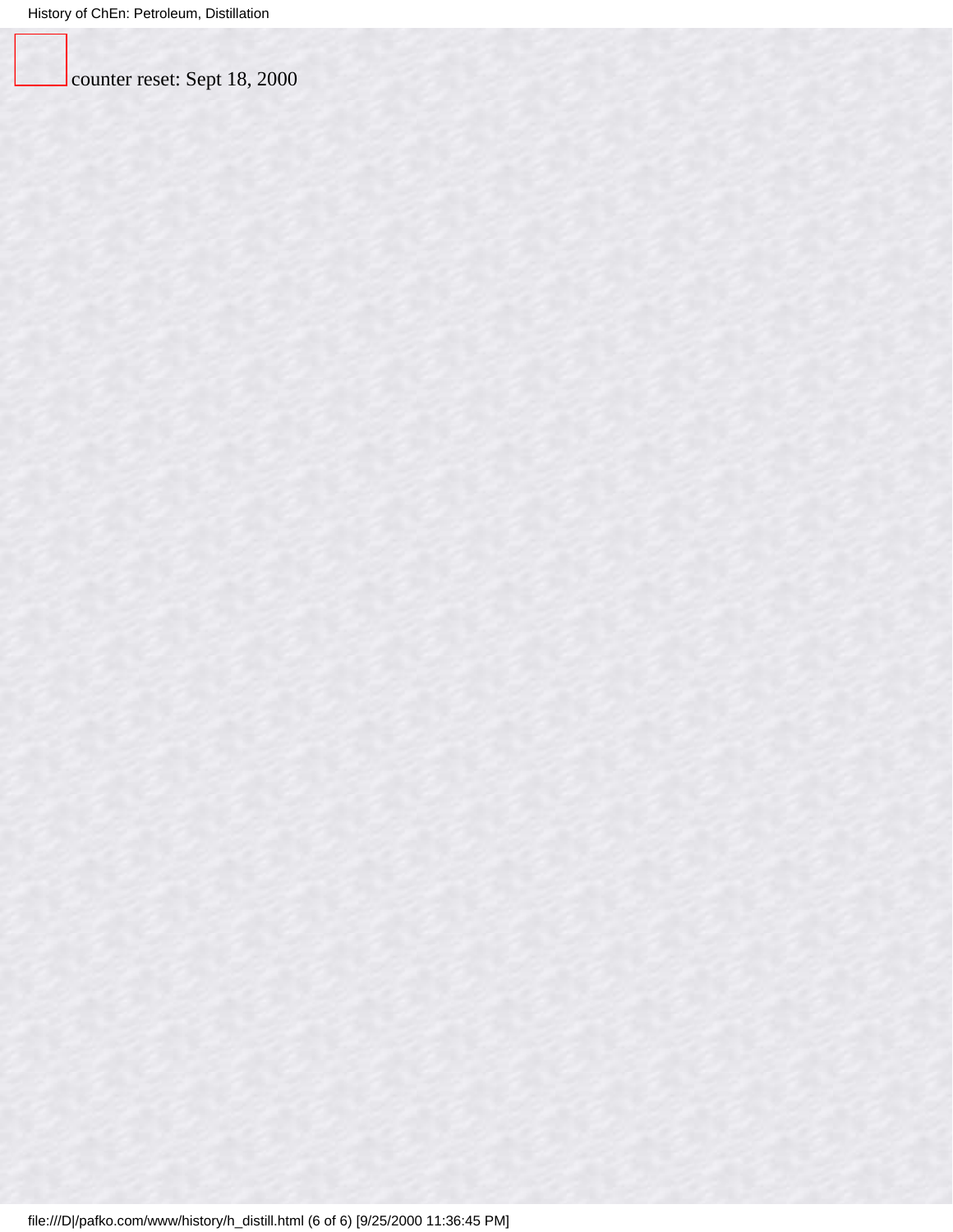counter reset: Sept 18, 2000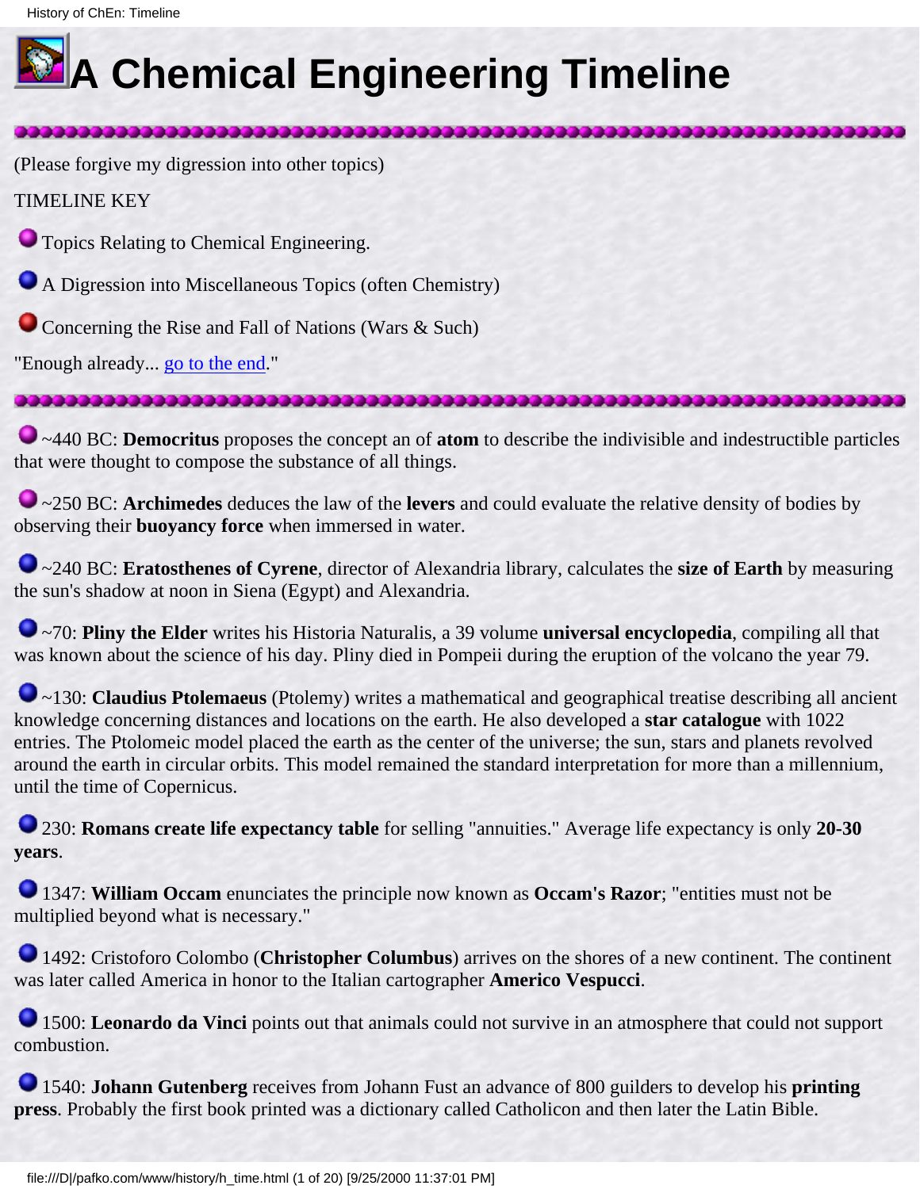# A Chemical Engineering Timeline

(Please forgive my digression into other topics)

TIMELINE KEY

- Topics Relating to Chemical Engineering.
- A Digression into Miscellaneous Topics (often Chemistry)
- Concerning the Rise and Fall of Nations (Wars & Such)

"Enough already... go to the end."

~440 BC: **Democritus** proposes the concept an of **atom** to describe the indivisible and indestructible particles that were thought to compose the substance of all things.

~250 BC: **Archimedes** deduces the law of the **levers** and could evaluate the relative density of bodies by observing their **buoyancy force** when immersed in water.

~240 BC: **Eratosthenes of Cyrene**, director of Alexandria library, calculates the **size of Earth** by measuring the sun's shadow at noon in Siena (Egypt) and Alexandria.

~70: **Pliny the Elder** writes his Historia Naturalis, a 39 volume **universal encyclopedia**, compiling all that was known about the science of his day. Pliny died in Pompeii during the eruption of the volcano the year 79.

~130: **Claudius Ptolemaeus** (Ptolemy) writes a mathematical and geographical treatise describing all ancient knowledge concerning distances and locations on the earth. He also developed a **star catalogue** with 1022 entries. The Ptolomeic model placed the earth as the center of the universe; the sun, stars and planets revolved around the earth in circular orbits. This model remained the standard interpretation for more than a millennium, until the time of Copernicus.

230: **Romans create life expectancy table** for selling "annuities." Average life expectancy is only **20-30 years**.

1347: **William Occam** enunciates the principle now known as **Occam's Razor**; "entities must not be multiplied beyond what is necessary."

1492: Cristoforo Colombo (**Christopher Columbus**) arrives on the shores of a new continent. The continent was later called America in honor to the Italian cartographer **Americo Vespucci**.

1500: **Leonardo da Vinci** points out that animals could not survive in an atmosphere that could not support combustion.

1540: **Johann Gutenberg** receives from Johann Fust an advance of 800 guilders to develop his **printing press**. Probably the first book printed was a dictionary called Catholicon and then later the Latin Bible.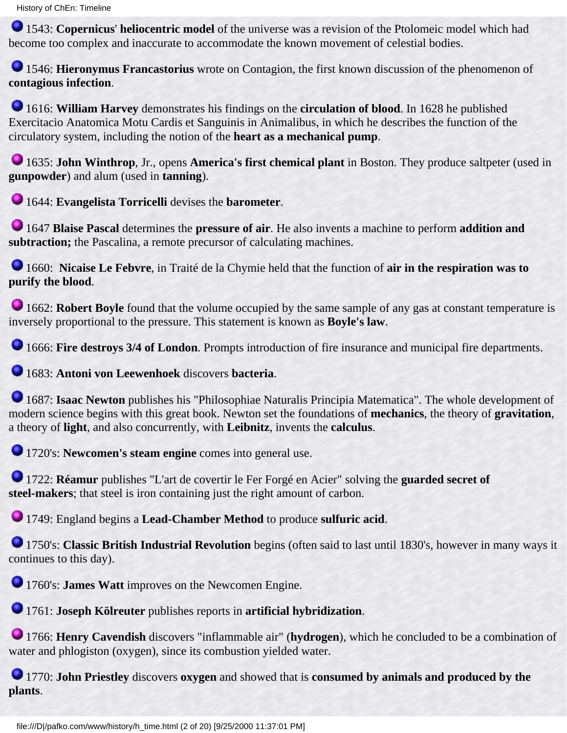- 1543: **Copernicus**' **heliocentric model** of the universe was a revision of the Ptolomeic model which had become too complex and inaccurate to accommodate the known movement of celestial bodies.

- 1546: **Hieronymus Francastorius** wrote on Contagion, the first known discussion of the phenomenon of **contagious infection**.

- 1616: **William Harvey** demonstrates his findings on the **circulation of blood**. In 1628 he published Exercitacio Anatomica Motu Cardis et Sanguinis in Animalibus, in which he describes the function of the circulatory system, including the notion of the **heart as a mechanical pump**.

- 1635: **John Winthrop**, Jr., opens **America's first chemical plant** in Boston. They produce saltpeter (used in **gunpowder**) and alum (used in **tanning**).

- 1644: **Evangelista Torricelli** devises the **barometer**.

- 1647 **Blaise Pascal** determines the **pressure of air**. He also invents a machine to perform **addition and subtraction;** the Pascalina, a remote precursor of calculating machines.

- 1660: **Nicaise Le Febvre**, in Traité de la Chymie held that the function of **air in the respiration was to purify the blood**.

- 1662: **Robert Boyle** found that the volume occupied by the same sample of any gas at constant temperature is inversely proportional to the pressure. This statement is known as **Boyle's law**.

- 1666: **Fire destroys 3/4 of London**. Prompts introduction of fire insurance and municipal fire departments.

- 1683: **Antoni von Leewenhoek** discovers **bacteria**.

- 1687: **Isaac Newton** publishes his "Philosophiae Naturalis Principia Matematica". The whole development of modern science begins with this great book. Newton set the foundations of **mechanics**, the theory of **gravitation**, a theory of **light**, and also concurrently, with **Leibnitz**, invents the **calculus**.

- 1720's: **Newcomen's steam engine** comes into general use.

- 1722: **Réamur** publishes "L'art de covertir le Fer Forgé en Acier" solving the **guarded secret of steel-makers**; that steel is iron containing just the right amount of carbon.

- 1749: England begins a **Lead-Chamber Method** to produce **sulfuric acid**.

- 1750's: **Classic British Industrial Revolution** begins (often said to last until 1830's, however in many ways it continues to this day).

- 1760's: **James Watt** improves on the Newcomen Engine.

- 1761: **Joseph Kölreuter** publishes reports in **artificial hybridization**.

- 1766: **Henry Cavendish** discovers "inflammable air" (**hydrogen**), which he concluded to be a combination of water and phlogiston (oxygen), since its combustion yielded water.

- 1770: **John Priestley** discovers **oxygen** and showed that is **consumed by animals and produced by the plants**.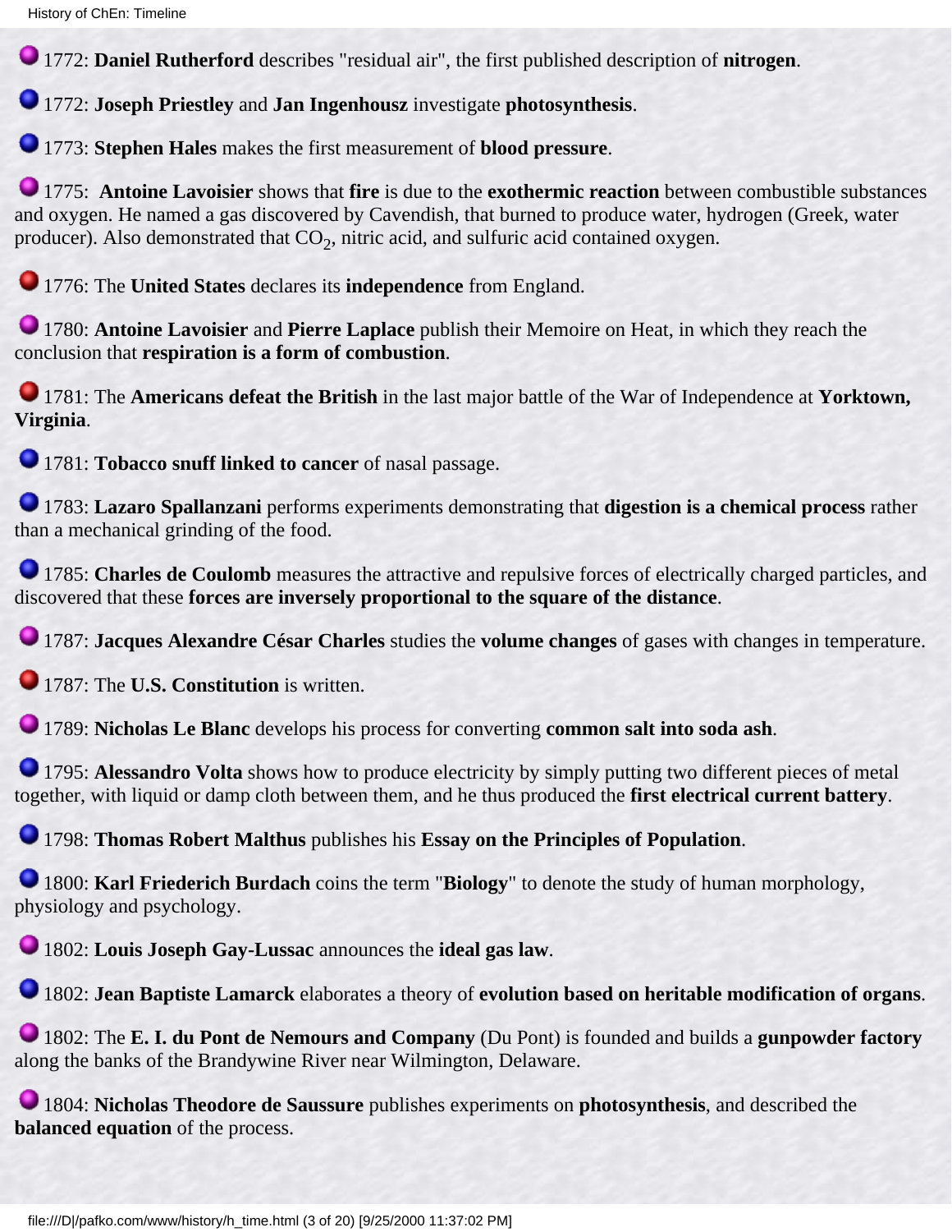1772: **Daniel Rutherford** describes "residual air", the first published description of **nitrogen**.

1772: **Joseph Priestley** and **Jan Ingenhousz** investigate **photosynthesis**.

1773: **Stephen Hales** makes the first measurement of **blood pressure**.

1775: **Antoine Lavoisier** shows that **fire** is due to the **exothermic reaction** between combustible substances and oxygen. He named a gas discovered by Cavendish, that burned to produce water, hydrogen (Greek, water producer). Also demonstrated that $CO_2$, nitric acid, and sulfuric acid contained oxygen.

1776: The **United States** declares its **independence** from England.

1780: **Antoine Lavoisier** and **Pierre Laplace** publish their Memoire on Heat, in which they reach the conclusion that **respiration is a form of combustion**.

1781: The **Americans defeat the British** in the last major battle of the War of Independence at **Yorktown, Virginia**.

1781: **Tobacco snuff linked to cancer** of nasal passage.

1783: **Lazaro Spallanzani** performs experiments demonstrating that **digestion is a chemical process** rather than a mechanical grinding of the food.

1785: **Charles de Coulomb** measures the attractive and repulsive forces of electrically charged particles, and discovered that these **forces are inversely proportional to the square of the distance**.

1787: **Jacques Alexandre César Charles** studies the **volume changes** of gases with changes in temperature.

1787: The **U.S. Constitution** is written.

1789: **Nicholas Le Blanc** develops his process for converting **common salt into soda ash**.

1795: **Alessandro Volta** shows how to produce electricity by simply putting two different pieces of metal together, with liquid or damp cloth between them, and he thus produced the **first electrical current battery**.

1798: **Thomas Robert Malthus** publishes his **Essay on the Principles of Population**.

1800: **Karl Friederich Burdach** coins the term "**Biology**" to denote the study of human morphology, physiology and psychology.

1802: **Louis Joseph Gay-Lussac** announces the **ideal gas law**.

1802: **Jean Baptiste Lamarck** elaborates a theory of **evolution based on heritable modification of organs**.

1802: The **E. I. du Pont de Nemours and Company** (Du Pont) is founded and builds a **gunpowder factory** along the banks of the Brandywine River near Wilmington, Delaware.

1804: **Nicholas Theodore de Saussure** publishes experiments on **photosynthesis**, and described the **balanced equation** of the process.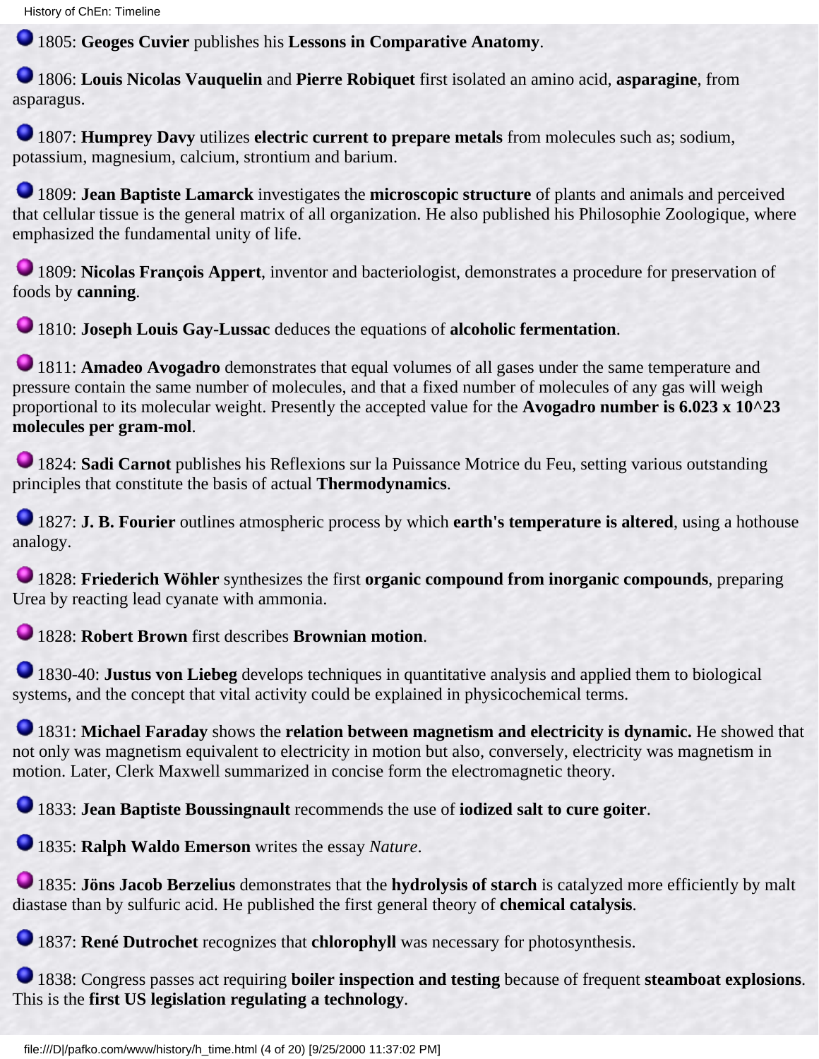1805: **Geoges Cuvier** publishes his **Lessons in Comparative Anatomy**.

1806: **Louis Nicolas Vauquelin** and **Pierre Robiquet** first isolated an amino acid, **asparagine**, from asparagus.

1807: **Humprey Davy** utilizes **electric current to prepare metals** from molecules such as; sodium, potassium, magnesium, calcium, strontium and barium.

1809: **Jean Baptiste Lamarck** investigates the **microscopic structure** of plants and animals and perceived that cellular tissue is the general matrix of all organization. He also published his Philosophie Zoologique, where emphasized the fundamental unity of life.

1809: **Nicolas François Appert**, inventor and bacteriologist, demonstrates a procedure for preservation of foods by **canning**.

1810: **Joseph Louis Gay-Lussac** deduces the equations of **alcoholic fermentation**.

1811: **Amadeo Avogadro** demonstrates that equal volumes of all gases under the same temperature and pressure contain the same number of molecules, and that a fixed number of molecules of any gas will weigh proportional to its molecular weight. Presently the accepted value for the **Avogadro number is $6.023 \times 10^{23}$ molecules per gram-mol**.

1824: **Sadi Carnot** publishes his Reflexions sur la Puissance Motrice du Feu, setting various outstanding principles that constitute the basis of actual **Thermodynamics**.

1827: **J. B. Fourier** outlines atmospheric process by which **earth's temperature is altered**, using a hothouse analogy.

1828: **Friederich Wöhler** synthesizes the first **organic compound from inorganic compounds**, preparing Urea by reacting lead cyanate with ammonia.

1828: **Robert Brown** first describes **Brownian motion**.

1830-40: **Justus von Liebeg** develops techniques in quantitative analysis and applied them to biological systems, and the concept that vital activity could be explained in physicochemical terms.

1831: **Michael Faraday** shows the **relation between magnetism and electricity is dynamic.** He showed that not only was magnetism equivalent to electricity in motion but also, conversely, electricity was magnetism in motion. Later, Clerk Maxwell summarized in concise form the electromagnetic theory.

1833: **Jean Baptiste Boussingnault** recommends the use of **iodized salt to cure goiter**.

1835: **Ralph Waldo Emerson** writes the essay *Nature*.

1835: **Jöns Jacob Berzelius** demonstrates that the **hydrolysis of starch** is catalyzed more efficiently by malt diastase than by sulfuric acid. He published the first general theory of **chemical catalysis**.

1837: **René Dutrochet** recognizes that **chlorophyll** was necessary for photosynthesis.

1838: Congress passes act requiring **boiler inspection and testing** because of frequent **steamboat explosions**. This is the **first US legislation regulating a technology**.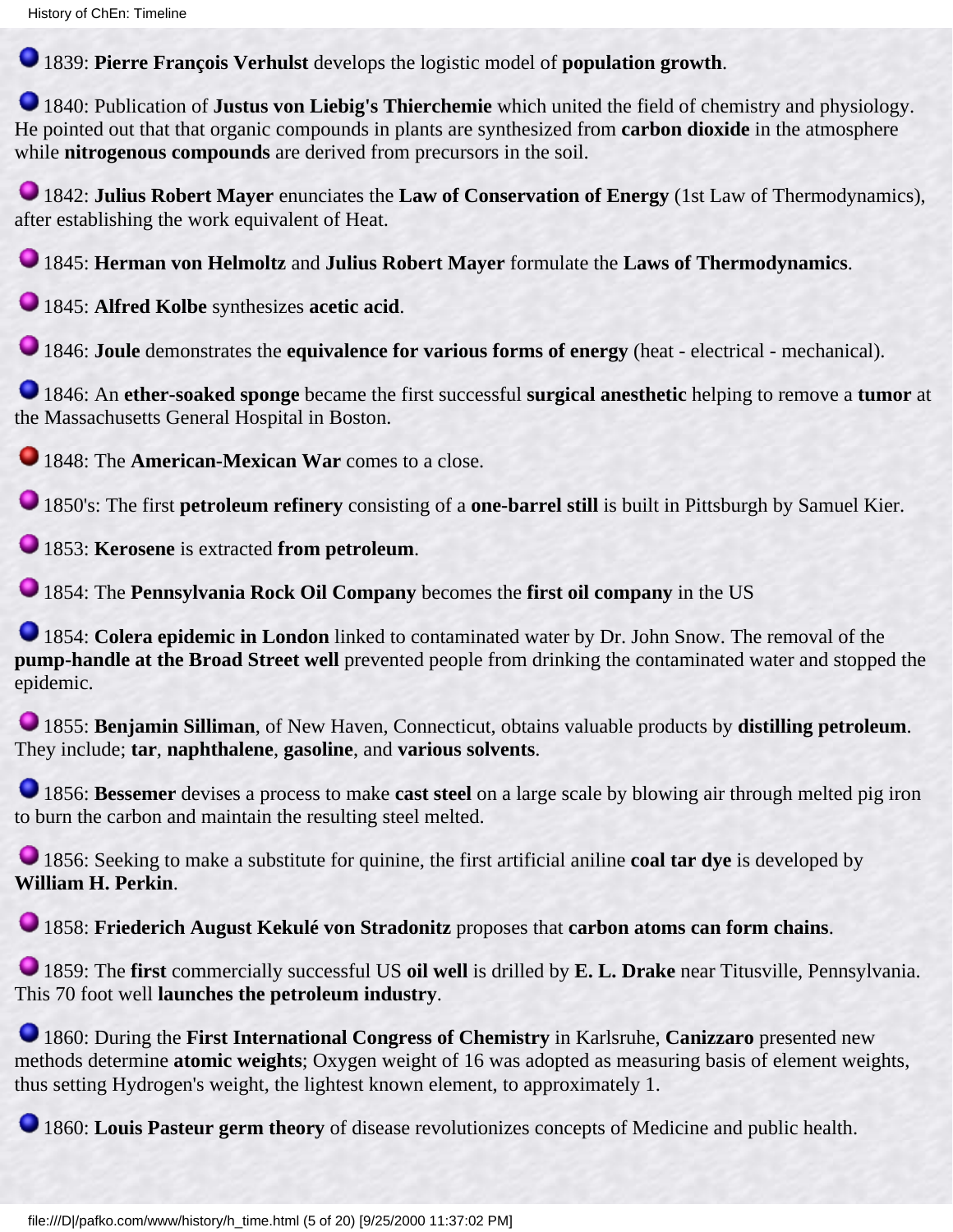1839: **Pierre François Verhulst** develops the logistic model of **population growth**.

1840: Publication of **Justus von Liebig's Thierchemie** which united the field of chemistry and physiology. He pointed out that that organic compounds in plants are synthesized from **carbon dioxide** in the atmosphere while **nitrogenous compounds** are derived from precursors in the soil.

1842: **Julius Robert Mayer** enunciates the **Law of Conservation of Energy** (1st Law of Thermodynamics), after establishing the work equivalent of Heat.

1845: **Herman von Helmoltz** and **Julius Robert Mayer** formulate the **Laws of Thermodynamics**.

1845: **Alfred Kolbe** synthesizes **acetic acid**.

1846: **Joule** demonstrates the **equivalence for various forms of energy** (heat - electrical - mechanical).

1846: An **ether-soaked sponge** became the first successful **surgical anesthetic** helping to remove a **tumor** at the Massachusetts General Hospital in Boston.

1848: The **American-Mexican War** comes to a close.

1850's: The first **petroleum refinery** consisting of a **one-barrel still** is built in Pittsburgh by Samuel Kier.

1853: **Kerosene** is extracted **from petroleum**.

1854: The **Pennsylvania Rock Oil Company** becomes the **first oil company** in the US

1854: **Colera epidemic in London** linked to contaminated water by Dr. John Snow. The removal of the **pump-handle at the Broad Street well** prevented people from drinking the contaminated water and stopped the epidemic.

1855: **Benjamin Silliman**, of New Haven, Connecticut, obtains valuable products by **distilling petroleum**. They include; **tar**, **naphthalene**, **gasoline**, and **various solvents**.

1856: **Bessemer** devises a process to make **cast steel** on a large scale by blowing air through melted pig iron to burn the carbon and maintain the resulting steel melted.

1856: Seeking to make a substitute for quinine, the first artificial aniline **coal tar dye** is developed by **William H. Perkin**.

1858: **Friederich August Kekulé von Stradonitz** proposes that **carbon atoms can form chains**.

1859: The **first** commercially successful US **oil well** is drilled by **E. L. Drake** near Titusville, Pennsylvania. This 70 foot well **launches the petroleum industry**.

1860: During the **First International Congress of Chemistry** in Karlsruhe, **Canizzaro** presented new methods determine **atomic weights**; Oxygen weight of 16 was adopted as measuring basis of element weights, thus setting Hydrogen's weight, the lightest known element, to approximately 1.

1860: **Louis Pasteur germ theory** of disease revolutionizes concepts of Medicine and public health.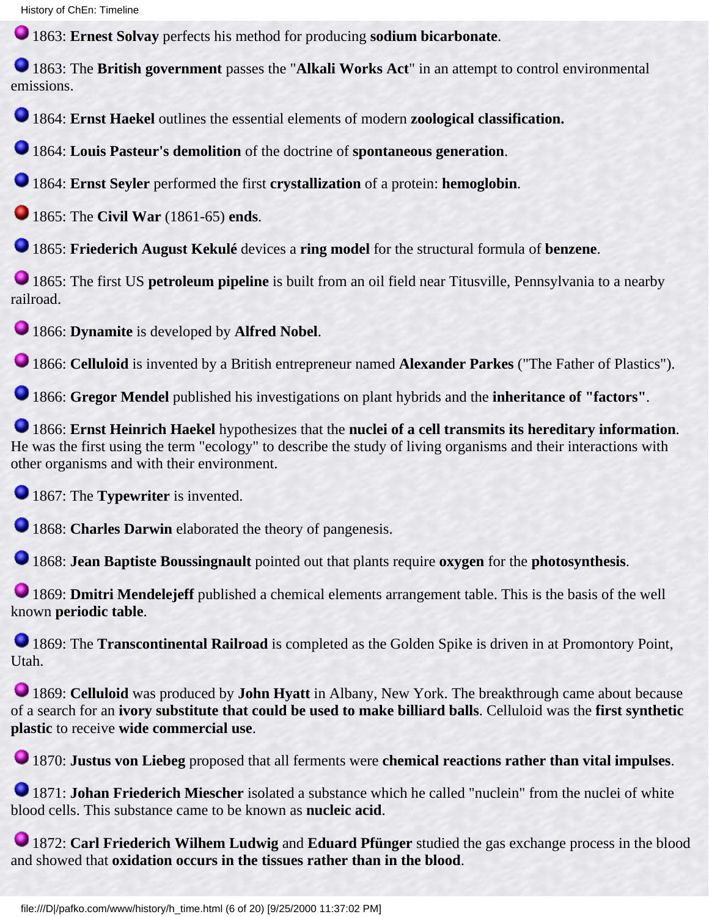1863: **Ernest Solvay** perfects his method for producing **sodium bicarbonate**.

1863: The **British government** passes the "**Alkali Works Act**" in an attempt to control environmental emissions.

1864: **Ernst Haekel** outlines the essential elements of modern **zoological classification.**

1864: **Louis Pasteur's demolition** of the doctrine of **spontaneous generation**.

1864: **Ernst Seyler** performed the first **crystallization** of a protein: **hemoglobin**.

1865: The **Civil War** (1861-65) **ends**.

1865: **Friederich August Kekulé** devices a **ring model** for the structural formula of **benzene**.

1865: The first US **petroleum pipeline** is built from an oil field near Titusville, Pennsylvania to a nearby railroad.

1866: **Dynamite** is developed by **Alfred Nobel**.

1866: **Celluloid** is invented by a British entrepreneur named **Alexander Parkes** ("The Father of Plastics").

1866: **Gregor Mendel** published his investigations on plant hybrids and the **inheritance of "factors"**.

1866: **Ernst Heinrich Haekel** hypothesizes that the **nuclei of a cell transmits its hereditary information**. He was the first using the term "ecology" to describe the study of living organisms and their interactions with other organisms and with their environment.

1867: The **Typewriter** is invented.

1868: **Charles Darwin** elaborated the theory of pangenesis.

1868: **Jean Baptiste Boussingnault** pointed out that plants require **oxygen** for the **photosynthesis**.

1869: **Dmitri Mendelejeff** published a chemical elements arrangement table. This is the basis of the well known **periodic table**.

1869: The **Transcontinental Railroad** is completed as the Golden Spike is driven in at Promontory Point, Utah.

1869: **Celluloid** was produced by **John Hyatt** in Albany, New York. The breakthrough came about because of a search for an **ivory substitute that could be used to make billiard balls**. Celluloid was the **first synthetic plastic** to receive **wide commercial use**.

1870: **Justus von Liebeg** proposed that all ferments were **chemical reactions rather than vital impulses**.

1871: **Johan Friederich Miescher** isolated a substance which he called "nuclein" from the nuclei of white blood cells. This substance came to be known as **nucleic acid**.

1872: **Carl Friederich Wilhem Ludwig** and **Eduard Pfünger** studied the gas exchange process in the blood and showed that **oxidation occurs in the tissues rather than in the blood**.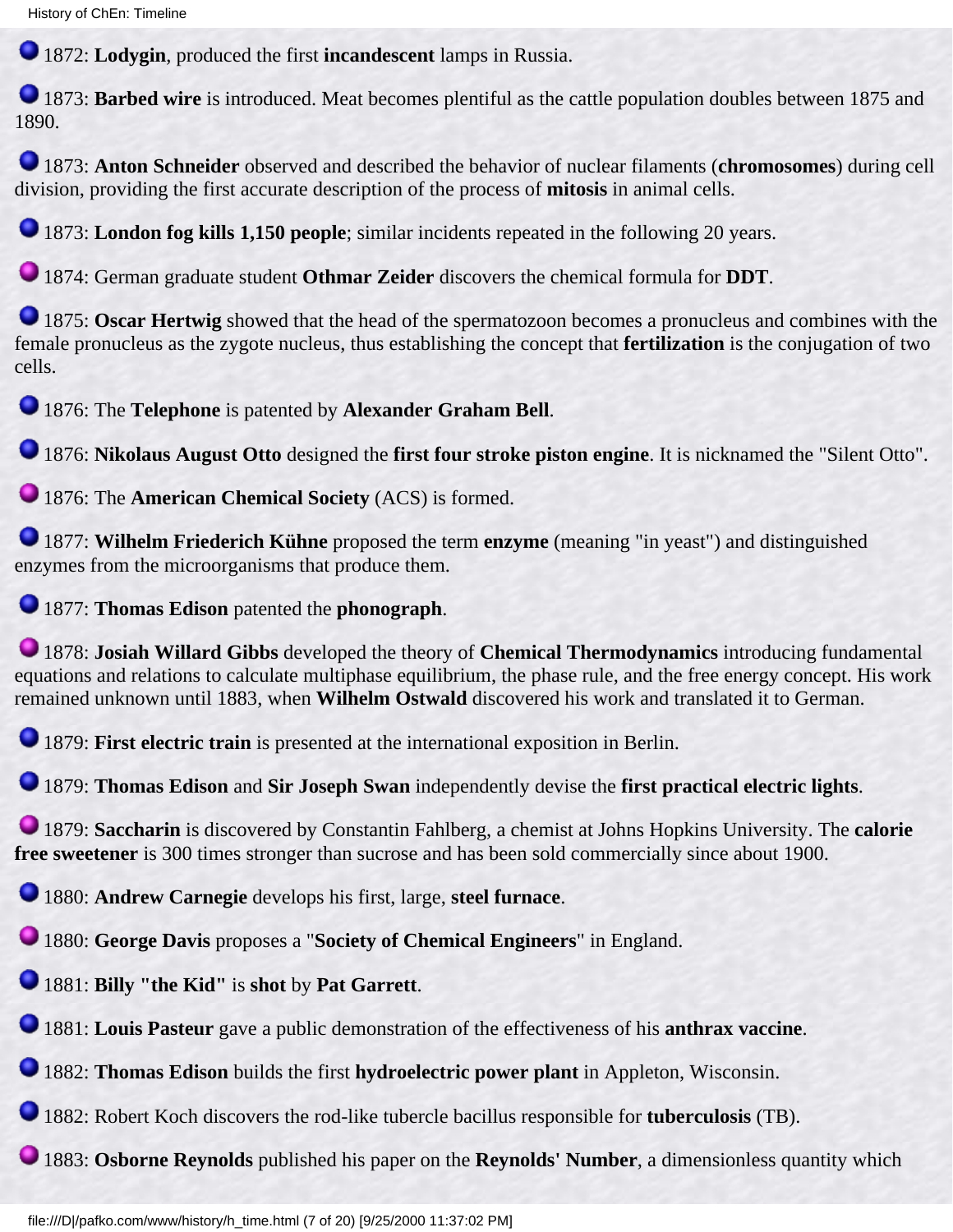1872: **Lodygin**, produced the first **incandescent** lamps in Russia.

1873: **Barbed wire** is introduced. Meat becomes plentiful as the cattle population doubles between 1875 and 1890.

1873: **Anton Schneider** observed and described the behavior of nuclear filaments (**chromosomes**) during cell division, providing the first accurate description of the process of **mitosis** in animal cells.

1873: **London fog kills 1,150 people**; similar incidents repeated in the following 20 years.

1874: German graduate student **Othmar Zeider** discovers the chemical formula for **DDT**.

1875: **Oscar Hertwig** showed that the head of the spermatozoon becomes a pronucleus and combines with the female pronucleus as the zygote nucleus, thus establishing the concept that **fertilization** is the conjugation of two cells.

1876: The **Telephone** is patented by **Alexander Graham Bell**.

1876: **Nikolaus August Otto** designed the **first four stroke piston engine**. It is nicknamed the "Silent Otto".

1876: The **American Chemical Society** (ACS) is formed.

1877: **Wilhelm Friederich Kühne** proposed the term **enzyme** (meaning "in yeast") and distinguished enzymes from the microorganisms that produce them.

1877: **Thomas Edison** patented the **phonograph**.

1878: **Josiah Willard Gibbs** developed the theory of **Chemical Thermodynamics** introducing fundamental equations and relations to calculate multiphase equilibrium, the phase rule, and the free energy concept. His work remained unknown until 1883, when **Wilhelm Ostwald** discovered his work and translated it to German.

1879: **First electric train** is presented at the international exposition in Berlin.

1879: **Thomas Edison** and **Sir Joseph Swan** independently devise the **first practical electric lights**.

1879: **Saccharin** is discovered by Constantin Fahlberg, a chemist at Johns Hopkins University. The **calorie free sweetener** is 300 times stronger than sucrose and has been sold commercially since about 1900.

1880: **Andrew Carnegie** develops his first, large, **steel furnace**.

1880: **George Davis** proposes a "**Society of Chemical Engineers**" in England.

1881: **Billy "the Kid"** is **shot** by **Pat Garrett**.

1881: **Louis Pasteur** gave a public demonstration of the effectiveness of his **anthrax vaccine**.

1882: **Thomas Edison** builds the first **hydroelectric power plant** in Appleton, Wisconsin.

1882: Robert Koch discovers the rod-like tubercle bacillus responsible for **tuberculosis** (TB).

1883: **Osborne Reynolds** published his paper on the **Reynolds' Number**, a dimensionless quantity which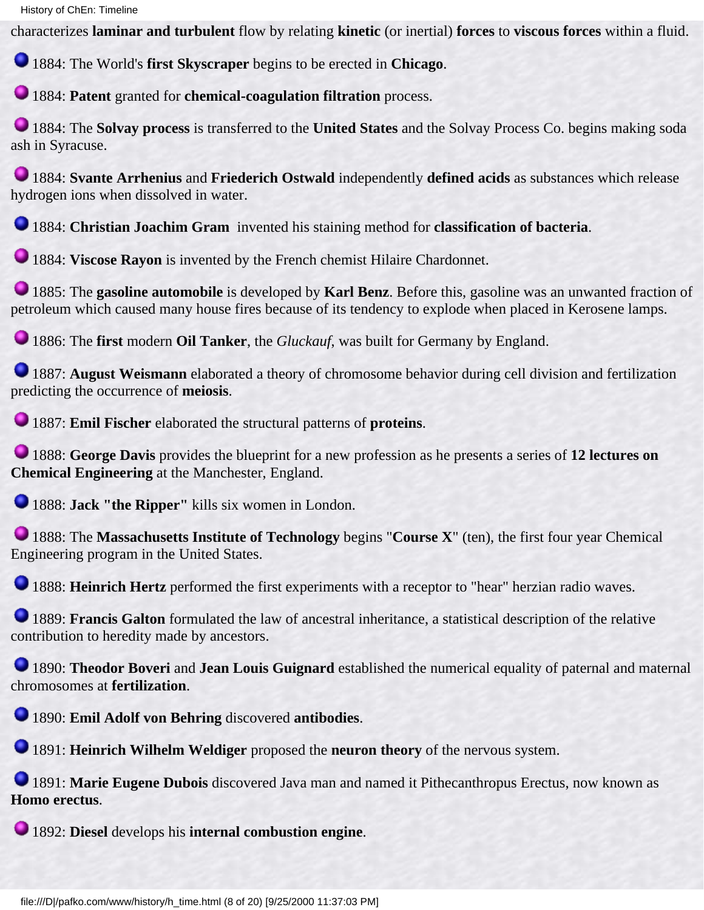characterizes **laminar and turbulent** flow by relating **kinetic** (or inertial) **forces** to **viscous forces** within a fluid.

- 1884: The World's **first Skyscraper** begins to be erected in **Chicago**.

- 1884: **Patent** granted for **chemical-coagulation filtration** process.

- 1884: The **Solvay process** is transferred to the **United States** and the Solvay Process Co. begins making soda ash in Syracuse.

- 1884: **Svante Arrhenius** and **Friederich Ostwald** independently **defined acids** as substances which release hydrogen ions when dissolved in water.

- 1884: **Christian Joachim Gram** invented his staining method for **classification of bacteria**.

- 1884: **Viscose Rayon** is invented by the French chemist Hilaire Chardonnet.

- 1885: The **gasoline automobile** is developed by **Karl Benz**. Before this, gasoline was an unwanted fraction of petroleum which caused many house fires because of its tendency to explode when placed in Kerosene lamps.

- 1886: The **first** modern **Oil Tanker**, the *Gluckauf*, was built for Germany by England.

- 1887: **August Weismann** elaborated a theory of chromosome behavior during cell division and fertilization predicting the occurrence of **meiosis**.

- 1887: **Emil Fischer** elaborated the structural patterns of **proteins**.

- 1888: **George Davis** provides the blueprint for a new profession as he presents a series of **12 lectures on Chemical Engineering** at the Manchester, England.

- 1888: **Jack "the Ripper"** kills six women in London.

- 1888: The **Massachusetts Institute of Technology** begins "**Course X**" (ten), the first four year Chemical Engineering program in the United States.

- 1888: **Heinrich Hertz** performed the first experiments with a receptor to "hear" herzian radio waves.

- 1889: **Francis Galton** formulated the law of ancestral inheritance, a statistical description of the relative contribution to heredity made by ancestors.

- 1890: **Theodor Boveri** and **Jean Louis Guignard** established the numerical equality of paternal and maternal chromosomes at **fertilization**.

- 1890: **Emil Adolf von Behring** discovered **antibodies**.

- 1891: **Heinrich Wilhelm Weldiger** proposed the **neuron theory** of the nervous system.

- 1891: **Marie Eugene Dubois** discovered Java man and named it Pithecanthropus Erectus, now known as **Homo erectus**.

- 1892: **Diesel** develops his **internal combustion engine**.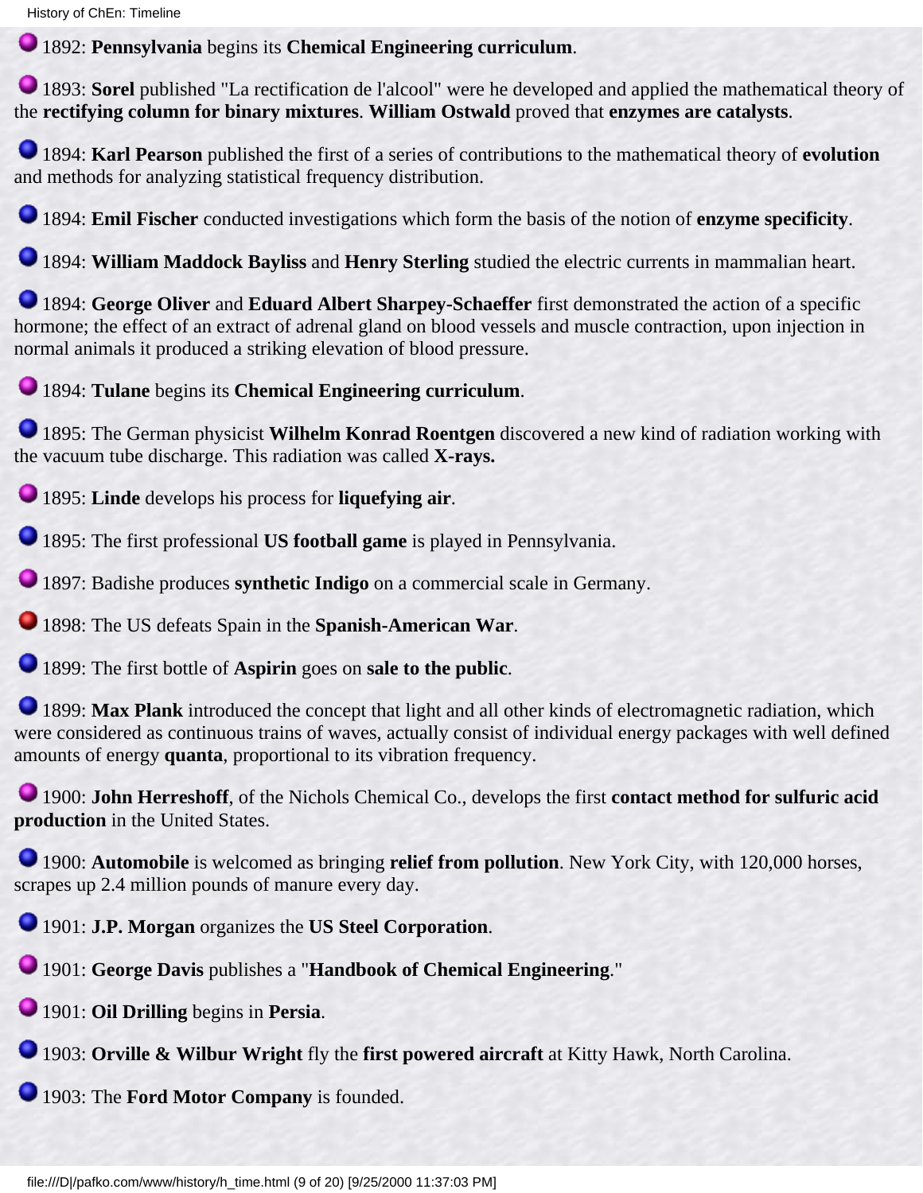1892: **Pennsylvania** begins its **Chemical Engineering curriculum**.

1893: **Sorel** published "La rectification de l'alcool" were he developed and applied the mathematical theory of the **rectifying column for binary mixtures**. **William Ostwald** proved that **enzymes are catalysts**.

1894: **Karl Pearson** published the first of a series of contributions to the mathematical theory of **evolution** and methods for analyzing statistical frequency distribution.

1894: **Emil Fischer** conducted investigations which form the basis of the notion of **enzyme specificity**.

1894: **William Maddock Bayliss** and **Henry Sterling** studied the electric currents in mammalian heart.

1894: **George Oliver** and **Eduard Albert Sharpey-Schaeffer** first demonstrated the action of a specific hormone; the effect of an extract of adrenal gland on blood vessels and muscle contraction, upon injection in normal animals it produced a striking elevation of blood pressure.

1894: **Tulane** begins its **Chemical Engineering curriculum**.

1895: The German physicist **Wilhelm Konrad Roentgen** discovered a new kind of radiation working with the vacuum tube discharge. This radiation was called **X-rays.**

1895: **Linde** develops his process for **liquefying air**.

1895: The first professional **US football game** is played in Pennsylvania.

1897: Badishe produces **synthetic Indigo** on a commercial scale in Germany.

1898: The US defeats Spain in the **Spanish-American War**.

1899: The first bottle of **Aspirin** goes on **sale to the public**.

1899: **Max Plank** introduced the concept that light and all other kinds of electromagnetic radiation, which were considered as continuous trains of waves, actually consist of individual energy packages with well defined amounts of energy **quanta**, proportional to its vibration frequency.

1900: **John Herreshoff**, of the Nichols Chemical Co., develops the first **contact method for sulfuric acid production** in the United States.

1900: **Automobile** is welcomed as bringing **relief from pollution**. New York City, with 120,000 horses, scrapes up 2.4 million pounds of manure every day.

1901: **J.P. Morgan** organizes the **US Steel Corporation**.

1901: **George Davis** publishes a "**Handbook of Chemical Engineering**."

1901: **Oil Drilling** begins in **Persia**.

1903: **Orville & Wilbur Wright** fly the **first powered aircraft** at Kitty Hawk, North Carolina.

1903: The **Ford Motor Company** is founded.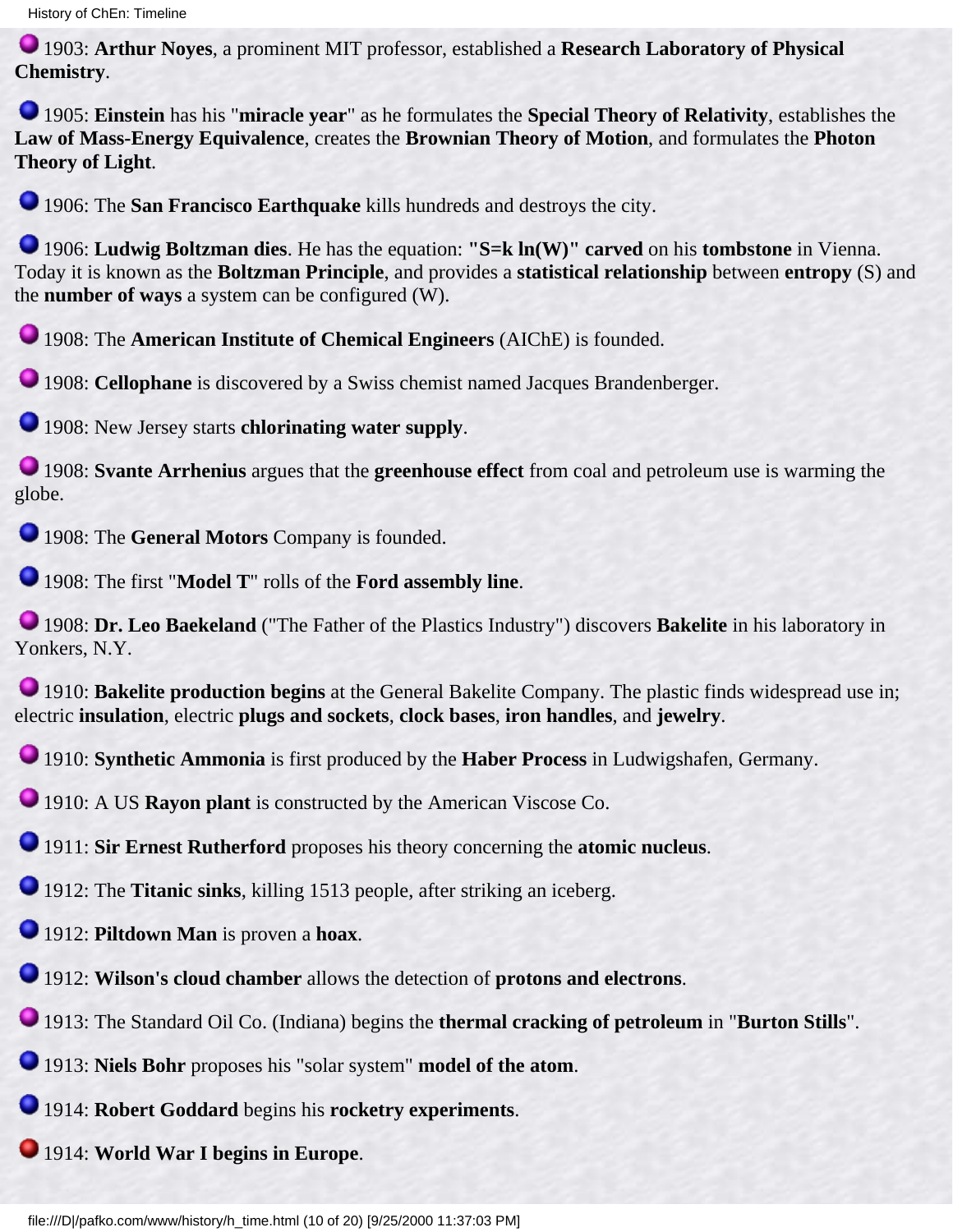1903: **Arthur Noyes**, a prominent MIT professor, established a **Research Laboratory of Physical Chemistry**.

1905: **Einstein** has his "**miracle year**" as he formulates the **Special Theory of Relativity**, establishes the **Law of Mass-Energy Equivalence**, creates the **Brownian Theory of Motion**, and formulates the **Photon Theory of Light**.

1906: The **San Francisco Earthquake** kills hundreds and destroys the city.

1906: **Ludwig Boltzman dies**. He has the equation: **"S=k ln(W)" carved** on his **tombstone** in Vienna. Today it is known as the **Boltzman Principle**, and provides a **statistical relationship** between **entropy** (S) and the **number of ways** a system can be configured (W).

1908: The **American Institute of Chemical Engineers** (AIChE) is founded.

1908: **Cellophane** is discovered by a Swiss chemist named Jacques Brandenberger.

1908: New Jersey starts **chlorinating water supply**.

1908: **Svante Arrhenius** argues that the **greenhouse effect** from coal and petroleum use is warming the globe.

1908: The **General Motors** Company is founded.

1908: The first "**Model T**" rolls of the **Ford assembly line**.

1908: **Dr. Leo Baekeland** ("The Father of the Plastics Industry") discovers **Bakelite** in his laboratory in Yonkers, N.Y.

1910: **Bakelite production begins** at the General Bakelite Company. The plastic finds widespread use in; electric **insulation**, electric **plugs and sockets**, **clock bases**, **iron handles**, and **jewelry**.

1910: **Synthetic Ammonia** is first produced by the **Haber Process** in Ludwigshafen, Germany.

1910: A US **Rayon plant** is constructed by the American Viscose Co.

1911: **Sir Ernest Rutherford** proposes his theory concerning the **atomic nucleus**.

1912: The **Titanic sinks**, killing 1513 people, after striking an iceberg.

1912: **Piltdown Man** is proven a **hoax**.

1912: **Wilson's cloud chamber** allows the detection of **protons and electrons**.

1913: The Standard Oil Co. (Indiana) begins the **thermal cracking of petroleum** in "**Burton Stills**".

1913: **Niels Bohr** proposes his "solar system" **model of the atom**.

1914: **Robert Goddard** begins his **rocketry experiments**.

1914: **World War I begins in Europe**.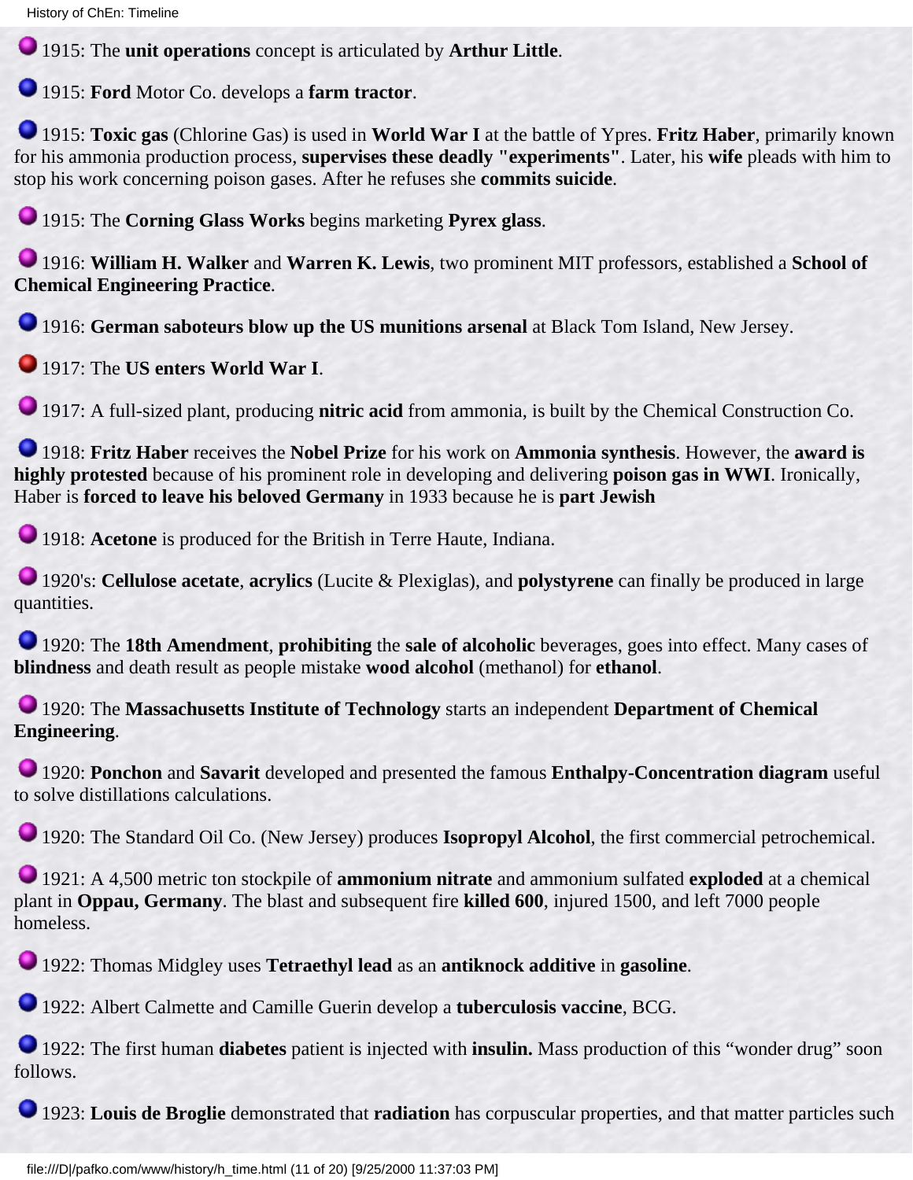1915: The **unit operations** concept is articulated by **Arthur Little**.

1915: **Ford** Motor Co. develops a **farm tractor**.

1915: **Toxic gas** (Chlorine Gas) is used in **World War I** at the battle of Ypres. **Fritz Haber**, primarily known for his ammonia production process, **supervises these deadly "experiments"**. Later, his **wife** pleads with him to stop his work concerning poison gases. After he refuses she **commits suicide**.

1915: The **Corning Glass Works** begins marketing **Pyrex glass**.

1916: **William H. Walker** and **Warren K. Lewis**, two prominent MIT professors, established a **School of Chemical Engineering Practice**.

1916: **German saboteurs blow up the US munitions arsenal** at Black Tom Island, New Jersey.

1917: The **US enters World War I**.

1917: A full-sized plant, producing **nitric acid** from ammonia, is built by the Chemical Construction Co.

1918: **Fritz Haber** receives the **Nobel Prize** for his work on **Ammonia synthesis**. However, the **award is highly protested** because of his prominent role in developing and delivering **poison gas in WWI**. Ironically, Haber is **forced to leave his beloved Germany** in 1933 because he is **part Jewish**

1918: **Acetone** is produced for the British in Terre Haute, Indiana.

1920's: **Cellulose acetate**, **acrylics** (Lucite & Plexiglas), and **polystyrene** can finally be produced in large quantities.

1920: The **18th Amendment**, **prohibiting** the **sale of alcoholic** beverages, goes into effect. Many cases of **blindness** and death result as people mistake **wood alcohol** (methanol) for **ethanol**.

1920: The **Massachusetts Institute of Technology** starts an independent **Department of Chemical Engineering**.

1920: **Ponchon** and **Savarit** developed and presented the famous **Enthalpy-Concentration diagram** useful to solve distillations calculations.

1920: The Standard Oil Co. (New Jersey) produces **Isopropyl Alcohol**, the first commercial petrochemical.

1921: A 4,500 metric ton stockpile of **ammonium nitrate** and ammonium sulfated **exploded** at a chemical plant in **Oppau, Germany**. The blast and subsequent fire **killed 600**, injured 1500, and left 7000 people homeless.

1922: Thomas Midgley uses **Tetraethyl lead** as an **antiknock additive** in **gasoline**.

1922: Albert Calmette and Camille Guerin develop a **tuberculosis vaccine**, BCG.

1922: The first human **diabetes** patient is injected with **insulin.** Mass production of this "wonder drug" soon follows.

1923: **Louis de Broglie** demonstrated that **radiation** has corpuscular properties, and that matter particles such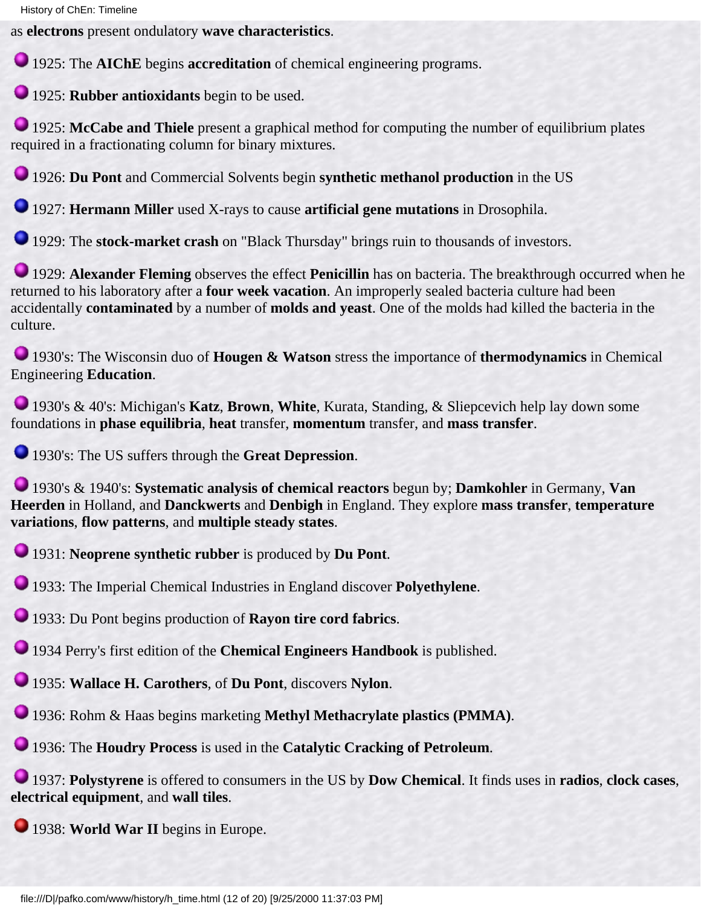as **electrons** present ondulatory **wave characteristics**.

- 1925: The **AIChE** begins **accreditation** of chemical engineering programs.

- 1925: **Rubber antioxidants** begin to be used.

- 1925: **McCabe and Thiele** present a graphical method for computing the number of equilibrium plates required in a fractionating column for binary mixtures.

- 1926: **Du Pont** and Commercial Solvents begin **synthetic methanol production** in the US

- 1927: **Hermann Miller** used X-rays to cause **artificial gene mutations** in Drosophila.

- 1929: The **stock-market crash** on "Black Thursday" brings ruin to thousands of investors.

- 1929: **Alexander Fleming** observes the effect **Penicillin** has on bacteria. The breakthrough occurred when he returned to his laboratory after a **four week vacation**. An improperly sealed bacteria culture had been accidentally **contaminated** by a number of **molds and yeast**. One of the molds had killed the bacteria in the culture.

- 1930's: The Wisconsin duo of **Hougen & Watson** stress the importance of **thermodynamics** in Chemical Engineering **Education**.

- 1930's & 40's: Michigan's **Katz**, **Brown**, **White**, Kurata, Standing, & Sliepcevich help lay down some foundations in **phase equilibria**, **heat** transfer, **momentum** transfer, and **mass transfer**.

- 1930's: The US suffers through the **Great Depression**.

- 1930's & 1940's: **Systematic analysis of chemical reactors** begun by; **Damkohler** in Germany, **Van Heerden** in Holland, and **Danckwerts** and **Denbigh** in England. They explore **mass transfer**, **temperature variations**, **flow patterns**, and **multiple steady states**.

- 1931: **Neoprene synthetic rubber** is produced by **Du Pont**.

- 1933: The Imperial Chemical Industries in England discover **Polyethylene**.

- 1933: Du Pont begins production of **Rayon tire cord fabrics**.

- 1934 Perry's first edition of the **Chemical Engineers Handbook** is published.

- 1935: **Wallace H. Carothers**, of **Du Pont**, discovers **Nylon**.

- 1936: Rohm & Haas begins marketing **Methyl Methacrylate plastics (PMMA)**.

- 1936: The **Houdry Process** is used in the **Catalytic Cracking of Petroleum**.

- 1937: **Polystyrene** is offered to consumers in the US by **Dow Chemical**. It finds uses in **radios**, **clock cases**, **electrical equipment**, and **wall tiles**.

- 1938: **World War II** begins in Europe.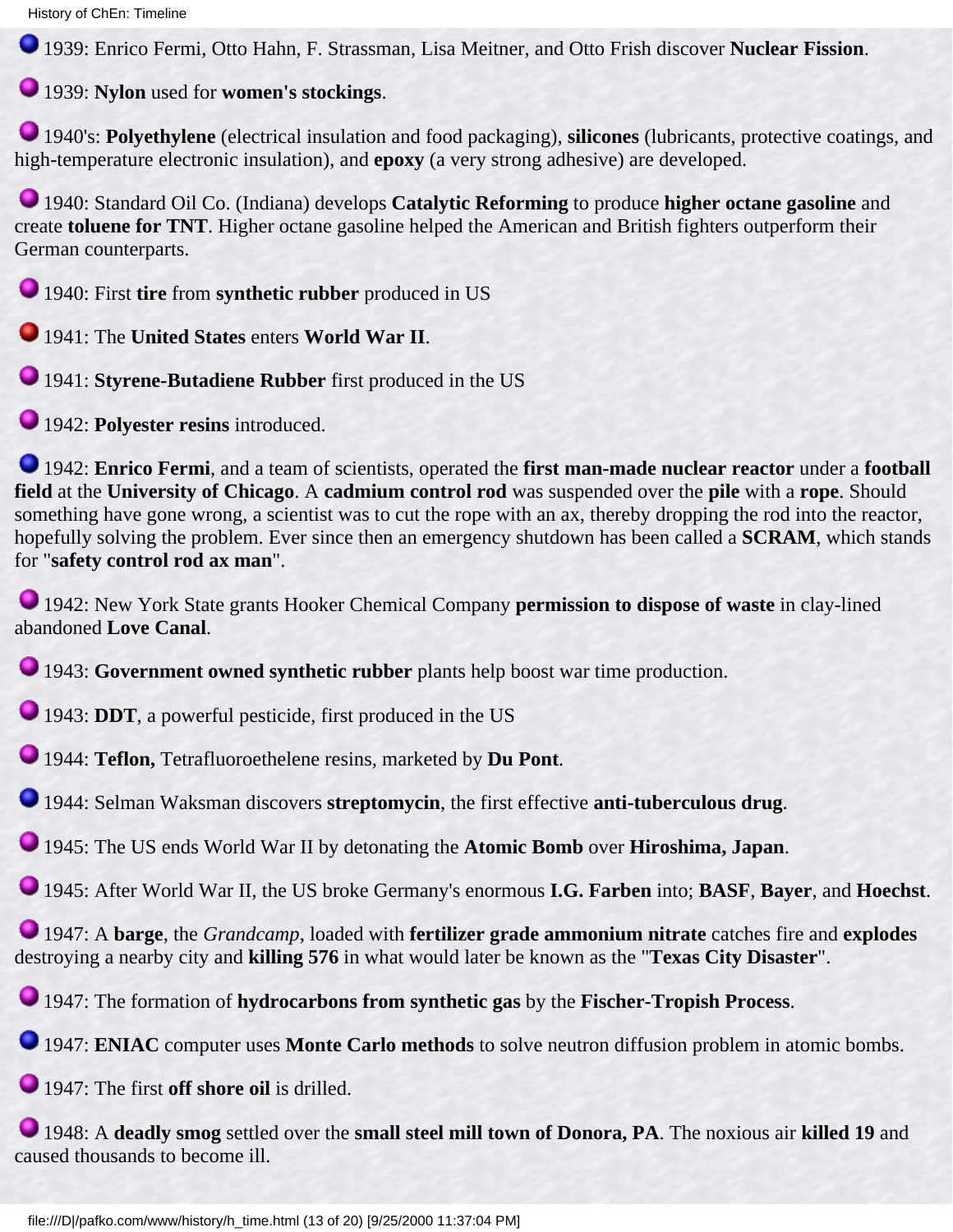1939: Enrico Fermi, Otto Hahn, F. Strassman, Lisa Meitner, and Otto Frish discover **Nuclear Fission**.

1939: **Nylon** used for **women's stockings**.

1940's: **Polyethylene** (electrical insulation and food packaging), **silicones** (lubricants, protective coatings, and high-temperature electronic insulation), and **epoxy** (a very strong adhesive) are developed.

1940: Standard Oil Co. (Indiana) develops **Catalytic Reforming** to produce **higher octane gasoline** and create **toluene for TNT**. Higher octane gasoline helped the American and British fighters outperform their German counterparts.

1940: First **tire** from **synthetic rubber** produced in US

1941: The **United States** enters **World War II**.

1941: **Styrene-Butadiene Rubber** first produced in the US

1942: **Polyester resins** introduced.

1942: **Enrico Fermi**, and a team of scientists, operated the **first man-made nuclear reactor** under a **football field** at the **University of Chicago**. A **cadmium control rod** was suspended over the **pile** with a **rope**. Should something have gone wrong, a scientist was to cut the rope with an ax, thereby dropping the rod into the reactor, hopefully solving the problem. Ever since then an emergency shutdown has been called a **SCRAM**, which stands for "**safety control rod ax man**".

1942: New York State grants Hooker Chemical Company **permission to dispose of waste** in clay-lined abandoned **Love Canal**.

1943: **Government owned synthetic rubber** plants help boost war time production.

1943: **DDT**, a powerful pesticide, first produced in the US

1944: **Teflon,** Tetrafluoroethelene resins, marketed by **Du Pont**.

1944: Selman Waksman discovers **streptomycin**, the first effective **anti-tuberculous drug**.

1945: The US ends World War II by detonating the **Atomic Bomb** over **Hiroshima, Japan**.

1945: After World War II, the US broke Germany's enormous **I.G. Farben** into; **BASF**, **Bayer**, and **Hoechst**.

1947: A **barge**, the *Grandcamp*, loaded with **fertilizer grade ammonium nitrate** catches fire and **explodes** destroying a nearby city and **killing 576** in what would later be known as the "**Texas City Disaster**".

1947: The formation of **hydrocarbons from synthetic gas** by the **Fischer-Tropish Process**.

1947: **ENIAC** computer uses **Monte Carlo methods** to solve neutron diffusion problem in atomic bombs.

1947: The first **off shore oil** is drilled.

1948: A **deadly smog** settled over the **small steel mill town of Donora, PA**. The noxious air **killed 19** and caused thousands to become ill.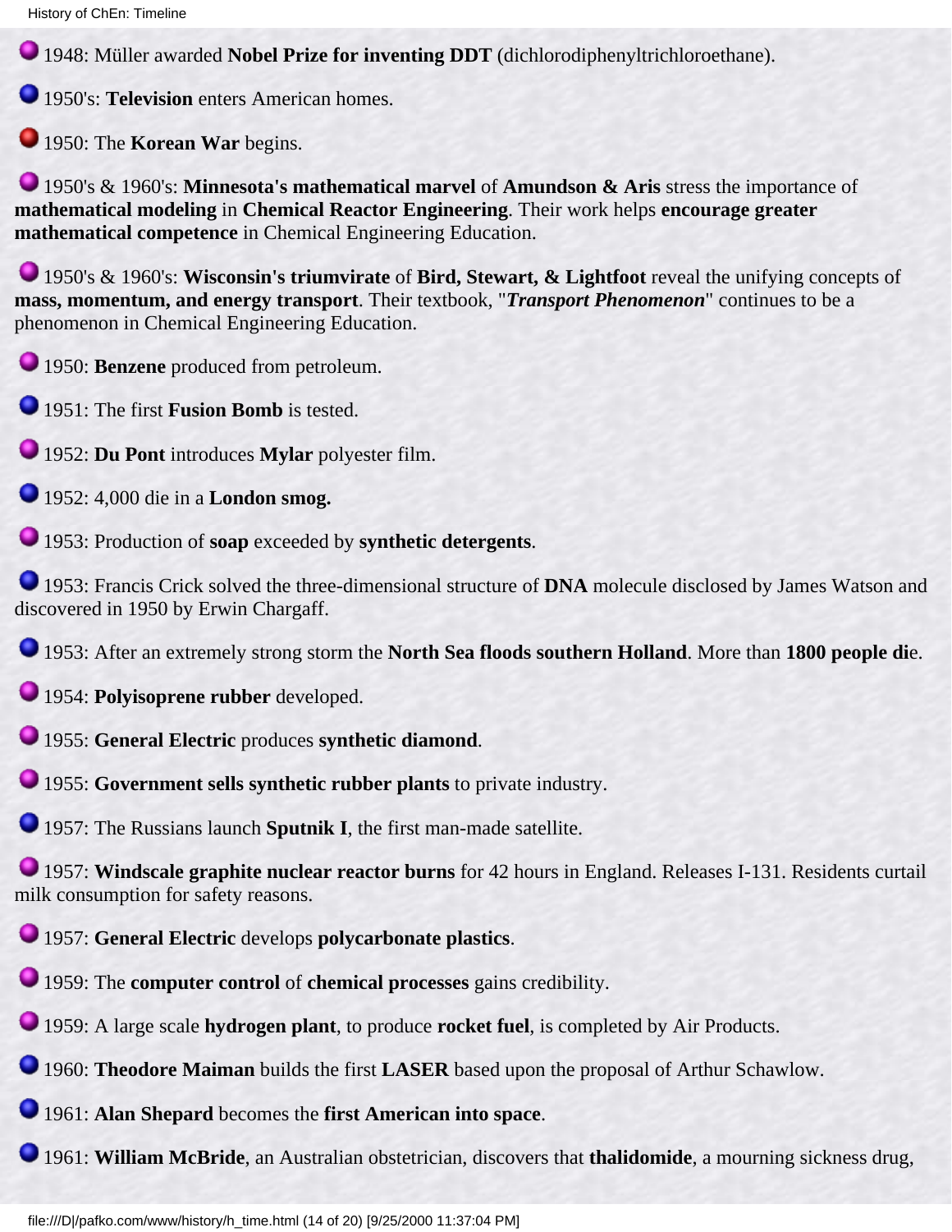1948: Müller awarded **Nobel Prize for inventing DDT** (dichlorodiphenyltrichloroethane).

1950's: **Television** enters American homes.

1950: The **Korean War** begins.

1950's & 1960's: **Minnesota's mathematical marvel** of **Amundson & Aris** stress the importance of **mathematical modeling** in **Chemical Reactor Engineering**. Their work helps **encourage greater mathematical competence** in Chemical Engineering Education.

1950's & 1960's: **Wisconsin's triumvirate** of **Bird, Stewart, & Lightfoot** reveal the unifying concepts of **mass, momentum, and energy transport**. Their textbook, "***Transport Phenomenon***" continues to be a phenomenon in Chemical Engineering Education.

1950: **Benzene** produced from petroleum.

1951: The first **Fusion Bomb** is tested.

1952: **Du Pont** introduces **Mylar** polyester film.

1952: 4,000 die in a **London smog.**

1953: Production of **soap** exceeded by **synthetic detergents**.

1953: Francis Crick solved the three-dimensional structure of **DNA** molecule disclosed by James Watson and discovered in 1950 by Erwin Chargaff.

1953: After an extremely strong storm the **North Sea floods southern Holland**. More than **1800 people di**e.

1954: **Polyisoprene rubber** developed.

1955: **General Electric** produces **synthetic diamond**.

1955: **Government sells synthetic rubber plants** to private industry.

1957: The Russians launch **Sputnik I**, the first man-made satellite.

1957: **Windscale graphite nuclear reactor burns** for 42 hours in England. Releases I-131. Residents curtail milk consumption for safety reasons.

1957: **General Electric** develops **polycarbonate plastics**.

1959: The **computer control** of **chemical processes** gains credibility.

1959: A large scale **hydrogen plant**, to produce **rocket fuel**, is completed by Air Products.

1960: **Theodore Maiman** builds the first **LASER** based upon the proposal of Arthur Schawlow.

1961: **Alan Shepard** becomes the **first American into space**.

1961: **William McBride**, an Australian obstetrician, discovers that **thalidomide**, a mourning sickness drug,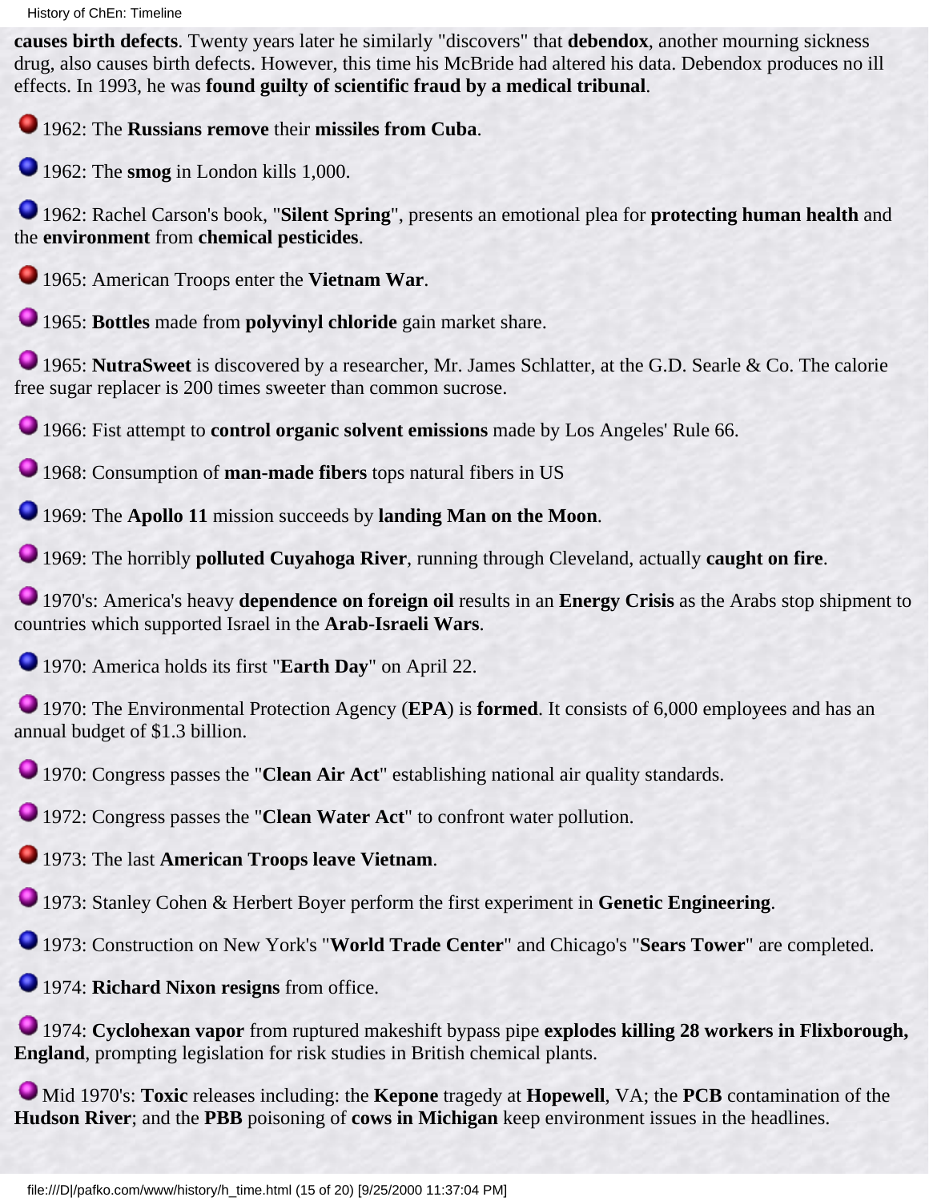**causes birth defects**. Twenty years later he similarly "discovers" that **debendox**, another mourning sickness drug, also causes birth defects. However, this time his McBride had altered his data. Debendox produces no ill effects. In 1993, he was **found guilty of scientific fraud by a medical tribunal**.

1962: The **Russians remove** their **missiles from Cuba**.

1962: The **smog** in London kills 1,000.

1962: Rachel Carson's book, "**Silent Spring**", presents an emotional plea for **protecting human health** and the **environment** from **chemical pesticides**.

1965: American Troops enter the **Vietnam War**.

1965: **Bottles** made from **polyvinyl chloride** gain market share.

1965: **NutraSweet** is discovered by a researcher, Mr. James Schlatter, at the G.D. Searle & Co. The calorie free sugar replacer is 200 times sweeter than common sucrose.

1966: Fist attempt to **control organic solvent emissions** made by Los Angeles' Rule 66.

1968: Consumption of **man-made fibers** tops natural fibers in US

1969: The **Apollo 11** mission succeeds by **landing Man on the Moon**.

1969: The horribly **polluted Cuyahoga River**, running through Cleveland, actually **caught on fire**.

1970's: America's heavy **dependence on foreign oil** results in an **Energy Crisis** as the Arabs stop shipment to countries which supported Israel in the **Arab-Israeli Wars**.

1970: America holds its first "**Earth Day**" on April 22.

1970: The Environmental Protection Agency (**EPA**) is **formed**. It consists of 6,000 employees and has an annual budget of $1.3 billion.

1970: Congress passes the "**Clean Air Act**" establishing national air quality standards.

1972: Congress passes the "**Clean Water Act**" to confront water pollution.

1973: The last **American Troops leave Vietnam**.

1973: Stanley Cohen & Herbert Boyer perform the first experiment in **Genetic Engineering**.

1973: Construction on New York's "**World Trade Center**" and Chicago's "**Sears Tower**" are completed.

1974: **Richard Nixon resigns** from office.

1974: **Cyclohexan vapor** from ruptured makeshift bypass pipe **explodes killing 28 workers in Flixborough, England**, prompting legislation for risk studies in British chemical plants.

Mid 1970's: **Toxic** releases including: the **Kepone** tragedy at **Hopewell**, VA; the **PCB** contamination of the **Hudson River**; and the **PBB** poisoning of **cows in Michigan** keep environment issues in the headlines.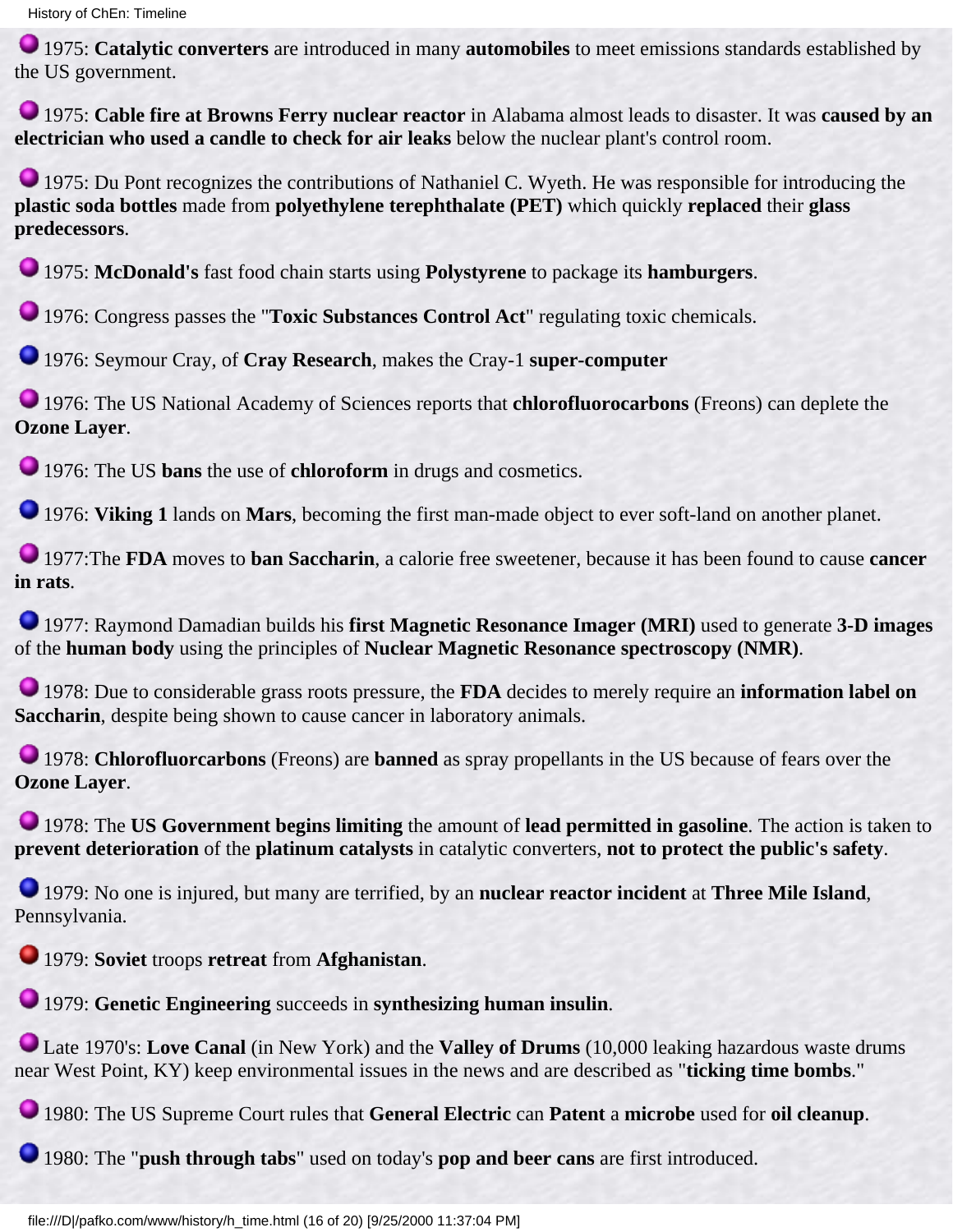- 1975: **Catalytic converters** are introduced in many **automobiles** to meet emissions standards established by the US government.

- 1975: **Cable fire at Browns Ferry nuclear reactor** in Alabama almost leads to disaster. It was **caused by an electrician who used a candle to check for air leaks** below the nuclear plant's control room.

- 1975: Du Pont recognizes the contributions of Nathaniel C. Wyeth. He was responsible for introducing the **plastic soda bottles** made from **polyethylene terephthalate (PET)** which quickly **replaced** their **glass predecessors**.

- 1975: **McDonald's** fast food chain starts using **Polystyrene** to package its **hamburgers**.

- 1976: Congress passes the "**Toxic Substances Control Act**" regulating toxic chemicals.

- 1976: Seymour Cray, of **Cray Research**, makes the Cray-1 **super-computer**

- 1976: The US National Academy of Sciences reports that **chlorofluorocarbons** (Freons) can deplete the **Ozone Layer**.

- 1976: The US **bans** the use of **chloroform** in drugs and cosmetics.

- 1976: **Viking 1** lands on **Mars**, becoming the first man-made object to ever soft-land on another planet.

- 1977:The **FDA** moves to **ban Saccharin**, a calorie free sweetener, because it has been found to cause **cancer in rats**.

- 1977: Raymond Damadian builds his **first Magnetic Resonance Imager (MRI)** used to generate **3-D images** of the **human body** using the principles of **Nuclear Magnetic Resonance spectroscopy (NMR)**.

- 1978: Due to considerable grass roots pressure, the **FDA** decides to merely require an **information label on Saccharin**, despite being shown to cause cancer in laboratory animals.

- 1978: **Chlorofluorcarbons** (Freons) are **banned** as spray propellants in the US because of fears over the **Ozone Layer**.

- 1978: The **US Government begins limiting** the amount of **lead permitted in gasoline**. The action is taken to **prevent deterioration** of the **platinum catalysts** in catalytic converters, **not to protect the public's safety**.

- 1979: No one is injured, but many are terrified, by an **nuclear reactor incident** at **Three Mile Island**, Pennsylvania.

- 1979: **Soviet** troops **retreat** from **Afghanistan**.

- 1979: **Genetic Engineering** succeeds in **synthesizing human insulin**.

- Late 1970's: **Love Canal** (in New York) and the **Valley of Drums** (10,000 leaking hazardous waste drums near West Point, KY) keep environmental issues in the news and are described as "**ticking time bombs**."

- 1980: The US Supreme Court rules that **General Electric** can **Patent** a **microbe** used for **oil cleanup**.

- 1980: The "**push through tabs**" used on today's **pop and beer cans** are first introduced.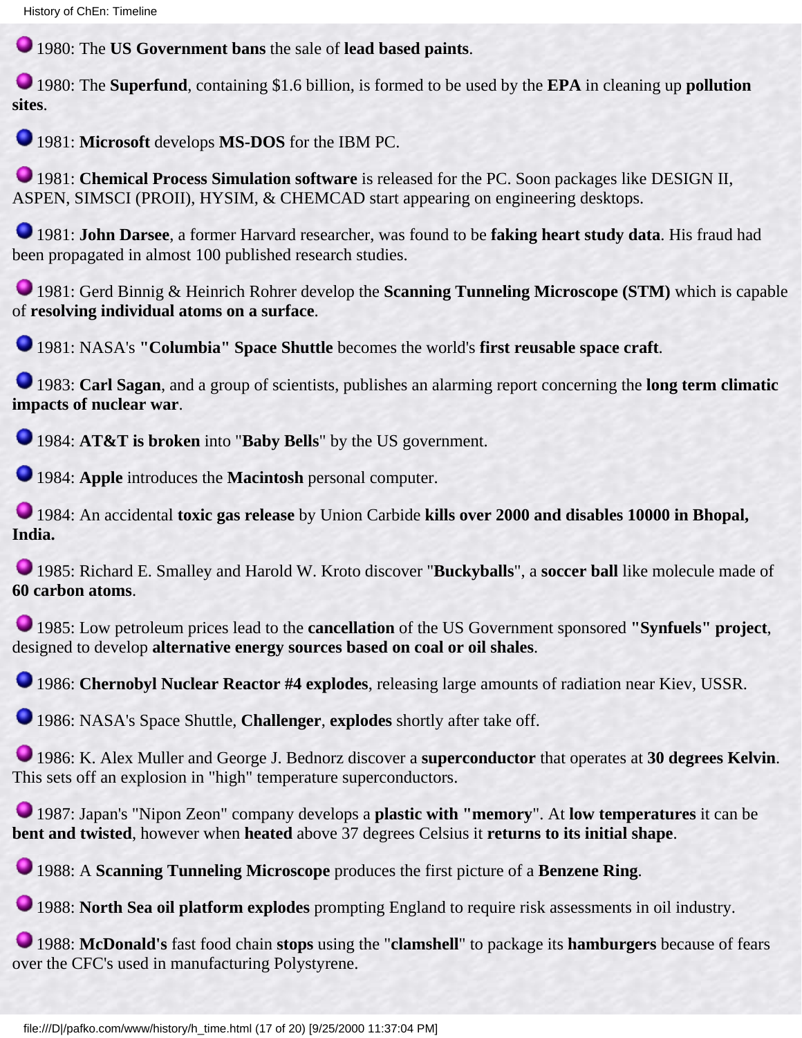1980: The **US Government bans** the sale of **lead based paints**.

1980: The **Superfund**, containing $1.6 billion, is formed to be used by the **EPA** in cleaning up **pollution sites**.

1981: **Microsoft** develops **MS-DOS** for the IBM PC.

1981: **Chemical Process Simulation software** is released for the PC. Soon packages like DESIGN II, ASPEN, SIMSCI (PROII), HYSIM, & CHEMCAD start appearing on engineering desktops.

1981: **John Darsee**, a former Harvard researcher, was found to be **faking heart study data**. His fraud had been propagated in almost 100 published research studies.

1981: Gerd Binnig & Heinrich Rohrer develop the **Scanning Tunneling Microscope (STM)** which is capable of **resolving individual atoms on a surface**.

1981: NASA's **"Columbia" Space Shuttle** becomes the world's **first reusable space craft**.

1983: **Carl Sagan**, and a group of scientists, publishes an alarming report concerning the **long term climatic impacts of nuclear war**.

1984: **AT&T is broken** into "**Baby Bells**" by the US government.

1984: **Apple** introduces the **Macintosh** personal computer.

1984: An accidental **toxic gas release** by Union Carbide **kills over 2000 and disables 10000 in Bhopal, India.**

1985: Richard E. Smalley and Harold W. Kroto discover "**Buckyballs**", a **soccer ball** like molecule made of **60 carbon atoms**.

1985: Low petroleum prices lead to the **cancellation** of the US Government sponsored **"Synfuels" project**, designed to develop **alternative energy sources based on coal or oil shales**.

1986: **Chernobyl Nuclear Reactor #4 explodes**, releasing large amounts of radiation near Kiev, USSR.

1986: NASA's Space Shuttle, **Challenger**, **explodes** shortly after take off.

1986: K. Alex Muller and George J. Bednorz discover a **superconductor** that operates at **30 degrees Kelvin**. This sets off an explosion in "high" temperature superconductors.

1987: Japan's "Nipon Zeon" company develops a **plastic with "memory"**. At **low temperatures** it can be **bent and twisted**, however when **heated** above 37 degrees Celsius it **returns to its initial shape**.

1988: A **Scanning Tunneling Microscope** produces the first picture of a **Benzene Ring**.

1988: **North Sea oil platform explodes** prompting England to require risk assessments in oil industry.

1988: **McDonald's** fast food chain **stops** using the "**clamshell**" to package its **hamburgers** because of fears over the CFC's used in manufacturing Polystyrene.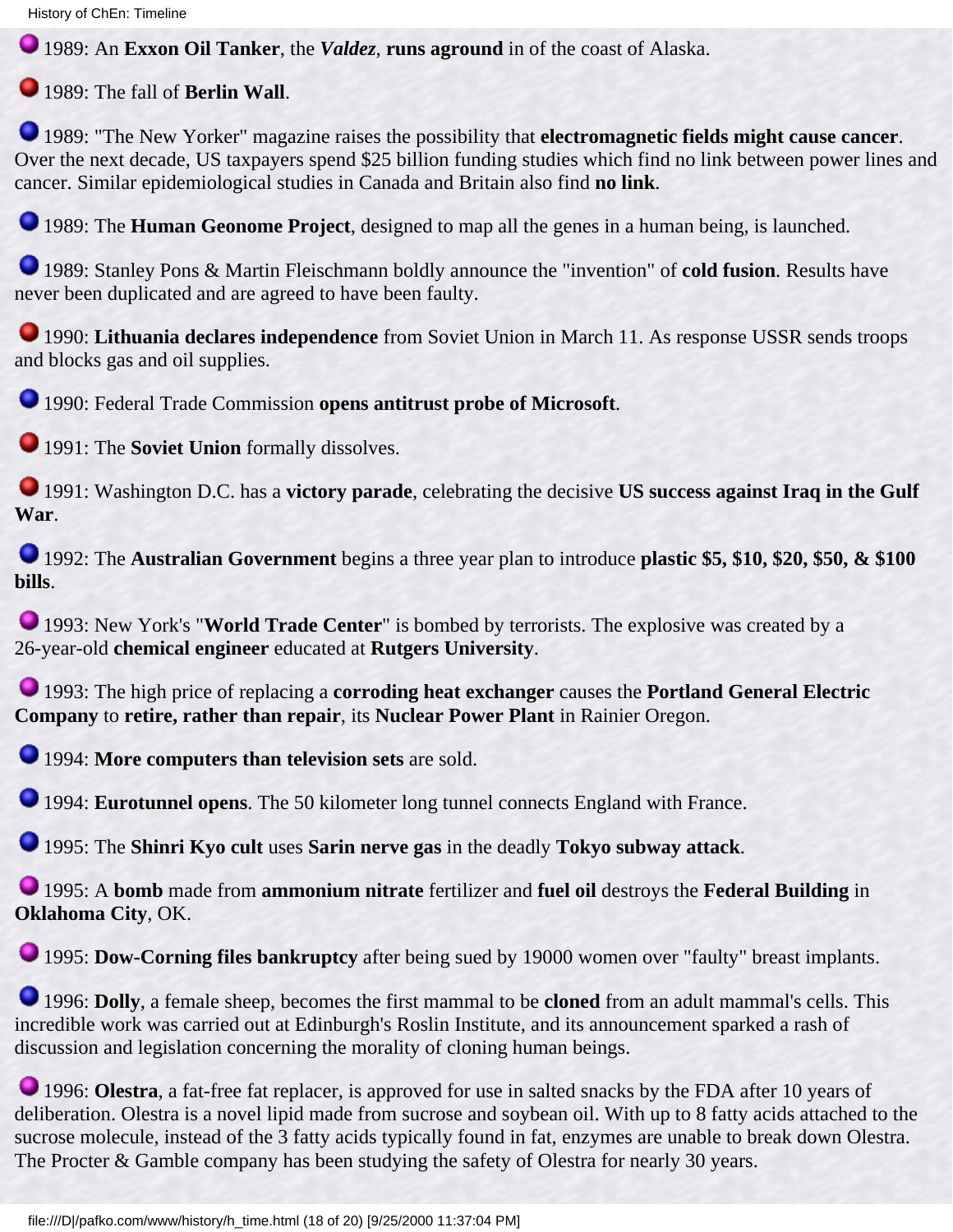1989: An **Exxon Oil Tanker**, the ***Valdez***, **runs aground** in of the coast of Alaska.

1989: The fall of **Berlin Wall**.

1989: "The New Yorker" magazine raises the possibility that **electromagnetic fields might cause cancer**. Over the next decade, US taxpayers spend $25 billion funding studies which find no link between power lines and cancer. Similar epidemiological studies in Canada and Britain also find **no link**.

1989: The **Human Geonome Project**, designed to map all the genes in a human being, is launched.

1989: Stanley Pons & Martin Fleischmann boldly announce the "invention" of **cold fusion**. Results have never been duplicated and are agreed to have been faulty.

1990: **Lithuania declares independence** from Soviet Union in March 11. As response USSR sends troops and blocks gas and oil supplies.

1990: Federal Trade Commission **opens antitrust probe of Microsoft**.

1991: The **Soviet Union** formally dissolves.

1991: Washington D.C. has a **victory parade**, celebrating the decisive **US success against Iraq in the Gulf War**.

1992: The **Australian Government** begins a three year plan to introduce **plastic $5, $10, $20, $50, & $100 bills**.

1993: New York's "**World Trade Center**" is bombed by terrorists. The explosive was created by a 26-year-old **chemical engineer** educated at **Rutgers University**.

1993: The high price of replacing a **corroding heat exchanger** causes the **Portland General Electric Company** to **retire, rather than repair**, its **Nuclear Power Plant** in Rainier Oregon.

1994: **More computers than television sets** are sold.

1994: **Eurotunnel opens**. The 50 kilometer long tunnel connects England with France.

1995: The **Shinri Kyo cult** uses **Sarin nerve gas** in the deadly **Tokyo subway attack**.

1995: A **bomb** made from **ammonium nitrate** fertilizer and **fuel oil** destroys the **Federal Building** in **Oklahoma City**, OK.

1995: **Dow-Corning files bankruptcy** after being sued by 19000 women over "faulty" breast implants.

1996: **Dolly**, a female sheep, becomes the first mammal to be **cloned** from an adult mammal's cells. This incredible work was carried out at Edinburgh's Roslin Institute, and its announcement sparked a rash of discussion and legislation concerning the morality of cloning human beings.

1996: **Olestra**, a fat-free fat replacer, is approved for use in salted snacks by the FDA after 10 years of deliberation. Olestra is a novel lipid made from sucrose and soybean oil. With up to 8 fatty acids attached to the sucrose molecule, instead of the 3 fatty acids typically found in fat, enzymes are unable to break down Olestra. The Procter & Gamble company has been studying the safety of Olestra for nearly 30 years.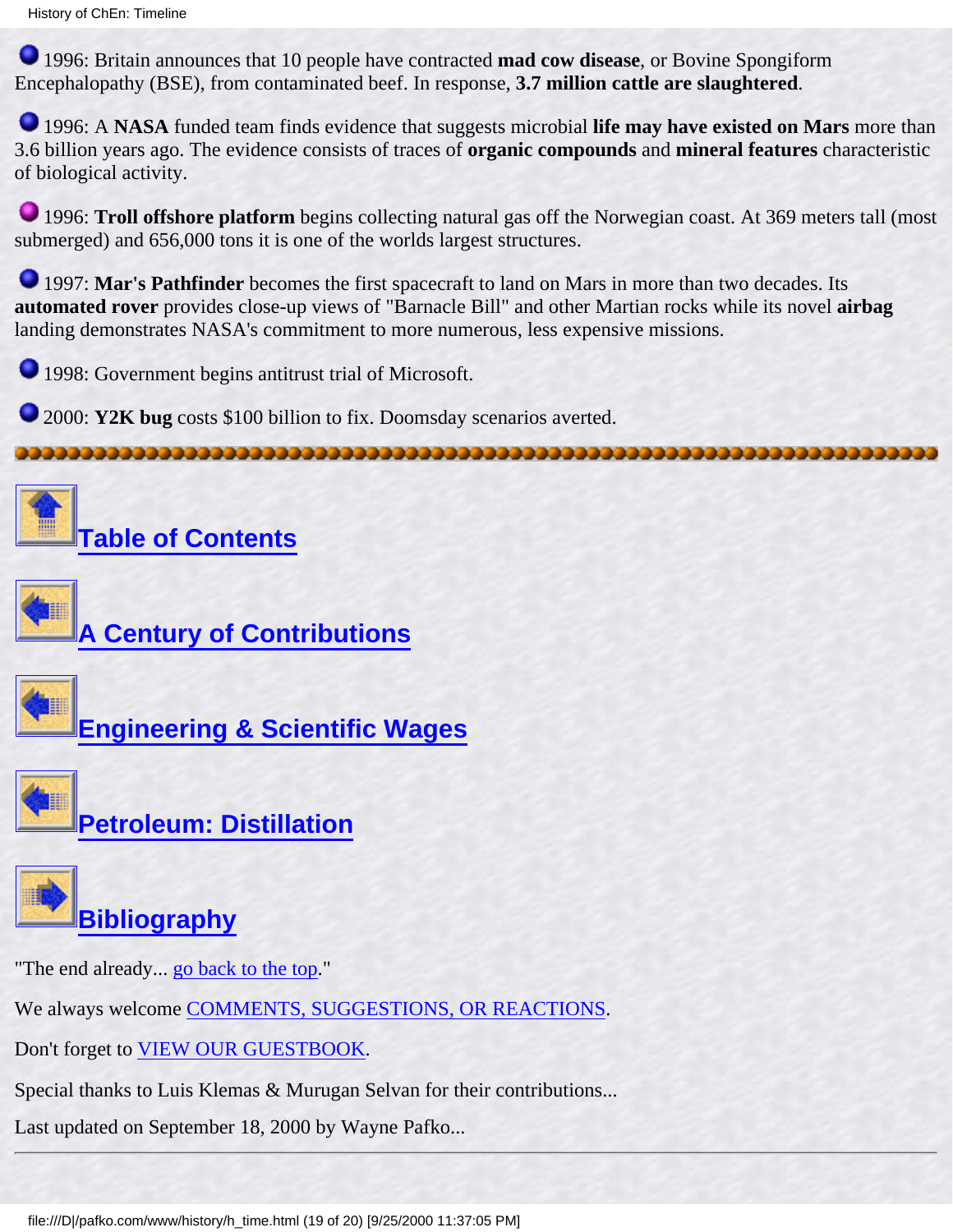1996: Britain announces that 10 people have contracted **mad cow disease**, or Bovine Spongiform Encephalopathy (BSE), from contaminated beef. In response, **3.7 million cattle are slaughtered**.

1996: A **NASA** funded team finds evidence that suggests microbial **life may have existed on Mars** more than 3.6 billion years ago. The evidence consists of traces of **organic compounds** and **mineral features** characteristic of biological activity.

1996: **Troll offshore platform** begins collecting natural gas off the Norwegian coast. At 369 meters tall (most submerged) and 656,000 tons it is one of the worlds largest structures.

1997: **Mar's Pathfinder** becomes the first spacecraft to land on Mars in more than two decades. Its **automated rover** provides close-up views of "Barnacle Bill" and other Martian rocks while its novel **airbag** landing demonstrates NASA's commitment to more numerous, less expensive missions.

1998: Government begins antitrust trial of Microsoft.

2000: **Y2K bug** costs $100 billion to fix. Doomsday scenarios averted.

---

**Table of Contents**

**A Century of Contributions**

**Engineering & Scientific Wages**

**Petroleum: Distillation**

**Bibliography**

"The end already... go back to the top."

We always welcome COMMENTS, SUGGESTIONS, OR REACTIONS.

Don't forget to VIEW OUR GUESTBOOK.

Special thanks to Luis Klemas & Murugan Selvan for their contributions...

Last updated on September 18, 2000 by Wayne Pafko...

---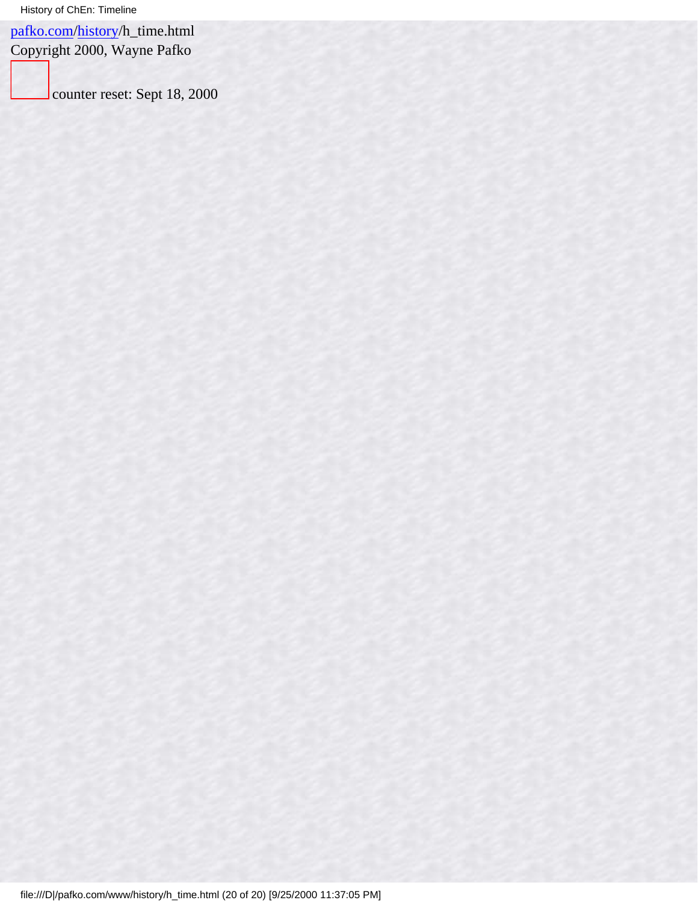pafko.com/history/h_time.html
Copyright 2000, Wayne Pafko

counter reset: Sept 18, 2000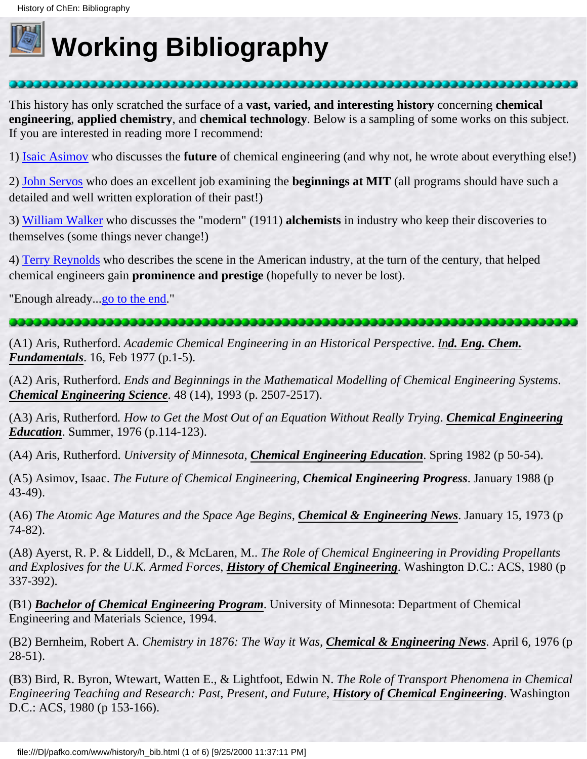# Working Bibliography

This history has only scratched the surface of a **vast, varied, and interesting history** concerning **chemical engineering**, **applied chemistry**, and **chemical technology**. Below is a sampling of some works on this subject. If you are interested in reading more I recommend:

1) Isaic Asimov who discusses the **future** of chemical engineering (and why not, he wrote about everything else!)

2) John Servos who does an excellent job examining the **beginnings at MIT** (all programs should have such a detailed and well written exploration of their past!)

3) William Walker who discusses the "modern" (1911) **alchemists** in industry who keep their discoveries to themselves (some things never change!)

4) Terry Reynolds who describes the scene in the American industry, at the turn of the century, that helped chemical engineers gain **prominence and prestige** (hopefully to never be lost).

"Enough already...go to the end."

---

(A1) Aris, Rutherford. *Academic Chemical Engineering in an Historical Perspective*. ***Ind. Eng. Chem. Fundamentals***. 16, Feb 1977 (p.1-5).

(A2) Aris, Rutherford. *Ends and Beginnings in the Mathematical Modelling of Chemical Engineering Systems*. ***Chemical Engineering Science***. 48 (14), 1993 (p. 2507-2517).

(A3) Aris, Rutherford. *How to Get the Most Out of an Equation Without Really Trying*. ***Chemical Engineering Education***. Summer, 1976 (p.114-123).

(A4) Aris, Rutherford. *University of Minnesota,* ***Chemical Engineering Education***. Spring 1982 (p 50-54).

(A5) Asimov, Isaac. *The Future of Chemical Engineering,* ***Chemical Engineering Progress***. January 1988 (p 43-49).

(A6) *The Atomic Age Matures and the Space Age Begins,* ***Chemical & Engineering News***. January 15, 1973 (p 74-82).

(A8) Ayerst, R. P. & Liddell, D., & McLaren, M.. *The Role of Chemical Engineering in Providing Propellants and Explosives for the U.K. Armed Forces,* ***History of Chemical Engineering***. Washington D.C.: ACS, 1980 (p 337-392).

(B1) ***Bachelor of Chemical Engineering Program***. University of Minnesota: Department of Chemical Engineering and Materials Science, 1994.

(B2) Bernheim, Robert A. *Chemistry in 1876: The Way it Was,* ***Chemical & Engineering News***. April 6, 1976 (p 28-51).

(B3) Bird, R. Byron, Wtewart, Watten E., & Lightfoot, Edwin N. *The Role of Transport Phenomena in Chemical Engineering Teaching and Research: Past, Present, and Future,* ***History of Chemical Engineering***. Washington D.C.: ACS, 1980 (p 153-166).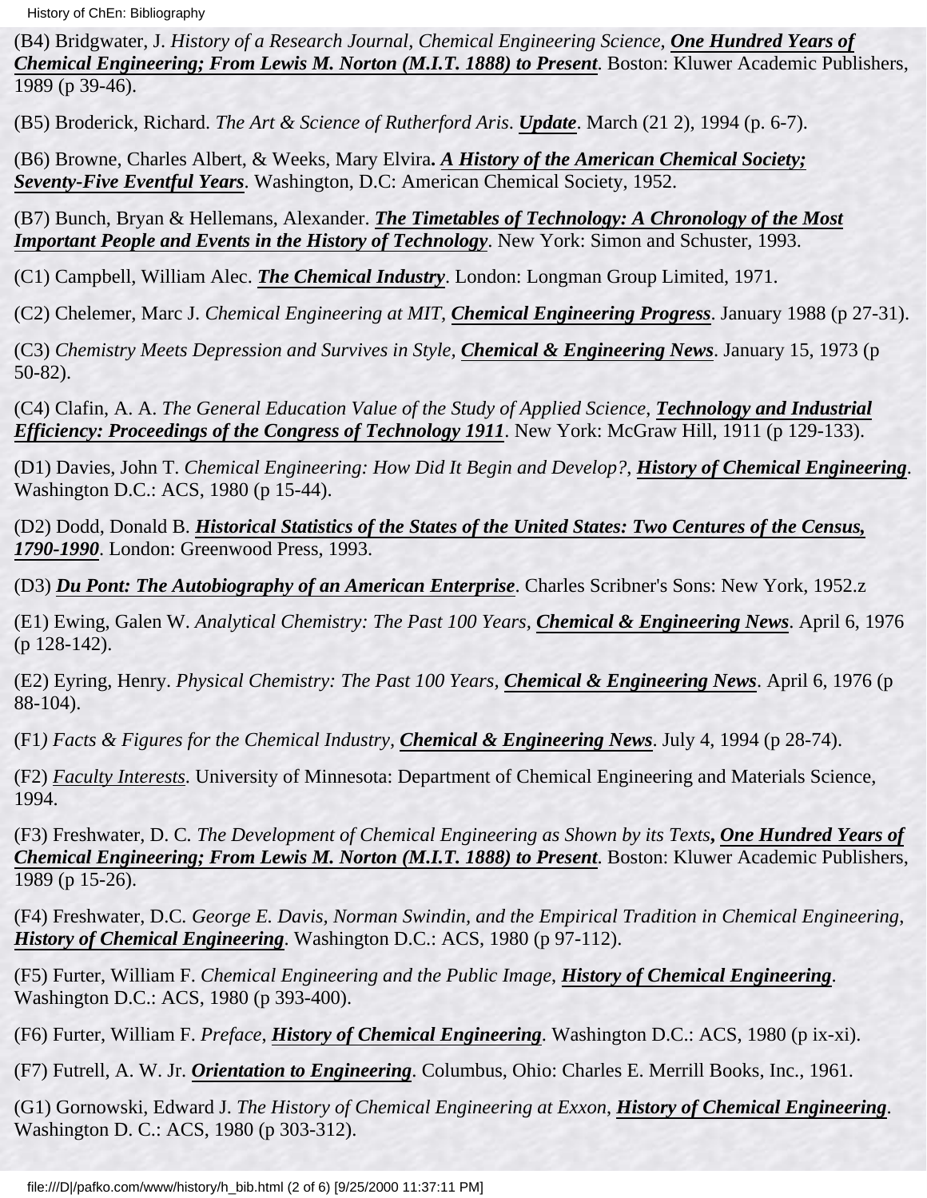(B4) Bridgwater, J. *History of a Research Journal, Chemical Engineering Science*, ***One Hundred Years of Chemical Engineering; From Lewis M. Norton (M.I.T. 1888) to Present***. Boston: Kluwer Academic Publishers, 1989 (p 39-46).

(B5) Broderick, Richard. *The Art & Science of Rutherford Aris*. ***Update***. March (21 2), 1994 (p. 6-7).

(B6) Browne, Charles Albert, & Weeks, Mary Elvira**.** ***A History of the American Chemical Society; Seventy-Five Eventful Years***. Washington, D.C: American Chemical Society, 1952.

(B7) Bunch, Bryan & Hellemans, Alexander. ***The Timetables of Technology: A Chronology of the Most Important People and Events in the History of Technology***. New York: Simon and Schuster, 1993.

(C1) Campbell, William Alec. ***The Chemical Industry***. London: Longman Group Limited, 1971.

(C2) Chelemer, Marc J. *Chemical Engineering at MIT*, ***Chemical Engineering Progress***. January 1988 (p 27-31).

(C3) *Chemistry Meets Depression and Survives in Style*, ***Chemical & Engineering News***. January 15, 1973 (p 50-82).

(C4) Clafin, A. A. *The General Education Value of the Study of Applied Science*, ***Technology and Industrial Efficiency: Proceedings of the Congress of Technology 1911***. New York: McGraw Hill, 1911 (p 129-133).

(D1) Davies, John T. *Chemical Engineering: How Did It Begin and Develop?*, ***History of Chemical Engineering***. Washington D.C.: ACS, 1980 (p 15-44).

(D2) Dodd, Donald B. ***Historical Statistics of the States of the United States: Two Centures of the Census, 1790-1990***. London: Greenwood Press, 1993.

(D3) ***Du Pont: The Autobiography of an American Enterprise***. Charles Scribner's Sons: New York, 1952.z

(E1) Ewing, Galen W. *Analytical Chemistry: The Past 100 Years*, ***Chemical & Engineering News***. April 6, 1976 (p 128-142).

(E2) Eyring, Henry. *Physical Chemistry: The Past 100 Years*, ***Chemical & Engineering News***. April 6, 1976 (p 88-104).

(F1*) Facts & Figures for the Chemical Industry*, ***Chemical & Engineering News***. July 4, 1994 (p 28-74).

(F2) *Faculty Interests*. University of Minnesota: Department of Chemical Engineering and Materials Science, 1994.

(F3) Freshwater, D. C. *The Development of Chemical Engineering as Shown by its Texts****, One Hundred Years of Chemical Engineering; From Lewis M. Norton (M.I.T. 1888) to Present***. Boston: Kluwer Academic Publishers, 1989 (p 15-26).

(F4) Freshwater, D.C. *George E. Davis, Norman Swindin, and the Empirical Tradition in Chemical Engineering*, ***History of Chemical Engineering***. Washington D.C.: ACS, 1980 (p 97-112).

(F5) Furter, William F. *Chemical Engineering and the Public Image*, ***History of Chemical Engineering***. Washington D.C.: ACS, 1980 (p 393-400).

(F6) Furter, William F. *Preface*, ***History of Chemical Engineering***. Washington D.C.: ACS, 1980 (p ix-xi).

(F7) Futrell, A. W. Jr. ***Orientation to Engineering***. Columbus, Ohio: Charles E. Merrill Books, Inc., 1961.

(G1) Gornowski, Edward J. *The History of Chemical Engineering at Exxon*, ***History of Chemical Engineering***. Washington D. C.: ACS, 1980 (p 303-312).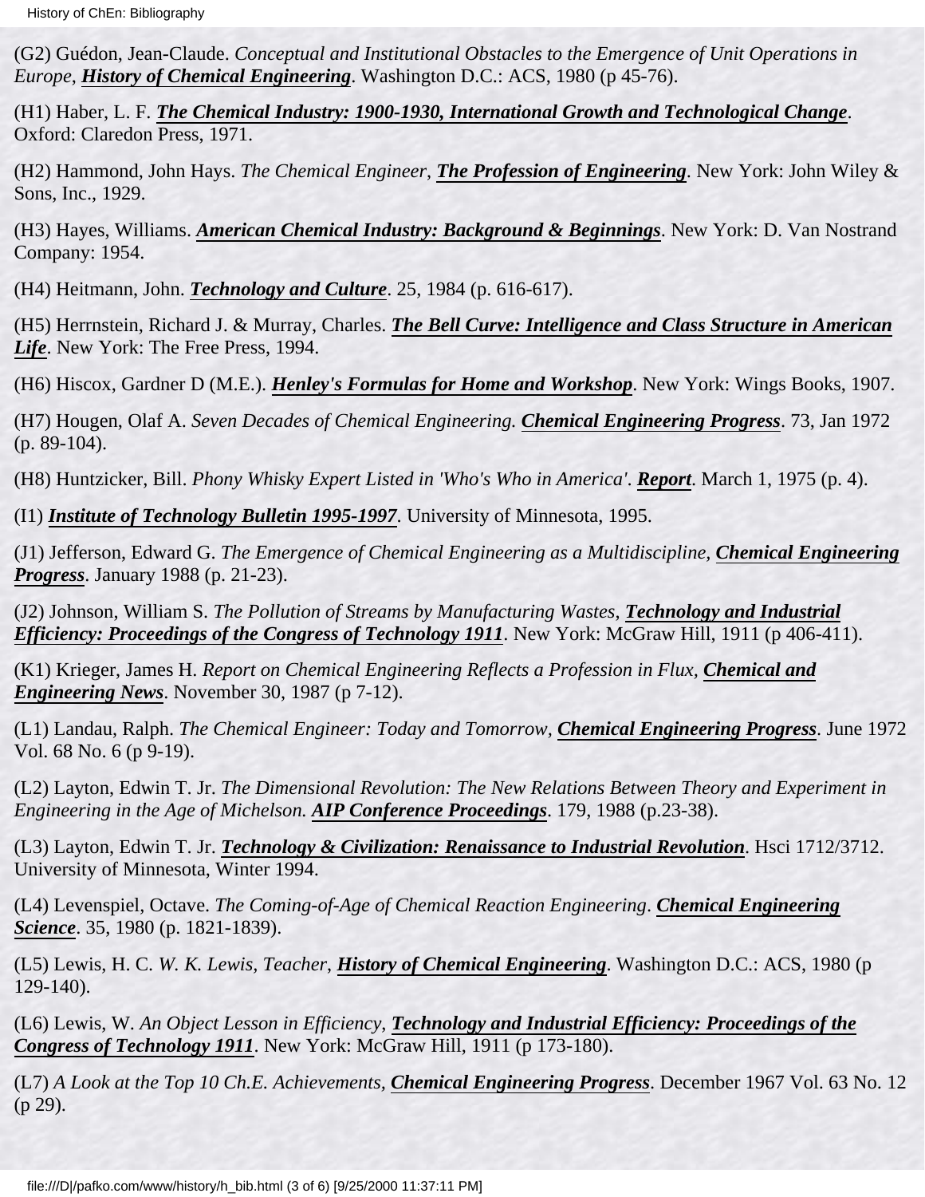(G2) Guédon, Jean-Claude. *Conceptual and Institutional Obstacles to the Emergence of Unit Operations in Europe*, ***History of Chemical Engineering***. Washington D.C.: ACS, 1980 (p 45-76).

(H1) Haber, L. F. ***The Chemical Industry: 1900-1930, International Growth and Technological Change***. Oxford: Claredon Press, 1971.

(H2) Hammond, John Hays. *The Chemical Engineer*, ***The Profession of Engineering***. New York: John Wiley & Sons, Inc., 1929.

(H3) Hayes, Williams. ***American Chemical Industry: Background & Beginnings***. New York: D. Van Nostrand Company: 1954.

(H4) Heitmann, John. ***Technology and Culture***. 25, 1984 (p. 616-617).

(H5) Herrnstein, Richard J. & Murray, Charles. ***The Bell Curve: Intelligence and Class Structure in American Life***. New York: The Free Press, 1994.

(H6) Hiscox, Gardner D (M.E.). ***Henley's Formulas for Home and Workshop***. New York: Wings Books, 1907.

(H7) Hougen, Olaf A. *Seven Decades of Chemical Engineering.* ***Chemical Engineering Progress***. 73, Jan 1972 (p. 89-104).

(H8) Huntzicker, Bill. *Phony Whisky Expert Listed in 'Who's Who in America'*. ***Report***. March 1, 1975 (p. 4).

(I1) ***Institute of Technology Bulletin 1995-1997***. University of Minnesota, 1995.

(J1) Jefferson, Edward G. *The Emergence of Chemical Engineering as a Multidiscipline*, ***Chemical Engineering Progress***. January 1988 (p. 21-23).

(J2) Johnson, William S. *The Pollution of Streams by Manufacturing Wastes*, ***Technology and Industrial Efficiency: Proceedings of the Congress of Technology 1911***. New York: McGraw Hill, 1911 (p 406-411).

(K1) Krieger, James H. *Report on Chemical Engineering Reflects a Profession in Flux*, ***Chemical and Engineering News***. November 30, 1987 (p 7-12).

(L1) Landau, Ralph. *The Chemical Engineer: Today and Tomorrow*, ***Chemical Engineering Progress***. June 1972 Vol. 68 No. 6 (p 9-19).

(L2) Layton, Edwin T. Jr. *The Dimensional Revolution: The New Relations Between Theory and Experiment in Engineering in the Age of Michelson.* ***AIP Conference Proceedings***. 179, 1988 (p.23-38).

(L3) Layton, Edwin T. Jr. ***Technology & Civilization: Renaissance to Industrial Revolution***. Hsci 1712/3712. University of Minnesota, Winter 1994.

(L4) Levenspiel, Octave. *The Coming-of-Age of Chemical Reaction Engineering*. ***Chemical Engineering Science***. 35, 1980 (p. 1821-1839).

(L5) Lewis, H. C. *W. K. Lewis, Teacher*, ***History of Chemical Engineering***. Washington D.C.: ACS, 1980 (p 129-140).

(L6) Lewis, W. *An Object Lesson in Efficiency*, ***Technology and Industrial Efficiency: Proceedings of the Congress of Technology 1911***. New York: McGraw Hill, 1911 (p 173-180).

(L7) *A Look at the Top 10 Ch.E. Achievements*, ***Chemical Engineering Progress***. December 1967 Vol. 63 No. 12 (p 29).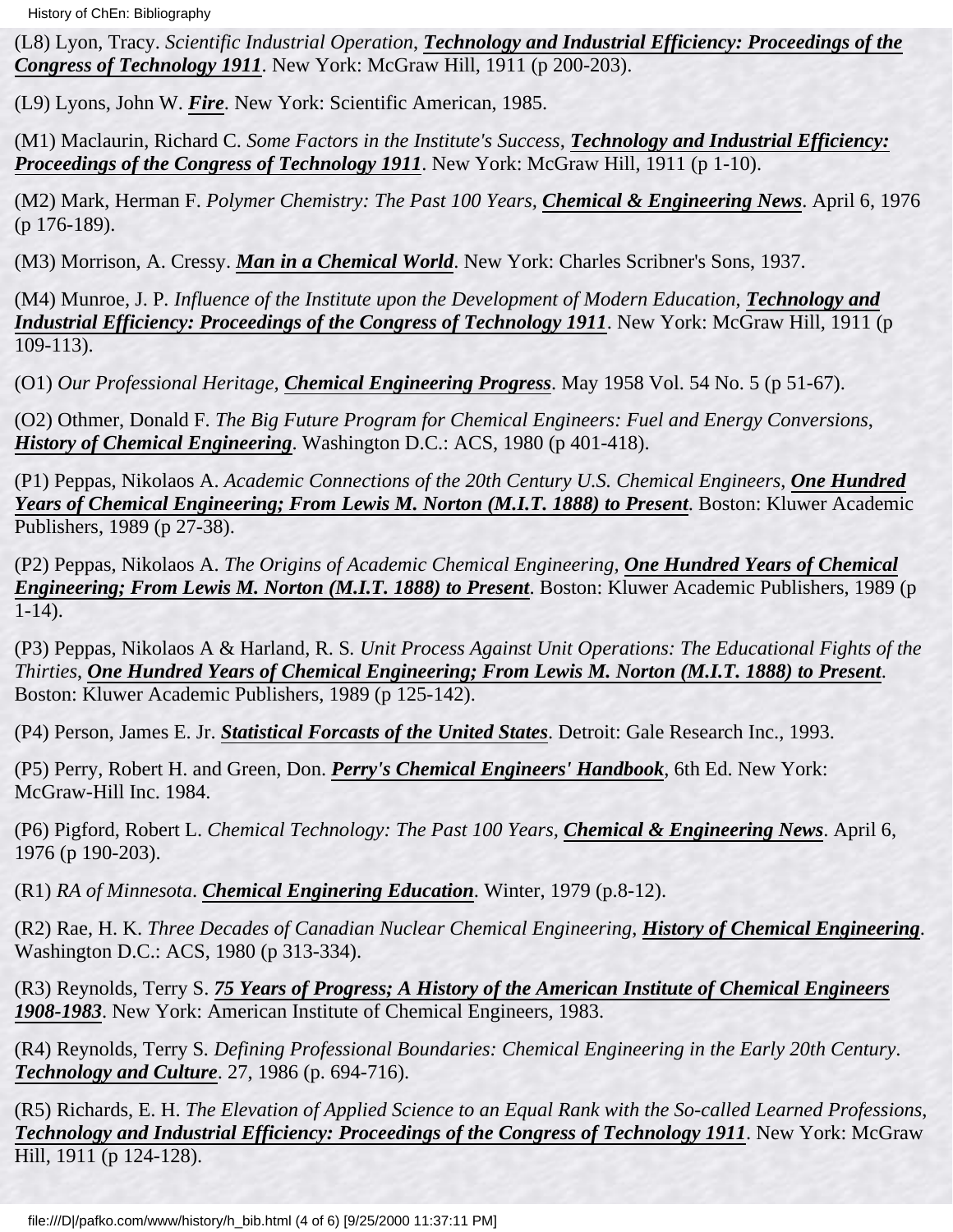(L8) Lyon, Tracy. *Scientific Industrial Operation*, ***Technology and Industrial Efficiency: Proceedings of the Congress of Technology 1911***. New York: McGraw Hill, 1911 (p 200-203).

(L9) Lyons, John W. ***Fire***. New York: Scientific American, 1985.

(M1) Maclaurin, Richard C. *Some Factors in the Institute's Success*, ***Technology and Industrial Efficiency: Proceedings of the Congress of Technology 1911***. New York: McGraw Hill, 1911 (p 1-10).

(M2) Mark, Herman F. *Polymer Chemistry: The Past 100 Years,* ***Chemical & Engineering News***. April 6, 1976 (p 176-189).

(M3) Morrison, A. Cressy. ***Man in a Chemical World***. New York: Charles Scribner's Sons, 1937.

(M4) Munroe, J. P. *Influence of the Institute upon the Development of Modern Education*, ***Technology and Industrial Efficiency: Proceedings of the Congress of Technology 1911***. New York: McGraw Hill, 1911 (p 109-113).

(O1) *Our Professional Heritage,* ***Chemical Engineering Progress***. May 1958 Vol. 54 No. 5 (p 51-67).

(O2) Othmer, Donald F. *The Big Future Program for Chemical Engineers: Fuel and Energy Conversions*, ***History of Chemical Engineering***. Washington D.C.: ACS, 1980 (p 401-418).

(P1) Peppas, Nikolaos A. *Academic Connections of the 20th Century U.S. Chemical Engineers*, ***One Hundred Years of Chemical Engineering; From Lewis M. Norton (M.I.T. 1888) to Present***. Boston: Kluwer Academic Publishers, 1989 (p 27-38).

(P2) Peppas, Nikolaos A. *The Origins of Academic Chemical Engineering,* ***One Hundred Years of Chemical Engineering; From Lewis M. Norton (M.I.T. 1888) to Present***. Boston: Kluwer Academic Publishers, 1989 (p 1-14).

(P3) Peppas, Nikolaos A & Harland, R. S. *Unit Process Against Unit Operations: The Educational Fights of the Thirties*, ***One Hundred Years of Chemical Engineering; From Lewis M. Norton (M.I.T. 1888) to Present***. Boston: Kluwer Academic Publishers, 1989 (p 125-142).

(P4) Person, James E. Jr. ***Statistical Forcasts of the United States***. Detroit: Gale Research Inc., 1993.

(P5) Perry, Robert H. and Green, Don. ***Perry's Chemical Engineers' Handbook***, 6th Ed. New York: McGraw-Hill Inc. 1984.

(P6) Pigford, Robert L. *Chemical Technology: The Past 100 Years,* ***Chemical & Engineering News***. April 6, 1976 (p 190-203).

(R1) *RA of Minnesota*. ***Chemical Enginering Education***. Winter, 1979 (p.8-12).

(R2) Rae, H. K. *Three Decades of Canadian Nuclear Chemical Engineering*, ***History of Chemical Engineering***. Washington D.C.: ACS, 1980 (p 313-334).

(R3) Reynolds, Terry S. ***75 Years of Progress; A History of the American Institute of Chemical Engineers 1908-1983***. New York: American Institute of Chemical Engineers, 1983.

(R4) Reynolds, Terry S. *Defining Professional Boundaries: Chemical Engineering in the Early 20th Century*. ***Technology and Culture***. 27, 1986 (p. 694-716).

(R5) Richards, E. H. *The Elevation of Applied Science to an Equal Rank with the So-called Learned Professions*, ***Technology and Industrial Efficiency: Proceedings of the Congress of Technology 1911***. New York: McGraw Hill, 1911 (p 124-128).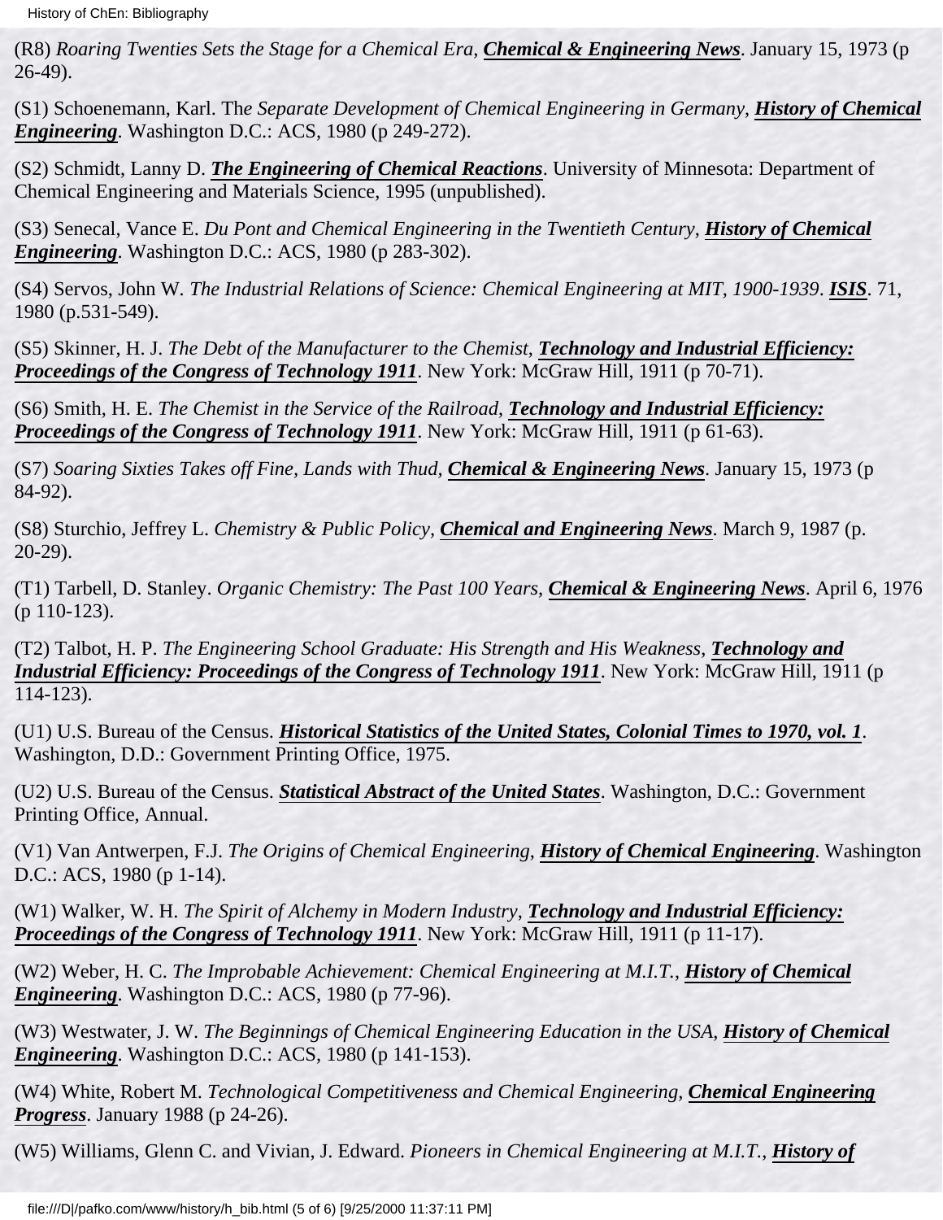(R8) *Roaring Twenties Sets the Stage for a Chemical Era*, ***Chemical & Engineering News***. January 15, 1973 (p 26-49).

(S1) Schoenemann, Karl. Th*e Separate Development of Chemical Engineering in Germany*, ***History of Chemical Engineering***. Washington D.C.: ACS, 1980 (p 249-272).

(S2) Schmidt, Lanny D. ***The Engineering of Chemical Reactions***. University of Minnesota: Department of Chemical Engineering and Materials Science, 1995 (unpublished).

(S3) Senecal, Vance E. *Du Pont and Chemical Engineering in the Twentieth Century*, ***History of Chemical Engineering***. Washington D.C.: ACS, 1980 (p 283-302).

(S4) Servos, John W. *The Industrial Relations of Science: Chemical Engineering at MIT, 1900-1939*. ***ISIS***. 71, 1980 (p.531-549).

(S5) Skinner, H. J. *The Debt of the Manufacturer to the Chemist*, ***Technology and Industrial Efficiency: Proceedings of the Congress of Technology 1911***. New York: McGraw Hill, 1911 (p 70-71).

(S6) Smith, H. E. *The Chemist in the Service of the Railroad*, ***Technology and Industrial Efficiency: Proceedings of the Congress of Technology 1911***. New York: McGraw Hill, 1911 (p 61-63).

(S7) *Soaring Sixties Takes off Fine, Lands with Thud*, ***Chemical & Engineering News***. January 15, 1973 (p 84-92).

(S8) Sturchio, Jeffrey L. *Chemistry & Public Policy*, ***Chemical and Engineering News***. March 9, 1987 (p. 20-29).

(T1) Tarbell, D. Stanley. *Organic Chemistry: The Past 100 Years*, ***Chemical & Engineering News***. April 6, 1976 (p 110-123).

(T2) Talbot, H. P. *The Engineering School Graduate: His Strength and His Weakness*, ***Technology and Industrial Efficiency: Proceedings of the Congress of Technology 1911***. New York: McGraw Hill, 1911 (p 114-123).

(U1) U.S. Bureau of the Census. ***Historical Statistics of the United States, Colonial Times to 1970, vol. 1***. Washington, D.D.: Government Printing Office, 1975.

(U2) U.S. Bureau of the Census. ***Statistical Abstract of the United States***. Washington, D.C.: Government Printing Office, Annual.

(V1) Van Antwerpen, F.J. *The Origins of Chemical Engineering*, ***History of Chemical Engineering***. Washington D.C.: ACS, 1980 (p 1-14).

(W1) Walker, W. H. *The Spirit of Alchemy in Modern Industry*, ***Technology and Industrial Efficiency: Proceedings of the Congress of Technology 1911***. New York: McGraw Hill, 1911 (p 11-17).

(W2) Weber, H. C. *The Improbable Achievement: Chemical Engineering at M.I.T.*, ***History of Chemical Engineering***. Washington D.C.: ACS, 1980 (p 77-96).

(W3) Westwater, J. W. *The Beginnings of Chemical Engineering Education in the USA*, ***History of Chemical Engineering***. Washington D.C.: ACS, 1980 (p 141-153).

(W4) White, Robert M. *Technological Competitiveness and Chemical Engineering*, ***Chemical Engineering Progress***. January 1988 (p 24-26).

(W5) Williams, Glenn C. and Vivian, J. Edward. *Pioneers in Chemical Engineering at M.I.T.*, ***History of***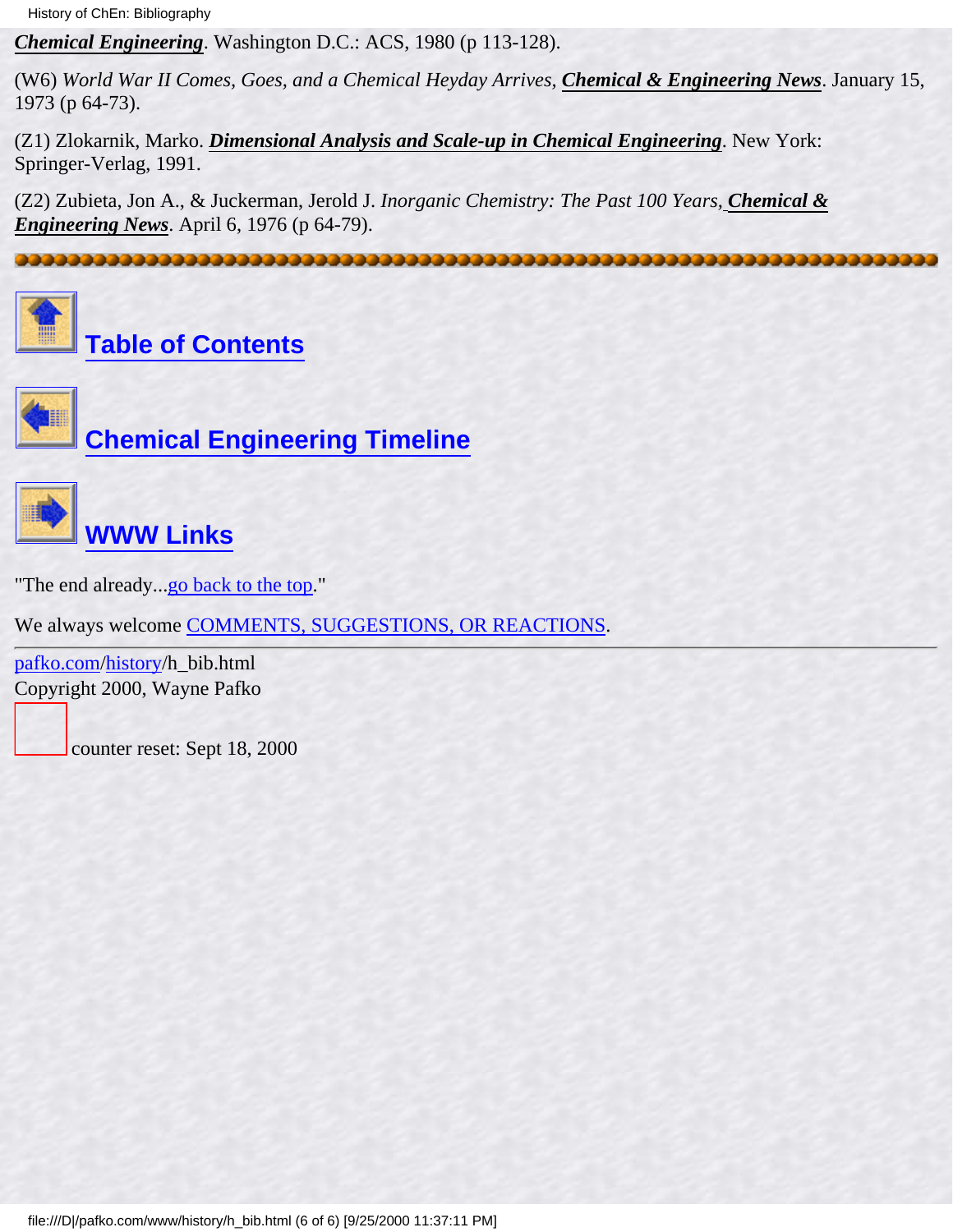***Chemical Engineering***. Washington D.C.: ACS, 1980 (p 113-128).

(W6) *World War II Comes, Goes, and a Chemical Heyday Arrives*, ***Chemical & Engineering News***. January 15, 1973 (p 64-73).

(Z1) Zlokarnik, Marko. ***Dimensional Analysis and Scale-up in Chemical Engineering***. New York: Springer-Verlag, 1991.

(Z2) Zubieta, Jon A., & Juckerman, Jerold J. *Inorganic Chemistry: The Past 100 Years*, ***Chemical & Engineering News***. April 6, 1976 (p 64-79).

---

**Table of Contents**

**Chemical Engineering Timeline**

**WWW Links**

"The end already...go back to the top."

We always welcome COMMENTS, SUGGESTIONS, OR REACTIONS.

---

pafko.com/history/h_bib.html
Copyright 2000, Wayne Pafko

counter reset: Sept 18, 2000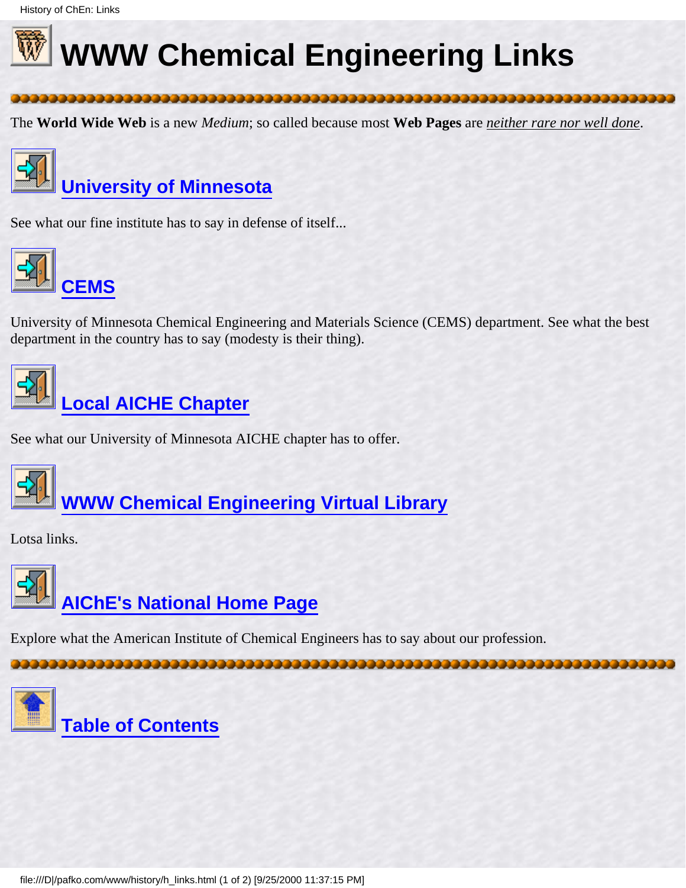# WWW Chemical Engineering Links

The **World Wide Web** is a new *Medium*; so called because most **Web Pages** are *neither rare nor well done*.

## University of Minnesota

See what our fine institute has to say in defense of itself...

## CEMS

University of Minnesota Chemical Engineering and Materials Science (CEMS) department. See what the best department in the country has to say (modesty is their thing).

## Local AICHE Chapter

See what our University of Minnesota AICHE chapter has to offer.

## WWW Chemical Engineering Virtual Library

Lotsa links.

## AIChE's National Home Page

Explore what the American Institute of Chemical Engineers has to say about our profession.

## Table of Contents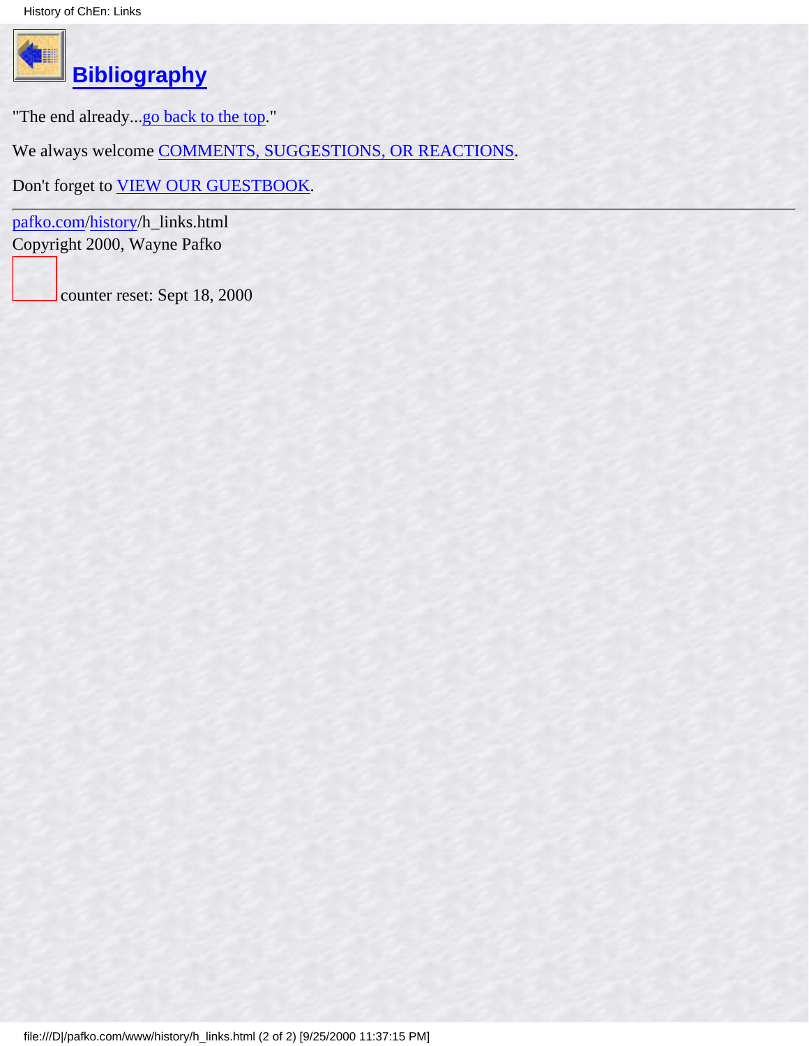## Bibliography

"The end already...go back to the top."

We always welcome COMMENTS, SUGGESTIONS, OR REACTIONS.

Don't forget to VIEW OUR GUESTBOOK.

---

pafko.com/history/h_links.html
Copyright 2000, Wayne Pafko

counter reset: Sept 18, 2000